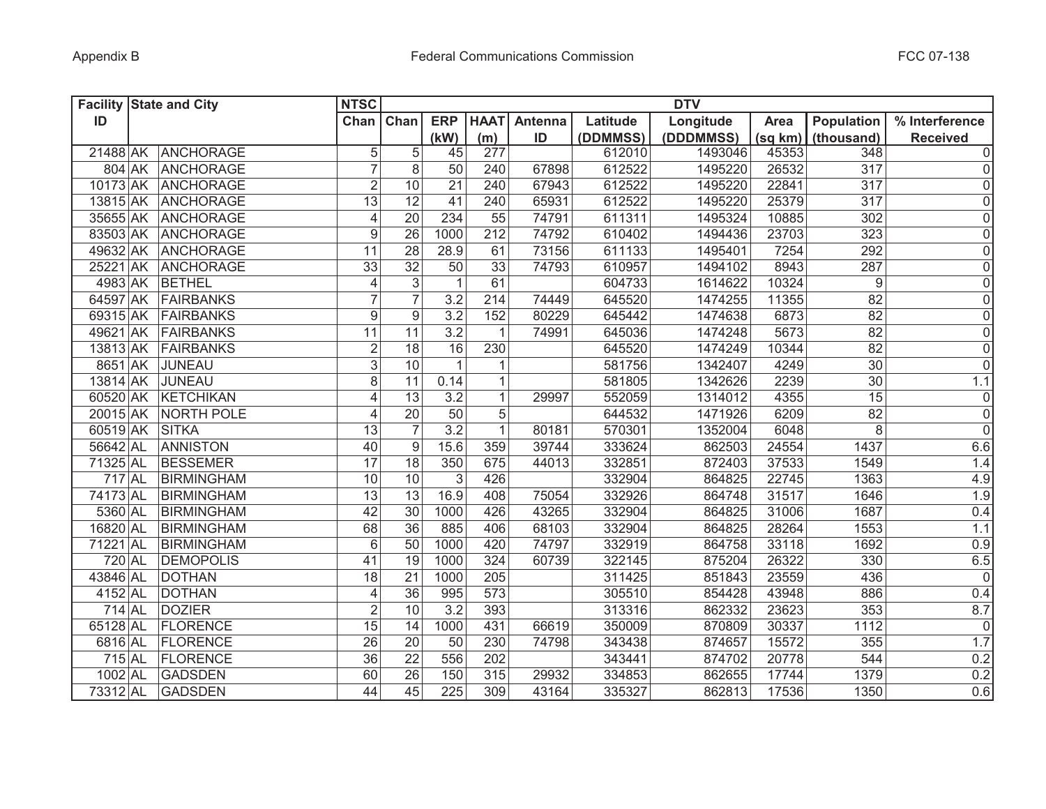| Facility ID | State and City | | NTSC Chan | DTV | | | | | | | | | |
|---|---|---|---|---|---|---|---|---|---|---|---|---|---|
| | | | | Chan | ERP (kW) | HAAT (m) | Antenna ID | Latitude (DDMMSS) | Longitude (DDDMMSS) | Area (sq km) | Population (thousand) | % Interference Received |
| 21488 | AK | ANCHORAGE | 5 | 5 | 45 | 277 | | 612010 | 1493046 | 45353 | 348 | 0 |
| 804 | AK | ANCHORAGE | 7 | 8 | 50 | 240 | 67898 | 612522 | 1495220 | 26532 | 317 | 0 |
| 10173 | AK | ANCHORAGE | 2 | 10 | 21 | 240 | 67943 | 612522 | 1495220 | 22841 | 317 | 0 |
| 13815 | AK | ANCHORAGE | 13 | 12 | 41 | 240 | 65931 | 612522 | 1495220 | 25379 | 317 | 0 |
| 35655 | AK | ANCHORAGE | 4 | 20 | 234 | 55 | 74791 | 611311 | 1495324 | 10885 | 302 | 0 |
| 83503 | AK | ANCHORAGE | 9 | 26 | 1000 | 212 | 74792 | 610402 | 1494436 | 23703 | 323 | 0 |
| 49632 | AK | ANCHORAGE | 11 | 28 | 28.9 | 61 | 73156 | 611133 | 1495401 | 7254 | 292 | 0 |
| 25221 | AK | ANCHORAGE | 33 | 32 | 50 | 33 | 74793 | 610957 | 1494102 | 8943 | 287 | 0 |
| 4983 | AK | BETHEL | 4 | 3 | 1 | 61 | | 604733 | 1614622 | 10324 | 9 | 0 |
| 64597 | AK | FAIRBANKS | 7 | 7 | 3.2 | 214 | 74449 | 645520 | 1474255 | 11355 | 82 | 0 |
| 69315 | AK | FAIRBANKS | 9 | 9 | 3.2 | 152 | 80229 | 645442 | 1474638 | 6873 | 82 | 0 |
| 49621 | AK | FAIRBANKS | 11 | 11 | 3.2 | 1 | 74991 | 645036 | 1474248 | 5673 | 82 | 0 |
| 13813 | AK | FAIRBANKS | 2 | 18 | 16 | 230 | | 645520 | 1474249 | 10344 | 82 | 0 |
| 8651 | AK | JUNEAU | 3 | 10 | 1 | 1 | | 581756 | 1342407 | 4249 | 30 | 0 |
| 13814 | AK | JUNEAU | 8 | 11 | 0.14 | 1 | | 581805 | 1342626 | 2239 | 30 | 1.1 |
| 60520 | AK | KETCHIKAN | 4 | 13 | 3.2 | 1 | 29997 | 552059 | 1314012 | 4355 | 15 | 0 |
| 20015 | AK | NORTH POLE | 4 | 20 | 50 | 5 | | 644532 | 1471926 | 6209 | 82 | 0 |
| 60519 | AK | SITKA | 13 | 7 | 3.2 | 1 | 80181 | 570301 | 1352004 | 6048 | 8 | 0 |
| 56642 | AL | ANNISTON | 40 | 9 | 15.6 | 359 | 39744 | 333624 | 862503 | 24554 | 1437 | 6.6 |
| 71325 | AL | BESSEMER | 17 | 18 | 350 | 675 | 44013 | 332851 | 872403 | 37533 | 1549 | 1.4 |
| 717 | AL | BIRMINGHAM | 10 | 10 | 3 | 426 | | 332904 | 864825 | 22745 | 1363 | 4.9 |
| 74173 | AL | BIRMINGHAM | 13 | 13 | 16.9 | 408 | 75054 | 332926 | 864748 | 31517 | 1646 | 1.9 |
| 5360 | AL | BIRMINGHAM | 42 | 30 | 1000 | 426 | 43265 | 332904 | 864825 | 31006 | 1687 | 0.4 |
| 16820 | AL | BIRMINGHAM | 68 | 36 | 885 | 406 | 68103 | 332904 | 864825 | 28264 | 1553 | 1.1 |
| 71221 | AL | BIRMINGHAM | 6 | 50 | 1000 | 420 | 74797 | 332919 | 864758 | 33118 | 1692 | 0.9 |
| 720 | AL | DEMOPOLIS | 41 | 19 | 1000 | 324 | 60739 | 322145 | 875204 | 26322 | 330 | 6.5 |
| 43846 | AL | DOTHAN | 18 | 21 | 1000 | 205 | | 311425 | 851843 | 23559 | 436 | 0 |
| 4152 | AL | DOTHAN | 4 | 36 | 995 | 573 | | 305510 | 854428 | 43948 | 886 | 0.4 |
| 714 | AL | DOZIER | 2 | 10 | 3.2 | 393 | | 313316 | 862332 | 23623 | 353 | 8.7 |
| 65128 | AL | FLORENCE | 15 | 14 | 1000 | 431 | 66619 | 350009 | 870809 | 30337 | 1112 | 0 |
| 6816 | AL | FLORENCE | 26 | 20 | 50 | 230 | 74798 | 343438 | 874657 | 15572 | 355 | 1.7 |
| 715 | AL | FLORENCE | 36 | 22 | 556 | 202 | | 343441 | 874702 | 20778 | 544 | 0.2 |
| 1002 | AL | GADSDEN | 60 | 26 | 150 | 315 | 29932 | 334853 | 862655 | 17744 | 1379 | 0.2 |
| 73312 | AL | GADSDEN | 44 | 45 | 225 | 309 | 43164 | 335327 | 862813 | 17536 | 1350 | 0.6 |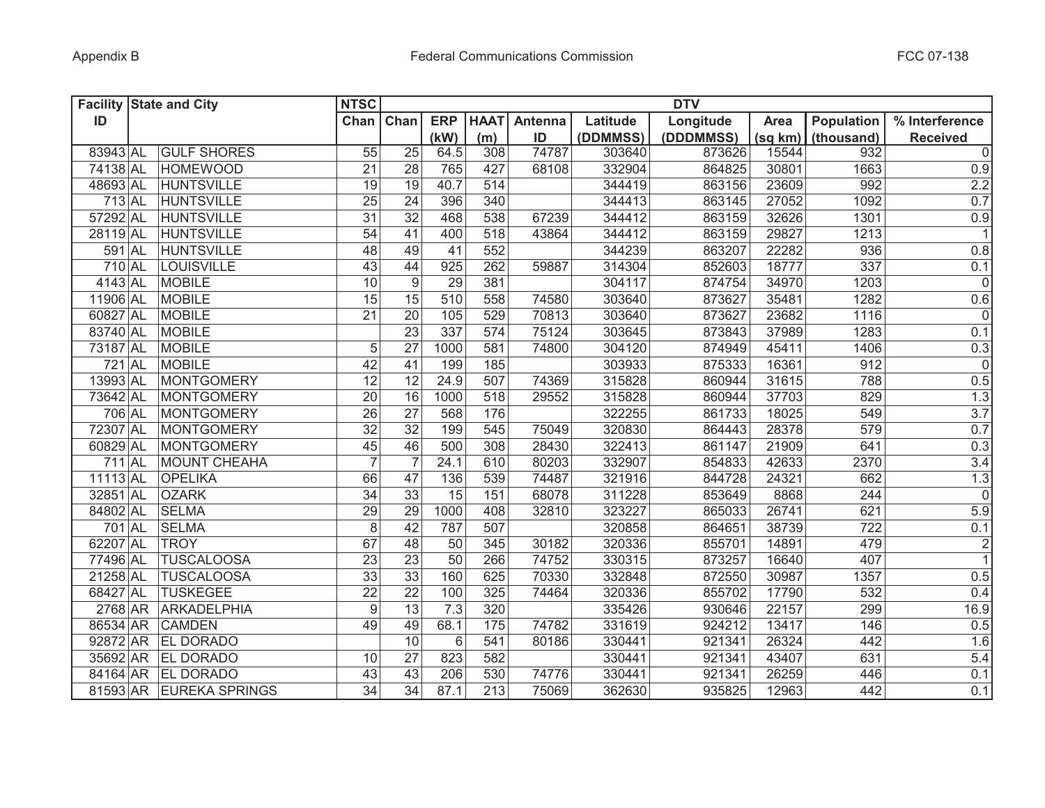| Facility ID | State and City | | NTSC | DTV | | | | | | | | | |
|---|---|---|---|---|---|---|---|---|---|---|---|---|---|
| | | | Chan | Chan | ERP (kW) | HAAT (m) | Antenna ID | Latitude (DDMMSS) | Longitude (DDDMMSS) | Area (sq km) | Population (thousand) | % Interference Received |
| 83943 | AL | GULF SHORES | 55 | 25 | 64.5 | 308 | 74787 | 303640 | 873626 | 15544 | 932 | 0 |
| 74138 | AL | HOMEWOOD | 21 | 28 | 765 | 427 | 68108 | 332904 | 864825 | 30801 | 1663 | 0.9 |
| 48693 | AL | HUNTSVILLE | 19 | 19 | 40.7 | 514 | | 344419 | 863156 | 23609 | 992 | 2.2 |
| 713 | AL | HUNTSVILLE | 25 | 24 | 396 | 340 | | 344413 | 863145 | 27052 | 1092 | 0.7 |
| 57292 | AL | HUNTSVILLE | 31 | 32 | 468 | 538 | 67239 | 344412 | 863159 | 32626 | 1301 | 0.9 |
| 28119 | AL | HUNTSVILLE | 54 | 41 | 400 | 518 | 43864 | 344412 | 863159 | 29827 | 1213 | 1 |
| 591 | AL | HUNTSVILLE | 48 | 49 | 41 | 552 | | 344239 | 863207 | 22282 | 936 | 0.8 |
| 710 | AL | LOUISVILLE | 43 | 44 | 925 | 262 | 59887 | 314304 | 852603 | 18777 | 337 | 0.1 |
| 4143 | AL | MOBILE | 10 | 9 | 29 | 381 | | 304117 | 874754 | 34970 | 1203 | 0 |
| 11906 | AL | MOBILE | 15 | 15 | 510 | 558 | 74580 | 303640 | 873627 | 35481 | 1282 | 0.6 |
| 60827 | AL | MOBILE | 21 | 20 | 105 | 529 | 70813 | 303640 | 873627 | 23682 | 1116 | 0 |
| 83740 | AL | MOBILE | | 23 | 337 | 574 | 75124 | 303645 | 873843 | 37989 | 1283 | 0.1 |
| 73187 | AL | MOBILE | 5 | 27 | 1000 | 581 | 74800 | 304120 | 874949 | 45411 | 1406 | 0.3 |
| 721 | AL | MOBILE | 42 | 41 | 199 | 185 | | 303933 | 875333 | 16361 | 912 | 0 |
| 13993 | AL | MONTGOMERY | 12 | 12 | 24.9 | 507 | 74369 | 315828 | 860944 | 31615 | 788 | 0.5 |
| 73642 | AL | MONTGOMERY | 20 | 16 | 1000 | 518 | 29552 | 315828 | 860944 | 37703 | 829 | 1.3 |
| 706 | AL | MONTGOMERY | 26 | 27 | 568 | 176 | | 322255 | 861733 | 18025 | 549 | 3.7 |
| 72307 | AL | MONTGOMERY | 32 | 32 | 199 | 545 | 75049 | 320830 | 864443 | 28378 | 579 | 0.7 |
| 60829 | AL | MONTGOMERY | 45 | 46 | 500 | 308 | 28430 | 322413 | 861147 | 21909 | 641 | 0.3 |
| 711 | AL | MOUNT CHEAHA | 7 | 7 | 24.1 | 610 | 80203 | 332907 | 854833 | 42633 | 2370 | 3.4 |
| 11113 | AL | OPELIKA | 66 | 47 | 136 | 539 | 74487 | 321916 | 844728 | 24321 | 662 | 1.3 |
| 32851 | AL | OZARK | 34 | 33 | 15 | 151 | 68078 | 311228 | 853649 | 8868 | 244 | 0 |
| 84802 | AL | SELMA | 29 | 29 | 1000 | 408 | 32810 | 323227 | 865033 | 26741 | 621 | 5.9 |
| 701 | AL | SELMA | 8 | 42 | 787 | 507 | | 320858 | 864651 | 38739 | 722 | 0.1 |
| 62207 | AL | TROY | 67 | 48 | 50 | 345 | 30182 | 320336 | 855701 | 14891 | 479 | 2 |
| 77496 | AL | TUSCALOOSA | 23 | 23 | 50 | 266 | 74752 | 330315 | 873257 | 16640 | 407 | 1 |
| 21258 | AL | TUSCALOOSA | 33 | 33 | 160 | 625 | 70330 | 332848 | 872550 | 30987 | 1357 | 0.5 |
| 68427 | AL | TUSKEGEE | 22 | 22 | 100 | 325 | 74464 | 320336 | 855702 | 17790 | 532 | 0.4 |
| 2768 | AR | ARKADELPHIA | 9 | 13 | 7.3 | 320 | | 335426 | 930646 | 22157 | 299 | 16.9 |
| 86534 | AR | CAMDEN | 49 | 49 | 68.1 | 175 | 74782 | 331619 | 924212 | 13417 | 146 | 0.5 |
| 92872 | AR | EL DORADO | | 10 | 6 | 541 | 80186 | 330441 | 921341 | 26324 | 442 | 1.6 |
| 35692 | AR | EL DORADO | 10 | 27 | 823 | 582 | | 330441 | 921341 | 43407 | 631 | 5.4 |
| 84164 | AR | EL DORADO | 43 | 43 | 206 | 530 | 74776 | 330441 | 921341 | 26259 | 446 | 0.1 |
| 81593 | AR | EUREKA SPRINGS | 34 | 34 | 87.1 | 213 | 75069 | 362630 | 935825 | 12963 | 442 | 0.1 |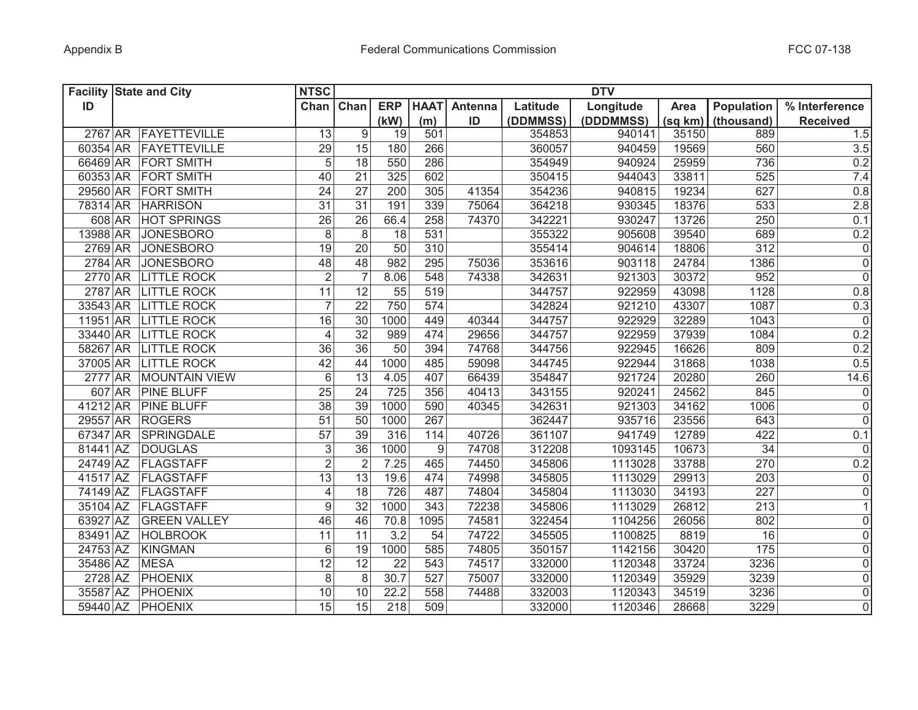| Facility ID | State and City | | NTSC | DTV | | | | | | | | | |
|---|---|---|---|---|---|---|---|---|---|---|---|---|---|
| | | | Chan | Chan | ERP (kW) | HAAT (m) | Antenna ID | Latitude (DDMMSS) | Longitude (DDDMMSS) | Area (sq km) | Population (thousand) | % Interference Received |
| 2767 | AR | FAYETTEVILLE | 13 | 9 | 19 | 501 | | 354853 | 940141 | 35150 | 889 | 1.5 |
| 60354 | AR | FAYETTEVILLE | 29 | 15 | 180 | 266 | | 360057 | 940459 | 19569 | 560 | 3.5 |
| 66469 | AR | FORT SMITH | 5 | 18 | 550 | 286 | | 354949 | 940924 | 25959 | 736 | 0.2 |
| 60353 | AR | FORT SMITH | 40 | 21 | 325 | 602 | | 350415 | 944043 | 33811 | 525 | 7.4 |
| 29560 | AR | FORT SMITH | 24 | 27 | 200 | 305 | 41354 | 354236 | 940815 | 19234 | 627 | 0.8 |
| 78314 | AR | HARRISON | 31 | 31 | 191 | 339 | 75064 | 364218 | 930345 | 18376 | 533 | 2.8 |
| 608 | AR | HOT SPRINGS | 26 | 26 | 66.4 | 258 | 74370 | 342221 | 930247 | 13726 | 250 | 0.1 |
| 13988 | AR | JONESBORO | 8 | 8 | 18 | 531 | | 355322 | 905608 | 39540 | 689 | 0.2 |
| 2769 | AR | JONESBORO | 19 | 20 | 50 | 310 | | 355414 | 904614 | 18806 | 312 | 0 |
| 2784 | AR | JONESBORO | 48 | 48 | 982 | 295 | 75036 | 353616 | 903118 | 24784 | 1386 | 0 |
| 2770 | AR | LITTLE ROCK | 2 | 7 | 8.06 | 548 | 74338 | 342631 | 921303 | 30372 | 952 | 0 |
| 2787 | AR | LITTLE ROCK | 11 | 12 | 55 | 519 | | 344757 | 922959 | 43098 | 1128 | 0.8 |
| 33543 | AR | LITTLE ROCK | 7 | 22 | 750 | 574 | | 342824 | 921210 | 43307 | 1087 | 0.3 |
| 11951 | AR | LITTLE ROCK | 16 | 30 | 1000 | 449 | 40344 | 344757 | 922929 | 32289 | 1043 | 0 |
| 33440 | AR | LITTLE ROCK | 4 | 32 | 989 | 474 | 29656 | 344757 | 922959 | 37939 | 1084 | 0.2 |
| 58267 | AR | LITTLE ROCK | 36 | 36 | 50 | 394 | 74768 | 344756 | 922945 | 16626 | 809 | 0.2 |
| 37005 | AR | LITTLE ROCK | 42 | 44 | 1000 | 485 | 59098 | 344745 | 922944 | 31868 | 1038 | 0.5 |
| 2777 | AR | MOUNTAIN VIEW | 6 | 13 | 4.05 | 407 | 66439 | 354847 | 921724 | 20280 | 260 | 14.6 |
| 607 | AR | PINE BLUFF | 25 | 24 | 725 | 356 | 40413 | 343155 | 920241 | 24562 | 845 | 0 |
| 41212 | AR | PINE BLUFF | 38 | 39 | 1000 | 590 | 40345 | 342631 | 921303 | 34162 | 1006 | 0 |
| 29557 | AR | ROGERS | 51 | 50 | 1000 | 267 | | 362447 | 935716 | 23556 | 643 | 0 |
| 67347 | AR | SPRINGDALE | 57 | 39 | 316 | 114 | 40726 | 361107 | 941749 | 12789 | 422 | 0.1 |
| 81441 | AZ | DOUGLAS | 3 | 36 | 1000 | 9 | 74708 | 312208 | 1093145 | 10673 | 34 | 0 |
| 24749 | AZ | FLAGSTAFF | 2 | 2 | 7.25 | 465 | 74450 | 345806 | 1113028 | 33788 | 270 | 0.2 |
| 41517 | AZ | FLAGSTAFF | 13 | 13 | 19.6 | 474 | 74998 | 345805 | 1113029 | 29913 | 203 | 0 |
| 74149 | AZ | FLAGSTAFF | 4 | 18 | 726 | 487 | 74804 | 345804 | 1113030 | 34193 | 227 | 0 |
| 35104 | AZ | FLAGSTAFF | 9 | 32 | 1000 | 343 | 72238 | 345806 | 1113029 | 26812 | 213 | 1 |
| 63927 | AZ | GREEN VALLEY | 46 | 46 | 70.8 | 1095 | 74581 | 322454 | 1104256 | 26056 | 802 | 0 |
| 83491 | AZ | HOLBROOK | 11 | 11 | 3.2 | 54 | 74722 | 345505 | 1100825 | 8819 | 16 | 0 |
| 24753 | AZ | KINGMAN | 6 | 19 | 1000 | 585 | 74805 | 350157 | 1142156 | 30420 | 175 | 0 |
| 35486 | AZ | MESA | 12 | 12 | 22 | 543 | 74517 | 332000 | 1120348 | 33724 | 3236 | 0 |
| 2728 | AZ | PHOENIX | 8 | 8 | 30.7 | 527 | 75007 | 332000 | 1120349 | 35929 | 3239 | 0 |
| 35587 | AZ | PHOENIX | 10 | 10 | 22.2 | 558 | 74488 | 332003 | 1120343 | 34519 | 3236 | 0 |
| 59440 | AZ | PHOENIX | 15 | 15 | 218 | 509 | | 332000 | 1120346 | 28668 | 3229 | 0 |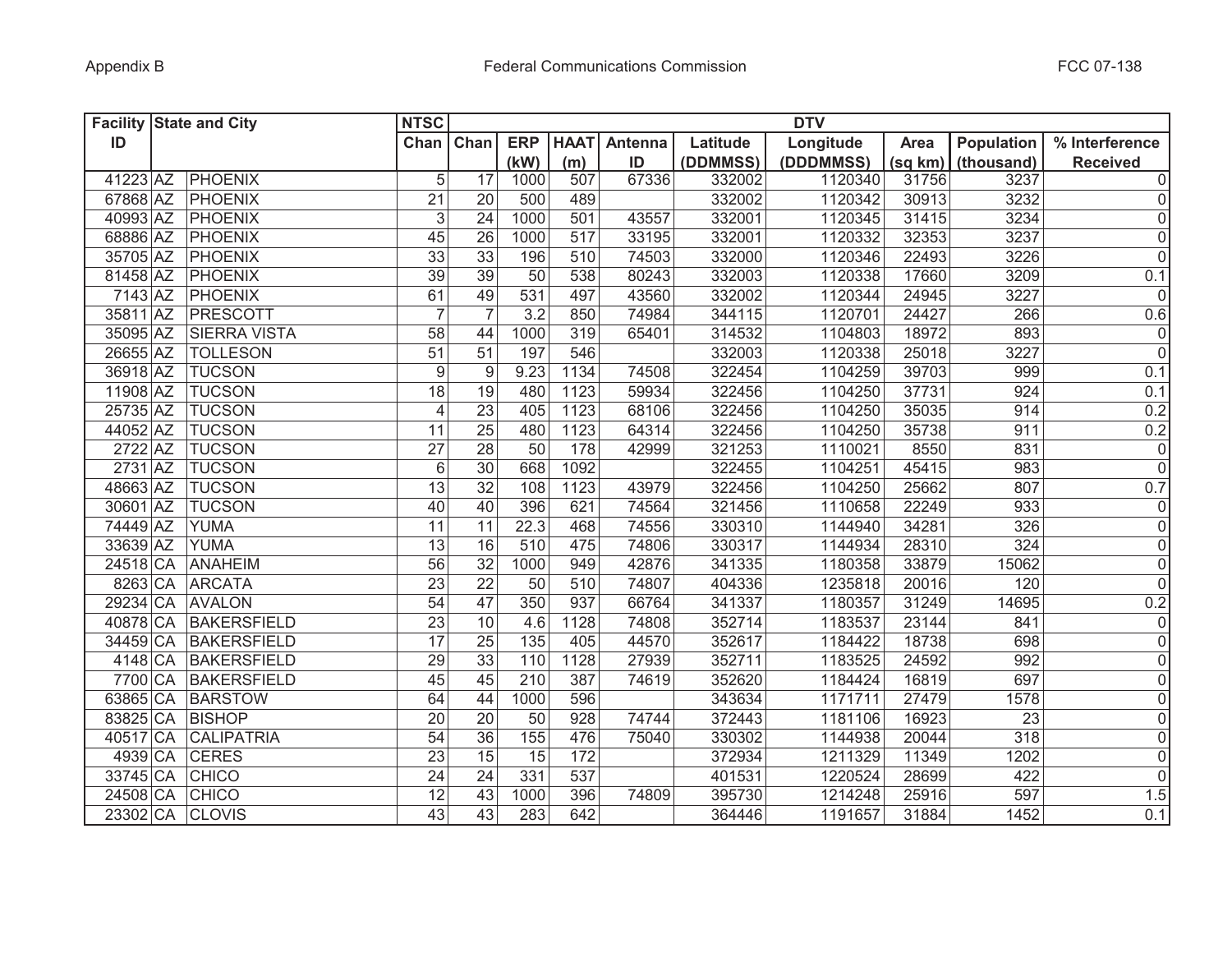| Facility ID | State and City | | NTSC Chan | DTV | | | | | | | | | |
|---|---|---|---|---|---|---|---|---|---|---|---|---|---|
| | | | | Chan | ERP (kW) | HAAT (m) | Antenna ID | Latitude (DDMMSS) | Longitude (DDDMMSS) | Area (sq km) | Population (thousand) | % Interference Received |
| 41223 | AZ | PHOENIX | 5 | 17 | 1000 | 507 | 67336 | 332002 | 1120340 | 31756 | 3237 | 0 |
| 67868 | AZ | PHOENIX | 21 | 20 | 500 | 489 | | 332002 | 1120342 | 30913 | 3232 | 0 |
| 40993 | AZ | PHOENIX | 3 | 24 | 1000 | 501 | 43557 | 332001 | 1120345 | 31415 | 3234 | 0 |
| 68886 | AZ | PHOENIX | 45 | 26 | 1000 | 517 | 33195 | 332001 | 1120332 | 32353 | 3237 | 0 |
| 35705 | AZ | PHOENIX | 33 | 33 | 196 | 510 | 74503 | 332000 | 1120346 | 22493 | 3226 | 0 |
| 81458 | AZ | PHOENIX | 39 | 39 | 50 | 538 | 80243 | 332003 | 1120338 | 17660 | 3209 | 0.1 |
| 7143 | AZ | PHOENIX | 61 | 49 | 531 | 497 | 43560 | 332002 | 1120344 | 24945 | 3227 | 0 |
| 35811 | AZ | PRESCOTT | 7 | 7 | 3.2 | 850 | 74984 | 344115 | 1120701 | 24427 | 266 | 0.6 |
| 35095 | AZ | SIERRA VISTA | 58 | 44 | 1000 | 319 | 65401 | 314532 | 1104803 | 18972 | 893 | 0 |
| 26655 | AZ | TOLLESON | 51 | 51 | 197 | 546 | | 332003 | 1120338 | 25018 | 3227 | 0 |
| 36918 | AZ | TUCSON | 9 | 9 | 9.23 | 1134 | 74508 | 322454 | 1104259 | 39703 | 999 | 0.1 |
| 11908 | AZ | TUCSON | 18 | 19 | 480 | 1123 | 59934 | 322456 | 1104250 | 37731 | 924 | 0.1 |
| 25735 | AZ | TUCSON | 4 | 23 | 405 | 1123 | 68106 | 322456 | 1104250 | 35035 | 914 | 0.2 |
| 44052 | AZ | TUCSON | 11 | 25 | 480 | 1123 | 64314 | 322456 | 1104250 | 35738 | 911 | 0.2 |
| 2722 | AZ | TUCSON | 27 | 28 | 50 | 178 | 42999 | 321253 | 1110021 | 8550 | 831 | 0 |
| 2731 | AZ | TUCSON | 6 | 30 | 668 | 1092 | | 322455 | 1104251 | 45415 | 983 | 0 |
| 48663 | AZ | TUCSON | 13 | 32 | 108 | 1123 | 43979 | 322456 | 1104250 | 25662 | 807 | 0.7 |
| 30601 | AZ | TUCSON | 40 | 40 | 396 | 621 | 74564 | 321456 | 1110658 | 22249 | 933 | 0 |
| 74449 | AZ | YUMA | 11 | 11 | 22.3 | 468 | 74556 | 330310 | 1144940 | 34281 | 326 | 0 |
| 33639 | AZ | YUMA | 13 | 16 | 510 | 475 | 74806 | 330317 | 1144934 | 28310 | 324 | 0 |
| 24518 | CA | ANAHEIM | 56 | 32 | 1000 | 949 | 42876 | 341335 | 1180358 | 33879 | 15062 | 0 |
| 8263 | CA | ARCATA | 23 | 22 | 50 | 510 | 74807 | 404336 | 1235818 | 20016 | 120 | 0 |
| 29234 | CA | AVALON | 54 | 47 | 350 | 937 | 66764 | 341337 | 1180357 | 31249 | 14695 | 0.2 |
| 40878 | CA | BAKERSFIELD | 23 | 10 | 4.6 | 1128 | 74808 | 352714 | 1183537 | 23144 | 841 | 0 |
| 34459 | CA | BAKERSFIELD | 17 | 25 | 135 | 405 | 44570 | 352617 | 1184422 | 18738 | 698 | 0 |
| 4148 | CA | BAKERSFIELD | 29 | 33 | 110 | 1128 | 27939 | 352711 | 1183525 | 24592 | 992 | 0 |
| 7700 | CA | BAKERSFIELD | 45 | 45 | 210 | 387 | 74619 | 352620 | 1184424 | 16819 | 697 | 0 |
| 63865 | CA | BARSTOW | 64 | 44 | 1000 | 596 | | 343634 | 1171711 | 27479 | 1578 | 0 |
| 83825 | CA | BISHOP | 20 | 20 | 50 | 928 | 74744 | 372443 | 1181106 | 16923 | 23 | 0 |
| 40517 | CA | CALIPATRIA | 54 | 36 | 155 | 476 | 75040 | 330302 | 1144938 | 20044 | 318 | 0 |
| 4939 | CA | CERES | 23 | 15 | 15 | 172 | | 372934 | 1211329 | 11349 | 1202 | 0 |
| 33745 | CA | CHICO | 24 | 24 | 331 | 537 | | 401531 | 1220524 | 28699 | 422 | 0 |
| 24508 | CA | CHICO | 12 | 43 | 1000 | 396 | 74809 | 395730 | 1214248 | 25916 | 597 | 1.5 |
| 23302 | CA | CLOVIS | 43 | 43 | 283 | 642 | | 364446 | 1191657 | 31884 | 1452 | 0.1 |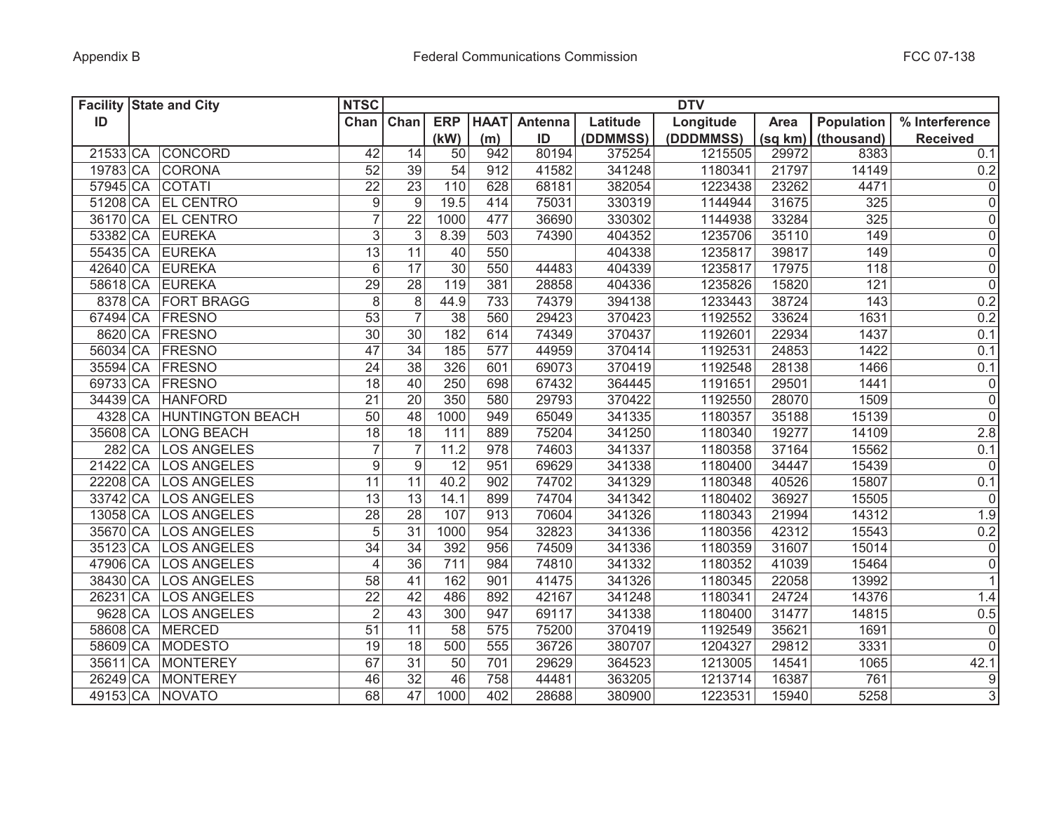| Facility ID | State and City | | NTSC Chan | DTV Chan | ERP (kW) | HAAT (m) | Antenna ID | Latitude (DDMMSS) | Longitude (DDDMMSS) | Area (sq km) | Population (thousand) | % Interference Received |
|---|---|---|---|---|---|---|---|---|---|---|---|---|
| 21533 | CA | CONCORD | 42 | 14 | 50 | 942 | 80194 | 375254 | 1215505 | 29972 | 8383 | 0.1 |
| 19783 | CA | CORONA | 52 | 39 | 54 | 912 | 41582 | 341248 | 1180341 | 21797 | 14149 | 0.2 |
| 57945 | CA | COTATI | 22 | 23 | 110 | 628 | 68181 | 382054 | 1223438 | 23262 | 4471 | 0 |
| 51208 | CA | EL CENTRO | 9 | 9 | 19.5 | 414 | 75031 | 330319 | 1144944 | 31675 | 325 | 0 |
| 36170 | CA | EL CENTRO | 7 | 22 | 1000 | 477 | 36690 | 330302 | 1144938 | 33284 | 325 | 0 |
| 53382 | CA | EUREKA | 3 | 3 | 8.39 | 503 | 74390 | 404352 | 1235706 | 35110 | 149 | 0 |
| 55435 | CA | EUREKA | 13 | 11 | 40 | 550 | | 404338 | 1235817 | 39817 | 149 | 0 |
| 42640 | CA | EUREKA | 6 | 17 | 30 | 550 | 44483 | 404339 | 1235817 | 17975 | 118 | 0 |
| 58618 | CA | EUREKA | 29 | 28 | 119 | 381 | 28858 | 404336 | 1235826 | 15820 | 121 | 0 |
| 8378 | CA | FORT BRAGG | 8 | 8 | 44.9 | 733 | 74379 | 394138 | 1233443 | 38724 | 143 | 0.2 |
| 67494 | CA | FRESNO | 53 | 7 | 38 | 560 | 29423 | 370423 | 1192552 | 33624 | 1631 | 0.2 |
| 8620 | CA | FRESNO | 30 | 30 | 182 | 614 | 74349 | 370437 | 1192601 | 22934 | 1437 | 0.1 |
| 56034 | CA | FRESNO | 47 | 34 | 185 | 577 | 44959 | 370414 | 1192531 | 24853 | 1422 | 0.1 |
| 35594 | CA | FRESNO | 24 | 38 | 326 | 601 | 69073 | 370419 | 1192548 | 28138 | 1466 | 0.1 |
| 69733 | CA | FRESNO | 18 | 40 | 250 | 698 | 67432 | 364445 | 1191651 | 29501 | 1441 | 0 |
| 34439 | CA | HANFORD | 21 | 20 | 350 | 580 | 29793 | 370422 | 1192550 | 28070 | 1509 | 0 |
| 4328 | CA | HUNTINGTON BEACH | 50 | 48 | 1000 | 949 | 65049 | 341335 | 1180357 | 35188 | 15139 | 0 |
| 35608 | CA | LONG BEACH | 18 | 18 | 111 | 889 | 75204 | 341250 | 1180340 | 19277 | 14109 | 2.8 |
| 282 | CA | LOS ANGELES | 7 | 7 | 11.2 | 978 | 74603 | 341337 | 1180358 | 37164 | 15562 | 0.1 |
| 21422 | CA | LOS ANGELES | 9 | 9 | 12 | 951 | 69629 | 341338 | 1180400 | 34447 | 15439 | 0 |
| 22208 | CA | LOS ANGELES | 11 | 11 | 40.2 | 902 | 74702 | 341329 | 1180348 | 40526 | 15807 | 0.1 |
| 33742 | CA | LOS ANGELES | 13 | 13 | 14.1 | 899 | 74704 | 341342 | 1180402 | 36927 | 15505 | 0 |
| 13058 | CA | LOS ANGELES | 28 | 28 | 107 | 913 | 70604 | 341326 | 1180343 | 21994 | 14312 | 1.9 |
| 35670 | CA | LOS ANGELES | 5 | 31 | 1000 | 954 | 32823 | 341336 | 1180356 | 42312 | 15543 | 0.2 |
| 35123 | CA | LOS ANGELES | 34 | 34 | 392 | 956 | 74509 | 341336 | 1180359 | 31607 | 15014 | 0 |
| 47906 | CA | LOS ANGELES | 4 | 36 | 711 | 984 | 74810 | 341332 | 1180352 | 41039 | 15464 | 0 |
| 38430 | CA | LOS ANGELES | 58 | 41 | 162 | 901 | 41475 | 341326 | 1180345 | 22058 | 13992 | 1 |
| 26231 | CA | LOS ANGELES | 22 | 42 | 486 | 892 | 42167 | 341248 | 1180341 | 24724 | 14376 | 1.4 |
| 9628 | CA | LOS ANGELES | 2 | 43 | 300 | 947 | 69117 | 341338 | 1180400 | 31477 | 14815 | 0.5 |
| 58608 | CA | MERCED | 51 | 11 | 58 | 575 | 75200 | 370419 | 1192549 | 35621 | 1691 | 0 |
| 58609 | CA | MODESTO | 19 | 18 | 500 | 555 | 36726 | 380707 | 1204327 | 29812 | 3331 | 0 |
| 35611 | CA | MONTEREY | 67 | 31 | 50 | 701 | 29629 | 364523 | 1213005 | 14541 | 1065 | 42.1 |
| 26249 | CA | MONTEREY | 46 | 32 | 46 | 758 | 44481 | 363205 | 1213714 | 16387 | 761 | 9 |
| 49153 | CA | NOVATO | 68 | 47 | 1000 | 402 | 28688 | 380900 | 1223531 | 15940 | 5258 | 3 |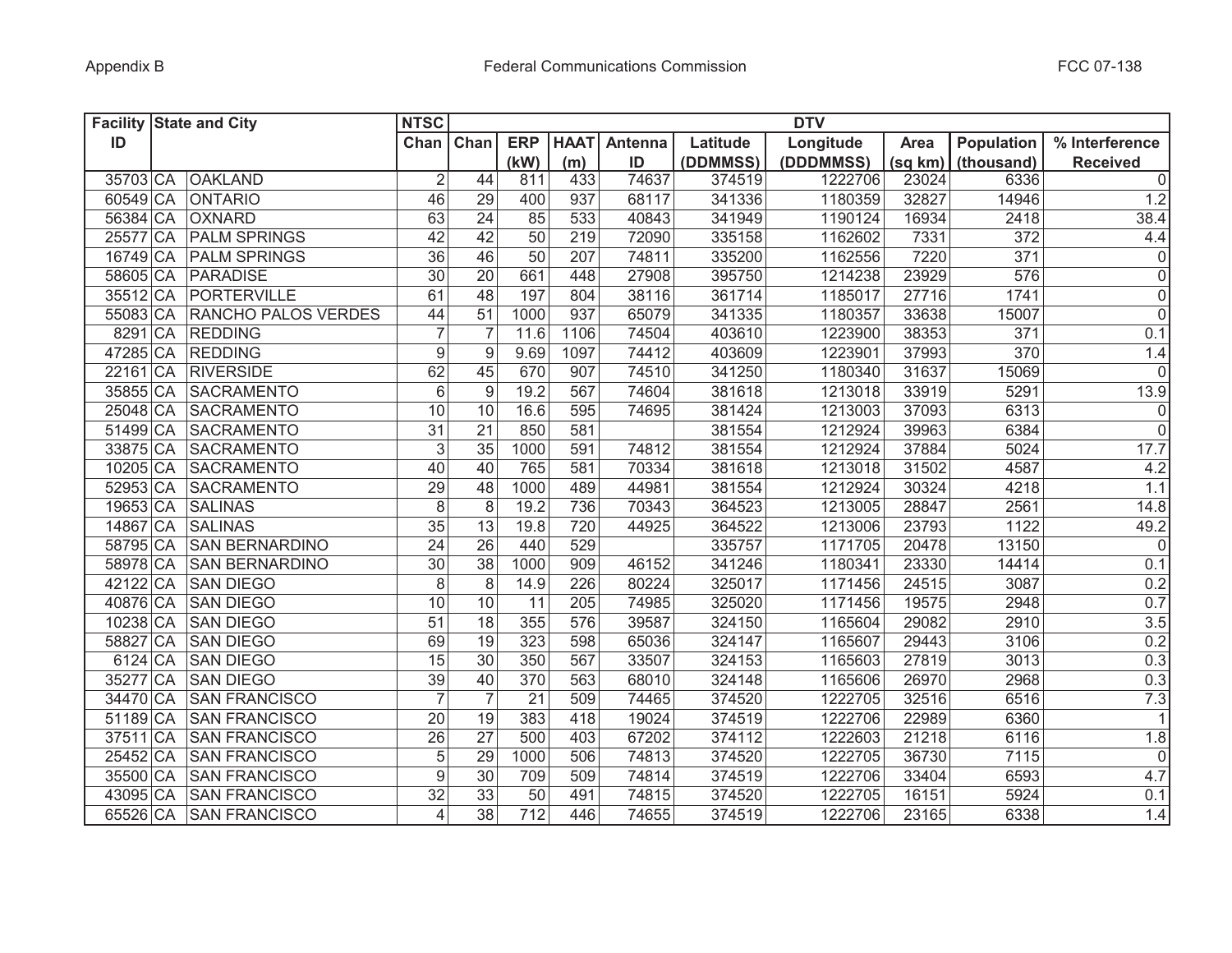| Facility ID | State and City | | NTSC Chan | DTV | | | | | | | | |
|---|---|---|---|---|---|---|---|---|---|---|---|---|
| | | | | Chan | ERP (kW) | HAAT (m) | Antenna ID | Latitude (DDMMSS) | Longitude (DDDMMSS) | Area (sq km) | Population (thousand) | % Interference Received |
| 35703 | CA | OAKLAND | 2 | 44 | 811 | 433 | 74637 | 374519 | 1222706 | 23024 | 6336 | 0 |
| 60549 | CA | ONTARIO | 46 | 29 | 400 | 937 | 68117 | 341336 | 1180359 | 32827 | 14946 | 1.2 |
| 56384 | CA | OXNARD | 63 | 24 | 85 | 533 | 40843 | 341949 | 1190124 | 16934 | 2418 | 38.4 |
| 25577 | CA | PALM SPRINGS | 42 | 42 | 50 | 219 | 72090 | 335158 | 1162602 | 7331 | 372 | 4.4 |
| 16749 | CA | PALM SPRINGS | 36 | 46 | 50 | 207 | 74811 | 335200 | 1162556 | 7220 | 371 | 0 |
| 58605 | CA | PARADISE | 30 | 20 | 661 | 448 | 27908 | 395750 | 1214238 | 23929 | 576 | 0 |
| 35512 | CA | PORTERVILLE | 61 | 48 | 197 | 804 | 38116 | 361714 | 1185017 | 27716 | 1741 | 0 |
| 55083 | CA | RANCHO PALOS VERDES | 44 | 51 | 1000 | 937 | 65079 | 341335 | 1180357 | 33638 | 15007 | 0 |
| 8291 | CA | REDDING | 7 | 7 | 11.6 | 1106 | 74504 | 403610 | 1223900 | 38353 | 371 | 0.1 |
| 47285 | CA | REDDING | 9 | 9 | 9.69 | 1097 | 74412 | 403609 | 1223901 | 37993 | 370 | 1.4 |
| 22161 | CA | RIVERSIDE | 62 | 45 | 670 | 907 | 74510 | 341250 | 1180340 | 31637 | 15069 | 0 |
| 35855 | CA | SACRAMENTO | 6 | 9 | 19.2 | 567 | 74604 | 381618 | 1213018 | 33919 | 5291 | 13.9 |
| 25048 | CA | SACRAMENTO | 10 | 10 | 16.6 | 595 | 74695 | 381424 | 1213003 | 37093 | 6313 | 0 |
| 51499 | CA | SACRAMENTO | 31 | 21 | 850 | 581 | | 381554 | 1212924 | 39963 | 6384 | 0 |
| 33875 | CA | SACRAMENTO | 3 | 35 | 1000 | 591 | 74812 | 381554 | 1212924 | 37884 | 5024 | 17.7 |
| 10205 | CA | SACRAMENTO | 40 | 40 | 765 | 581 | 70334 | 381618 | 1213018 | 31502 | 4587 | 4.2 |
| 52953 | CA | SACRAMENTO | 29 | 48 | 1000 | 489 | 44981 | 381554 | 1212924 | 30324 | 4218 | 1.1 |
| 19653 | CA | SALINAS | 8 | 8 | 19.2 | 736 | 70343 | 364523 | 1213005 | 28847 | 2561 | 14.8 |
| 14867 | CA | SALINAS | 35 | 13 | 19.8 | 720 | 44925 | 364522 | 1213006 | 23793 | 1122 | 49.2 |
| 58795 | CA | SAN BERNARDINO | 24 | 26 | 440 | 529 | | 335757 | 1171705 | 20478 | 13150 | 0 |
| 58978 | CA | SAN BERNARDINO | 30 | 38 | 1000 | 909 | 46152 | 341246 | 1180341 | 23330 | 14414 | 0.1 |
| 42122 | CA | SAN DIEGO | 8 | 8 | 14.9 | 226 | 80224 | 325017 | 1171456 | 24515 | 3087 | 0.2 |
| 40876 | CA | SAN DIEGO | 10 | 10 | 11 | 205 | 74985 | 325020 | 1171456 | 19575 | 2948 | 0.7 |
| 10238 | CA | SAN DIEGO | 51 | 18 | 355 | 576 | 39587 | 324150 | 1165604 | 29082 | 2910 | 3.5 |
| 58827 | CA | SAN DIEGO | 69 | 19 | 323 | 598 | 65036 | 324147 | 1165607 | 29443 | 3106 | 0.2 |
| 6124 | CA | SAN DIEGO | 15 | 30 | 350 | 567 | 33507 | 324153 | 1165603 | 27819 | 3013 | 0.3 |
| 35277 | CA | SAN DIEGO | 39 | 40 | 370 | 563 | 68010 | 324148 | 1165606 | 26970 | 2968 | 0.3 |
| 34470 | CA | SAN FRANCISCO | 7 | 7 | 21 | 509 | 74465 | 374520 | 1222705 | 32516 | 6516 | 7.3 |
| 51189 | CA | SAN FRANCISCO | 20 | 19 | 383 | 418 | 19024 | 374519 | 1222706 | 22989 | 6360 | 1 |
| 37511 | CA | SAN FRANCISCO | 26 | 27 | 500 | 403 | 67202 | 374112 | 1222603 | 21218 | 6116 | 1.8 |
| 25452 | CA | SAN FRANCISCO | 5 | 29 | 1000 | 506 | 74813 | 374520 | 1222705 | 36730 | 7115 | 0 |
| 35500 | CA | SAN FRANCISCO | 9 | 30 | 709 | 509 | 74814 | 374519 | 1222706 | 33404 | 6593 | 4.7 |
| 43095 | CA | SAN FRANCISCO | 32 | 33 | 50 | 491 | 74815 | 374520 | 1222705 | 16151 | 5924 | 0.1 |
| 65526 | CA | SAN FRANCISCO | 4 | 38 | 712 | 446 | 74655 | 374519 | 1222706 | 23165 | 6338 | 1.4 |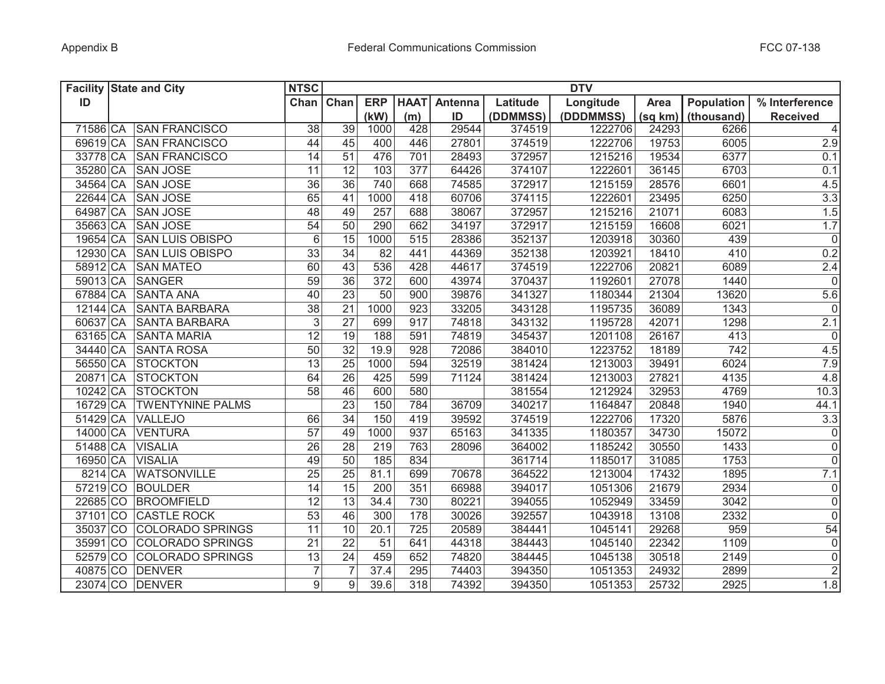| Facility ID | State and City | | NTSC Chan | DTV | | | | | | | | | |
|---|---|---|---|---|---|---|---|---|---|---|---|---|---|
| | | | | Chan | ERP (kW) | HAAT (m) | Antenna ID | Latitude (DDMMSS) | Longitude (DDDMMSS) | Area (sq km) | Population (thousand) | % Interference Received |
| 71586 | CA | SAN FRANCISCO | 38 | 39 | 1000 | 428 | 29544 | 374519 | 1222706 | 24293 | 6266 | 4 |
| 69619 | CA | SAN FRANCISCO | 44 | 45 | 400 | 446 | 27801 | 374519 | 1222706 | 19753 | 6005 | 2.9 |
| 33778 | CA | SAN FRANCISCO | 14 | 51 | 476 | 701 | 28493 | 372957 | 1215216 | 19534 | 6377 | 0.1 |
| 35280 | CA | SAN JOSE | 11 | 12 | 103 | 377 | 64426 | 374107 | 1222601 | 36145 | 6703 | 0.1 |
| 34564 | CA | SAN JOSE | 36 | 36 | 740 | 668 | 74585 | 372917 | 1215159 | 28576 | 6601 | 4.5 |
| 22644 | CA | SAN JOSE | 65 | 41 | 1000 | 418 | 60706 | 374115 | 1222601 | 23495 | 6250 | 3.3 |
| 64987 | CA | SAN JOSE | 48 | 49 | 257 | 688 | 38067 | 372957 | 1215216 | 21071 | 6083 | 1.5 |
| 35663 | CA | SAN JOSE | 54 | 50 | 290 | 662 | 34197 | 372917 | 1215159 | 16608 | 6021 | 1.7 |
| 19654 | CA | SAN LUIS OBISPO | 6 | 15 | 1000 | 515 | 28386 | 352137 | 1203918 | 30360 | 439 | 0 |
| 12930 | CA | SAN LUIS OBISPO | 33 | 34 | 82 | 441 | 44369 | 352138 | 1203921 | 18410 | 410 | 0.2 |
| 58912 | CA | SAN MATEO | 60 | 43 | 536 | 428 | 44617 | 374519 | 1222706 | 20821 | 6089 | 2.4 |
| 59013 | CA | SANGER | 59 | 36 | 372 | 600 | 43974 | 370437 | 1192601 | 27078 | 1440 | 0 |
| 67884 | CA | SANTA ANA | 40 | 23 | 50 | 900 | 39876 | 341327 | 1180344 | 21304 | 13620 | 5.6 |
| 12144 | CA | SANTA BARBARA | 38 | 21 | 1000 | 923 | 33205 | 343128 | 1195735 | 36089 | 1343 | 0 |
| 60637 | CA | SANTA BARBARA | 3 | 27 | 699 | 917 | 74818 | 343132 | 1195728 | 42071 | 1298 | 2.1 |
| 63165 | CA | SANTA MARIA | 12 | 19 | 188 | 591 | 74819 | 345437 | 1201108 | 26167 | 413 | 0 |
| 34440 | CA | SANTA ROSA | 50 | 32 | 19.9 | 928 | 72086 | 384010 | 1223752 | 18189 | 742 | 4.5 |
| 56550 | CA | STOCKTON | 13 | 25 | 1000 | 594 | 32519 | 381424 | 1213003 | 39491 | 6024 | 7.9 |
| 20871 | CA | STOCKTON | 64 | 26 | 425 | 599 | 71124 | 381424 | 1213003 | 27821 | 4135 | 4.8 |
| 10242 | CA | STOCKTON | 58 | 46 | 600 | 580 | | 381554 | 1212924 | 32953 | 4769 | 10.3 |
| 16729 | CA | TWENTYNINE PALMS | | 23 | 150 | 784 | 36709 | 340217 | 1164847 | 20848 | 1940 | 44.1 |
| 51429 | CA | VALLEJO | 66 | 34 | 150 | 419 | 39592 | 374519 | 1222706 | 17320 | 5876 | 3.3 |
| 14000 | CA | VENTURA | 57 | 49 | 1000 | 937 | 65163 | 341335 | 1180357 | 34730 | 15072 | 0 |
| 51488 | CA | VISALIA | 26 | 28 | 219 | 763 | 28096 | 364002 | 1185242 | 30550 | 1433 | 0 |
| 16950 | CA | VISALIA | 49 | 50 | 185 | 834 | | 361714 | 1185017 | 31085 | 1753 | 0 |
| 8214 | CA | WATSONVILLE | 25 | 25 | 81.1 | 699 | 70678 | 364522 | 1213004 | 17432 | 1895 | 7.1 |
| 57219 | CO | BOULDER | 14 | 15 | 200 | 351 | 66988 | 394017 | 1051306 | 21679 | 2934 | 0 |
| 22685 | CO | BROOMFIELD | 12 | 13 | 34.4 | 730 | 80221 | 394055 | 1052949 | 33459 | 3042 | 0 |
| 37101 | CO | CASTLE ROCK | 53 | 46 | 300 | 178 | 30026 | 392557 | 1043918 | 13108 | 2332 | 0 |
| 35037 | CO | COLORADO SPRINGS | 11 | 10 | 20.1 | 725 | 20589 | 384441 | 1045141 | 29268 | 959 | 54 |
| 35991 | CO | COLORADO SPRINGS | 21 | 22 | 51 | 641 | 44318 | 384443 | 1045140 | 22342 | 1109 | 0 |
| 52579 | CO | COLORADO SPRINGS | 13 | 24 | 459 | 652 | 74820 | 384445 | 1045138 | 30518 | 2149 | 0 |
| 40875 | CO | DENVER | 7 | 7 | 37.4 | 295 | 74403 | 394350 | 1051353 | 24932 | 2899 | 2 |
| 23074 | CO | DENVER | 9 | 9 | 39.6 | 318 | 74392 | 394350 | 1051353 | 25732 | 2925 | 1.8 |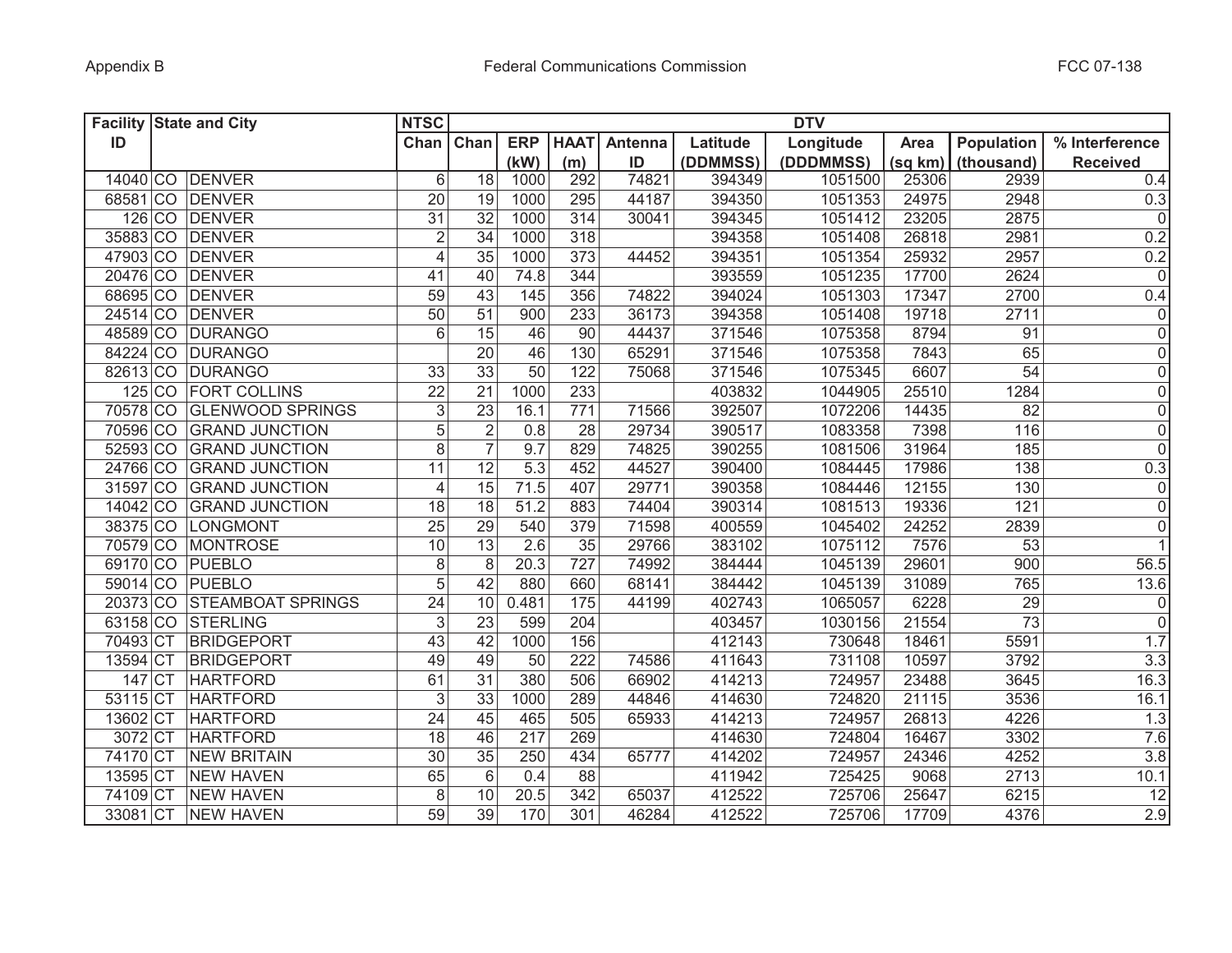| Facility ID | State and City | | NTSC Chan | DTV | | | | | | | | | |
|---|---|---|---|---|---|---|---|---|---|---|---|---|---|
| | | | | Chan | ERP (kW) | HAAT (m) | Antenna ID | Latitude (DDMMSS) | Longitude (DDDMMSS) | Area (sq km) | Population (thousand) | % Interference Received |
| 14040 | CO | DENVER | 6 | 18 | 1000 | 292 | 74821 | 394349 | 1051500 | 25306 | 2939 | 0.4 |
| 68581 | CO | DENVER | 20 | 19 | 1000 | 295 | 44187 | 394350 | 1051353 | 24975 | 2948 | 0.3 |
| 126 | CO | DENVER | 31 | 32 | 1000 | 314 | 30041 | 394345 | 1051412 | 23205 | 2875 | 0 |
| 35883 | CO | DENVER | 2 | 34 | 1000 | 318 | | 394358 | 1051408 | 26818 | 2981 | 0.2 |
| 47903 | CO | DENVER | 4 | 35 | 1000 | 373 | 44452 | 394351 | 1051354 | 25932 | 2957 | 0.2 |
| 20476 | CO | DENVER | 41 | 40 | 74.8 | 344 | | 393559 | 1051235 | 17700 | 2624 | 0 |
| 68695 | CO | DENVER | 59 | 43 | 145 | 356 | 74822 | 394024 | 1051303 | 17347 | 2700 | 0.4 |
| 24514 | CO | DENVER | 50 | 51 | 900 | 233 | 36173 | 394358 | 1051408 | 19718 | 2711 | 0 |
| 48589 | CO | DURANGO | 6 | 15 | 46 | 90 | 44437 | 371546 | 1075358 | 8794 | 91 | 0 |
| 84224 | CO | DURANGO | | 20 | 46 | 130 | 65291 | 371546 | 1075358 | 7843 | 65 | 0 |
| 82613 | CO | DURANGO | 33 | 33 | 50 | 122 | 75068 | 371546 | 1075345 | 6607 | 54 | 0 |
| 125 | CO | FORT COLLINS | 22 | 21 | 1000 | 233 | | 403832 | 1044905 | 25510 | 1284 | 0 |
| 70578 | CO | GLENWOOD SPRINGS | 3 | 23 | 16.1 | 771 | 71566 | 392507 | 1072206 | 14435 | 82 | 0 |
| 70596 | CO | GRAND JUNCTION | 5 | 2 | 0.8 | 28 | 29734 | 390517 | 1083358 | 7398 | 116 | 0 |
| 52593 | CO | GRAND JUNCTION | 8 | 7 | 9.7 | 829 | 74825 | 390255 | 1081506 | 31964 | 185 | 0 |
| 24766 | CO | GRAND JUNCTION | 11 | 12 | 5.3 | 452 | 44527 | 390400 | 1084445 | 17986 | 138 | 0.3 |
| 31597 | CO | GRAND JUNCTION | 4 | 15 | 71.5 | 407 | 29771 | 390358 | 1084446 | 12155 | 130 | 0 |
| 14042 | CO | GRAND JUNCTION | 18 | 18 | 51.2 | 883 | 74404 | 390314 | 1081513 | 19336 | 121 | 0 |
| 38375 | CO | LONGMONT | 25 | 29 | 540 | 379 | 71598 | 400559 | 1045402 | 24252 | 2839 | 0 |
| 70579 | CO | MONTROSE | 10 | 13 | 2.6 | 35 | 29766 | 383102 | 1075112 | 7576 | 53 | 1 |
| 69170 | CO | PUEBLO | 8 | 8 | 20.3 | 727 | 74992 | 384444 | 1045139 | 29601 | 900 | 56.5 |
| 59014 | CO | PUEBLO | 5 | 42 | 880 | 660 | 68141 | 384442 | 1045139 | 31089 | 765 | 13.6 |
| 20373 | CO | STEAMBOAT SPRINGS | 24 | 10 | 0.481 | 175 | 44199 | 402743 | 1065057 | 6228 | 29 | 0 |
| 63158 | CO | STERLING | 3 | 23 | 599 | 204 | | 403457 | 1030156 | 21554 | 73 | 0 |
| 70493 | CT | BRIDGEPORT | 43 | 42 | 1000 | 156 | | 412143 | 730648 | 18461 | 5591 | 1.7 |
| 13594 | CT | BRIDGEPORT | 49 | 49 | 50 | 222 | 74586 | 411643 | 731108 | 10597 | 3792 | 3.3 |
| 147 | CT | HARTFORD | 61 | 31 | 380 | 506 | 66902 | 414213 | 724957 | 23488 | 3645 | 16.3 |
| 53115 | CT | HARTFORD | 3 | 33 | 1000 | 289 | 44846 | 414630 | 724820 | 21115 | 3536 | 16.1 |
| 13602 | CT | HARTFORD | 24 | 45 | 465 | 505 | 65933 | 414213 | 724957 | 26813 | 4226 | 1.3 |
| 3072 | CT | HARTFORD | 18 | 46 | 217 | 269 | | 414630 | 724804 | 16467 | 3302 | 7.6 |
| 74170 | CT | NEW BRITAIN | 30 | 35 | 250 | 434 | 65777 | 414202 | 724957 | 24346 | 4252 | 3.8 |
| 13595 | CT | NEW HAVEN | 65 | 6 | 0.4 | 88 | | 411942 | 725425 | 9068 | 2713 | 10.1 |
| 74109 | CT | NEW HAVEN | 8 | 10 | 20.5 | 342 | 65037 | 412522 | 725706 | 25647 | 6215 | 12 |
| 33081 | CT | NEW HAVEN | 59 | 39 | 170 | 301 | 46284 | 412522 | 725706 | 17709 | 4376 | 2.9 |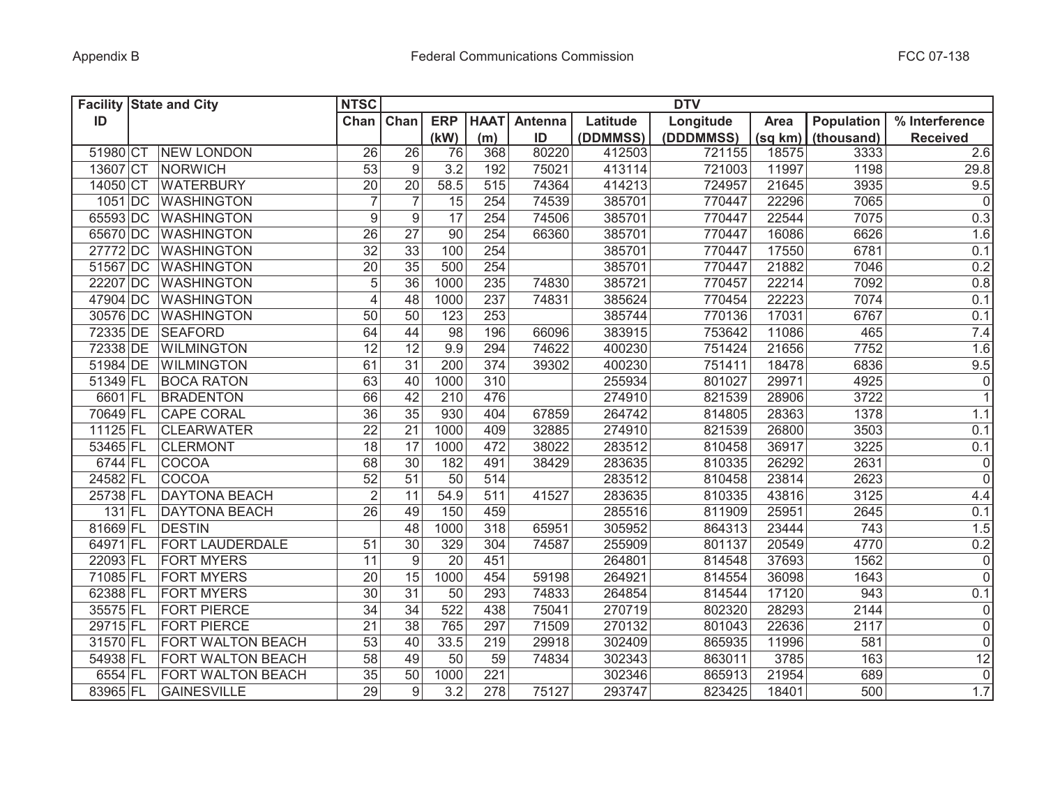| Facility ID | State and City | | NTSC Chan | DTV | | | | | | | | | |
|---|---|---|---|---|---|---|---|---|---|---|---|---|---|
| | | | | Chan | ERP (kW) | HAAT (m) | Antenna ID | Latitude (DDMMSS) | Longitude (DDDMMSS) | Area (sq km) | Population (thousand) | % Interference Received |
| 51980 | CT | NEW LONDON | 26 | 26 | 76 | 368 | 80220 | 412503 | 721155 | 18575 | 3333 | 2.6 |
| 13607 | CT | NORWICH | 53 | 9 | 3.2 | 192 | 75021 | 413114 | 721003 | 11997 | 1198 | 29.8 |
| 14050 | CT | WATERBURY | 20 | 20 | 58.5 | 515 | 74364 | 414213 | 724957 | 21645 | 3935 | 9.5 |
| 1051 | DC | WASHINGTON | 7 | 7 | 15 | 254 | 74539 | 385701 | 770447 | 22296 | 7065 | 0 |
| 65593 | DC | WASHINGTON | 9 | 9 | 17 | 254 | 74506 | 385701 | 770447 | 22544 | 7075 | 0.3 |
| 65670 | DC | WASHINGTON | 26 | 27 | 90 | 254 | 66360 | 385701 | 770447 | 16086 | 6626 | 1.6 |
| 27772 | DC | WASHINGTON | 32 | 33 | 100 | 254 | | 385701 | 770447 | 17550 | 6781 | 0.1 |
| 51567 | DC | WASHINGTON | 20 | 35 | 500 | 254 | | 385701 | 770447 | 21882 | 7046 | 0.2 |
| 22207 | DC | WASHINGTON | 5 | 36 | 1000 | 235 | 74830 | 385721 | 770457 | 22214 | 7092 | 0.8 |
| 47904 | DC | WASHINGTON | 4 | 48 | 1000 | 237 | 74831 | 385624 | 770454 | 22223 | 7074 | 0.1 |
| 30576 | DC | WASHINGTON | 50 | 50 | 123 | 253 | | 385744 | 770136 | 17031 | 6767 | 0.1 |
| 72335 | DE | SEAFORD | 64 | 44 | 98 | 196 | 66096 | 383915 | 753642 | 11086 | 465 | 7.4 |
| 72338 | DE | WILMINGTON | 12 | 12 | 9.9 | 294 | 74622 | 400230 | 751424 | 21656 | 7752 | 1.6 |
| 51984 | DE | WILMINGTON | 61 | 31 | 200 | 374 | 39302 | 400230 | 751411 | 18478 | 6836 | 9.5 |
| 51349 | FL | BOCA RATON | 63 | 40 | 1000 | 310 | | 255934 | 801027 | 29971 | 4925 | 0 |
| 6601 | FL | BRADENTON | 66 | 42 | 210 | 476 | | 274910 | 821539 | 28906 | 3722 | 1 |
| 70649 | FL | CAPE CORAL | 36 | 35 | 930 | 404 | 67859 | 264742 | 814805 | 28363 | 1378 | 1.1 |
| 11125 | FL | CLEARWATER | 22 | 21 | 1000 | 409 | 32885 | 274910 | 821539 | 26800 | 3503 | 0.1 |
| 53465 | FL | CLERMONT | 18 | 17 | 1000 | 472 | 38022 | 283512 | 810458 | 36917 | 3225 | 0.1 |
| 6744 | FL | COCOA | 68 | 30 | 182 | 491 | 38429 | 283635 | 810335 | 26292 | 2631 | 0 |
| 24582 | FL | COCOA | 52 | 51 | 50 | 514 | | 283512 | 810458 | 23814 | 2623 | 0 |
| 25738 | FL | DAYTONA BEACH | 2 | 11 | 54.9 | 511 | 41527 | 283635 | 810335 | 43816 | 3125 | 4.4 |
| 131 | FL | DAYTONA BEACH | 26 | 49 | 150 | 459 | | 285516 | 811909 | 25951 | 2645 | 0.1 |
| 81669 | FL | DESTIN | | 48 | 1000 | 318 | 65951 | 305952 | 864313 | 23444 | 743 | 1.5 |
| 64971 | FL | FORT LAUDERDALE | 51 | 30 | 329 | 304 | 74587 | 255909 | 801137 | 20549 | 4770 | 0.2 |
| 22093 | FL | FORT MYERS | 11 | 9 | 20 | 451 | | 264801 | 814548 | 37693 | 1562 | 0 |
| 71085 | FL | FORT MYERS | 20 | 15 | 1000 | 454 | 59198 | 264921 | 814554 | 36098 | 1643 | 0 |
| 62388 | FL | FORT MYERS | 30 | 31 | 50 | 293 | 74833 | 264854 | 814544 | 17120 | 943 | 0.1 |
| 35575 | FL | FORT PIERCE | 34 | 34 | 522 | 438 | 75041 | 270719 | 802320 | 28293 | 2144 | 0 |
| 29715 | FL | FORT PIERCE | 21 | 38 | 765 | 297 | 71509 | 270132 | 801043 | 22636 | 2117 | 0 |
| 31570 | FL | FORT WALTON BEACH | 53 | 40 | 33.5 | 219 | 29918 | 302409 | 865935 | 11996 | 581 | 0 |
| 54938 | FL | FORT WALTON BEACH | 58 | 49 | 50 | 59 | 74834 | 302343 | 863011 | 3785 | 163 | 12 |
| 6554 | FL | FORT WALTON BEACH | 35 | 50 | 1000 | 221 | | 302346 | 865913 | 21954 | 689 | 0 |
| 83965 | FL | GAINESVILLE | 29 | 9 | 3.2 | 278 | 75127 | 293747 | 823425 | 18401 | 500 | 1.7 |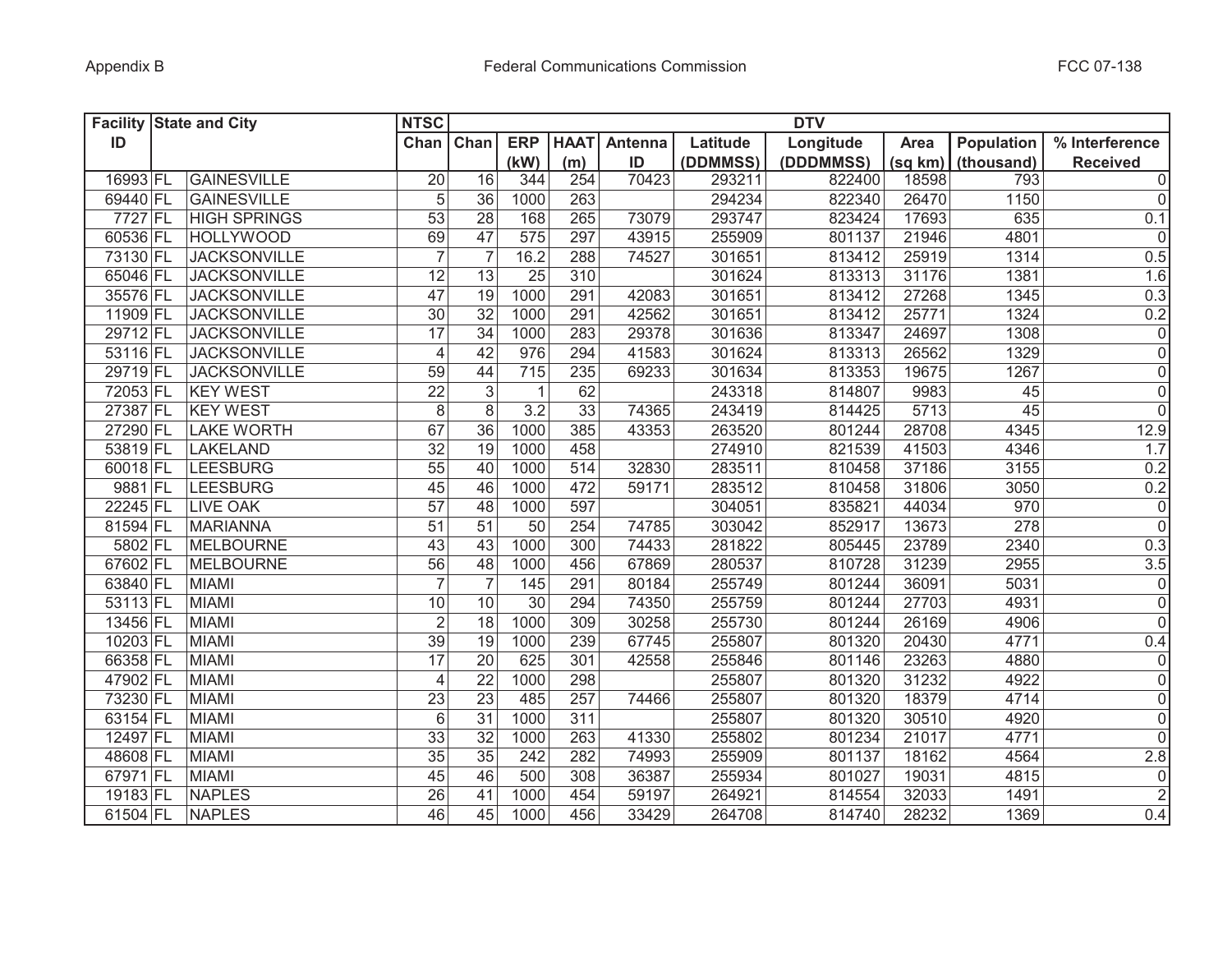| Facility ID | State and City | | NTSC Chan | DTV | | | | | | | | | |
|---|---|---|---|---|---|---|---|---|---|---|---|---|---|
| | | | | Chan | ERP (kW) | HAAT (m) | Antenna ID | Latitude (DDMMSS) | Longitude (DDDMMSS) | Area (sq km) | Population (thousand) | % Interference Received |
| 16993 | FL | GAINESVILLE | 20 | 16 | 344 | 254 | 70423 | 293211 | 822400 | 18598 | 793 | 0 |
| 69440 | FL | GAINESVILLE | 5 | 36 | 1000 | 263 | | 294234 | 822340 | 26470 | 1150 | 0 |
| 7727 | FL | HIGH SPRINGS | 53 | 28 | 168 | 265 | 73079 | 293747 | 823424 | 17693 | 635 | 0.1 |
| 60536 | FL | HOLLYWOOD | 69 | 47 | 575 | 297 | 43915 | 255909 | 801137 | 21946 | 4801 | 0 |
| 73130 | FL | JACKSONVILLE | 7 | 7 | 16.2 | 288 | 74527 | 301651 | 813412 | 25919 | 1314 | 0.5 |
| 65046 | FL | JACKSONVILLE | 12 | 13 | 25 | 310 | | 301624 | 813313 | 31176 | 1381 | 1.6 |
| 35576 | FL | JACKSONVILLE | 47 | 19 | 1000 | 291 | 42083 | 301651 | 813412 | 27268 | 1345 | 0.3 |
| 11909 | FL | JACKSONVILLE | 30 | 32 | 1000 | 291 | 42562 | 301651 | 813412 | 25771 | 1324 | 0.2 |
| 29712 | FL | JACKSONVILLE | 17 | 34 | 1000 | 283 | 29378 | 301636 | 813347 | 24697 | 1308 | 0 |
| 53116 | FL | JACKSONVILLE | 4 | 42 | 976 | 294 | 41583 | 301624 | 813313 | 26562 | 1329 | 0 |
| 29719 | FL | JACKSONVILLE | 59 | 44 | 715 | 235 | 69233 | 301634 | 813353 | 19675 | 1267 | 0 |
| 72053 | FL | KEY WEST | 22 | 3 | 1 | 62 | | 243318 | 814807 | 9983 | 45 | 0 |
| 27387 | FL | KEY WEST | 8 | 8 | 3.2 | 33 | 74365 | 243419 | 814425 | 5713 | 45 | 0 |
| 27290 | FL | LAKE WORTH | 67 | 36 | 1000 | 385 | 43353 | 263520 | 801244 | 28708 | 4345 | 12.9 |
| 53819 | FL | LAKELAND | 32 | 19 | 1000 | 458 | | 274910 | 821539 | 41503 | 4346 | 1.7 |
| 60018 | FL | LEESBURG | 55 | 40 | 1000 | 514 | 32830 | 283511 | 810458 | 37186 | 3155 | 0.2 |
| 9881 | FL | LEESBURG | 45 | 46 | 1000 | 472 | 59171 | 283512 | 810458 | 31806 | 3050 | 0.2 |
| 22245 | FL | LIVE OAK | 57 | 48 | 1000 | 597 | | 304051 | 835821 | 44034 | 970 | 0 |
| 81594 | FL | MARIANNA | 51 | 51 | 50 | 254 | 74785 | 303042 | 852917 | 13673 | 278 | 0 |
| 5802 | FL | MELBOURNE | 43 | 43 | 1000 | 300 | 74433 | 281822 | 805445 | 23789 | 2340 | 0.3 |
| 67602 | FL | MELBOURNE | 56 | 48 | 1000 | 456 | 67869 | 280537 | 810728 | 31239 | 2955 | 3.5 |
| 63840 | FL | MIAMI | 7 | 7 | 145 | 291 | 80184 | 255749 | 801244 | 36091 | 5031 | 0 |
| 53113 | FL | MIAMI | 10 | 10 | 30 | 294 | 74350 | 255759 | 801244 | 27703 | 4931 | 0 |
| 13456 | FL | MIAMI | 2 | 18 | 1000 | 309 | 30258 | 255730 | 801244 | 26169 | 4906 | 0 |
| 10203 | FL | MIAMI | 39 | 19 | 1000 | 239 | 67745 | 255807 | 801320 | 20430 | 4771 | 0.4 |
| 66358 | FL | MIAMI | 17 | 20 | 625 | 301 | 42558 | 255846 | 801146 | 23263 | 4880 | 0 |
| 47902 | FL | MIAMI | 4 | 22 | 1000 | 298 | | 255807 | 801320 | 31232 | 4922 | 0 |
| 73230 | FL | MIAMI | 23 | 23 | 485 | 257 | 74466 | 255807 | 801320 | 18379 | 4714 | 0 |
| 63154 | FL | MIAMI | 6 | 31 | 1000 | 311 | | 255807 | 801320 | 30510 | 4920 | 0 |
| 12497 | FL | MIAMI | 33 | 32 | 1000 | 263 | 41330 | 255802 | 801234 | 21017 | 4771 | 0 |
| 48608 | FL | MIAMI | 35 | 35 | 242 | 282 | 74993 | 255909 | 801137 | 18162 | 4564 | 2.8 |
| 67971 | FL | MIAMI | 45 | 46 | 500 | 308 | 36387 | 255934 | 801027 | 19031 | 4815 | 0 |
| 19183 | FL | NAPLES | 26 | 41 | 1000 | 454 | 59197 | 264921 | 814554 | 32033 | 1491 | 2 |
| 61504 | FL | NAPLES | 46 | 45 | 1000 | 456 | 33429 | 264708 | 814740 | 28232 | 1369 | 0.4 |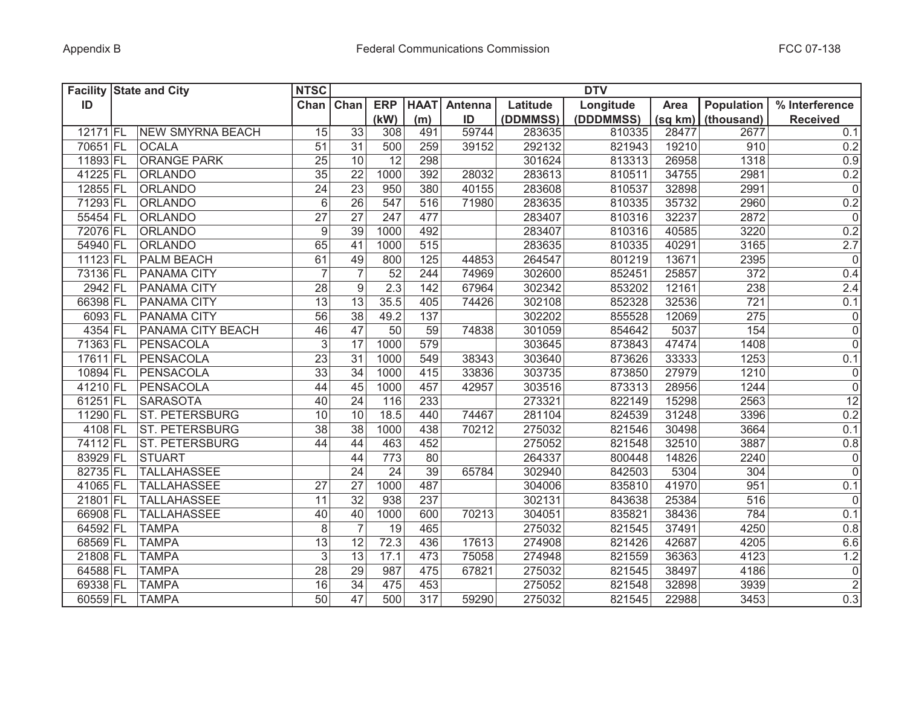| Facility ID | State and City | | NTSC Chan | DTV | | | | | | | | |
|---|---|---|---|---|---|---|---|---|---|---|---|---|
| | | | | Chan | ERP (kW) | HAAT (m) | Antenna ID | Latitude (DDMMSS) | Longitude (DDDMMSS) | Area (sq km) | Population (thousand) | % Interference Received |
| 12171 | FL | NEW SMYRNA BEACH | 15 | 33 | 308 | 491 | 59744 | 283635 | 810335 | 28477 | 2677 | 0.1 |
| 70651 | FL | OCALA | 51 | 31 | 500 | 259 | 39152 | 292132 | 821943 | 19210 | 910 | 0.2 |
| 11893 | FL | ORANGE PARK | 25 | 10 | 12 | 298 | | 301624 | 813313 | 26958 | 1318 | 0.9 |
| 41225 | FL | ORLANDO | 35 | 22 | 1000 | 392 | 28032 | 283613 | 810511 | 34755 | 2981 | 0.2 |
| 12855 | FL | ORLANDO | 24 | 23 | 950 | 380 | 40155 | 283608 | 810537 | 32898 | 2991 | 0 |
| 71293 | FL | ORLANDO | 6 | 26 | 547 | 516 | 71980 | 283635 | 810335 | 35732 | 2960 | 0.2 |
| 55454 | FL | ORLANDO | 27 | 27 | 247 | 477 | | 283407 | 810316 | 32237 | 2872 | 0 |
| 72076 | FL | ORLANDO | 9 | 39 | 1000 | 492 | | 283407 | 810316 | 40585 | 3220 | 0.2 |
| 54940 | FL | ORLANDO | 65 | 41 | 1000 | 515 | | 283635 | 810335 | 40291 | 3165 | 2.7 |
| 11123 | FL | PALM BEACH | 61 | 49 | 800 | 125 | 44853 | 264547 | 801219 | 13671 | 2395 | 0 |
| 73136 | FL | PANAMA CITY | 7 | 7 | 52 | 244 | 74969 | 302600 | 852451 | 25857 | 372 | 0.4 |
| 2942 | FL | PANAMA CITY | 28 | 9 | 2.3 | 142 | 67964 | 302342 | 853202 | 12161 | 238 | 2.4 |
| 66398 | FL | PANAMA CITY | 13 | 13 | 35.5 | 405 | 74426 | 302108 | 852328 | 32536 | 721 | 0.1 |
| 6093 | FL | PANAMA CITY | 56 | 38 | 49.2 | 137 | | 302202 | 855528 | 12069 | 275 | 0 |
| 4354 | FL | PANAMA CITY BEACH | 46 | 47 | 50 | 59 | 74838 | 301059 | 854642 | 5037 | 154 | 0 |
| 71363 | FL | PENSACOLA | 3 | 17 | 1000 | 579 | | 303645 | 873843 | 47474 | 1408 | 0 |
| 17611 | FL | PENSACOLA | 23 | 31 | 1000 | 549 | 38343 | 303640 | 873626 | 33333 | 1253 | 0.1 |
| 10894 | FL | PENSACOLA | 33 | 34 | 1000 | 415 | 33836 | 303735 | 873850 | 27979 | 1210 | 0 |
| 41210 | FL | PENSACOLA | 44 | 45 | 1000 | 457 | 42957 | 303516 | 873313 | 28956 | 1244 | 0 |
| 61251 | FL | SARASOTA | 40 | 24 | 116 | 233 | | 273321 | 822149 | 15298 | 2563 | 12 |
| 11290 | FL | ST. PETERSBURG | 10 | 10 | 18.5 | 440 | 74467 | 281104 | 824539 | 31248 | 3396 | 0.2 |
| 4108 | FL | ST. PETERSBURG | 38 | 38 | 1000 | 438 | 70212 | 275032 | 821546 | 30498 | 3664 | 0.1 |
| 74112 | FL | ST. PETERSBURG | 44 | 44 | 463 | 452 | | 275052 | 821548 | 32510 | 3887 | 0.8 |
| 83929 | FL | STUART | | 44 | 773 | 80 | | 264337 | 800448 | 14826 | 2240 | 0 |
| 82735 | FL | TALLAHASSEE | | 24 | 24 | 39 | 65784 | 302940 | 842503 | 5304 | 304 | 0 |
| 41065 | FL | TALLAHASSEE | 27 | 27 | 1000 | 487 | | 304006 | 835810 | 41970 | 951 | 0.1 |
| 21801 | FL | TALLAHASSEE | 11 | 32 | 938 | 237 | | 302131 | 843638 | 25384 | 516 | 0 |
| 66908 | FL | TALLAHASSEE | 40 | 40 | 1000 | 600 | 70213 | 304051 | 835821 | 38436 | 784 | 0.1 |
| 64592 | FL | TAMPA | 8 | 7 | 19 | 465 | | 275032 | 821545 | 37491 | 4250 | 0.8 |
| 68569 | FL | TAMPA | 13 | 12 | 72.3 | 436 | 17613 | 274908 | 821426 | 42687 | 4205 | 6.6 |
| 21808 | FL | TAMPA | 3 | 13 | 17.1 | 473 | 75058 | 274948 | 821559 | 36363 | 4123 | 1.2 |
| 64588 | FL | TAMPA | 28 | 29 | 987 | 475 | 67821 | 275032 | 821545 | 38497 | 4186 | 0 |
| 69338 | FL | TAMPA | 16 | 34 | 475 | 453 | | 275052 | 821548 | 32898 | 3939 | 2 |
| 60559 | FL | TAMPA | 50 | 47 | 500 | 317 | 59290 | 275032 | 821545 | 22988 | 3453 | 0.3 |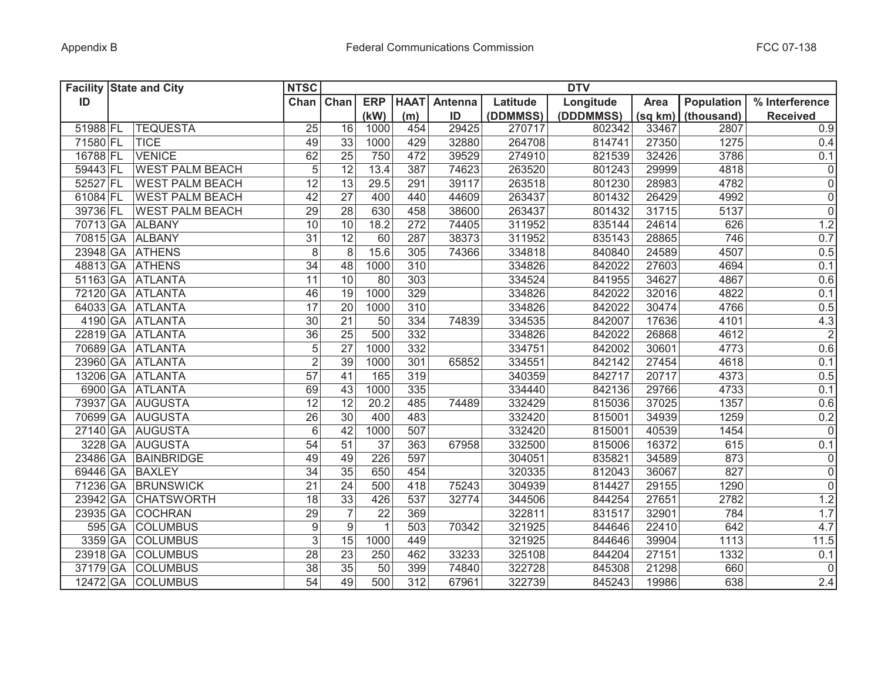| Facility ID | State and City | | NTSC Chan | DTV | | | | | | | | | |
|---|---|---|---|---|---|---|---|---|---|---|---|---|---|
| | | | | Chan | ERP (kW) | HAAT (m) | Antenna ID | Latitude (DDMMSS) | Longitude (DDDMMSS) | Area (sq km) | Population (thousand) | % Interference Received |
| 51988 | FL | TEQUESTA | 25 | 16 | 1000 | 454 | 29425 | 270717 | 802342 | 33467 | 2807 | 0.9 |
| 71580 | FL | TICE | 49 | 33 | 1000 | 429 | 32880 | 264708 | 814741 | 27350 | 1275 | 0.4 |
| 16788 | FL | VENICE | 62 | 25 | 750 | 472 | 39529 | 274910 | 821539 | 32426 | 3786 | 0.1 |
| 59443 | FL | WEST PALM BEACH | 5 | 12 | 13.4 | 387 | 74623 | 263520 | 801243 | 29999 | 4818 | 0 |
| 52527 | FL | WEST PALM BEACH | 12 | 13 | 29.5 | 291 | 39117 | 263518 | 801230 | 28983 | 4782 | 0 |
| 61084 | FL | WEST PALM BEACH | 42 | 27 | 400 | 440 | 44609 | 263437 | 801432 | 26429 | 4992 | 0 |
| 39736 | FL | WEST PALM BEACH | 29 | 28 | 630 | 458 | 38600 | 263437 | 801432 | 31715 | 5137 | 0 |
| 70713 | GA | ALBANY | 10 | 10 | 18.2 | 272 | 74405 | 311952 | 835144 | 24614 | 626 | 1.2 |
| 70815 | GA | ALBANY | 31 | 12 | 60 | 287 | 38373 | 311952 | 835143 | 28865 | 746 | 0.7 |
| 23948 | GA | ATHENS | 8 | 8 | 15.6 | 305 | 74366 | 334818 | 840840 | 24589 | 4507 | 0.5 |
| 48813 | GA | ATHENS | 34 | 48 | 1000 | 310 | | 334826 | 842022 | 27603 | 4694 | 0.1 |
| 51163 | GA | ATLANTA | 11 | 10 | 80 | 303 | | 334524 | 841955 | 34627 | 4867 | 0.6 |
| 72120 | GA | ATLANTA | 46 | 19 | 1000 | 329 | | 334826 | 842022 | 32016 | 4822 | 0.1 |
| 64033 | GA | ATLANTA | 17 | 20 | 1000 | 310 | | 334826 | 842022 | 30474 | 4766 | 0.5 |
| 4190 | GA | ATLANTA | 30 | 21 | 50 | 334 | 74839 | 334535 | 842007 | 17636 | 4101 | 4.3 |
| 22819 | GA | ATLANTA | 36 | 25 | 500 | 332 | | 334826 | 842022 | 26868 | 4612 | 2 |
| 70689 | GA | ATLANTA | 5 | 27 | 1000 | 332 | | 334751 | 842002 | 30601 | 4773 | 0.6 |
| 23960 | GA | ATLANTA | 2 | 39 | 1000 | 301 | 65852 | 334551 | 842142 | 27454 | 4618 | 0.1 |
| 13206 | GA | ATLANTA | 57 | 41 | 165 | 319 | | 340359 | 842717 | 20717 | 4373 | 0.5 |
| 6900 | GA | ATLANTA | 69 | 43 | 1000 | 335 | | 334440 | 842136 | 29766 | 4733 | 0.1 |
| 73937 | GA | AUGUSTA | 12 | 12 | 20.2 | 485 | 74489 | 332429 | 815036 | 37025 | 1357 | 0.6 |
| 70699 | GA | AUGUSTA | 26 | 30 | 400 | 483 | | 332420 | 815001 | 34939 | 1259 | 0.2 |
| 27140 | GA | AUGUSTA | 6 | 42 | 1000 | 507 | | 332420 | 815001 | 40539 | 1454 | 0 |
| 3228 | GA | AUGUSTA | 54 | 51 | 37 | 363 | 67958 | 332500 | 815006 | 16372 | 615 | 0.1 |
| 23486 | GA | BAINBRIDGE | 49 | 49 | 226 | 597 | | 304051 | 835821 | 34589 | 873 | 0 |
| 69446 | GA | BAXLEY | 34 | 35 | 650 | 454 | | 320335 | 812043 | 36067 | 827 | 0 |
| 71236 | GA | BRUNSWICK | 21 | 24 | 500 | 418 | 75243 | 304939 | 814427 | 29155 | 1290 | 0 |
| 23942 | GA | CHATSWORTH | 18 | 33 | 426 | 537 | 32774 | 344506 | 844254 | 27651 | 2782 | 1.2 |
| 23935 | GA | COCHRAN | 29 | 7 | 22 | 369 | | 322811 | 831517 | 32901 | 784 | 1.7 |
| 595 | GA | COLUMBUS | 9 | 9 | 1 | 503 | 70342 | 321925 | 844646 | 22410 | 642 | 4.7 |
| 3359 | GA | COLUMBUS | 3 | 15 | 1000 | 449 | | 321925 | 844646 | 39904 | 1113 | 11.5 |
| 23918 | GA | COLUMBUS | 28 | 23 | 250 | 462 | 33233 | 325108 | 844204 | 27151 | 1332 | 0.1 |
| 37179 | GA | COLUMBUS | 38 | 35 | 50 | 399 | 74840 | 322728 | 845308 | 21298 | 660 | 0 |
| 12472 | GA | COLUMBUS | 54 | 49 | 500 | 312 | 67961 | 322739 | 845243 | 19986 | 638 | 2.4 |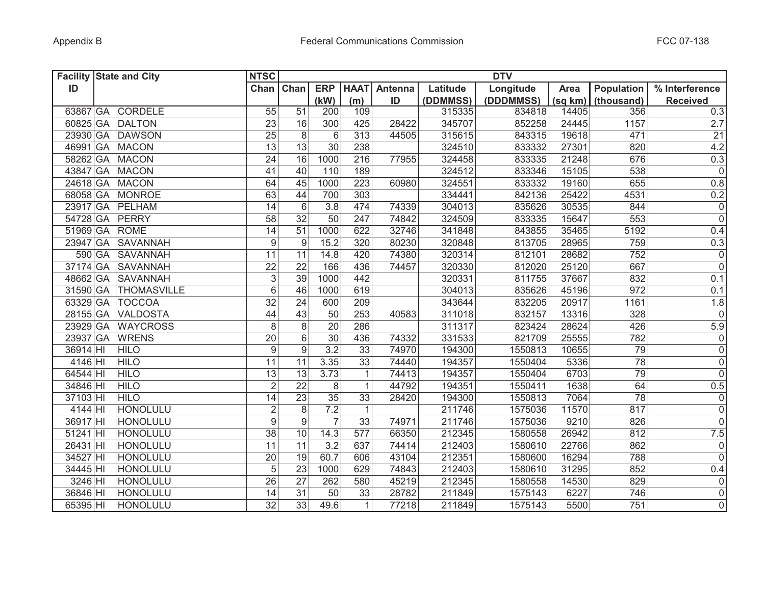| Facility ID | State and City | | NTSC | DTV | | | | | | | | | |
|---|---|---|---|---|---|---|---|---|---|---|---|---|---|
| | | | Chan | Chan | ERP (kW) | HAAT (m) | Antenna ID | Latitude (DDMMSS) | Longitude (DDDMMSS) | Area (sq km) | Population (thousand) | % Interference Received |
| 63867 | GA | CORDELE | 55 | 51 | 200 | 109 | | 315335 | 834818 | 14405 | 356 | 0.3 |
| 60825 | GA | DALTON | 23 | 16 | 300 | 425 | 28422 | 345707 | 852258 | 24445 | 1157 | 2.7 |
| 23930 | GA | DAWSON | 25 | 8 | 6 | 313 | 44505 | 315615 | 843315 | 19618 | 471 | 21 |
| 46991 | GA | MACON | 13 | 13 | 30 | 238 | | 324510 | 833332 | 27301 | 820 | 4.2 |
| 58262 | GA | MACON | 24 | 16 | 1000 | 216 | 77955 | 324458 | 833335 | 21248 | 676 | 0.3 |
| 43847 | GA | MACON | 41 | 40 | 110 | 189 | | 324512 | 833346 | 15105 | 538 | 0 |
| 24618 | GA | MACON | 64 | 45 | 1000 | 223 | 60980 | 324551 | 833332 | 19160 | 655 | 0.8 |
| 68058 | GA | MONROE | 63 | 44 | 700 | 303 | | 334441 | 842136 | 25422 | 4531 | 0.2 |
| 23917 | GA | PELHAM | 14 | 6 | 3.8 | 474 | 74339 | 304013 | 835626 | 30535 | 844 | 0 |
| 54728 | GA | PERRY | 58 | 32 | 50 | 247 | 74842 | 324509 | 833335 | 15647 | 553 | 0 |
| 51969 | GA | ROME | 14 | 51 | 1000 | 622 | 32746 | 341848 | 843855 | 35465 | 5192 | 0.4 |
| 23947 | GA | SAVANNAH | 9 | 9 | 15.2 | 320 | 80230 | 320848 | 813705 | 28965 | 759 | 0.3 |
| 590 | GA | SAVANNAH | 11 | 11 | 14.8 | 420 | 74380 | 320314 | 812101 | 28682 | 752 | 0 |
| 37174 | GA | SAVANNAH | 22 | 22 | 166 | 436 | 74457 | 320330 | 812020 | 25120 | 667 | 0 |
| 48662 | GA | SAVANNAH | 3 | 39 | 1000 | 442 | | 320331 | 811755 | 37667 | 832 | 0.1 |
| 31590 | GA | THOMASVILLE | 6 | 46 | 1000 | 619 | | 304013 | 835626 | 45196 | 972 | 0.1 |
| 63329 | GA | TOCCOA | 32 | 24 | 600 | 209 | | 343644 | 832205 | 20917 | 1161 | 1.8 |
| 28155 | GA | VALDOSTA | 44 | 43 | 50 | 253 | 40583 | 311018 | 832157 | 13316 | 328 | 0 |
| 23929 | GA | WAYCROSS | 8 | 8 | 20 | 286 | | 311317 | 823424 | 28624 | 426 | 5.9 |
| 23937 | GA | WRENS | 20 | 6 | 30 | 436 | 74332 | 331533 | 821709 | 25555 | 782 | 0 |
| 36914 | HI | HILO | 9 | 9 | 3.2 | 33 | 74970 | 194300 | 1550813 | 10655 | 79 | 0 |
| 4146 | HI | HILO | 11 | 11 | 3.35 | 33 | 74440 | 194357 | 1550404 | 5336 | 78 | 0 |
| 64544 | HI | HILO | 13 | 13 | 3.73 | 1 | 74413 | 194357 | 1550404 | 6703 | 79 | 0 |
| 34846 | HI | HILO | 2 | 22 | 8 | 1 | 44792 | 194351 | 1550411 | 1638 | 64 | 0.5 |
| 37103 | HI | HILO | 14 | 23 | 35 | 33 | 28420 | 194300 | 1550813 | 7064 | 78 | 0 |
| 4144 | HI | HONOLULU | 2 | 8 | 7.2 | 1 | | 211746 | 1575036 | 11570 | 817 | 0 |
| 36917 | HI | HONOLULU | 9 | 9 | 7 | 33 | 74971 | 211746 | 1575036 | 9210 | 826 | 0 |
| 51241 | HI | HONOLULU | 38 | 10 | 14.3 | 577 | 66350 | 212345 | 1580558 | 26942 | 812 | 7.5 |
| 26431 | HI | HONOLULU | 11 | 11 | 3.2 | 637 | 74414 | 212403 | 1580610 | 22766 | 862 | 0 |
| 34527 | HI | HONOLULU | 20 | 19 | 60.7 | 606 | 43104 | 212351 | 1580600 | 16294 | 788 | 0 |
| 34445 | HI | HONOLULU | 5 | 23 | 1000 | 629 | 74843 | 212403 | 1580610 | 31295 | 852 | 0.4 |
| 3246 | HI | HONOLULU | 26 | 27 | 262 | 580 | 45219 | 212345 | 1580558 | 14530 | 829 | 0 |
| 36846 | HI | HONOLULU | 14 | 31 | 50 | 33 | 28782 | 211849 | 1575143 | 6227 | 746 | 0 |
| 65395 | HI | HONOLULU | 32 | 33 | 49.6 | 1 | 77218 | 211849 | 1575143 | 5500 | 751 | 0 |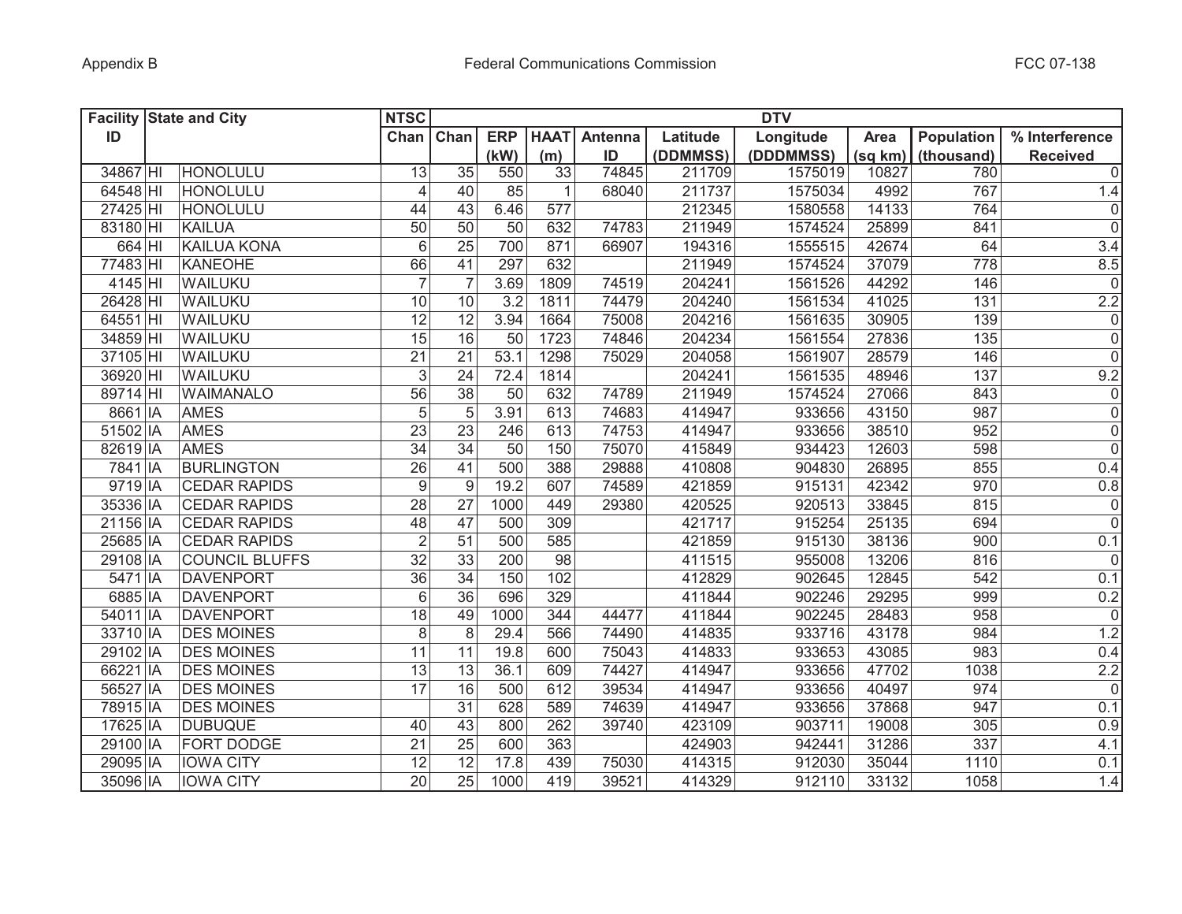| Facility ID | State and City | | NTSC | DTV | | | | | | | | | |
|---|---|---|---|---|---|---|---|---|---|---|---|---|---|
| | | | Chan | Chan | ERP (kW) | HAAT (m) | Antenna ID | Latitude (DDMMSS) | Longitude (DDDMMSS) | Area (sq km) | Population (thousand) | % Interference Received |
| 34867 | HI | HONOLULU | 13 | 35 | 550 | 33 | 74845 | 211709 | 1575019 | 10827 | 780 | 0 |
| 64548 | HI | HONOLULU | 4 | 40 | 85 | 1 | 68040 | 211737 | 1575034 | 4992 | 767 | 1.4 |
| 27425 | HI | HONOLULU | 44 | 43 | 6.46 | 577 | | 212345 | 1580558 | 14133 | 764 | 0 |
| 83180 | HI | KAILUA | 50 | 50 | 50 | 632 | 74783 | 211949 | 1574524 | 25899 | 841 | 0 |
| 664 | HI | KAILUA KONA | 6 | 25 | 700 | 871 | 66907 | 194316 | 1555515 | 42674 | 64 | 3.4 |
| 77483 | HI | KANEOHE | 66 | 41 | 297 | 632 | | 211949 | 1574524 | 37079 | 778 | 8.5 |
| 4145 | HI | WAILUKU | 7 | 7 | 3.69 | 1809 | 74519 | 204241 | 1561526 | 44292 | 146 | 0 |
| 26428 | HI | WAILUKU | 10 | 10 | 3.2 | 1811 | 74479 | 204240 | 1561534 | 41025 | 131 | 2.2 |
| 64551 | HI | WAILUKU | 12 | 12 | 3.94 | 1664 | 75008 | 204216 | 1561635 | 30905 | 139 | 0 |
| 34859 | HI | WAILUKU | 15 | 16 | 50 | 1723 | 74846 | 204234 | 1561554 | 27836 | 135 | 0 |
| 37105 | HI | WAILUKU | 21 | 21 | 53.1 | 1298 | 75029 | 204058 | 1561907 | 28579 | 146 | 0 |
| 36920 | HI | WAILUKU | 3 | 24 | 72.4 | 1814 | | 204241 | 1561535 | 48946 | 137 | 9.2 |
| 89714 | HI | WAIMANALO | 56 | 38 | 50 | 632 | 74789 | 211949 | 1574524 | 27066 | 843 | 0 |
| 8661 | IA | AMES | 5 | 5 | 3.91 | 613 | 74683 | 414947 | 933656 | 43150 | 987 | 0 |
| 51502 | IA | AMES | 23 | 23 | 246 | 613 | 74753 | 414947 | 933656 | 38510 | 952 | 0 |
| 82619 | IA | AMES | 34 | 34 | 50 | 150 | 75070 | 415849 | 934423 | 12603 | 598 | 0 |
| 7841 | IA | BURLINGTON | 26 | 41 | 500 | 388 | 29888 | 410808 | 904830 | 26895 | 855 | 0.4 |
| 9719 | IA | CEDAR RAPIDS | 9 | 9 | 19.2 | 607 | 74589 | 421859 | 915131 | 42342 | 970 | 0.8 |
| 35336 | IA | CEDAR RAPIDS | 28 | 27 | 1000 | 449 | 29380 | 420525 | 920513 | 33845 | 815 | 0 |
| 21156 | IA | CEDAR RAPIDS | 48 | 47 | 500 | 309 | | 421717 | 915254 | 25135 | 694 | 0 |
| 25685 | IA | CEDAR RAPIDS | 2 | 51 | 500 | 585 | | 421859 | 915130 | 38136 | 900 | 0.1 |
| 29108 | IA | COUNCIL BLUFFS | 32 | 33 | 200 | 98 | | 411515 | 955008 | 13206 | 816 | 0 |
| 5471 | IA | DAVENPORT | 36 | 34 | 150 | 102 | | 412829 | 902645 | 12845 | 542 | 0.1 |
| 6885 | IA | DAVENPORT | 6 | 36 | 696 | 329 | | 411844 | 902246 | 29295 | 999 | 0.2 |
| 54011 | IA | DAVENPORT | 18 | 49 | 1000 | 344 | 44477 | 411844 | 902245 | 28483 | 958 | 0 |
| 33710 | IA | DES MOINES | 8 | 8 | 29.4 | 566 | 74490 | 414835 | 933716 | 43178 | 984 | 1.2 |
| 29102 | IA | DES MOINES | 11 | 11 | 19.8 | 600 | 75043 | 414833 | 933653 | 43085 | 983 | 0.4 |
| 66221 | IA | DES MOINES | 13 | 13 | 36.1 | 609 | 74427 | 414947 | 933656 | 47702 | 1038 | 2.2 |
| 56527 | IA | DES MOINES | 17 | 16 | 500 | 612 | 39534 | 414947 | 933656 | 40497 | 974 | 0 |
| 78915 | IA | DES MOINES | | 31 | 628 | 589 | 74639 | 414947 | 933656 | 37868 | 947 | 0.1 |
| 17625 | IA | DUBUQUE | 40 | 43 | 800 | 262 | 39740 | 423109 | 903711 | 19008 | 305 | 0.9 |
| 29100 | IA | FORT DODGE | 21 | 25 | 600 | 363 | | 424903 | 942441 | 31286 | 337 | 4.1 |
| 29095 | IA | IOWA CITY | 12 | 12 | 17.8 | 439 | 75030 | 414315 | 912030 | 35044 | 1110 | 0.1 |
| 35096 | IA | IOWA CITY | 20 | 25 | 1000 | 419 | 39521 | 414329 | 912110 | 33132 | 1058 | 1.4 |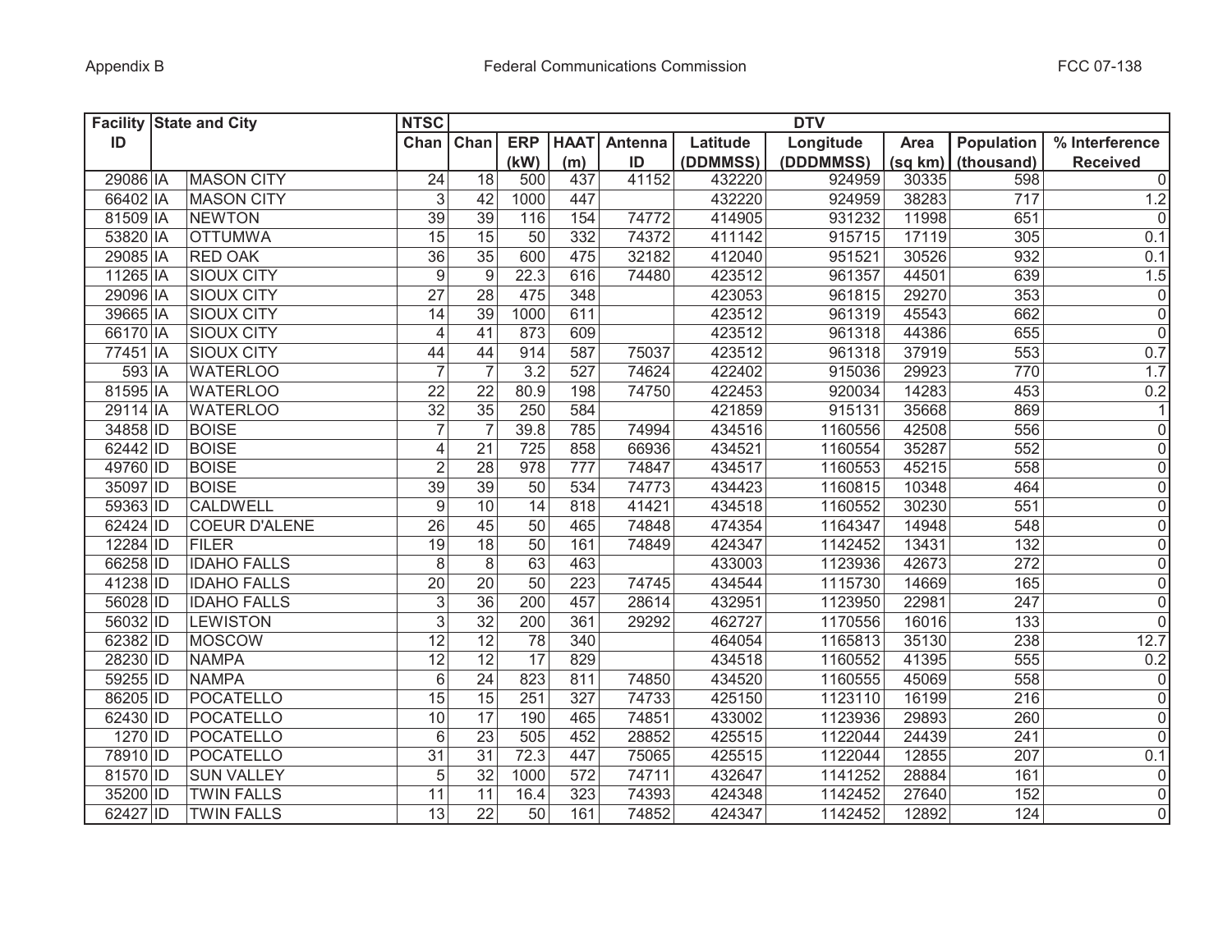| Facility ID | State and City | | NTSC | DTV | | | | | | | | | |
|---|---|---|---|---|---|---|---|---|---|---|---|---|---|
| | | | Chan | Chan | ERP (kW) | HAAT (m) | Antenna ID | Latitude (DDMMSS) | Longitude (DDDMMSS) | Area (sq km) | Population (thousand) | % Interference Received |
| 29086 | IA | MASON CITY | 24 | 18 | 500 | 437 | 41152 | 432220 | 924959 | 30335 | 598 | 0 |
| 66402 | IA | MASON CITY | 3 | 42 | 1000 | 447 | | 432220 | 924959 | 38283 | 717 | 1.2 |
| 81509 | IA | NEWTON | 39 | 39 | 116 | 154 | 74772 | 414905 | 931232 | 11998 | 651 | 0 |
| 53820 | IA | OTTUMWA | 15 | 15 | 50 | 332 | 74372 | 411142 | 915715 | 17119 | 305 | 0.1 |
| 29085 | IA | RED OAK | 36 | 35 | 600 | 475 | 32182 | 412040 | 951521 | 30526 | 932 | 0.1 |
| 11265 | IA | SIOUX CITY | 9 | 9 | 22.3 | 616 | 74480 | 423512 | 961357 | 44501 | 639 | 1.5 |
| 29096 | IA | SIOUX CITY | 27 | 28 | 475 | 348 | | 423053 | 961815 | 29270 | 353 | 0 |
| 39665 | IA | SIOUX CITY | 14 | 39 | 1000 | 611 | | 423512 | 961319 | 45543 | 662 | 0 |
| 66170 | IA | SIOUX CITY | 4 | 41 | 873 | 609 | | 423512 | 961318 | 44386 | 655 | 0 |
| 77451 | IA | SIOUX CITY | 44 | 44 | 914 | 587 | 75037 | 423512 | 961318 | 37919 | 553 | 0.7 |
| 593 | IA | WATERLOO | 7 | 7 | 3.2 | 527 | 74624 | 422402 | 915036 | 29923 | 770 | 1.7 |
| 81595 | IA | WATERLOO | 22 | 22 | 80.9 | 198 | 74750 | 422453 | 920034 | 14283 | 453 | 0.2 |
| 29114 | IA | WATERLOO | 32 | 35 | 250 | 584 | | 421859 | 915131 | 35668 | 869 | 1 |
| 34858 | ID | BOISE | 7 | 7 | 39.8 | 785 | 74994 | 434516 | 1160556 | 42508 | 556 | 0 |
| 62442 | ID | BOISE | 4 | 21 | 725 | 858 | 66936 | 434521 | 1160554 | 35287 | 552 | 0 |
| 49760 | ID | BOISE | 2 | 28 | 978 | 777 | 74847 | 434517 | 1160553 | 45215 | 558 | 0 |
| 35097 | ID | BOISE | 39 | 39 | 50 | 534 | 74773 | 434423 | 1160815 | 10348 | 464 | 0 |
| 59363 | ID | CALDWELL | 9 | 10 | 14 | 818 | 41421 | 434518 | 1160552 | 30230 | 551 | 0 |
| 62424 | ID | COEUR D'ALENE | 26 | 45 | 50 | 465 | 74848 | 474354 | 1164347 | 14948 | 548 | 0 |
| 12284 | ID | FILER | 19 | 18 | 50 | 161 | 74849 | 424347 | 1142452 | 13431 | 132 | 0 |
| 66258 | ID | IDAHO FALLS | 8 | 8 | 63 | 463 | | 433003 | 1123936 | 42673 | 272 | 0 |
| 41238 | ID | IDAHO FALLS | 20 | 20 | 50 | 223 | 74745 | 434544 | 1115730 | 14669 | 165 | 0 |
| 56028 | ID | IDAHO FALLS | 3 | 36 | 200 | 457 | 28614 | 432951 | 1123950 | 22981 | 247 | 0 |
| 56032 | ID | LEWISTON | 3 | 32 | 200 | 361 | 29292 | 462727 | 1170556 | 16016 | 133 | 0 |
| 62382 | ID | MOSCOW | 12 | 12 | 78 | 340 | | 464054 | 1165813 | 35130 | 238 | 12.7 |
| 28230 | ID | NAMPA | 12 | 12 | 17 | 829 | | 434518 | 1160552 | 41395 | 555 | 0.2 |
| 59255 | ID | NAMPA | 6 | 24 | 823 | 811 | 74850 | 434520 | 1160555 | 45069 | 558 | 0 |
| 86205 | ID | POCATELLO | 15 | 15 | 251 | 327 | 74733 | 425150 | 1123110 | 16199 | 216 | 0 |
| 62430 | ID | POCATELLO | 10 | 17 | 190 | 465 | 74851 | 433002 | 1123936 | 29893 | 260 | 0 |
| 1270 | ID | POCATELLO | 6 | 23 | 505 | 452 | 28852 | 425515 | 1122044 | 24439 | 241 | 0 |
| 78910 | ID | POCATELLO | 31 | 31 | 72.3 | 447 | 75065 | 425515 | 1122044 | 12855 | 207 | 0.1 |
| 81570 | ID | SUN VALLEY | 5 | 32 | 1000 | 572 | 74711 | 432647 | 1141252 | 28884 | 161 | 0 |
| 35200 | ID | TWIN FALLS | 11 | 11 | 16.4 | 323 | 74393 | 424348 | 1142452 | 27640 | 152 | 0 |
| 62427 | ID | TWIN FALLS | 13 | 22 | 50 | 161 | 74852 | 424347 | 1142452 | 12892 | 124 | 0 |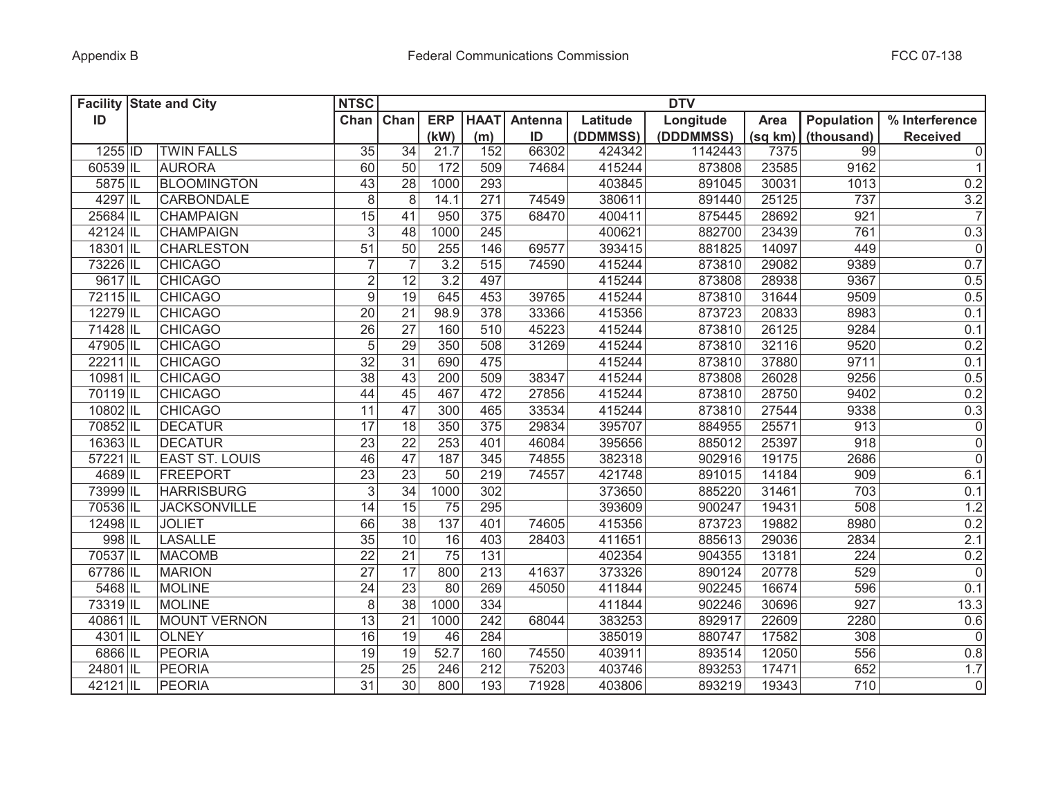| Facility ID | State and City | | NTSC Chan | DTV | | | | | | | | |
|---|---|---|---|---|---|---|---|---|---|---|---|---|
| | | | | Chan | ERP (kW) | HAAT (m) | Antenna ID | Latitude (DDMMSS) | Longitude (DDDMMSS) | Area (sq km) | Population (thousand) | % Interference Received |
| 1255 | ID | TWIN FALLS | 35 | 34 | 21.7 | 152 | 66302 | 424342 | 1142443 | 7375 | 99 | 0 |
| 60539 | IL | AURORA | 60 | 50 | 172 | 509 | 74684 | 415244 | 873808 | 23585 | 9162 | 1 |
| 5875 | IL | BLOOMINGTON | 43 | 28 | 1000 | 293 | | 403845 | 891045 | 30031 | 1013 | 0.2 |
| 4297 | IL | CARBONDALE | 8 | 8 | 14.1 | 271 | 74549 | 380611 | 891440 | 25125 | 737 | 3.2 |
| 25684 | IL | CHAMPAIGN | 15 | 41 | 950 | 375 | 68470 | 400411 | 875445 | 28692 | 921 | 7 |
| 42124 | IL | CHAMPAIGN | 3 | 48 | 1000 | 245 | | 400621 | 882700 | 23439 | 761 | 0.3 |
| 18301 | IL | CHARLESTON | 51 | 50 | 255 | 146 | 69577 | 393415 | 881825 | 14097 | 449 | 0 |
| 73226 | IL | CHICAGO | 7 | 7 | 3.2 | 515 | 74590 | 415244 | 873810 | 29082 | 9389 | 0.7 |
| 9617 | IL | CHICAGO | 2 | 12 | 3.2 | 497 | | 415244 | 873808 | 28938 | 9367 | 0.5 |
| 72115 | IL | CHICAGO | 9 | 19 | 645 | 453 | 39765 | 415244 | 873810 | 31644 | 9509 | 0.5 |
| 12279 | IL | CHICAGO | 20 | 21 | 98.9 | 378 | 33366 | 415356 | 873723 | 20833 | 8983 | 0.1 |
| 71428 | IL | CHICAGO | 26 | 27 | 160 | 510 | 45223 | 415244 | 873810 | 26125 | 9284 | 0.1 |
| 47905 | IL | CHICAGO | 5 | 29 | 350 | 508 | 31269 | 415244 | 873810 | 32116 | 9520 | 0.2 |
| 22211 | IL | CHICAGO | 32 | 31 | 690 | 475 | | 415244 | 873810 | 37880 | 9711 | 0.1 |
| 10981 | IL | CHICAGO | 38 | 43 | 200 | 509 | 38347 | 415244 | 873808 | 26028 | 9256 | 0.5 |
| 70119 | IL | CHICAGO | 44 | 45 | 467 | 472 | 27856 | 415244 | 873810 | 28750 | 9402 | 0.2 |
| 10802 | IL | CHICAGO | 11 | 47 | 300 | 465 | 33534 | 415244 | 873810 | 27544 | 9338 | 0.3 |
| 70852 | IL | DECATUR | 17 | 18 | 350 | 375 | 29834 | 395707 | 884955 | 25571 | 913 | 0 |
| 16363 | IL | DECATUR | 23 | 22 | 253 | 401 | 46084 | 395656 | 885012 | 25397 | 918 | 0 |
| 57221 | IL | EAST ST. LOUIS | 46 | 47 | 187 | 345 | 74855 | 382318 | 902916 | 19175 | 2686 | 0 |
| 4689 | IL | FREEPORT | 23 | 23 | 50 | 219 | 74557 | 421748 | 891015 | 14184 | 909 | 6.1 |
| 73999 | IL | HARRISBURG | 3 | 34 | 1000 | 302 | | 373650 | 885220 | 31461 | 703 | 0.1 |
| 70536 | IL | JACKSONVILLE | 14 | 15 | 75 | 295 | | 393609 | 900247 | 19431 | 508 | 1.2 |
| 12498 | IL | JOLIET | 66 | 38 | 137 | 401 | 74605 | 415356 | 873723 | 19882 | 8980 | 0.2 |
| 998 | IL | LASALLE | 35 | 10 | 16 | 403 | 28403 | 411651 | 885613 | 29036 | 2834 | 2.1 |
| 70537 | IL | MACOMB | 22 | 21 | 75 | 131 | | 402354 | 904355 | 13181 | 224 | 0.2 |
| 67786 | IL | MARION | 27 | 17 | 800 | 213 | 41637 | 373326 | 890124 | 20778 | 529 | 0 |
| 5468 | IL | MOLINE | 24 | 23 | 80 | 269 | 45050 | 411844 | 902245 | 16674 | 596 | 0.1 |
| 73319 | IL | MOLINE | 8 | 38 | 1000 | 334 | | 411844 | 902246 | 30696 | 927 | 13.3 |
| 40861 | IL | MOUNT VERNON | 13 | 21 | 1000 | 242 | 68044 | 383253 | 892917 | 22609 | 2280 | 0.6 |
| 4301 | IL | OLNEY | 16 | 19 | 46 | 284 | | 385019 | 880747 | 17582 | 308 | 0 |
| 6866 | IL | PEORIA | 19 | 19 | 52.7 | 160 | 74550 | 403911 | 893514 | 12050 | 556 | 0.8 |
| 24801 | IL | PEORIA | 25 | 25 | 246 | 212 | 75203 | 403746 | 893253 | 17471 | 652 | 1.7 |
| 42121 | IL | PEORIA | 31 | 30 | 800 | 193 | 71928 | 403806 | 893219 | 19343 | 710 | 0 |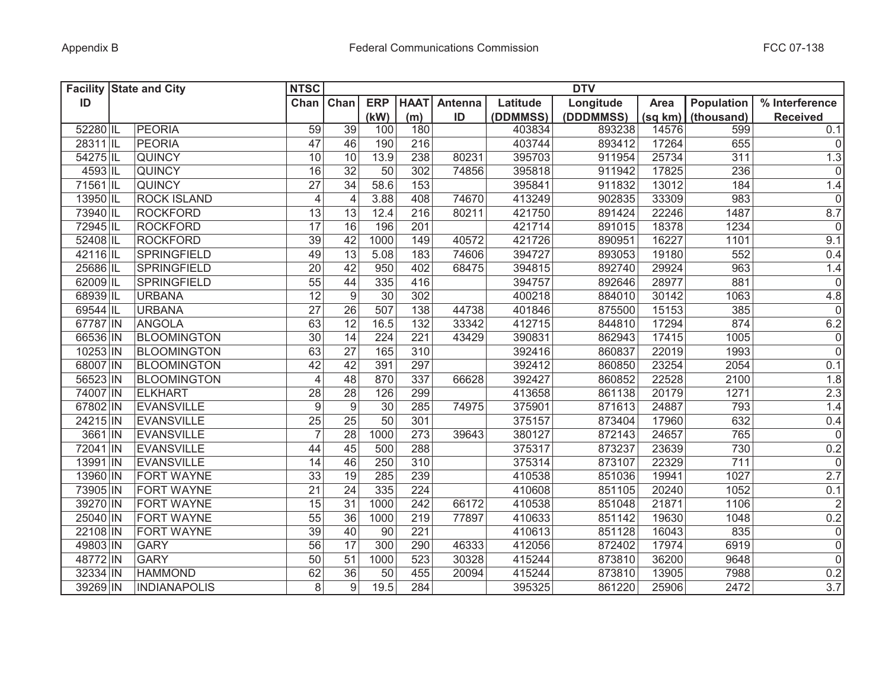| Facility ID | State and City | | NTSC Chan | DTV | | | | | | | | | |
|---|---|---|---|---|---|---|---|---|---|---|---|---|---|
| | | | | Chan | ERP (kW) | HAAT (m) | Antenna ID | Latitude (DDMMSS) | Longitude (DDDMMSS) | Area (sq km) | Population (thousand) | % Interference Received |
| 52280 | IL | PEORIA | 59 | 39 | 100 | 180 | | 403834 | 893238 | 14576 | 599 | 0.1 |
| 28311 | IL | PEORIA | 47 | 46 | 190 | 216 | | 403744 | 893412 | 17264 | 655 | 0 |
| 54275 | IL | QUINCY | 10 | 10 | 13.9 | 238 | 80231 | 395703 | 911954 | 25734 | 311 | 1.3 |
| 4593 | IL | QUINCY | 16 | 32 | 50 | 302 | 74856 | 395818 | 911942 | 17825 | 236 | 0 |
| 71561 | IL | QUINCY | 27 | 34 | 58.6 | 153 | | 395841 | 911832 | 13012 | 184 | 1.4 |
| 13950 | IL | ROCK ISLAND | 4 | 4 | 3.88 | 408 | 74670 | 413249 | 902835 | 33309 | 983 | 0 |
| 73940 | IL | ROCKFORD | 13 | 13 | 12.4 | 216 | 80211 | 421750 | 891424 | 22246 | 1487 | 8.7 |
| 72945 | IL | ROCKFORD | 17 | 16 | 196 | 201 | | 421714 | 891015 | 18378 | 1234 | 0 |
| 52408 | IL | ROCKFORD | 39 | 42 | 1000 | 149 | 40572 | 421726 | 890951 | 16227 | 1101 | 9.1 |
| 42116 | IL | SPRINGFIELD | 49 | 13 | 5.08 | 183 | 74606 | 394727 | 893053 | 19180 | 552 | 0.4 |
| 25686 | IL | SPRINGFIELD | 20 | 42 | 950 | 402 | 68475 | 394815 | 892740 | 29924 | 963 | 1.4 |
| 62009 | IL | SPRINGFIELD | 55 | 44 | 335 | 416 | | 394757 | 892646 | 28977 | 881 | 0 |
| 68939 | IL | URBANA | 12 | 9 | 30 | 302 | | 400218 | 884010 | 30142 | 1063 | 4.8 |
| 69544 | IL | URBANA | 27 | 26 | 507 | 138 | 44738 | 401846 | 875500 | 15153 | 385 | 0 |
| 67787 | IN | ANGOLA | 63 | 12 | 16.5 | 132 | 33342 | 412715 | 844810 | 17294 | 874 | 6.2 |
| 66536 | IN | BLOOMINGTON | 30 | 14 | 224 | 221 | 43429 | 390831 | 862943 | 17415 | 1005 | 0 |
| 10253 | IN | BLOOMINGTON | 63 | 27 | 165 | 310 | | 392416 | 860837 | 22019 | 1993 | 0 |
| 68007 | IN | BLOOMINGTON | 42 | 42 | 391 | 297 | | 392412 | 860850 | 23254 | 2054 | 0.1 |
| 56523 | IN | BLOOMINGTON | 4 | 48 | 870 | 337 | 66628 | 392427 | 860852 | 22528 | 2100 | 1.8 |
| 74007 | IN | ELKHART | 28 | 28 | 126 | 299 | | 413658 | 861138 | 20179 | 1271 | 2.3 |
| 67802 | IN | EVANSVILLE | 9 | 9 | 30 | 285 | 74975 | 375901 | 871613 | 24887 | 793 | 1.4 |
| 24215 | IN | EVANSVILLE | 25 | 25 | 50 | 301 | | 375157 | 873404 | 17960 | 632 | 0.4 |
| 3661 | IN | EVANSVILLE | 7 | 28 | 1000 | 273 | 39643 | 380127 | 872143 | 24657 | 765 | 0 |
| 72041 | IN | EVANSVILLE | 44 | 45 | 500 | 288 | | 375317 | 873237 | 23639 | 730 | 0.2 |
| 13991 | IN | EVANSVILLE | 14 | 46 | 250 | 310 | | 375314 | 873107 | 22329 | 711 | 0 |
| 13960 | IN | FORT WAYNE | 33 | 19 | 285 | 239 | | 410538 | 851036 | 19941 | 1027 | 2.7 |
| 73905 | IN | FORT WAYNE | 21 | 24 | 335 | 224 | | 410608 | 851105 | 20240 | 1052 | 0.1 |
| 39270 | IN | FORT WAYNE | 15 | 31 | 1000 | 242 | 66172 | 410538 | 851048 | 21871 | 1106 | 2 |
| 25040 | IN | FORT WAYNE | 55 | 36 | 1000 | 219 | 77897 | 410633 | 851142 | 19630 | 1048 | 0.2 |
| 22108 | IN | FORT WAYNE | 39 | 40 | 90 | 221 | | 410613 | 851128 | 16043 | 835 | 0 |
| 49803 | IN | GARY | 56 | 17 | 300 | 290 | 46333 | 412056 | 872402 | 17974 | 6919 | 0 |
| 48772 | IN | GARY | 50 | 51 | 1000 | 523 | 30328 | 415244 | 873810 | 36200 | 9648 | 0 |
| 32334 | IN | HAMMOND | 62 | 36 | 50 | 455 | 20094 | 415244 | 873810 | 13905 | 7988 | 0.2 |
| 39269 | IN | INDIANAPOLIS | 8 | 9 | 19.5 | 284 | | 395325 | 861220 | 25906 | 2472 | 3.7 |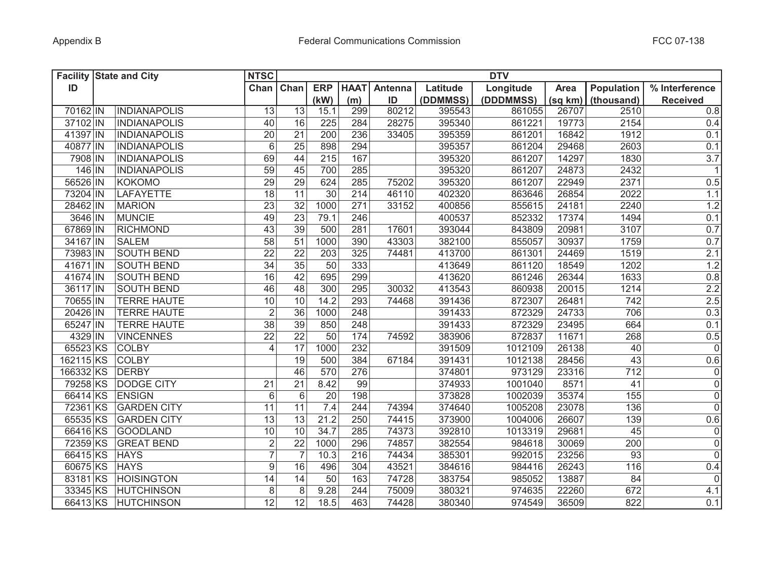| Facility ID | State and City | | NTSC Chan | DTV | | | | | | | | |
|---|---|---|---|---|---|---|---|---|---|---|---|---|
| | | | | Chan | ERP (kW) | HAAT (m) | Antenna ID | Latitude (DDMMSS) | Longitude (DDDMMSS) | Area (sq km) | Population (thousand) | % Interference Received |
| 70162 | IN | INDIANAPOLIS | 13 | 13 | 15.1 | 299 | 80212 | 395543 | 861055 | 26707 | 2510 | 0.8 |
| 37102 | IN | INDIANAPOLIS | 40 | 16 | 225 | 284 | 28275 | 395340 | 861221 | 19773 | 2154 | 0.4 |
| 41397 | IN | INDIANAPOLIS | 20 | 21 | 200 | 236 | 33405 | 395359 | 861201 | 16842 | 1912 | 0.1 |
| 40877 | IN | INDIANAPOLIS | 6 | 25 | 898 | 294 | | 395357 | 861204 | 29468 | 2603 | 0.1 |
| 7908 | IN | INDIANAPOLIS | 69 | 44 | 215 | 167 | | 395320 | 861207 | 14297 | 1830 | 3.7 |
| 146 | IN | INDIANAPOLIS | 59 | 45 | 700 | 285 | | 395320 | 861207 | 24873 | 2432 | 1 |
| 56526 | IN | KOKOMO | 29 | 29 | 624 | 285 | 75202 | 395320 | 861207 | 22949 | 2371 | 0.5 |
| 73204 | IN | LAFAYETTE | 18 | 11 | 30 | 214 | 46110 | 402320 | 863646 | 26854 | 2022 | 1.1 |
| 28462 | IN | MARION | 23 | 32 | 1000 | 271 | 33152 | 400856 | 855615 | 24181 | 2240 | 1.2 |
| 3646 | IN | MUNCIE | 49 | 23 | 79.1 | 246 | | 400537 | 852332 | 17374 | 1494 | 0.1 |
| 67869 | IN | RICHMOND | 43 | 39 | 500 | 281 | 17601 | 393044 | 843809 | 20981 | 3107 | 0.7 |
| 34167 | IN | SALEM | 58 | 51 | 1000 | 390 | 43303 | 382100 | 855057 | 30937 | 1759 | 0.7 |
| 73983 | IN | SOUTH BEND | 22 | 22 | 203 | 325 | 74481 | 413700 | 861301 | 24469 | 1519 | 2.1 |
| 41671 | IN | SOUTH BEND | 34 | 35 | 50 | 333 | | 413649 | 861120 | 18549 | 1202 | 1.2 |
| 41674 | IN | SOUTH BEND | 16 | 42 | 695 | 299 | | 413620 | 861246 | 26344 | 1633 | 0.8 |
| 36117 | IN | SOUTH BEND | 46 | 48 | 300 | 295 | 30032 | 413543 | 860938 | 20015 | 1214 | 2.2 |
| 70655 | IN | TERRE HAUTE | 10 | 10 | 14.2 | 293 | 74468 | 391436 | 872307 | 26481 | 742 | 2.5 |
| 20426 | IN | TERRE HAUTE | 2 | 36 | 1000 | 248 | | 391433 | 872329 | 24733 | 706 | 0.3 |
| 65247 | IN | TERRE HAUTE | 38 | 39 | 850 | 248 | | 391433 | 872329 | 23495 | 664 | 0.1 |
| 4329 | IN | VINCENNES | 22 | 22 | 50 | 174 | 74592 | 383906 | 872837 | 11671 | 268 | 0.5 |
| 65523 | KS | COLBY | 4 | 17 | 1000 | 232 | | 391509 | 1012109 | 26138 | 40 | 0 |
| 162115 | KS | COLBY | | 19 | 500 | 384 | 67184 | 391431 | 1012138 | 28456 | 43 | 0.6 |
| 166332 | KS | DERBY | | 46 | 570 | 276 | | 374801 | 973129 | 23316 | 712 | 0 |
| 79258 | KS | DODGE CITY | 21 | 21 | 8.42 | 99 | | 374933 | 1001040 | 8571 | 41 | 0 |
| 66414 | KS | ENSIGN | 6 | 6 | 20 | 198 | | 373828 | 1002039 | 35374 | 155 | 0 |
| 72361 | KS | GARDEN CITY | 11 | 11 | 7.4 | 244 | 74394 | 374640 | 1005208 | 23078 | 136 | 0 |
| 65535 | KS | GARDEN CITY | 13 | 13 | 21.2 | 250 | 74415 | 373900 | 1004006 | 26607 | 139 | 0.6 |
| 66416 | KS | GOODLAND | 10 | 10 | 34.7 | 285 | 74373 | 392810 | 1013319 | 29681 | 45 | 0 |
| 72359 | KS | GREAT BEND | 2 | 22 | 1000 | 296 | 74857 | 382554 | 984618 | 30069 | 200 | 0 |
| 66415 | KS | HAYS | 7 | 7 | 10.3 | 216 | 74434 | 385301 | 992015 | 23256 | 93 | 0 |
| 60675 | KS | HAYS | 9 | 16 | 496 | 304 | 43521 | 384616 | 984416 | 26243 | 116 | 0.4 |
| 83181 | KS | HOISINGTON | 14 | 14 | 50 | 163 | 74728 | 383754 | 985052 | 13887 | 84 | 0 |
| 33345 | KS | HUTCHINSON | 8 | 8 | 9.28 | 244 | 75009 | 380321 | 974635 | 22260 | 672 | 4.1 |
| 66413 | KS | HUTCHINSON | 12 | 12 | 18.5 | 463 | 74428 | 380340 | 974549 | 36509 | 822 | 0.1 |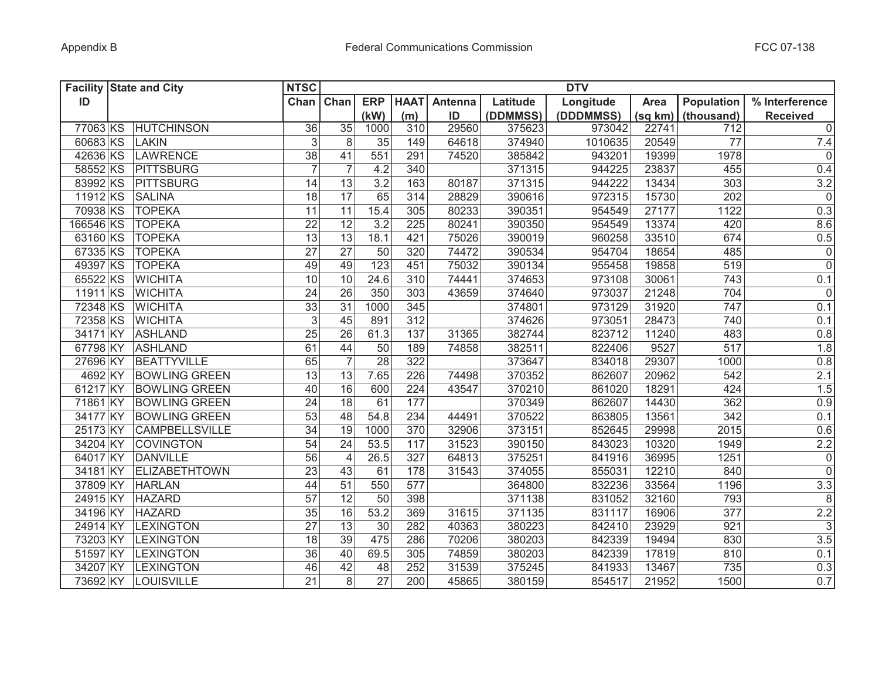| Facility ID | State and City | | NTSC | DTV | | | | | | | | | |
|---|---|---|---|---|---|---|---|---|---|---|---|---|---|
| | | | Chan | Chan | ERP (kW) | HAAT (m) | Antenna ID | Latitude (DDMMSS) | Longitude (DDDMMSS) | Area (sq km) | Population (thousand) | % Interference Received |
| 77063 | KS | HUTCHINSON | 36 | 35 | 1000 | 310 | 29560 | 375623 | 973042 | 22741 | 712 | 0 |
| 60683 | KS | LAKIN | 3 | 8 | 35 | 149 | 64618 | 374940 | 1010635 | 20549 | 77 | 7.4 |
| 42636 | KS | LAWRENCE | 38 | 41 | 551 | 291 | 74520 | 385842 | 943201 | 19399 | 1978 | 0 |
| 58552 | KS | PITTSBURG | 7 | 7 | 4.2 | 340 | | 371315 | 944225 | 23837 | 455 | 0.4 |
| 83992 | KS | PITTSBURG | 14 | 13 | 3.2 | 163 | 80187 | 371315 | 944222 | 13434 | 303 | 3.2 |
| 11912 | KS | SALINA | 18 | 17 | 65 | 314 | 28829 | 390616 | 972315 | 15730 | 202 | 0 |
| 70938 | KS | TOPEKA | 11 | 11 | 15.4 | 305 | 80233 | 390351 | 954549 | 27177 | 1122 | 0.3 |
| 166546 | KS | TOPEKA | 22 | 12 | 3.2 | 225 | 80241 | 390350 | 954549 | 13374 | 420 | 8.6 |
| 63160 | KS | TOPEKA | 13 | 13 | 18.1 | 421 | 75026 | 390019 | 960258 | 33510 | 674 | 0.5 |
| 67335 | KS | TOPEKA | 27 | 27 | 50 | 320 | 74472 | 390534 | 954704 | 18654 | 485 | 0 |
| 49397 | KS | TOPEKA | 49 | 49 | 123 | 451 | 75032 | 390134 | 955458 | 19858 | 519 | 0 |
| 65522 | KS | WICHITA | 10 | 10 | 24.6 | 310 | 74441 | 374653 | 973108 | 30061 | 743 | 0.1 |
| 11911 | KS | WICHITA | 24 | 26 | 350 | 303 | 43659 | 374640 | 973037 | 21248 | 704 | 0 |
| 72348 | KS | WICHITA | 33 | 31 | 1000 | 345 | | 374801 | 973129 | 31920 | 747 | 0.1 |
| 72358 | KS | WICHITA | 3 | 45 | 891 | 312 | | 374626 | 973051 | 28473 | 740 | 0.1 |
| 34171 | KY | ASHLAND | 25 | 26 | 61.3 | 137 | 31365 | 382744 | 823712 | 11240 | 483 | 0.8 |
| 67798 | KY | ASHLAND | 61 | 44 | 50 | 189 | 74858 | 382511 | 822406 | 9527 | 517 | 1.8 |
| 27696 | KY | BEATTYVILLE | 65 | 7 | 28 | 322 | | 373647 | 834018 | 29307 | 1000 | 0.8 |
| 4692 | KY | BOWLING GREEN | 13 | 13 | 7.65 | 226 | 74498 | 370352 | 862607 | 20962 | 542 | 2.1 |
| 61217 | KY | BOWLING GREEN | 40 | 16 | 600 | 224 | 43547 | 370210 | 861020 | 18291 | 424 | 1.5 |
| 71861 | KY | BOWLING GREEN | 24 | 18 | 61 | 177 | | 370349 | 862607 | 14430 | 362 | 0.9 |
| 34177 | KY | BOWLING GREEN | 53 | 48 | 54.8 | 234 | 44491 | 370522 | 863805 | 13561 | 342 | 0.1 |
| 25173 | KY | CAMPBELLSVILLE | 34 | 19 | 1000 | 370 | 32906 | 373151 | 852645 | 29998 | 2015 | 0.6 |
| 34204 | KY | COVINGTON | 54 | 24 | 53.5 | 117 | 31523 | 390150 | 843023 | 10320 | 1949 | 2.2 |
| 64017 | KY | DANVILLE | 56 | 4 | 26.5 | 327 | 64813 | 375251 | 841916 | 36995 | 1251 | 0 |
| 34181 | KY | ELIZABETHTOWN | 23 | 43 | 61 | 178 | 31543 | 374055 | 855031 | 12210 | 840 | 0 |
| 37809 | KY | HARLAN | 44 | 51 | 550 | 577 | | 364800 | 832236 | 33564 | 1196 | 3.3 |
| 24915 | KY | HAZARD | 57 | 12 | 50 | 398 | | 371138 | 831052 | 32160 | 793 | 8 |
| 34196 | KY | HAZARD | 35 | 16 | 53.2 | 369 | 31615 | 371135 | 831117 | 16906 | 377 | 2.2 |
| 24914 | KY | LEXINGTON | 27 | 13 | 30 | 282 | 40363 | 380223 | 842410 | 23929 | 921 | 3 |
| 73203 | KY | LEXINGTON | 18 | 39 | 475 | 286 | 70206 | 380203 | 842339 | 19494 | 830 | 3.5 |
| 51597 | KY | LEXINGTON | 36 | 40 | 69.5 | 305 | 74859 | 380203 | 842339 | 17819 | 810 | 0.1 |
| 34207 | KY | LEXINGTON | 46 | 42 | 48 | 252 | 31539 | 375245 | 841933 | 13467 | 735 | 0.3 |
| 73692 | KY | LOUISVILLE | 21 | 8 | 27 | 200 | 45865 | 380159 | 854517 | 21952 | 1500 | 0.7 |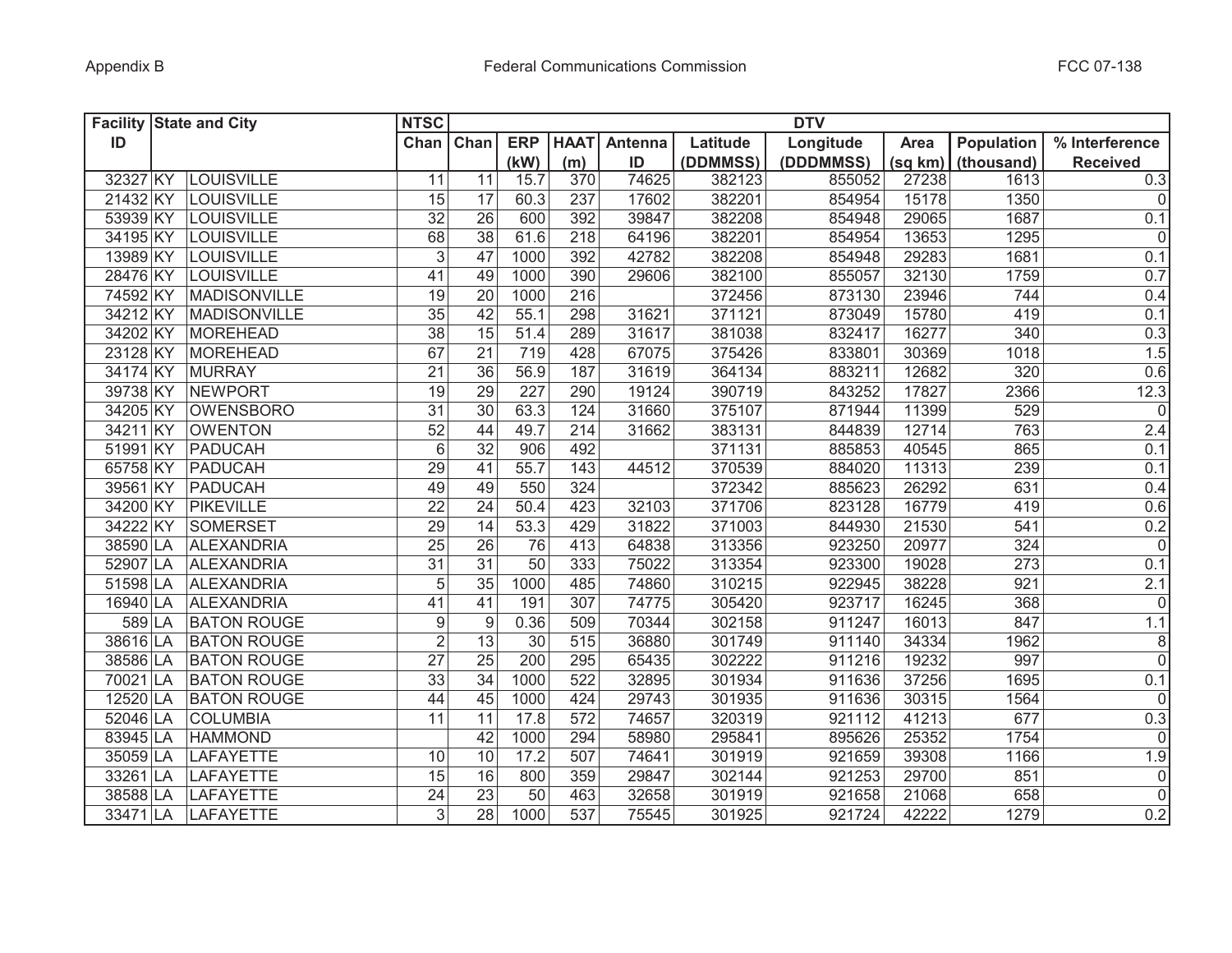| Facility ID | State and City | | NTSC Chan | DTV Chan | ERP (kW) | HAAT (m) | Antenna ID | Latitude (DDMMSS) | Longitude (DDDMMSS) | Area (sq km) | Population (thousand) | % Interference Received |
|---|---|---|---|---|---|---|---|---|---|---|---|---|
| 32327 | KY | LOUISVILLE | 11 | 11 | 15.7 | 370 | 74625 | 382123 | 855052 | 27238 | 1613 | 0.3 |
| 21432 | KY | LOUISVILLE | 15 | 17 | 60.3 | 237 | 17602 | 382201 | 854954 | 15178 | 1350 | 0 |
| 53939 | KY | LOUISVILLE | 32 | 26 | 600 | 392 | 39847 | 382208 | 854948 | 29065 | 1687 | 0.1 |
| 34195 | KY | LOUISVILLE | 68 | 38 | 61.6 | 218 | 64196 | 382201 | 854954 | 13653 | 1295 | 0 |
| 13989 | KY | LOUISVILLE | 3 | 47 | 1000 | 392 | 42782 | 382208 | 854948 | 29283 | 1681 | 0.1 |
| 28476 | KY | LOUISVILLE | 41 | 49 | 1000 | 390 | 29606 | 382100 | 855057 | 32130 | 1759 | 0.7 |
| 74592 | KY | MADISONVILLE | 19 | 20 | 1000 | 216 | | 372456 | 873130 | 23946 | 744 | 0.4 |
| 34212 | KY | MADISONVILLE | 35 | 42 | 55.1 | 298 | 31621 | 371121 | 873049 | 15780 | 419 | 0.1 |
| 34202 | KY | MOREHEAD | 38 | 15 | 51.4 | 289 | 31617 | 381038 | 832417 | 16277 | 340 | 0.3 |
| 23128 | KY | MOREHEAD | 67 | 21 | 719 | 428 | 67075 | 375426 | 833801 | 30369 | 1018 | 1.5 |
| 34174 | KY | MURRAY | 21 | 36 | 56.9 | 187 | 31619 | 364134 | 883211 | 12682 | 320 | 0.6 |
| 39738 | KY | NEWPORT | 19 | 29 | 227 | 290 | 19124 | 390719 | 843252 | 17827 | 2366 | 12.3 |
| 34205 | KY | OWENSBORO | 31 | 30 | 63.3 | 124 | 31660 | 375107 | 871944 | 11399 | 529 | 0 |
| 34211 | KY | OWENTON | 52 | 44 | 49.7 | 214 | 31662 | 383131 | 844839 | 12714 | 763 | 2.4 |
| 51991 | KY | PADUCAH | 6 | 32 | 906 | 492 | | 371131 | 885853 | 40545 | 865 | 0.1 |
| 65758 | KY | PADUCAH | 29 | 41 | 55.7 | 143 | 44512 | 370539 | 884020 | 11313 | 239 | 0.1 |
| 39561 | KY | PADUCAH | 49 | 49 | 550 | 324 | | 372342 | 885623 | 26292 | 631 | 0.4 |
| 34200 | KY | PIKEVILLE | 22 | 24 | 50.4 | 423 | 32103 | 371706 | 823128 | 16779 | 419 | 0.6 |
| 34222 | KY | SOMERSET | 29 | 14 | 53.3 | 429 | 31822 | 371003 | 844930 | 21530 | 541 | 0.2 |
| 38590 | LA | ALEXANDRIA | 25 | 26 | 76 | 413 | 64838 | 313356 | 923250 | 20977 | 324 | 0 |
| 52907 | LA | ALEXANDRIA | 31 | 31 | 50 | 333 | 75022 | 313354 | 923300 | 19028 | 273 | 0.1 |
| 51598 | LA | ALEXANDRIA | 5 | 35 | 1000 | 485 | 74860 | 310215 | 922945 | 38228 | 921 | 2.1 |
| 16940 | LA | ALEXANDRIA | 41 | 41 | 191 | 307 | 74775 | 305420 | 923717 | 16245 | 368 | 0 |
| 589 | LA | BATON ROUGE | 9 | 9 | 0.36 | 509 | 70344 | 302158 | 911247 | 16013 | 847 | 1.1 |
| 38616 | LA | BATON ROUGE | 2 | 13 | 30 | 515 | 36880 | 301749 | 911140 | 34334 | 1962 | 8 |
| 38586 | LA | BATON ROUGE | 27 | 25 | 200 | 295 | 65435 | 302222 | 911216 | 19232 | 997 | 0 |
| 70021 | LA | BATON ROUGE | 33 | 34 | 1000 | 522 | 32895 | 301934 | 911636 | 37256 | 1695 | 0.1 |
| 12520 | LA | BATON ROUGE | 44 | 45 | 1000 | 424 | 29743 | 301935 | 911636 | 30315 | 1564 | 0 |
| 52046 | LA | COLUMBIA | 11 | 11 | 17.8 | 572 | 74657 | 320319 | 921112 | 41213 | 677 | 0.3 |
| 83945 | LA | HAMMOND | | 42 | 1000 | 294 | 58980 | 295841 | 895626 | 25352 | 1754 | 0 |
| 35059 | LA | LAFAYETTE | 10 | 10 | 17.2 | 507 | 74641 | 301919 | 921659 | 39308 | 1166 | 1.9 |
| 33261 | LA | LAFAYETTE | 15 | 16 | 800 | 359 | 29847 | 302144 | 921253 | 29700 | 851 | 0 |
| 38588 | LA | LAFAYETTE | 24 | 23 | 50 | 463 | 32658 | 301919 | 921658 | 21068 | 658 | 0 |
| 33471 | LA | LAFAYETTE | 3 | 28 | 1000 | 537 | 75545 | 301925 | 921724 | 42222 | 1279 | 0.2 |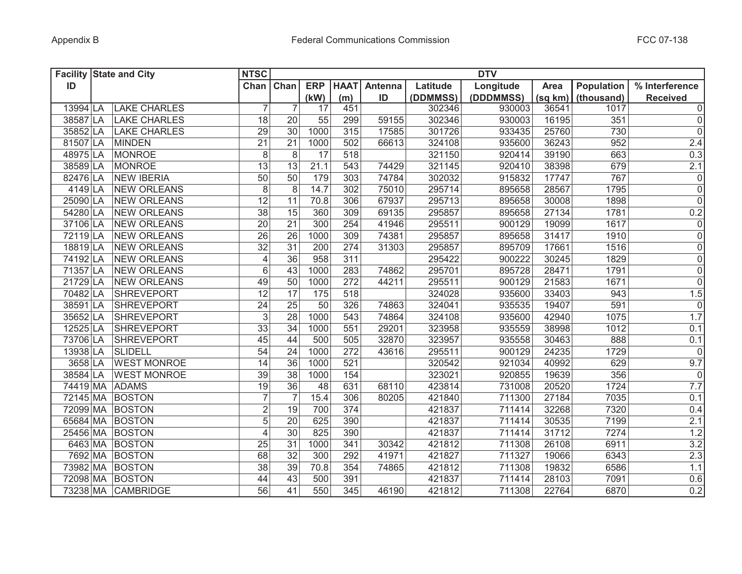| Facility ID | State and City | | NTSC | DTV | | | | | | | | | |
|---|---|---|---|---|---|---|---|---|---|---|---|---|---|
| | | | Chan | Chan | ERP (kW) | HAAT (m) | Antenna ID | Latitude (DDMMSS) | Longitude (DDDMMSS) | Area (sq km) | Population (thousand) | % Interference Received |
| 13994 | LA | LAKE CHARLES | 7 | 7 | 17 | 451 | | 302346 | 930003 | 36541 | 1017 | 0 |
| 38587 | LA | LAKE CHARLES | 18 | 20 | 55 | 299 | 59155 | 302346 | 930003 | 16195 | 351 | 0 |
| 35852 | LA | LAKE CHARLES | 29 | 30 | 1000 | 315 | 17585 | 301726 | 933435 | 25760 | 730 | 0 |
| 81507 | LA | MINDEN | 21 | 21 | 1000 | 502 | 66613 | 324108 | 935600 | 36243 | 952 | 2.4 |
| 48975 | LA | MONROE | 8 | 8 | 17 | 518 | | 321150 | 920414 | 39190 | 663 | 0.3 |
| 38589 | LA | MONROE | 13 | 13 | 21.1 | 543 | 74429 | 321145 | 920410 | 38398 | 679 | 2.1 |
| 82476 | LA | NEW IBERIA | 50 | 50 | 179 | 303 | 74784 | 302032 | 915832 | 17747 | 767 | 0 |
| 4149 | LA | NEW ORLEANS | 8 | 8 | 14.7 | 302 | 75010 | 295714 | 895658 | 28567 | 1795 | 0 |
| 25090 | LA | NEW ORLEANS | 12 | 11 | 70.8 | 306 | 67937 | 295713 | 895658 | 30008 | 1898 | 0 |
| 54280 | LA | NEW ORLEANS | 38 | 15 | 360 | 309 | 69135 | 295857 | 895658 | 27134 | 1781 | 0.2 |
| 37106 | LA | NEW ORLEANS | 20 | 21 | 300 | 254 | 41946 | 295511 | 900129 | 19099 | 1617 | 0 |
| 72119 | LA | NEW ORLEANS | 26 | 26 | 1000 | 309 | 74381 | 295857 | 895658 | 31417 | 1910 | 0 |
| 18819 | LA | NEW ORLEANS | 32 | 31 | 200 | 274 | 31303 | 295857 | 895709 | 17661 | 1516 | 0 |
| 74192 | LA | NEW ORLEANS | 4 | 36 | 958 | 311 | | 295422 | 900222 | 30245 | 1829 | 0 |
| 71357 | LA | NEW ORLEANS | 6 | 43 | 1000 | 283 | 74862 | 295701 | 895728 | 28471 | 1791 | 0 |
| 21729 | LA | NEW ORLEANS | 49 | 50 | 1000 | 272 | 44211 | 295511 | 900129 | 21583 | 1671 | 0 |
| 70482 | LA | SHREVEPORT | 12 | 17 | 175 | 518 | | 324028 | 935600 | 33403 | 943 | 1.5 |
| 38591 | LA | SHREVEPORT | 24 | 25 | 50 | 326 | 74863 | 324041 | 935535 | 19407 | 591 | 0 |
| 35652 | LA | SHREVEPORT | 3 | 28 | 1000 | 543 | 74864 | 324108 | 935600 | 42940 | 1075 | 1.7 |
| 12525 | LA | SHREVEPORT | 33 | 34 | 1000 | 551 | 29201 | 323958 | 935559 | 38998 | 1012 | 0.1 |
| 73706 | LA | SHREVEPORT | 45 | 44 | 500 | 505 | 32870 | 323957 | 935558 | 30463 | 888 | 0.1 |
| 13938 | LA | SLIDELL | 54 | 24 | 1000 | 272 | 43616 | 295511 | 900129 | 24235 | 1729 | 0 |
| 3658 | LA | WEST MONROE | 14 | 36 | 1000 | 521 | | 320542 | 921034 | 40992 | 629 | 9.7 |
| 38584 | LA | WEST MONROE | 39 | 38 | 1000 | 154 | | 323021 | 920855 | 19639 | 356 | 0 |
| 74419 | MA | ADAMS | 19 | 36 | 48 | 631 | 68110 | 423814 | 731008 | 20520 | 1724 | 7.7 |
| 72145 | MA | BOSTON | 7 | 7 | 15.4 | 306 | 80205 | 421840 | 711300 | 27184 | 7035 | 0.1 |
| 72099 | MA | BOSTON | 2 | 19 | 700 | 374 | | 421837 | 711414 | 32268 | 7320 | 0.4 |
| 65684 | MA | BOSTON | 5 | 20 | 625 | 390 | | 421837 | 711414 | 30535 | 7199 | 2.1 |
| 25456 | MA | BOSTON | 4 | 30 | 825 | 390 | | 421837 | 711414 | 31712 | 7274 | 1.2 |
| 6463 | MA | BOSTON | 25 | 31 | 1000 | 341 | 30342 | 421812 | 711308 | 26108 | 6911 | 3.2 |
| 7692 | MA | BOSTON | 68 | 32 | 300 | 292 | 41971 | 421827 | 711327 | 19066 | 6343 | 2.3 |
| 73982 | MA | BOSTON | 38 | 39 | 70.8 | 354 | 74865 | 421812 | 711308 | 19832 | 6586 | 1.1 |
| 72098 | MA | BOSTON | 44 | 43 | 500 | 391 | | 421837 | 711414 | 28103 | 7091 | 0.6 |
| 73238 | MA | CAMBRIDGE | 56 | 41 | 550 | 345 | 46190 | 421812 | 711308 | 22764 | 6870 | 0.2 |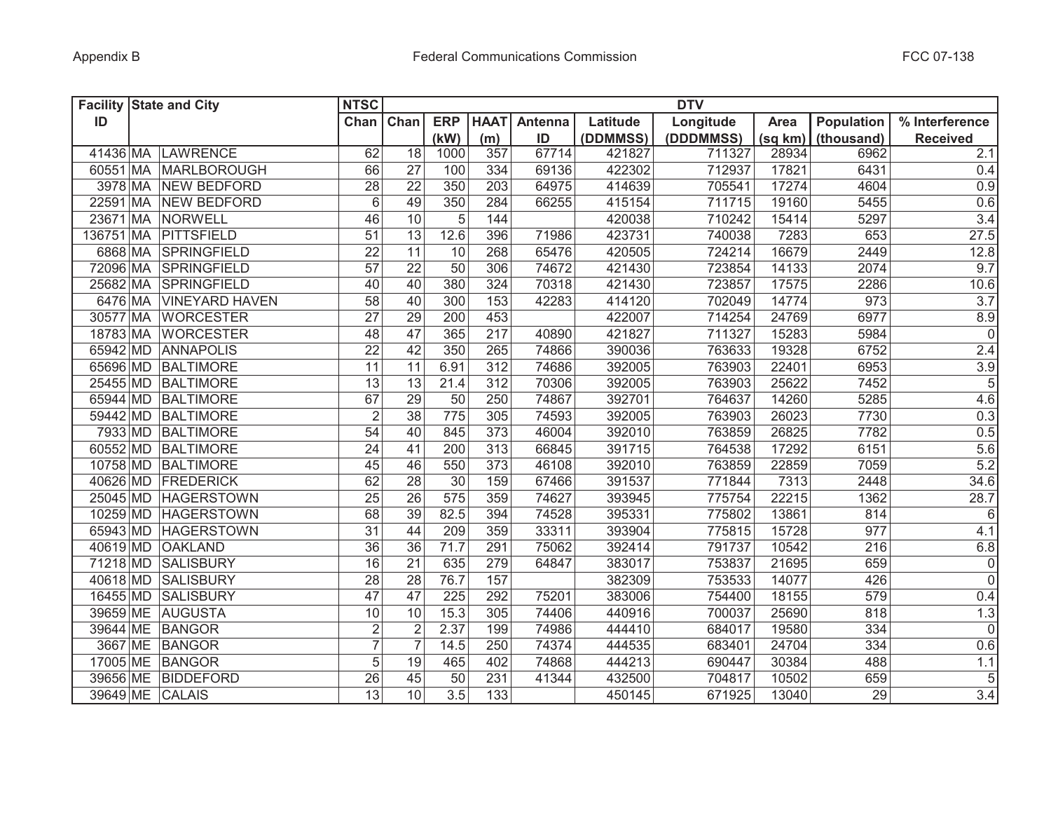| Facility ID | State and City | | NTSC Chan | DTV | | | | | | | | |
|---|---|---|---|---|---|---|---|---|---|---|---|---|
| | | | | Chan | ERP (kW) | HAAT (m) | Antenna ID | Latitude (DDMMSS) | Longitude (DDDMMSS) | Area (sq km) | Population (thousand) | % Interference Received |
| 41436 | MA | LAWRENCE | 62 | 18 | 1000 | 357 | 67714 | 421827 | 711327 | 28934 | 6962 | 2.1 |
| 60551 | MA | MARLBOROUGH | 66 | 27 | 100 | 334 | 69136 | 422302 | 712937 | 17821 | 6431 | 0.4 |
| 3978 | MA | NEW BEDFORD | 28 | 22 | 350 | 203 | 64975 | 414639 | 705541 | 17274 | 4604 | 0.9 |
| 22591 | MA | NEW BEDFORD | 6 | 49 | 350 | 284 | 66255 | 415154 | 711715 | 19160 | 5455 | 0.6 |
| 23671 | MA | NORWELL | 46 | 10 | 5 | 144 | | 420038 | 710242 | 15414 | 5297 | 3.4 |
| 136751 | MA | PITTSFIELD | 51 | 13 | 12.6 | 396 | 71986 | 423731 | 740038 | 7283 | 653 | 27.5 |
| 6868 | MA | SPRINGFIELD | 22 | 11 | 10 | 268 | 65476 | 420505 | 724214 | 16679 | 2449 | 12.8 |
| 72096 | MA | SPRINGFIELD | 57 | 22 | 50 | 306 | 74672 | 421430 | 723854 | 14133 | 2074 | 9.7 |
| 25682 | MA | SPRINGFIELD | 40 | 40 | 380 | 324 | 70318 | 421430 | 723857 | 17575 | 2286 | 10.6 |
| 6476 | MA | VINEYARD HAVEN | 58 | 40 | 300 | 153 | 42283 | 414120 | 702049 | 14774 | 973 | 3.7 |
| 30577 | MA | WORCESTER | 27 | 29 | 200 | 453 | | 422007 | 714254 | 24769 | 6977 | 8.9 |
| 18783 | MA | WORCESTER | 48 | 47 | 365 | 217 | 40890 | 421827 | 711327 | 15283 | 5984 | 0 |
| 65942 | MD | ANNAPOLIS | 22 | 42 | 350 | 265 | 74866 | 390036 | 763633 | 19328 | 6752 | 2.4 |
| 65696 | MD | BALTIMORE | 11 | 11 | 6.91 | 312 | 74686 | 392005 | 763903 | 22401 | 6953 | 3.9 |
| 25455 | MD | BALTIMORE | 13 | 13 | 21.4 | 312 | 70306 | 392005 | 763903 | 25622 | 7452 | 5 |
| 65944 | MD | BALTIMORE | 67 | 29 | 50 | 250 | 74867 | 392701 | 764637 | 14260 | 5285 | 4.6 |
| 59442 | MD | BALTIMORE | 2 | 38 | 775 | 305 | 74593 | 392005 | 763903 | 26023 | 7730 | 0.3 |
| 7933 | MD | BALTIMORE | 54 | 40 | 845 | 373 | 46004 | 392010 | 763859 | 26825 | 7782 | 0.5 |
| 60552 | MD | BALTIMORE | 24 | 41 | 200 | 313 | 66845 | 391715 | 764538 | 17292 | 6151 | 5.6 |
| 10758 | MD | BALTIMORE | 45 | 46 | 550 | 373 | 46108 | 392010 | 763859 | 22859 | 7059 | 5.2 |
| 40626 | MD | FREDERICK | 62 | 28 | 30 | 159 | 67466 | 391537 | 771844 | 7313 | 2448 | 34.6 |
| 25045 | MD | HAGERSTOWN | 25 | 26 | 575 | 359 | 74627 | 393945 | 775754 | 22215 | 1362 | 28.7 |
| 10259 | MD | HAGERSTOWN | 68 | 39 | 82.5 | 394 | 74528 | 395331 | 775802 | 13861 | 814 | 6 |
| 65943 | MD | HAGERSTOWN | 31 | 44 | 209 | 359 | 33311 | 393904 | 775815 | 15728 | 977 | 4.1 |
| 40619 | MD | OAKLAND | 36 | 36 | 71.7 | 291 | 75062 | 392414 | 791737 | 10542 | 216 | 6.8 |
| 71218 | MD | SALISBURY | 16 | 21 | 635 | 279 | 64847 | 383017 | 753837 | 21695 | 659 | 0 |
| 40618 | MD | SALISBURY | 28 | 28 | 76.7 | 157 | | 382309 | 753533 | 14077 | 426 | 0 |
| 16455 | MD | SALISBURY | 47 | 47 | 225 | 292 | 75201 | 383006 | 754400 | 18155 | 579 | 0.4 |
| 39659 | ME | AUGUSTA | 10 | 10 | 15.3 | 305 | 74406 | 440916 | 700037 | 25690 | 818 | 1.3 |
| 39644 | ME | BANGOR | 2 | 2 | 2.37 | 199 | 74986 | 444410 | 684017 | 19580 | 334 | 0 |
| 3667 | ME | BANGOR | 7 | 7 | 14.5 | 250 | 74374 | 444535 | 683401 | 24704 | 334 | 0.6 |
| 17005 | ME | BANGOR | 5 | 19 | 465 | 402 | 74868 | 444213 | 690447 | 30384 | 488 | 1.1 |
| 39656 | ME | BIDDEFORD | 26 | 45 | 50 | 231 | 41344 | 432500 | 704817 | 10502 | 659 | 5 |
| 39649 | ME | CALAIS | 13 | 10 | 3.5 | 133 | | 450145 | 671925 | 13040 | 29 | 3.4 |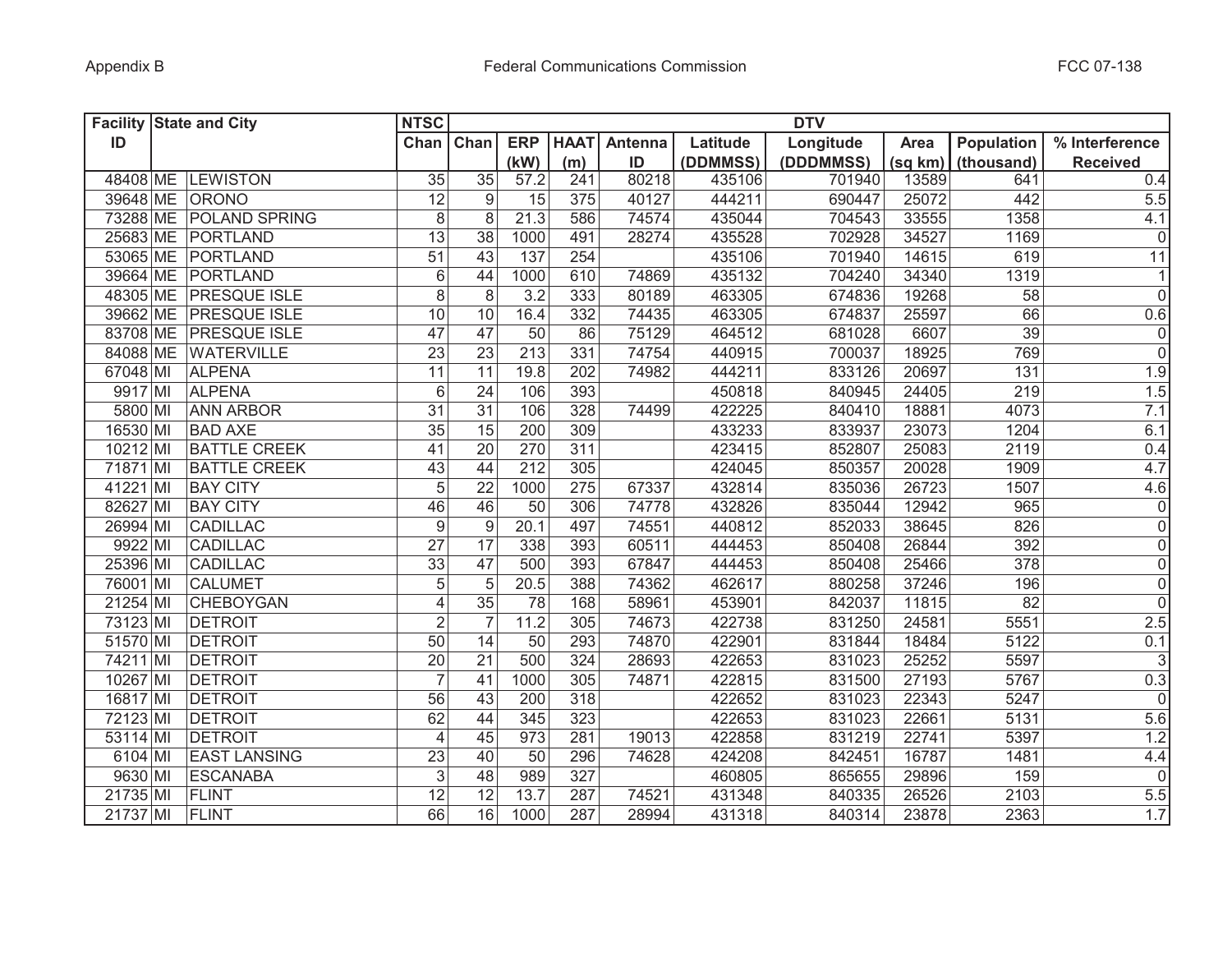| Facility ID | State and City | | NTSC Chan | DTV | | | | | | | | |
|---|---|---|---|---|---|---|---|---|---|---|---|---|
| | | | | Chan | ERP (kW) | HAAT (m) | Antenna ID | Latitude (DDMMSS) | Longitude (DDDMMSS) | Area (sq km) | Population (thousand) | % Interference Received |
| 48408 | ME | LEWISTON | 35 | 35 | 57.2 | 241 | 80218 | 435106 | 701940 | 13589 | 641 | 0.4 |
| 39648 | ME | ORONO | 12 | 9 | 15 | 375 | 40127 | 444211 | 690447 | 25072 | 442 | 5.5 |
| 73288 | ME | POLAND SPRING | 8 | 8 | 21.3 | 586 | 74574 | 435044 | 704543 | 33555 | 1358 | 4.1 |
| 25683 | ME | PORTLAND | 13 | 38 | 1000 | 491 | 28274 | 435528 | 702928 | 34527 | 1169 | 0 |
| 53065 | ME | PORTLAND | 51 | 43 | 137 | 254 | | 435106 | 701940 | 14615 | 619 | 11 |
| 39664 | ME | PORTLAND | 6 | 44 | 1000 | 610 | 74869 | 435132 | 704240 | 34340 | 1319 | 1 |
| 48305 | ME | PRESQUE ISLE | 8 | 8 | 3.2 | 333 | 80189 | 463305 | 674836 | 19268 | 58 | 0 |
| 39662 | ME | PRESQUE ISLE | 10 | 10 | 16.4 | 332 | 74435 | 463305 | 674837 | 25597 | 66 | 0.6 |
| 83708 | ME | PRESQUE ISLE | 47 | 47 | 50 | 86 | 75129 | 464512 | 681028 | 6607 | 39 | 0 |
| 84088 | ME | WATERVILLE | 23 | 23 | 213 | 331 | 74754 | 440915 | 700037 | 18925 | 769 | 0 |
| 67048 | MI | ALPENA | 11 | 11 | 19.8 | 202 | 74982 | 444211 | 833126 | 20697 | 131 | 1.9 |
| 9917 | MI | ALPENA | 6 | 24 | 106 | 393 | | 450818 | 840945 | 24405 | 219 | 1.5 |
| 5800 | MI | ANN ARBOR | 31 | 31 | 106 | 328 | 74499 | 422225 | 840410 | 18881 | 4073 | 7.1 |
| 16530 | MI | BAD AXE | 35 | 15 | 200 | 309 | | 433233 | 833937 | 23073 | 1204 | 6.1 |
| 10212 | MI | BATTLE CREEK | 41 | 20 | 270 | 311 | | 423415 | 852807 | 25083 | 2119 | 0.4 |
| 71871 | MI | BATTLE CREEK | 43 | 44 | 212 | 305 | | 424045 | 850357 | 20028 | 1909 | 4.7 |
| 41221 | MI | BAY CITY | 5 | 22 | 1000 | 275 | 67337 | 432814 | 835036 | 26723 | 1507 | 4.6 |
| 82627 | MI | BAY CITY | 46 | 46 | 50 | 306 | 74778 | 432826 | 835044 | 12942 | 965 | 0 |
| 26994 | MI | CADILLAC | 9 | 9 | 20.1 | 497 | 74551 | 440812 | 852033 | 38645 | 826 | 0 |
| 9922 | MI | CADILLAC | 27 | 17 | 338 | 393 | 60511 | 444453 | 850408 | 26844 | 392 | 0 |
| 25396 | MI | CADILLAC | 33 | 47 | 500 | 393 | 67847 | 444453 | 850408 | 25466 | 378 | 0 |
| 76001 | MI | CALUMET | 5 | 5 | 20.5 | 388 | 74362 | 462617 | 880258 | 37246 | 196 | 0 |
| 21254 | MI | CHEBOYGAN | 4 | 35 | 78 | 168 | 58961 | 453901 | 842037 | 11815 | 82 | 0 |
| 73123 | MI | DETROIT | 2 | 7 | 11.2 | 305 | 74673 | 422738 | 831250 | 24581 | 5551 | 2.5 |
| 51570 | MI | DETROIT | 50 | 14 | 50 | 293 | 74870 | 422901 | 831844 | 18484 | 5122 | 0.1 |
| 74211 | MI | DETROIT | 20 | 21 | 500 | 324 | 28693 | 422653 | 831023 | 25252 | 5597 | 3 |
| 10267 | MI | DETROIT | 7 | 41 | 1000 | 305 | 74871 | 422815 | 831500 | 27193 | 5767 | 0.3 |
| 16817 | MI | DETROIT | 56 | 43 | 200 | 318 | | 422652 | 831023 | 22343 | 5247 | 0 |
| 72123 | MI | DETROIT | 62 | 44 | 345 | 323 | | 422653 | 831023 | 22661 | 5131 | 5.6 |
| 53114 | MI | DETROIT | 4 | 45 | 973 | 281 | 19013 | 422858 | 831219 | 22741 | 5397 | 1.2 |
| 6104 | MI | EAST LANSING | 23 | 40 | 50 | 296 | 74628 | 424208 | 842451 | 16787 | 1481 | 4.4 |
| 9630 | MI | ESCANABA | 3 | 48 | 989 | 327 | | 460805 | 865655 | 29896 | 159 | 0 |
| 21735 | MI | FLINT | 12 | 12 | 13.7 | 287 | 74521 | 431348 | 840335 | 26526 | 2103 | 5.5 |
| 21737 | MI | FLINT | 66 | 16 | 1000 | 287 | 28994 | 431318 | 840314 | 23878 | 2363 | 1.7 |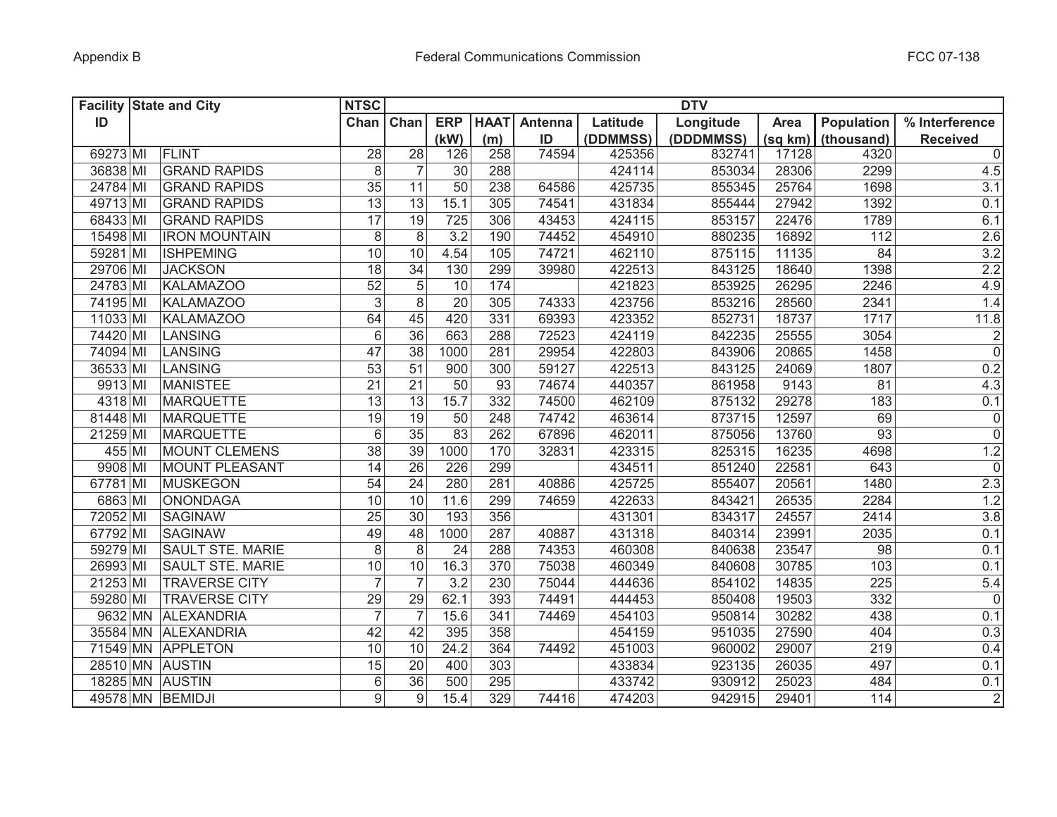| Facility ID | State and City | | NTSC | DTV | | | | | | | | | |
|---|---|---|---|---|---|---|---|---|---|---|---|---|---|
| | | | Chan | Chan | ERP (kW) | HAAT (m) | Antenna ID | Latitude (DDMMSS) | Longitude (DDDMMSS) | Area (sq km) | Population (thousand) | % Interference Received |
| 69273 | MI | FLINT | 28 | 28 | 126 | 258 | 74594 | 425356 | 832741 | 17128 | 4320 | 0 |
| 36838 | MI | GRAND RAPIDS | 8 | 7 | 30 | 288 | | 424114 | 853034 | 28306 | 2299 | 4.5 |
| 24784 | MI | GRAND RAPIDS | 35 | 11 | 50 | 238 | 64586 | 425735 | 855345 | 25764 | 1698 | 3.1 |
| 49713 | MI | GRAND RAPIDS | 13 | 13 | 15.1 | 305 | 74541 | 431834 | 855444 | 27942 | 1392 | 0.1 |
| 68433 | MI | GRAND RAPIDS | 17 | 19 | 725 | 306 | 43453 | 424115 | 853157 | 22476 | 1789 | 6.1 |
| 15498 | MI | IRON MOUNTAIN | 8 | 8 | 3.2 | 190 | 74452 | 454910 | 880235 | 16892 | 112 | 2.6 |
| 59281 | MI | ISHPEMING | 10 | 10 | 4.54 | 105 | 74721 | 462110 | 875115 | 11135 | 84 | 3.2 |
| 29706 | MI | JACKSON | 18 | 34 | 130 | 299 | 39980 | 422513 | 843125 | 18640 | 1398 | 2.2 |
| 24783 | MI | KALAMAZOO | 52 | 5 | 10 | 174 | | 421823 | 853925 | 26295 | 2246 | 4.9 |
| 74195 | MI | KALAMAZOO | 3 | 8 | 20 | 305 | 74333 | 423756 | 853216 | 28560 | 2341 | 1.4 |
| 11033 | MI | KALAMAZOO | 64 | 45 | 420 | 331 | 69393 | 423352 | 852731 | 18737 | 1717 | 11.8 |
| 74420 | MI | LANSING | 6 | 36 | 663 | 288 | 72523 | 424119 | 842235 | 25555 | 3054 | 2 |
| 74094 | MI | LANSING | 47 | 38 | 1000 | 281 | 29954 | 422803 | 843906 | 20865 | 1458 | 0 |
| 36533 | MI | LANSING | 53 | 51 | 900 | 300 | 59127 | 422513 | 843125 | 24069 | 1807 | 0.2 |
| 9913 | MI | MANISTEE | 21 | 21 | 50 | 93 | 74674 | 440357 | 861958 | 9143 | 81 | 4.3 |
| 4318 | MI | MARQUETTE | 13 | 13 | 15.7 | 332 | 74500 | 462109 | 875132 | 29278 | 183 | 0.1 |
| 81448 | MI | MARQUETTE | 19 | 19 | 50 | 248 | 74742 | 463614 | 873715 | 12597 | 69 | 0 |
| 21259 | MI | MARQUETTE | 6 | 35 | 83 | 262 | 67896 | 462011 | 875056 | 13760 | 93 | 0 |
| 455 | MI | MOUNT CLEMENS | 38 | 39 | 1000 | 170 | 32831 | 423315 | 825315 | 16235 | 4698 | 1.2 |
| 9908 | MI | MOUNT PLEASANT | 14 | 26 | 226 | 299 | | 434511 | 851240 | 22581 | 643 | 0 |
| 67781 | MI | MUSKEGON | 54 | 24 | 280 | 281 | 40886 | 425725 | 855407 | 20561 | 1480 | 2.3 |
| 6863 | MI | ONONDAGA | 10 | 10 | 11.6 | 299 | 74659 | 422633 | 843421 | 26535 | 2284 | 1.2 |
| 72052 | MI | SAGINAW | 25 | 30 | 193 | 356 | | 431301 | 834317 | 24557 | 2414 | 3.8 |
| 67792 | MI | SAGINAW | 49 | 48 | 1000 | 287 | 40887 | 431318 | 840314 | 23991 | 2035 | 0.1 |
| 59279 | MI | SAULT STE. MARIE | 8 | 8 | 24 | 288 | 74353 | 460308 | 840638 | 23547 | 98 | 0.1 |
| 26993 | MI | SAULT STE. MARIE | 10 | 10 | 16.3 | 370 | 75038 | 460349 | 840608 | 30785 | 103 | 0.1 |
| 21253 | MI | TRAVERSE CITY | 7 | 7 | 3.2 | 230 | 75044 | 444636 | 854102 | 14835 | 225 | 5.4 |
| 59280 | MI | TRAVERSE CITY | 29 | 29 | 62.1 | 393 | 74491 | 444453 | 850408 | 19503 | 332 | 0 |
| 9632 | MN | ALEXANDRIA | 7 | 7 | 15.6 | 341 | 74469 | 454103 | 950814 | 30282 | 438 | 0.1 |
| 35584 | MN | ALEXANDRIA | 42 | 42 | 395 | 358 | | 454159 | 951035 | 27590 | 404 | 0.3 |
| 71549 | MN | APPLETON | 10 | 10 | 24.2 | 364 | 74492 | 451003 | 960002 | 29007 | 219 | 0.4 |
| 28510 | MN | AUSTIN | 15 | 20 | 400 | 303 | | 433834 | 923135 | 26035 | 497 | 0.1 |
| 18285 | MN | AUSTIN | 6 | 36 | 500 | 295 | | 433742 | 930912 | 25023 | 484 | 0.1 |
| 49578 | MN | BEMIDJI | 9 | 9 | 15.4 | 329 | 74416 | 474203 | 942915 | 29401 | 114 | 2 |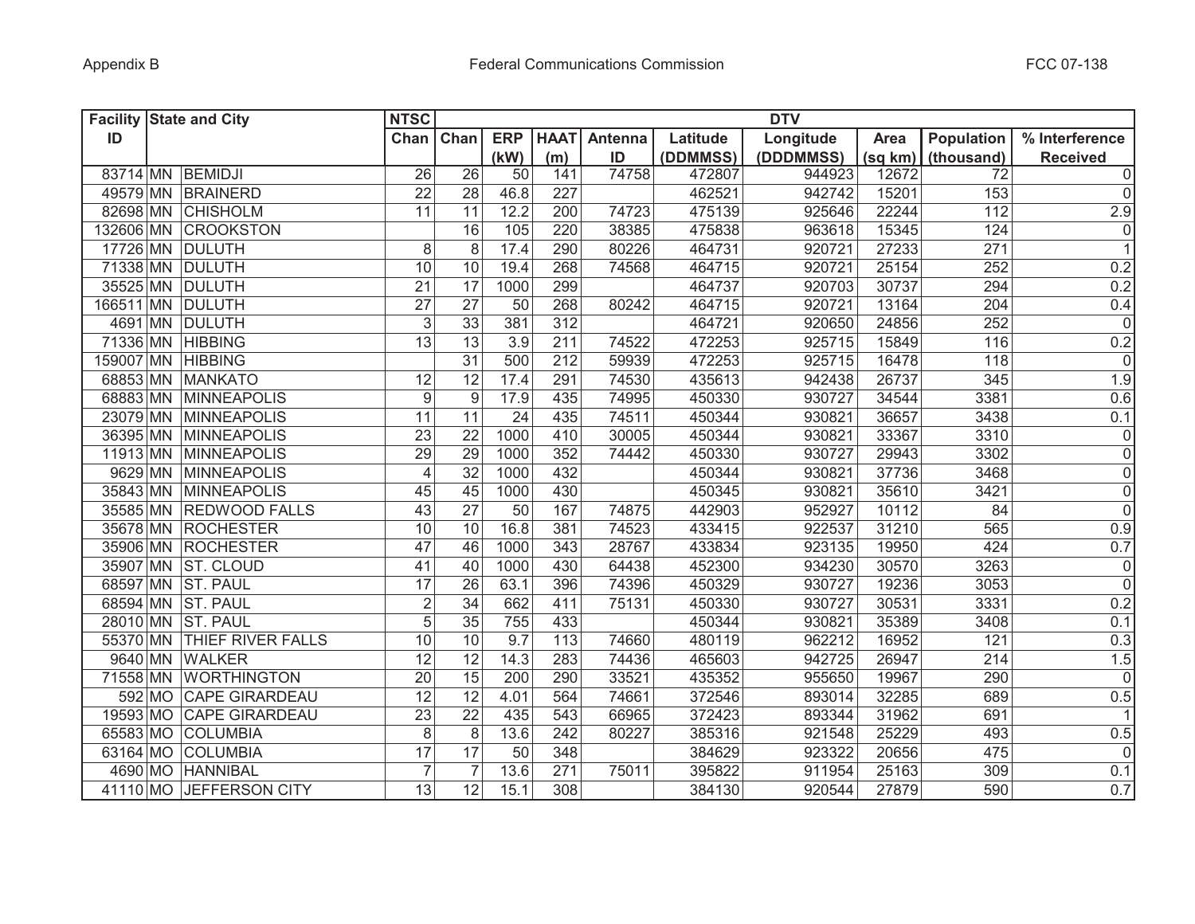| Facility ID | State and City | | NTSC Chan | DTV Chan | ERP (kW) | HAAT (m) | Antenna ID | Latitude (DDMMSS) | Longitude (DDDMMSS) | Area (sq km) | Population (thousand) | % Interference Received |
|---|---|---|---|---|---|---|---|---|---|---|---|---|
| 83714 | MN | BEMIDJI | 26 | 26 | 50 | 141 | 74758 | 472807 | 944923 | 12672 | 72 | 0 |
| 49579 | MN | BRAINERD | 22 | 28 | 46.8 | 227 | | 462521 | 942742 | 15201 | 153 | 0 |
| 82698 | MN | CHISHOLM | 11 | 11 | 12.2 | 200 | 74723 | 475139 | 925646 | 22244 | 112 | 2.9 |
| 132606 | MN | CROOKSTON | | 16 | 105 | 220 | 38385 | 475838 | 963618 | 15345 | 124 | 0 |
| 17726 | MN | DULUTH | 8 | 8 | 17.4 | 290 | 80226 | 464731 | 920721 | 27233 | 271 | 1 |
| 71338 | MN | DULUTH | 10 | 10 | 19.4 | 268 | 74568 | 464715 | 920721 | 25154 | 252 | 0.2 |
| 35525 | MN | DULUTH | 21 | 17 | 1000 | 299 | | 464737 | 920703 | 30737 | 294 | 0.2 |
| 166511 | MN | DULUTH | 27 | 27 | 50 | 268 | 80242 | 464715 | 920721 | 13164 | 204 | 0.4 |
| 4691 | MN | DULUTH | 3 | 33 | 381 | 312 | | 464721 | 920650 | 24856 | 252 | 0 |
| 71336 | MN | HIBBING | 13 | 13 | 3.9 | 211 | 74522 | 472253 | 925715 | 15849 | 116 | 0.2 |
| 159007 | MN | HIBBING | | 31 | 500 | 212 | 59939 | 472253 | 925715 | 16478 | 118 | 0 |
| 68853 | MN | MANKATO | 12 | 12 | 17.4 | 291 | 74530 | 435613 | 942438 | 26737 | 345 | 1.9 |
| 68883 | MN | MINNEAPOLIS | 9 | 9 | 17.9 | 435 | 74995 | 450330 | 930727 | 34544 | 3381 | 0.6 |
| 23079 | MN | MINNEAPOLIS | 11 | 11 | 24 | 435 | 74511 | 450344 | 930821 | 36657 | 3438 | 0.1 |
| 36395 | MN | MINNEAPOLIS | 23 | 22 | 1000 | 410 | 30005 | 450344 | 930821 | 33367 | 3310 | 0 |
| 11913 | MN | MINNEAPOLIS | 29 | 29 | 1000 | 352 | 74442 | 450330 | 930727 | 29943 | 3302 | 0 |
| 9629 | MN | MINNEAPOLIS | 4 | 32 | 1000 | 432 | | 450344 | 930821 | 37736 | 3468 | 0 |
| 35843 | MN | MINNEAPOLIS | 45 | 45 | 1000 | 430 | | 450345 | 930821 | 35610 | 3421 | 0 |
| 35585 | MN | REDWOOD FALLS | 43 | 27 | 50 | 167 | 74875 | 442903 | 952927 | 10112 | 84 | 0 |
| 35678 | MN | ROCHESTER | 10 | 10 | 16.8 | 381 | 74523 | 433415 | 922537 | 31210 | 565 | 0.9 |
| 35906 | MN | ROCHESTER | 47 | 46 | 1000 | 343 | 28767 | 433834 | 923135 | 19950 | 424 | 0.7 |
| 35907 | MN | ST. CLOUD | 41 | 40 | 1000 | 430 | 64438 | 452300 | 934230 | 30570 | 3263 | 0 |
| 68597 | MN | ST. PAUL | 17 | 26 | 63.1 | 396 | 74396 | 450329 | 930727 | 19236 | 3053 | 0 |
| 68594 | MN | ST. PAUL | 2 | 34 | 662 | 411 | 75131 | 450330 | 930727 | 30531 | 3331 | 0.2 |
| 28010 | MN | ST. PAUL | 5 | 35 | 755 | 433 | | 450344 | 930821 | 35389 | 3408 | 0.1 |
| 55370 | MN | THIEF RIVER FALLS | 10 | 10 | 9.7 | 113 | 74660 | 480119 | 962212 | 16952 | 121 | 0.3 |
| 9640 | MN | WALKER | 12 | 12 | 14.3 | 283 | 74436 | 465603 | 942725 | 26947 | 214 | 1.5 |
| 71558 | MN | WORTHINGTON | 20 | 15 | 200 | 290 | 33521 | 435352 | 955650 | 19967 | 290 | 0 |
| 592 | MO | CAPE GIRARDEAU | 12 | 12 | 4.01 | 564 | 74661 | 372546 | 893014 | 32285 | 689 | 0.5 |
| 19593 | MO | CAPE GIRARDEAU | 23 | 22 | 435 | 543 | 66965 | 372423 | 893344 | 31962 | 691 | 1 |
| 65583 | MO | COLUMBIA | 8 | 8 | 13.6 | 242 | 80227 | 385316 | 921548 | 25229 | 493 | 0.5 |
| 63164 | MO | COLUMBIA | 17 | 17 | 50 | 348 | | 384629 | 923322 | 20656 | 475 | 0 |
| 4690 | MO | HANNIBAL | 7 | 7 | 13.6 | 271 | 75011 | 395822 | 911954 | 25163 | 309 | 0.1 |
| 41110 | MO | JEFFERSON CITY | 13 | 12 | 15.1 | 308 | | 384130 | 920544 | 27879 | 590 | 0.7 |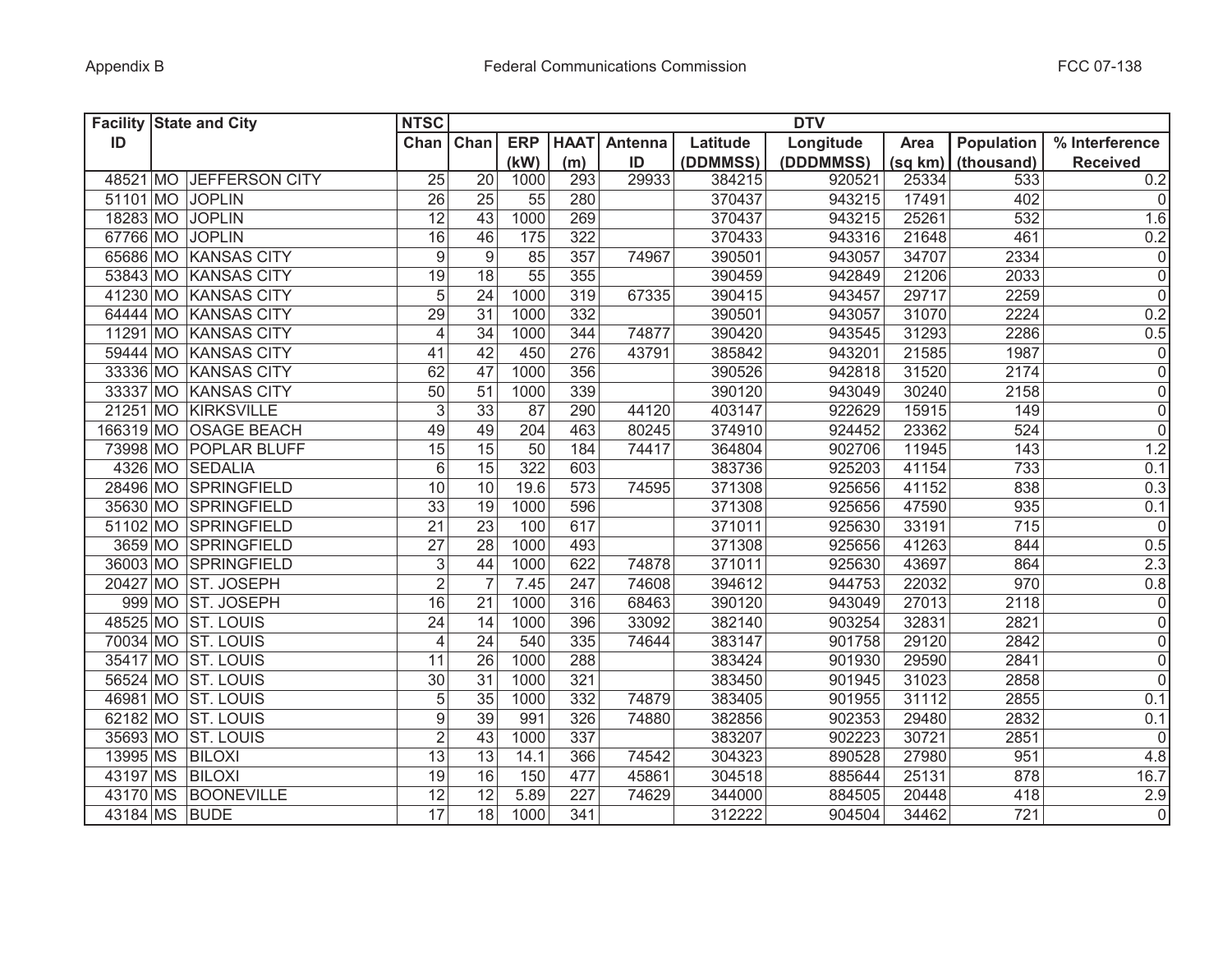| Facility ID | State and City | | NTSC Chan | DTV | | | | | | | | | |
|---|---|---|---|---|---|---|---|---|---|---|---|---|---|
| | | | | Chan | ERP (kW) | HAAT (m) | Antenna ID | Latitude (DDMMSS) | Longitude (DDDMMSS) | Area (sq km) | Population (thousand) | % Interference Received |
| 48521 | MO | JEFFERSON CITY | 25 | 20 | 1000 | 293 | 29933 | 384215 | 920521 | 25334 | 533 | 0.2 |
| 51101 | MO | JOPLIN | 26 | 25 | 55 | 280 | | 370437 | 943215 | 17491 | 402 | 0 |
| 18283 | MO | JOPLIN | 12 | 43 | 1000 | 269 | | 370437 | 943215 | 25261 | 532 | 1.6 |
| 67766 | MO | JOPLIN | 16 | 46 | 175 | 322 | | 370433 | 943316 | 21648 | 461 | 0.2 |
| 65686 | MO | KANSAS CITY | 9 | 9 | 85 | 357 | 74967 | 390501 | 943057 | 34707 | 2334 | 0 |
| 53843 | MO | KANSAS CITY | 19 | 18 | 55 | 355 | | 390459 | 942849 | 21206 | 2033 | 0 |
| 41230 | MO | KANSAS CITY | 5 | 24 | 1000 | 319 | 67335 | 390415 | 943457 | 29717 | 2259 | 0 |
| 64444 | MO | KANSAS CITY | 29 | 31 | 1000 | 332 | | 390501 | 943057 | 31070 | 2224 | 0.2 |
| 11291 | MO | KANSAS CITY | 4 | 34 | 1000 | 344 | 74877 | 390420 | 943545 | 31293 | 2286 | 0.5 |
| 59444 | MO | KANSAS CITY | 41 | 42 | 450 | 276 | 43791 | 385842 | 943201 | 21585 | 1987 | 0 |
| 33336 | MO | KANSAS CITY | 62 | 47 | 1000 | 356 | | 390526 | 942818 | 31520 | 2174 | 0 |
| 33337 | MO | KANSAS CITY | 50 | 51 | 1000 | 339 | | 390120 | 943049 | 30240 | 2158 | 0 |
| 21251 | MO | KIRKSVILLE | 3 | 33 | 87 | 290 | 44120 | 403147 | 922629 | 15915 | 149 | 0 |
| 166319 | MO | OSAGE BEACH | 49 | 49 | 204 | 463 | 80245 | 374910 | 924452 | 23362 | 524 | 0 |
| 73998 | MO | POPLAR BLUFF | 15 | 15 | 50 | 184 | 74417 | 364804 | 902706 | 11945 | 143 | 1.2 |
| 4326 | MO | SEDALIA | 6 | 15 | 322 | 603 | | 383736 | 925203 | 41154 | 733 | 0.1 |
| 28496 | MO | SPRINGFIELD | 10 | 10 | 19.6 | 573 | 74595 | 371308 | 925656 | 41152 | 838 | 0.3 |
| 35630 | MO | SPRINGFIELD | 33 | 19 | 1000 | 596 | | 371308 | 925656 | 47590 | 935 | 0.1 |
| 51102 | MO | SPRINGFIELD | 21 | 23 | 100 | 617 | | 371011 | 925630 | 33191 | 715 | 0 |
| 3659 | MO | SPRINGFIELD | 27 | 28 | 1000 | 493 | | 371308 | 925656 | 41263 | 844 | 0.5 |
| 36003 | MO | SPRINGFIELD | 3 | 44 | 1000 | 622 | 74878 | 371011 | 925630 | 43697 | 864 | 2.3 |
| 20427 | MO | ST. JOSEPH | 2 | 7 | 7.45 | 247 | 74608 | 394612 | 944753 | 22032 | 970 | 0.8 |
| 999 | MO | ST. JOSEPH | 16 | 21 | 1000 | 316 | 68463 | 390120 | 943049 | 27013 | 2118 | 0 |
| 48525 | MO | ST. LOUIS | 24 | 14 | 1000 | 396 | 33092 | 382140 | 903254 | 32831 | 2821 | 0 |
| 70034 | MO | ST. LOUIS | 4 | 24 | 540 | 335 | 74644 | 383147 | 901758 | 29120 | 2842 | 0 |
| 35417 | MO | ST. LOUIS | 11 | 26 | 1000 | 288 | | 383424 | 901930 | 29590 | 2841 | 0 |
| 56524 | MO | ST. LOUIS | 30 | 31 | 1000 | 321 | | 383450 | 901945 | 31023 | 2858 | 0 |
| 46981 | MO | ST. LOUIS | 5 | 35 | 1000 | 332 | 74879 | 383405 | 901955 | 31112 | 2855 | 0.1 |
| 62182 | MO | ST. LOUIS | 9 | 39 | 991 | 326 | 74880 | 382856 | 902353 | 29480 | 2832 | 0.1 |
| 35693 | MO | ST. LOUIS | 2 | 43 | 1000 | 337 | | 383207 | 902223 | 30721 | 2851 | 0 |
| 13995 | MS | BILOXI | 13 | 13 | 14.1 | 366 | 74542 | 304323 | 890528 | 27980 | 951 | 4.8 |
| 43197 | MS | BILOXI | 19 | 16 | 150 | 477 | 45861 | 304518 | 885644 | 25131 | 878 | 16.7 |
| 43170 | MS | BOONEVILLE | 12 | 12 | 5.89 | 227 | 74629 | 344000 | 884505 | 20448 | 418 | 2.9 |
| 43184 | MS | BUDE | 17 | 18 | 1000 | 341 | | 312222 | 904504 | 34462 | 721 | 0 |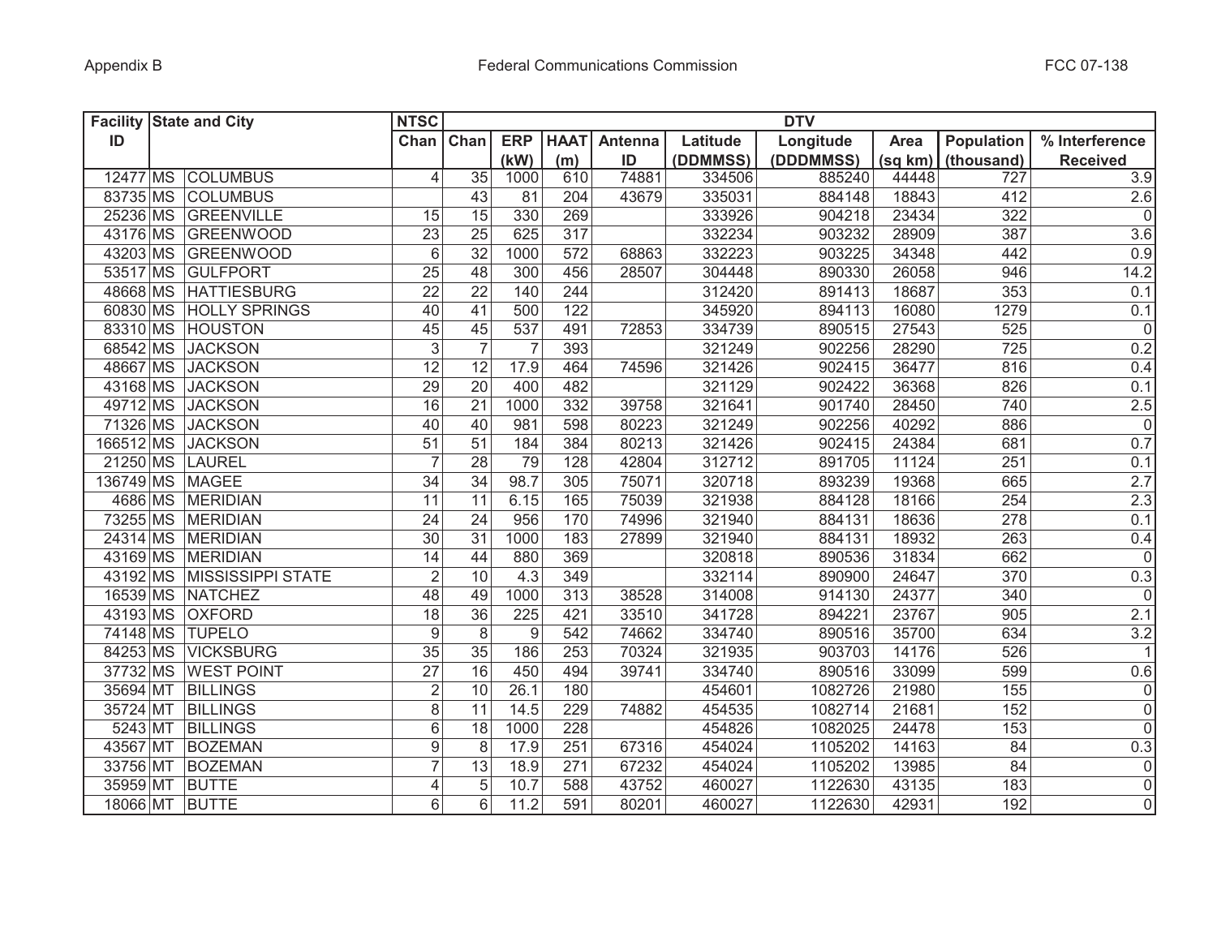| Facility ID | State and City | | NTSC Chan | DTV | | | | | | | | | |
|---|---|---|---|---|---|---|---|---|---|---|---|---|---|
| | | | | Chan | ERP (kW) | HAAT (m) | Antenna ID | Latitude (DDMMSS) | Longitude (DDDMMSS) | Area (sq km) | Population (thousand) | % Interference Received |
| 12477 | MS | COLUMBUS | 4 | 35 | 1000 | 610 | 74881 | 334506 | 885240 | 44448 | 727 | 3.9 |
| 83735 | MS | COLUMBUS | | 43 | 81 | 204 | 43679 | 335031 | 884148 | 18843 | 412 | 2.6 |
| 25236 | MS | GREENVILLE | 15 | 15 | 330 | 269 | | 333926 | 904218 | 23434 | 322 | 0 |
| 43176 | MS | GREENWOOD | 23 | 25 | 625 | 317 | | 332234 | 903232 | 28909 | 387 | 3.6 |
| 43203 | MS | GREENWOOD | 6 | 32 | 1000 | 572 | 68863 | 332223 | 903225 | 34348 | 442 | 0.9 |
| 53517 | MS | GULFPORT | 25 | 48 | 300 | 456 | 28507 | 304448 | 890330 | 26058 | 946 | 14.2 |
| 48668 | MS | HATTIESBURG | 22 | 22 | 140 | 244 | | 312420 | 891413 | 18687 | 353 | 0.1 |
| 60830 | MS | HOLLY SPRINGS | 40 | 41 | 500 | 122 | | 345920 | 894113 | 16080 | 1279 | 0.1 |
| 83310 | MS | HOUSTON | 45 | 45 | 537 | 491 | 72853 | 334739 | 890515 | 27543 | 525 | 0 |
| 68542 | MS | JACKSON | 3 | 7 | 7 | 393 | | 321249 | 902256 | 28290 | 725 | 0.2 |
| 48667 | MS | JACKSON | 12 | 12 | 17.9 | 464 | 74596 | 321426 | 902415 | 36477 | 816 | 0.4 |
| 43168 | MS | JACKSON | 29 | 20 | 400 | 482 | | 321129 | 902422 | 36368 | 826 | 0.1 |
| 49712 | MS | JACKSON | 16 | 21 | 1000 | 332 | 39758 | 321641 | 901740 | 28450 | 740 | 2.5 |
| 71326 | MS | JACKSON | 40 | 40 | 981 | 598 | 80223 | 321249 | 902256 | 40292 | 886 | 0 |
| 166512 | MS | JACKSON | 51 | 51 | 184 | 384 | 80213 | 321426 | 902415 | 24384 | 681 | 0.7 |
| 21250 | MS | LAUREL | 7 | 28 | 79 | 128 | 42804 | 312712 | 891705 | 11124 | 251 | 0.1 |
| 136749 | MS | MAGEE | 34 | 34 | 98.7 | 305 | 75071 | 320718 | 893239 | 19368 | 665 | 2.7 |
| 4686 | MS | MERIDIAN | 11 | 11 | 6.15 | 165 | 75039 | 321938 | 884128 | 18166 | 254 | 2.3 |
| 73255 | MS | MERIDIAN | 24 | 24 | 956 | 170 | 74996 | 321940 | 884131 | 18636 | 278 | 0.1 |
| 24314 | MS | MERIDIAN | 30 | 31 | 1000 | 183 | 27899 | 321940 | 884131 | 18932 | 263 | 0.4 |
| 43169 | MS | MERIDIAN | 14 | 44 | 880 | 369 | | 320818 | 890536 | 31834 | 662 | 0 |
| 43192 | MS | MISSISSIPPI STATE | 2 | 10 | 4.3 | 349 | | 332114 | 890900 | 24647 | 370 | 0.3 |
| 16539 | MS | NATCHEZ | 48 | 49 | 1000 | 313 | 38528 | 314008 | 914130 | 24377 | 340 | 0 |
| 43193 | MS | OXFORD | 18 | 36 | 225 | 421 | 33510 | 341728 | 894221 | 23767 | 905 | 2.1 |
| 74148 | MS | TUPELO | 9 | 8 | 9 | 542 | 74662 | 334740 | 890516 | 35700 | 634 | 3.2 |
| 84253 | MS | VICKSBURG | 35 | 35 | 186 | 253 | 70324 | 321935 | 903703 | 14176 | 526 | 1 |
| 37732 | MS | WEST POINT | 27 | 16 | 450 | 494 | 39741 | 334740 | 890516 | 33099 | 599 | 0.6 |
| 35694 | MT | BILLINGS | 2 | 10 | 26.1 | 180 | | 454601 | 1082726 | 21980 | 155 | 0 |
| 35724 | MT | BILLINGS | 8 | 11 | 14.5 | 229 | 74882 | 454535 | 1082714 | 21681 | 152 | 0 |
| 5243 | MT | BILLINGS | 6 | 18 | 1000 | 228 | | 454826 | 1082025 | 24478 | 153 | 0 |
| 43567 | MT | BOZEMAN | 9 | 8 | 17.9 | 251 | 67316 | 454024 | 1105202 | 14163 | 84 | 0.3 |
| 33756 | MT | BOZEMAN | 7 | 13 | 18.9 | 271 | 67232 | 454024 | 1105202 | 13985 | 84 | 0 |
| 35959 | MT | BUTTE | 4 | 5 | 10.7 | 588 | 43752 | 460027 | 1122630 | 43135 | 183 | 0 |
| 18066 | MT | BUTTE | 6 | 6 | 11.2 | 591 | 80201 | 460027 | 1122630 | 42931 | 192 | 0 |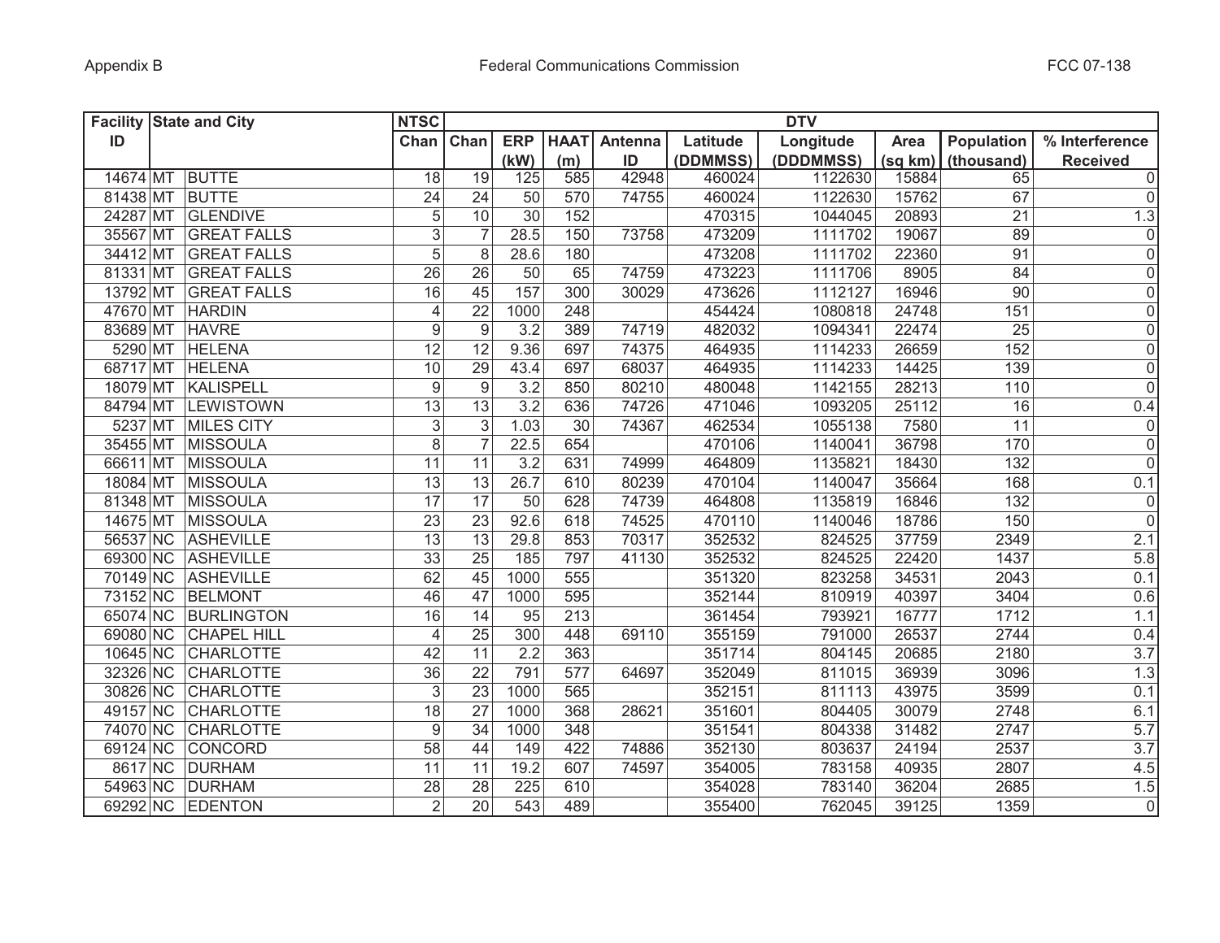| Facility ID | State and City | | NTSC | DTV | | | | | | | | | |
|---|---|---|---|---|---|---|---|---|---|---|---|---|---|
| | | | Chan | Chan | ERP (kW) | HAAT (m) | Antenna ID | Latitude (DDMMSS) | Longitude (DDDMMSS) | Area (sq km) | Population (thousand) | % Interference Received |
| 14674 | MT | BUTTE | 18 | 19 | 125 | 585 | 42948 | 460024 | 1122630 | 15884 | 65 | 0 |
| 81438 | MT | BUTTE | 24 | 24 | 50 | 570 | 74755 | 460024 | 1122630 | 15762 | 67 | 0 |
| 24287 | MT | GLENDIVE | 5 | 10 | 30 | 152 | | 470315 | 1044045 | 20893 | 21 | 1.3 |
| 35567 | MT | GREAT FALLS | 3 | 7 | 28.5 | 150 | 73758 | 473209 | 1111702 | 19067 | 89 | 0 |
| 34412 | MT | GREAT FALLS | 5 | 8 | 28.6 | 180 | | 473208 | 1111702 | 22360 | 91 | 0 |
| 81331 | MT | GREAT FALLS | 26 | 26 | 50 | 65 | 74759 | 473223 | 1111706 | 8905 | 84 | 0 |
| 13792 | MT | GREAT FALLS | 16 | 45 | 157 | 300 | 30029 | 473626 | 1112127 | 16946 | 90 | 0 |
| 47670 | MT | HARDIN | 4 | 22 | 1000 | 248 | | 454424 | 1080818 | 24748 | 151 | 0 |
| 83689 | MT | HAVRE | 9 | 9 | 3.2 | 389 | 74719 | 482032 | 1094341 | 22474 | 25 | 0 |
| 5290 | MT | HELENA | 12 | 12 | 9.36 | 697 | 74375 | 464935 | 1114233 | 26659 | 152 | 0 |
| 68717 | MT | HELENA | 10 | 29 | 43.4 | 697 | 68037 | 464935 | 1114233 | 14425 | 139 | 0 |
| 18079 | MT | KALISPELL | 9 | 9 | 3.2 | 850 | 80210 | 480048 | 1142155 | 28213 | 110 | 0 |
| 84794 | MT | LEWISTOWN | 13 | 13 | 3.2 | 636 | 74726 | 471046 | 1093205 | 25112 | 16 | 0.4 |
| 5237 | MT | MILES CITY | 3 | 3 | 1.03 | 30 | 74367 | 462534 | 1055138 | 7580 | 11 | 0 |
| 35455 | MT | MISSOULA | 8 | 7 | 22.5 | 654 | | 470106 | 1140041 | 36798 | 170 | 0 |
| 66611 | MT | MISSOULA | 11 | 11 | 3.2 | 631 | 74999 | 464809 | 1135821 | 18430 | 132 | 0 |
| 18084 | MT | MISSOULA | 13 | 13 | 26.7 | 610 | 80239 | 470104 | 1140047 | 35664 | 168 | 0.1 |
| 81348 | MT | MISSOULA | 17 | 17 | 50 | 628 | 74739 | 464808 | 1135819 | 16846 | 132 | 0 |
| 14675 | MT | MISSOULA | 23 | 23 | 92.6 | 618 | 74525 | 470110 | 1140046 | 18786 | 150 | 0 |
| 56537 | NC | ASHEVILLE | 13 | 13 | 29.8 | 853 | 70317 | 352532 | 824525 | 37759 | 2349 | 2.1 |
| 69300 | NC | ASHEVILLE | 33 | 25 | 185 | 797 | 41130 | 352532 | 824525 | 22420 | 1437 | 5.8 |
| 70149 | NC | ASHEVILLE | 62 | 45 | 1000 | 555 | | 351320 | 823258 | 34531 | 2043 | 0.1 |
| 73152 | NC | BELMONT | 46 | 47 | 1000 | 595 | | 352144 | 810919 | 40397 | 3404 | 0.6 |
| 65074 | NC | BURLINGTON | 16 | 14 | 95 | 213 | | 361454 | 793921 | 16777 | 1712 | 1.1 |
| 69080 | NC | CHAPEL HILL | 4 | 25 | 300 | 448 | 69110 | 355159 | 791000 | 26537 | 2744 | 0.4 |
| 10645 | NC | CHARLOTTE | 42 | 11 | 2.2 | 363 | | 351714 | 804145 | 20685 | 2180 | 3.7 |
| 32326 | NC | CHARLOTTE | 36 | 22 | 791 | 577 | 64697 | 352049 | 811015 | 36939 | 3096 | 1.3 |
| 30826 | NC | CHARLOTTE | 3 | 23 | 1000 | 565 | | 352151 | 811113 | 43975 | 3599 | 0.1 |
| 49157 | NC | CHARLOTTE | 18 | 27 | 1000 | 368 | 28621 | 351601 | 804405 | 30079 | 2748 | 6.1 |
| 74070 | NC | CHARLOTTE | 9 | 34 | 1000 | 348 | | 351541 | 804338 | 31482 | 2747 | 5.7 |
| 69124 | NC | CONCORD | 58 | 44 | 149 | 422 | 74886 | 352130 | 803637 | 24194 | 2537 | 3.7 |
| 8617 | NC | DURHAM | 11 | 11 | 19.2 | 607 | 74597 | 354005 | 783158 | 40935 | 2807 | 4.5 |
| 54963 | NC | DURHAM | 28 | 28 | 225 | 610 | | 354028 | 783140 | 36204 | 2685 | 1.5 |
| 69292 | NC | EDENTON | 2 | 20 | 543 | 489 | | 355400 | 762045 | 39125 | 1359 | 0 |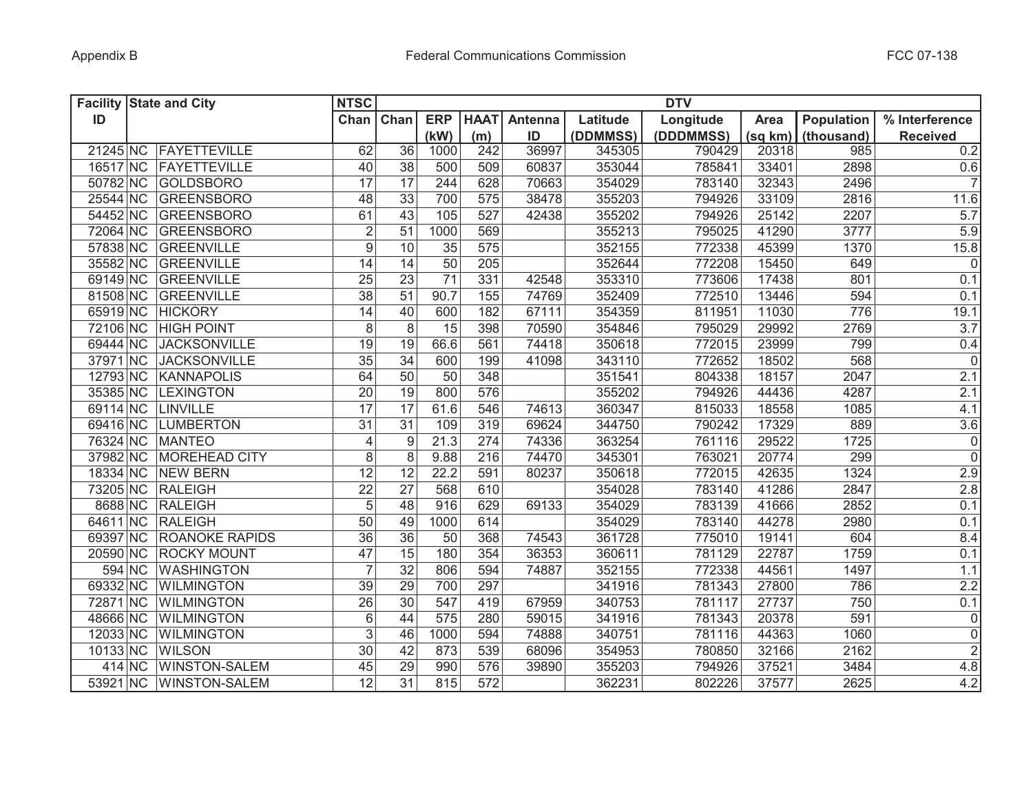| Facility ID | State and City | | NTSC Chan | DTV | | | | | | | | |
|---|---|---|---|---|---|---|---|---|---|---|---|---|
| | | | | Chan | ERP (kW) | HAAT (m) | Antenna ID | Latitude (DDMMSS) | Longitude (DDDMMSS) | Area (sq km) | Population (thousand) | % Interference Received |
| 21245 | NC | FAYETTEVILLE | 62 | 36 | 1000 | 242 | 36997 | 345305 | 790429 | 20318 | 985 | 0.2 |
| 16517 | NC | FAYETTEVILLE | 40 | 38 | 500 | 509 | 60837 | 353044 | 785841 | 33401 | 2898 | 0.6 |
| 50782 | NC | GOLDSBORO | 17 | 17 | 244 | 628 | 70663 | 354029 | 783140 | 32343 | 2496 | 7 |
| 25544 | NC | GREENSBORO | 48 | 33 | 700 | 575 | 38478 | 355203 | 794926 | 33109 | 2816 | 11.6 |
| 54452 | NC | GREENSBORO | 61 | 43 | 105 | 527 | 42438 | 355202 | 794926 | 25142 | 2207 | 5.7 |
| 72064 | NC | GREENSBORO | 2 | 51 | 1000 | 569 | | 355213 | 795025 | 41290 | 3777 | 5.9 |
| 57838 | NC | GREENVILLE | 9 | 10 | 35 | 575 | | 352155 | 772338 | 45399 | 1370 | 15.8 |
| 35582 | NC | GREENVILLE | 14 | 14 | 50 | 205 | | 352644 | 772208 | 15450 | 649 | 0 |
| 69149 | NC | GREENVILLE | 25 | 23 | 71 | 331 | 42548 | 353310 | 773606 | 17438 | 801 | 0.1 |
| 81508 | NC | GREENVILLE | 38 | 51 | 90.7 | 155 | 74769 | 352409 | 772510 | 13446 | 594 | 0.1 |
| 65919 | NC | HICKORY | 14 | 40 | 600 | 182 | 67111 | 354359 | 811951 | 11030 | 776 | 19.1 |
| 72106 | NC | HIGH POINT | 8 | 8 | 15 | 398 | 70590 | 354846 | 795029 | 29992 | 2769 | 3.7 |
| 69444 | NC | JACKSONVILLE | 19 | 19 | 66.6 | 561 | 74418 | 350618 | 772015 | 23999 | 799 | 0.4 |
| 37971 | NC | JACKSONVILLE | 35 | 34 | 600 | 199 | 41098 | 343110 | 772652 | 18502 | 568 | 0 |
| 12793 | NC | KANNAPOLIS | 64 | 50 | 50 | 348 | | 351541 | 804338 | 18157 | 2047 | 2.1 |
| 35385 | NC | LEXINGTON | 20 | 19 | 800 | 576 | | 355202 | 794926 | 44436 | 4287 | 2.1 |
| 69114 | NC | LINVILLE | 17 | 17 | 61.6 | 546 | 74613 | 360347 | 815033 | 18558 | 1085 | 4.1 |
| 69416 | NC | LUMBERTON | 31 | 31 | 109 | 319 | 69624 | 344750 | 790242 | 17329 | 889 | 3.6 |
| 76324 | NC | MANTEO | 4 | 9 | 21.3 | 274 | 74336 | 363254 | 761116 | 29522 | 1725 | 0 |
| 37982 | NC | MOREHEAD CITY | 8 | 8 | 9.88 | 216 | 74470 | 345301 | 763021 | 20774 | 299 | 0 |
| 18334 | NC | NEW BERN | 12 | 12 | 22.2 | 591 | 80237 | 350618 | 772015 | 42635 | 1324 | 2.9 |
| 73205 | NC | RALEIGH | 22 | 27 | 568 | 610 | | 354028 | 783140 | 41286 | 2847 | 2.8 |
| 8688 | NC | RALEIGH | 5 | 48 | 916 | 629 | 69133 | 354029 | 783139 | 41666 | 2852 | 0.1 |
| 64611 | NC | RALEIGH | 50 | 49 | 1000 | 614 | | 354029 | 783140 | 44278 | 2980 | 0.1 |
| 69397 | NC | ROANOKE RAPIDS | 36 | 36 | 50 | 368 | 74543 | 361728 | 775010 | 19141 | 604 | 8.4 |
| 20590 | NC | ROCKY MOUNT | 47 | 15 | 180 | 354 | 36353 | 360611 | 781129 | 22787 | 1759 | 0.1 |
| 594 | NC | WASHINGTON | 7 | 32 | 806 | 594 | 74887 | 352155 | 772338 | 44561 | 1497 | 1.1 |
| 69332 | NC | WILMINGTON | 39 | 29 | 700 | 297 | | 341916 | 781343 | 27800 | 786 | 2.2 |
| 72871 | NC | WILMINGTON | 26 | 30 | 547 | 419 | 67959 | 340753 | 781117 | 27737 | 750 | 0.1 |
| 48666 | NC | WILMINGTON | 6 | 44 | 575 | 280 | 59015 | 341916 | 781343 | 20378 | 591 | 0 |
| 12033 | NC | WILMINGTON | 3 | 46 | 1000 | 594 | 74888 | 340751 | 781116 | 44363 | 1060 | 0 |
| 10133 | NC | WILSON | 30 | 42 | 873 | 539 | 68096 | 354953 | 780850 | 32166 | 2162 | 2 |
| 414 | NC | WINSTON-SALEM | 45 | 29 | 990 | 576 | 39890 | 355203 | 794926 | 37521 | 3484 | 4.8 |
| 53921 | NC | WINSTON-SALEM | 12 | 31 | 815 | 572 | | 362231 | 802226 | 37577 | 2625 | 4.2 |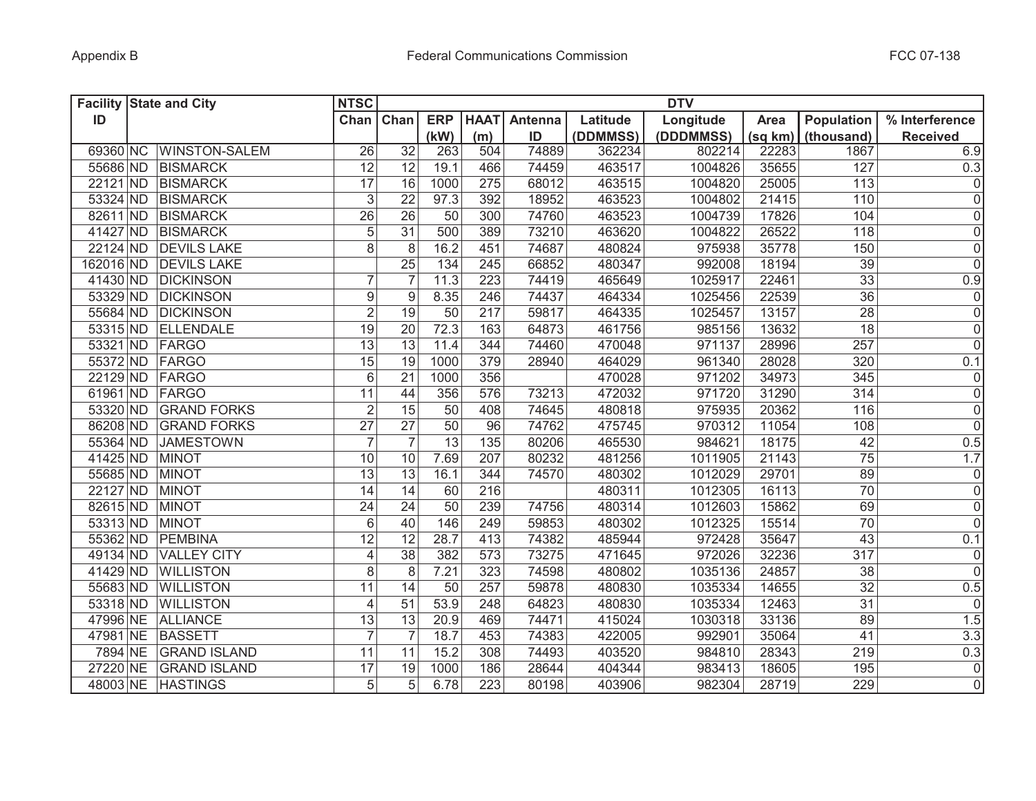| Facility ID | State and City | | NTSC Chan | DTV Chan | ERP (kW) | HAAT (m) | Antenna ID | Latitude (DDMMSS) | Longitude (DDDMMSS) | Area (sq km) | Population (thousand) | % Interference Received |
|---|---|---|---|---|---|---|---|---|---|---|---|---|
| 69360 | NC | WINSTON-SALEM | 26 | 32 | 263 | 504 | 74889 | 362234 | 802214 | 22283 | 1867 | 6.9 |
| 55686 | ND | BISMARCK | 12 | 12 | 19.1 | 466 | 74459 | 463517 | 1004826 | 35655 | 127 | 0.3 |
| 22121 | ND | BISMARCK | 17 | 16 | 1000 | 275 | 68012 | 463515 | 1004820 | 25005 | 113 | 0 |
| 53324 | ND | BISMARCK | 3 | 22 | 97.3 | 392 | 18952 | 463523 | 1004802 | 21415 | 110 | 0 |
| 82611 | ND | BISMARCK | 26 | 26 | 50 | 300 | 74760 | 463523 | 1004739 | 17826 | 104 | 0 |
| 41427 | ND | BISMARCK | 5 | 31 | 500 | 389 | 73210 | 463620 | 1004822 | 26522 | 118 | 0 |
| 22124 | ND | DEVILS LAKE | 8 | 8 | 16.2 | 451 | 74687 | 480824 | 975938 | 35778 | 150 | 0 |
| 162016 | ND | DEVILS LAKE | | 25 | 134 | 245 | 66852 | 480347 | 992008 | 18194 | 39 | 0 |
| 41430 | ND | DICKINSON | 7 | 7 | 11.3 | 223 | 74419 | 465649 | 1025917 | 22461 | 33 | 0.9 |
| 53329 | ND | DICKINSON | 9 | 9 | 8.35 | 246 | 74437 | 464334 | 1025456 | 22539 | 36 | 0 |
| 55684 | ND | DICKINSON | 2 | 19 | 50 | 217 | 59817 | 464335 | 1025457 | 13157 | 28 | 0 |
| 53315 | ND | ELLENDALE | 19 | 20 | 72.3 | 163 | 64873 | 461756 | 985156 | 13632 | 18 | 0 |
| 53321 | ND | FARGO | 13 | 13 | 11.4 | 344 | 74460 | 470048 | 971137 | 28996 | 257 | 0 |
| 55372 | ND | FARGO | 15 | 19 | 1000 | 379 | 28940 | 464029 | 961340 | 28028 | 320 | 0.1 |
| 22129 | ND | FARGO | 6 | 21 | 1000 | 356 | | 470028 | 971202 | 34973 | 345 | 0 |
| 61961 | ND | FARGO | 11 | 44 | 356 | 576 | 73213 | 472032 | 971720 | 31290 | 314 | 0 |
| 53320 | ND | GRAND FORKS | 2 | 15 | 50 | 408 | 74645 | 480818 | 975935 | 20362 | 116 | 0 |
| 86208 | ND | GRAND FORKS | 27 | 27 | 50 | 96 | 74762 | 475745 | 970312 | 11054 | 108 | 0 |
| 55364 | ND | JAMESTOWN | 7 | 7 | 13 | 135 | 80206 | 465530 | 984621 | 18175 | 42 | 0.5 |
| 41425 | ND | MINOT | 10 | 10 | 7.69 | 207 | 80232 | 481256 | 1011905 | 21143 | 75 | 1.7 |
| 55685 | ND | MINOT | 13 | 13 | 16.1 | 344 | 74570 | 480302 | 1012029 | 29701 | 89 | 0 |
| 22127 | ND | MINOT | 14 | 14 | 60 | 216 | | 480311 | 1012305 | 16113 | 70 | 0 |
| 82615 | ND | MINOT | 24 | 24 | 50 | 239 | 74756 | 480314 | 1012603 | 15862 | 69 | 0 |
| 53313 | ND | MINOT | 6 | 40 | 146 | 249 | 59853 | 480302 | 1012325 | 15514 | 70 | 0 |
| 55362 | ND | PEMBINA | 12 | 12 | 28.7 | 413 | 74382 | 485944 | 972428 | 35647 | 43 | 0.1 |
| 49134 | ND | VALLEY CITY | 4 | 38 | 382 | 573 | 73275 | 471645 | 972026 | 32236 | 317 | 0 |
| 41429 | ND | WILLISTON | 8 | 8 | 7.21 | 323 | 74598 | 480802 | 1035136 | 24857 | 38 | 0 |
| 55683 | ND | WILLISTON | 11 | 14 | 50 | 257 | 59878 | 480830 | 1035334 | 14655 | 32 | 0.5 |
| 53318 | ND | WILLISTON | 4 | 51 | 53.9 | 248 | 64823 | 480830 | 1035334 | 12463 | 31 | 0 |
| 47996 | NE | ALLIANCE | 13 | 13 | 20.9 | 469 | 74471 | 415024 | 1030318 | 33136 | 89 | 1.5 |
| 47981 | NE | BASSETT | 7 | 7 | 18.7 | 453 | 74383 | 422005 | 992901 | 35064 | 41 | 3.3 |
| 7894 | NE | GRAND ISLAND | 11 | 11 | 15.2 | 308 | 74493 | 403520 | 984810 | 28343 | 219 | 0.3 |
| 27220 | NE | GRAND ISLAND | 17 | 19 | 1000 | 186 | 28644 | 404344 | 983413 | 18605 | 195 | 0 |
| 48003 | NE | HASTINGS | 5 | 5 | 6.78 | 223 | 80198 | 403906 | 982304 | 28719 | 229 | 0 |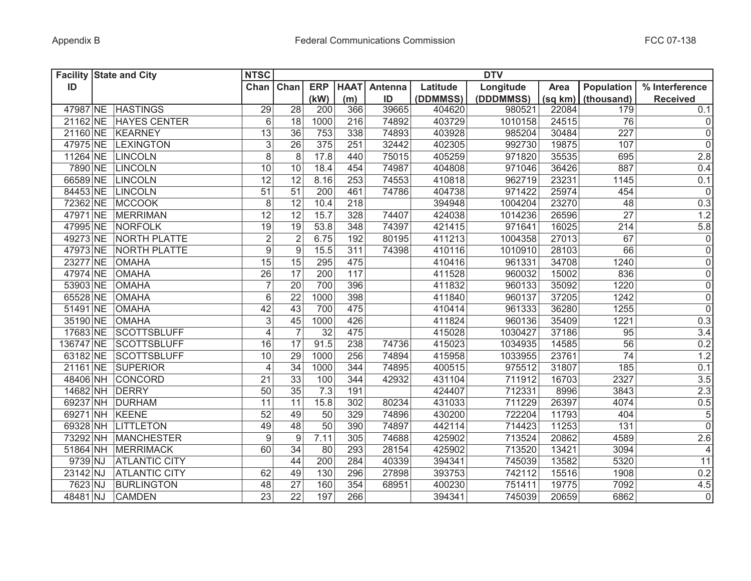| Facility ID | State and City | | NTSC Chan | DTV | | | | | | | | | |
|---|---|---|---|---|---|---|---|---|---|---|---|---|---|
| | | | | Chan | ERP (kW) | HAAT (m) | Antenna ID | Latitude (DDMMSS) | Longitude (DDDMMSS) | Area (sq km) | Population (thousand) | % Interference Received |
| 47987 | NE | HASTINGS | 29 | 28 | 200 | 366 | 39665 | 404620 | 980521 | 22084 | 179 | 0.1 |
| 21162 | NE | HAYES CENTER | 6 | 18 | 1000 | 216 | 74892 | 403729 | 1010158 | 24515 | 76 | 0 |
| 21160 | NE | KEARNEY | 13 | 36 | 753 | 338 | 74893 | 403928 | 985204 | 30484 | 227 | 0 |
| 47975 | NE | LEXINGTON | 3 | 26 | 375 | 251 | 32442 | 402305 | 992730 | 19875 | 107 | 0 |
| 11264 | NE | LINCOLN | 8 | 8 | 17.8 | 440 | 75015 | 405259 | 971820 | 35535 | 695 | 2.8 |
| 7890 | NE | LINCOLN | 10 | 10 | 18.4 | 454 | 74987 | 404808 | 971046 | 36426 | 887 | 0.4 |
| 66589 | NE | LINCOLN | 12 | 12 | 8.16 | 253 | 74553 | 410818 | 962719 | 23231 | 1145 | 0.1 |
| 84453 | NE | LINCOLN | 51 | 51 | 200 | 461 | 74786 | 404738 | 971422 | 25974 | 454 | 0 |
| 72362 | NE | MCCOOK | 8 | 12 | 10.4 | 218 | | 394948 | 1004204 | 23270 | 48 | 0.3 |
| 47971 | NE | MERRIMAN | 12 | 12 | 15.7 | 328 | 74407 | 424038 | 1014236 | 26596 | 27 | 1.2 |
| 47995 | NE | NORFOLK | 19 | 19 | 53.8 | 348 | 74397 | 421415 | 971641 | 16025 | 214 | 5.8 |
| 49273 | NE | NORTH PLATTE | 2 | 2 | 6.75 | 192 | 80195 | 411213 | 1004358 | 27013 | 67 | 0 |
| 47973 | NE | NORTH PLATTE | 9 | 9 | 15.5 | 311 | 74398 | 410116 | 1010910 | 28103 | 66 | 0 |
| 23277 | NE | OMAHA | 15 | 15 | 295 | 475 | | 410416 | 961331 | 34708 | 1240 | 0 |
| 47974 | NE | OMAHA | 26 | 17 | 200 | 117 | | 411528 | 960032 | 15002 | 836 | 0 |
| 53903 | NE | OMAHA | 7 | 20 | 700 | 396 | | 411832 | 960133 | 35092 | 1220 | 0 |
| 65528 | NE | OMAHA | 6 | 22 | 1000 | 398 | | 411840 | 960137 | 37205 | 1242 | 0 |
| 51491 | NE | OMAHA | 42 | 43 | 700 | 475 | | 410414 | 961333 | 36280 | 1255 | 0 |
| 35190 | NE | OMAHA | 3 | 45 | 1000 | 426 | | 411824 | 960136 | 35409 | 1221 | 0.3 |
| 17683 | NE | SCOTTSBLUFF | 4 | 7 | 32 | 475 | | 415028 | 1030427 | 37186 | 95 | 3.4 |
| 136747 | NE | SCOTTSBLUFF | 16 | 17 | 91.5 | 238 | 74736 | 415023 | 1034935 | 14585 | 56 | 0.2 |
| 63182 | NE | SCOTTSBLUFF | 10 | 29 | 1000 | 256 | 74894 | 415958 | 1033955 | 23761 | 74 | 1.2 |
| 21161 | NE | SUPERIOR | 4 | 34 | 1000 | 344 | 74895 | 400515 | 975512 | 31807 | 185 | 0.1 |
| 48406 | NH | CONCORD | 21 | 33 | 100 | 344 | 42932 | 431104 | 711912 | 16703 | 2327 | 3.5 |
| 14682 | NH | DERRY | 50 | 35 | 7.3 | 191 | | 424407 | 712331 | 8996 | 3843 | 2.3 |
| 69237 | NH | DURHAM | 11 | 11 | 15.8 | 302 | 80234 | 431033 | 711229 | 26397 | 4074 | 0.5 |
| 69271 | NH | KEENE | 52 | 49 | 50 | 329 | 74896 | 430200 | 722204 | 11793 | 404 | 5 |
| 69328 | NH | LITTLETON | 49 | 48 | 50 | 390 | 74897 | 442114 | 714423 | 11253 | 131 | 0 |
| 73292 | NH | MANCHESTER | 9 | 9 | 7.11 | 305 | 74688 | 425902 | 713524 | 20862 | 4589 | 2.6 |
| 51864 | NH | MERRIMACK | 60 | 34 | 80 | 293 | 28154 | 425902 | 713520 | 13421 | 3094 | 4 |
| 9739 | NJ | ATLANTIC CITY | | 44 | 200 | 284 | 40339 | 394341 | 745039 | 13582 | 5320 | 11 |
| 23142 | NJ | ATLANTIC CITY | 62 | 49 | 130 | 296 | 27898 | 393753 | 742112 | 15516 | 1908 | 0.2 |
| 7623 | NJ | BURLINGTON | 48 | 27 | 160 | 354 | 68951 | 400230 | 751411 | 19775 | 7092 | 4.5 |
| 48481 | NJ | CAMDEN | 23 | 22 | 197 | 266 | | 394341 | 745039 | 20659 | 6862 | 0 |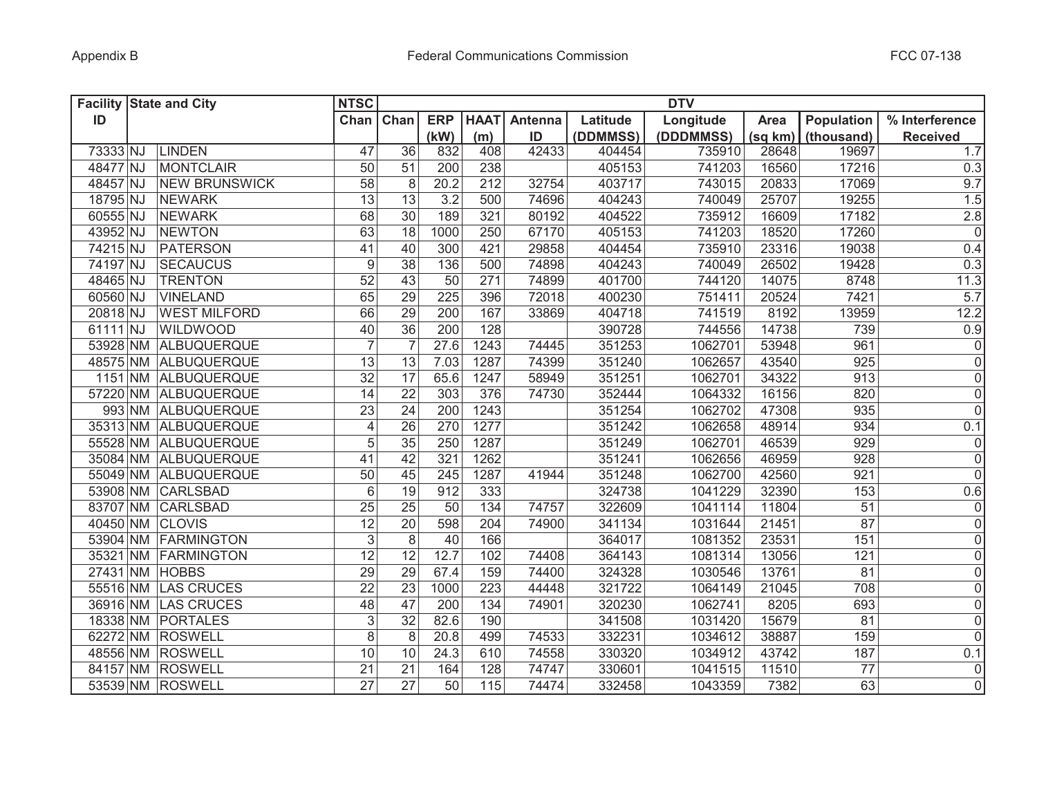| Facility ID | State and City | | NTSC Chan | DTV Chan | ERP (kW) | HAAT (m) | Antenna ID | Latitude (DDMMSS) | Longitude (DDDMMSS) | Area (sq km) | Population (thousand) | % Interference Received |
|---|---|---|---|---|---|---|---|---|---|---|---|---|
| 73333 | NJ | LINDEN | 47 | 36 | 832 | 408 | 42433 | 404454 | 735910 | 28648 | 19697 | 1.7 |
| 48477 | NJ | MONTCLAIR | 50 | 51 | 200 | 238 | | 405153 | 741203 | 16560 | 17216 | 0.3 |
| 48457 | NJ | NEW BRUNSWICK | 58 | 8 | 20.2 | 212 | 32754 | 403717 | 743015 | 20833 | 17069 | 9.7 |
| 18795 | NJ | NEWARK | 13 | 13 | 3.2 | 500 | 74696 | 404243 | 740049 | 25707 | 19255 | 1.5 |
| 60555 | NJ | NEWARK | 68 | 30 | 189 | 321 | 80192 | 404522 | 735912 | 16609 | 17182 | 2.8 |
| 43952 | NJ | NEWTON | 63 | 18 | 1000 | 250 | 67170 | 405153 | 741203 | 18520 | 17260 | 0 |
| 74215 | NJ | PATERSON | 41 | 40 | 300 | 421 | 29858 | 404454 | 735910 | 23316 | 19038 | 0.4 |
| 74197 | NJ | SECAUCUS | 9 | 38 | 136 | 500 | 74898 | 404243 | 740049 | 26502 | 19428 | 0.3 |
| 48465 | NJ | TRENTON | 52 | 43 | 50 | 271 | 74899 | 401700 | 744120 | 14075 | 8748 | 11.3 |
| 60560 | NJ | VINELAND | 65 | 29 | 225 | 396 | 72018 | 400230 | 751411 | 20524 | 7421 | 5.7 |
| 20818 | NJ | WEST MILFORD | 66 | 29 | 200 | 167 | 33869 | 404718 | 741519 | 8192 | 13959 | 12.2 |
| 61111 | NJ | WILDWOOD | 40 | 36 | 200 | 128 | | 390728 | 744556 | 14738 | 739 | 0.9 |
| 53928 | NM | ALBUQUERQUE | 7 | 7 | 27.6 | 1243 | 74445 | 351253 | 1062701 | 53948 | 961 | 0 |
| 48575 | NM | ALBUQUERQUE | 13 | 13 | 7.03 | 1287 | 74399 | 351240 | 1062657 | 43540 | 925 | 0 |
| 1151 | NM | ALBUQUERQUE | 32 | 17 | 65.6 | 1247 | 58949 | 351251 | 1062701 | 34322 | 913 | 0 |
| 57220 | NM | ALBUQUERQUE | 14 | 22 | 303 | 376 | 74730 | 352444 | 1064332 | 16156 | 820 | 0 |
| 993 | NM | ALBUQUERQUE | 23 | 24 | 200 | 1243 | | 351254 | 1062702 | 47308 | 935 | 0 |
| 35313 | NM | ALBUQUERQUE | 4 | 26 | 270 | 1277 | | 351242 | 1062658 | 48914 | 934 | 0.1 |
| 55528 | NM | ALBUQUERQUE | 5 | 35 | 250 | 1287 | | 351249 | 1062701 | 46539 | 929 | 0 |
| 35084 | NM | ALBUQUERQUE | 41 | 42 | 321 | 1262 | | 351241 | 1062656 | 46959 | 928 | 0 |
| 55049 | NM | ALBUQUERQUE | 50 | 45 | 245 | 1287 | 41944 | 351248 | 1062700 | 42560 | 921 | 0 |
| 53908 | NM | CARLSBAD | 6 | 19 | 912 | 333 | | 324738 | 1041229 | 32390 | 153 | 0.6 |
| 83707 | NM | CARLSBAD | 25 | 25 | 50 | 134 | 74757 | 322609 | 1041114 | 11804 | 51 | 0 |
| 40450 | NM | CLOVIS | 12 | 20 | 598 | 204 | 74900 | 341134 | 1031644 | 21451 | 87 | 0 |
| 53904 | NM | FARMINGTON | 3 | 8 | 40 | 166 | | 364017 | 1081352 | 23531 | 151 | 0 |
| 35321 | NM | FARMINGTON | 12 | 12 | 12.7 | 102 | 74408 | 364143 | 1081314 | 13056 | 121 | 0 |
| 27431 | NM | HOBBS | 29 | 29 | 67.4 | 159 | 74400 | 324328 | 1030546 | 13761 | 81 | 0 |
| 55516 | NM | LAS CRUCES | 22 | 23 | 1000 | 223 | 44448 | 321722 | 1064149 | 21045 | 708 | 0 |
| 36916 | NM | LAS CRUCES | 48 | 47 | 200 | 134 | 74901 | 320230 | 1062741 | 8205 | 693 | 0 |
| 18338 | NM | PORTALES | 3 | 32 | 82.6 | 190 | | 341508 | 1031420 | 15679 | 81 | 0 |
| 62272 | NM | ROSWELL | 8 | 8 | 20.8 | 499 | 74533 | 332231 | 1034612 | 38887 | 159 | 0 |
| 48556 | NM | ROSWELL | 10 | 10 | 24.3 | 610 | 74558 | 330320 | 1034912 | 43742 | 187 | 0.1 |
| 84157 | NM | ROSWELL | 21 | 21 | 164 | 128 | 74747 | 330601 | 1041515 | 11510 | 77 | 0 |
| 53539 | NM | ROSWELL | 27 | 27 | 50 | 115 | 74474 | 332458 | 1043359 | 7382 | 63 | 0 |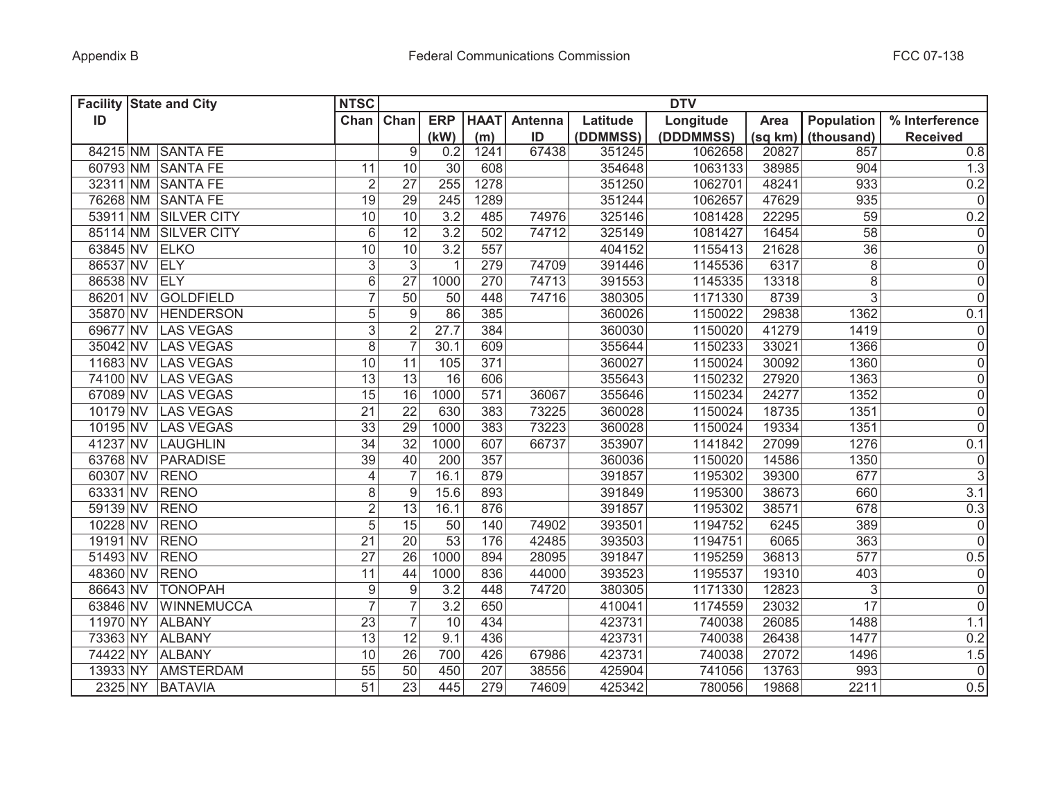| Facility ID | State and City | | NTSC Chan | DTV | | | | | | | | |
|---|---|---|---|---|---|---|---|---|---|---|---|---|
| | | | | Chan | ERP (kW) | HAAT (m) | Antenna ID | Latitude (DDMMSS) | Longitude (DDDMMSS) | Area (sq km) | Population (thousand) | % Interference Received |
| 84215 | NM | SANTA FE | | 9 | 0.2 | 1241 | 67438 | 351245 | 1062658 | 20827 | 857 | 0.8 |
| 60793 | NM | SANTA FE | 11 | 10 | 30 | 608 | | 354648 | 1063133 | 38985 | 904 | 1.3 |
| 32311 | NM | SANTA FE | 2 | 27 | 255 | 1278 | | 351250 | 1062701 | 48241 | 933 | 0.2 |
| 76268 | NM | SANTA FE | 19 | 29 | 245 | 1289 | | 351244 | 1062657 | 47629 | 935 | 0 |
| 53911 | NM | SILVER CITY | 10 | 10 | 3.2 | 485 | 74976 | 325146 | 1081428 | 22295 | 59 | 0.2 |
| 85114 | NM | SILVER CITY | 6 | 12 | 3.2 | 502 | 74712 | 325149 | 1081427 | 16454 | 58 | 0 |
| 63845 | NV | ELKO | 10 | 10 | 3.2 | 557 | | 404152 | 1155413 | 21628 | 36 | 0 |
| 86537 | NV | ELY | 3 | 3 | 1 | 279 | 74709 | 391446 | 1145536 | 6317 | 8 | 0 |
| 86538 | NV | ELY | 6 | 27 | 1000 | 270 | 74713 | 391553 | 1145335 | 13318 | 8 | 0 |
| 86201 | NV | GOLDFIELD | 7 | 50 | 50 | 448 | 74716 | 380305 | 1171330 | 8739 | 3 | 0 |
| 35870 | NV | HENDERSON | 5 | 9 | 86 | 385 | | 360026 | 1150022 | 29838 | 1362 | 0.1 |
| 69677 | NV | LAS VEGAS | 3 | 2 | 27.7 | 384 | | 360030 | 1150020 | 41279 | 1419 | 0 |
| 35042 | NV | LAS VEGAS | 8 | 7 | 30.1 | 609 | | 355644 | 1150233 | 33021 | 1366 | 0 |
| 11683 | NV | LAS VEGAS | 10 | 11 | 105 | 371 | | 360027 | 1150024 | 30092 | 1360 | 0 |
| 74100 | NV | LAS VEGAS | 13 | 13 | 16 | 606 | | 355643 | 1150232 | 27920 | 1363 | 0 |
| 67089 | NV | LAS VEGAS | 15 | 16 | 1000 | 571 | 36067 | 355646 | 1150234 | 24277 | 1352 | 0 |
| 10179 | NV | LAS VEGAS | 21 | 22 | 630 | 383 | 73225 | 360028 | 1150024 | 18735 | 1351 | 0 |
| 10195 | NV | LAS VEGAS | 33 | 29 | 1000 | 383 | 73223 | 360028 | 1150024 | 19334 | 1351 | 0 |
| 41237 | NV | LAUGHLIN | 34 | 32 | 1000 | 607 | 66737 | 353907 | 1141842 | 27099 | 1276 | 0.1 |
| 63768 | NV | PARADISE | 39 | 40 | 200 | 357 | | 360036 | 1150020 | 14586 | 1350 | 0 |
| 60307 | NV | RENO | 4 | 7 | 16.1 | 879 | | 391857 | 1195302 | 39300 | 677 | 3 |
| 63331 | NV | RENO | 8 | 9 | 15.6 | 893 | | 391849 | 1195300 | 38673 | 660 | 3.1 |
| 59139 | NV | RENO | 2 | 13 | 16.1 | 876 | | 391857 | 1195302 | 38571 | 678 | 0.3 |
| 10228 | NV | RENO | 5 | 15 | 50 | 140 | 74902 | 393501 | 1194752 | 6245 | 389 | 0 |
| 19191 | NV | RENO | 21 | 20 | 53 | 176 | 42485 | 393503 | 1194751 | 6065 | 363 | 0 |
| 51493 | NV | RENO | 27 | 26 | 1000 | 894 | 28095 | 391847 | 1195259 | 36813 | 577 | 0.5 |
| 48360 | NV | RENO | 11 | 44 | 1000 | 836 | 44000 | 393523 | 1195537 | 19310 | 403 | 0 |
| 86643 | NV | TONOPAH | 9 | 9 | 3.2 | 448 | 74720 | 380305 | 1171330 | 12823 | 3 | 0 |
| 63846 | NV | WINNEMUCCA | 7 | 7 | 3.2 | 650 | | 410041 | 1174559 | 23032 | 17 | 0 |
| 11970 | NY | ALBANY | 23 | 7 | 10 | 434 | | 423731 | 740038 | 26085 | 1488 | 1.1 |
| 73363 | NY | ALBANY | 13 | 12 | 9.1 | 436 | | 423731 | 740038 | 26438 | 1477 | 0.2 |
| 74422 | NY | ALBANY | 10 | 26 | 700 | 426 | 67986 | 423731 | 740038 | 27072 | 1496 | 1.5 |
| 13933 | NY | AMSTERDAM | 55 | 50 | 450 | 207 | 38556 | 425904 | 741056 | 13763 | 993 | 0 |
| 2325 | NY | BATAVIA | 51 | 23 | 445 | 279 | 74609 | 425342 | 780056 | 19868 | 2211 | 0.5 |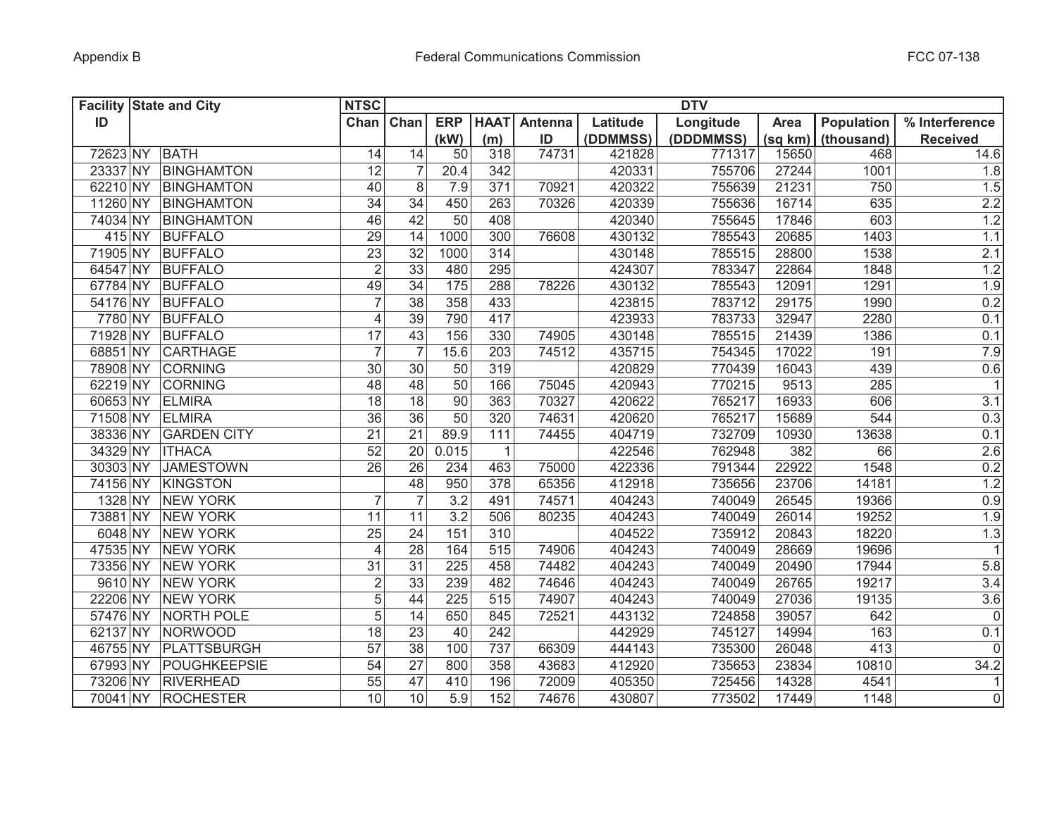| Facility ID | State and City | | NTSC Chan | DTV Chan | ERP (kW) | HAAT (m) | Antenna ID | Latitude (DDMMSS) | Longitude (DDDMMSS) | Area (sq km) | Population (thousand) | % Interference Received |
|---|---|---|---|---|---|---|---|---|---|---|---|---|
| 72623 | NY | BATH | 14 | 14 | 50 | 318 | 74731 | 421828 | 771317 | 15650 | 468 | 14.6 |
| 23337 | NY | BINGHAMTON | 12 | 7 | 20.4 | 342 | | 420331 | 755706 | 27244 | 1001 | 1.8 |
| 62210 | NY | BINGHAMTON | 40 | 8 | 7.9 | 371 | 70921 | 420322 | 755639 | 21231 | 750 | 1.5 |
| 11260 | NY | BINGHAMTON | 34 | 34 | 450 | 263 | 70326 | 420339 | 755636 | 16714 | 635 | 2.2 |
| 74034 | NY | BINGHAMTON | 46 | 42 | 50 | 408 | | 420340 | 755645 | 17846 | 603 | 1.2 |
| 415 | NY | BUFFALO | 29 | 14 | 1000 | 300 | 76608 | 430132 | 785543 | 20685 | 1403 | 1.1 |
| 71905 | NY | BUFFALO | 23 | 32 | 1000 | 314 | | 430148 | 785515 | 28800 | 1538 | 2.1 |
| 64547 | NY | BUFFALO | 2 | 33 | 480 | 295 | | 424307 | 783347 | 22864 | 1848 | 1.2 |
| 67784 | NY | BUFFALO | 49 | 34 | 175 | 288 | 78226 | 430132 | 785543 | 12091 | 1291 | 1.9 |
| 54176 | NY | BUFFALO | 7 | 38 | 358 | 433 | | 423815 | 783712 | 29175 | 1990 | 0.2 |
| 7780 | NY | BUFFALO | 4 | 39 | 790 | 417 | | 423933 | 783733 | 32947 | 2280 | 0.1 |
| 71928 | NY | BUFFALO | 17 | 43 | 156 | 330 | 74905 | 430148 | 785515 | 21439 | 1386 | 0.1 |
| 68851 | NY | CARTHAGE | 7 | 7 | 15.6 | 203 | 74512 | 435715 | 754345 | 17022 | 191 | 7.9 |
| 78908 | NY | CORNING | 30 | 30 | 50 | 319 | | 420829 | 770439 | 16043 | 439 | 0.6 |
| 62219 | NY | CORNING | 48 | 48 | 50 | 166 | 75045 | 420943 | 770215 | 9513 | 285 | 1 |
| 60653 | NY | ELMIRA | 18 | 18 | 90 | 363 | 70327 | 420622 | 765217 | 16933 | 606 | 3.1 |
| 71508 | NY | ELMIRA | 36 | 36 | 50 | 320 | 74631 | 420620 | 765217 | 15689 | 544 | 0.3 |
| 38336 | NY | GARDEN CITY | 21 | 21 | 89.9 | 111 | 74455 | 404719 | 732709 | 10930 | 13638 | 0.1 |
| 34329 | NY | ITHACA | 52 | 20 | 0.015 | 1 | | 422546 | 762948 | 382 | 66 | 2.6 |
| 30303 | NY | JAMESTOWN | 26 | 26 | 234 | 463 | 75000 | 422336 | 791344 | 22922 | 1548 | 0.2 |
| 74156 | NY | KINGSTON | | 48 | 950 | 378 | 65356 | 412918 | 735656 | 23706 | 14181 | 1.2 |
| 1328 | NY | NEW YORK | 7 | 7 | 3.2 | 491 | 74571 | 404243 | 740049 | 26545 | 19366 | 0.9 |
| 73881 | NY | NEW YORK | 11 | 11 | 3.2 | 506 | 80235 | 404243 | 740049 | 26014 | 19252 | 1.9 |
| 6048 | NY | NEW YORK | 25 | 24 | 151 | 310 | | 404522 | 735912 | 20843 | 18220 | 1.3 |
| 47535 | NY | NEW YORK | 4 | 28 | 164 | 515 | 74906 | 404243 | 740049 | 28669 | 19696 | 1 |
| 73356 | NY | NEW YORK | 31 | 31 | 225 | 458 | 74482 | 404243 | 740049 | 20490 | 17944 | 5.8 |
| 9610 | NY | NEW YORK | 2 | 33 | 239 | 482 | 74646 | 404243 | 740049 | 26765 | 19217 | 3.4 |
| 22206 | NY | NEW YORK | 5 | 44 | 225 | 515 | 74907 | 404243 | 740049 | 27036 | 19135 | 3.6 |
| 57476 | NY | NORTH POLE | 5 | 14 | 650 | 845 | 72521 | 443132 | 724858 | 39057 | 642 | 0 |
| 62137 | NY | NORWOOD | 18 | 23 | 40 | 242 | | 442929 | 745127 | 14994 | 163 | 0.1 |
| 46755 | NY | PLATTSBURGH | 57 | 38 | 100 | 737 | 66309 | 444143 | 735300 | 26048 | 413 | 0 |
| 67993 | NY | POUGHKEEPSIE | 54 | 27 | 800 | 358 | 43683 | 412920 | 735653 | 23834 | 10810 | 34.2 |
| 73206 | NY | RIVERHEAD | 55 | 47 | 410 | 196 | 72009 | 405350 | 725456 | 14328 | 4541 | 1 |
| 70041 | NY | ROCHESTER | 10 | 10 | 5.9 | 152 | 74676 | 430807 | 773502 | 17449 | 1148 | 0 |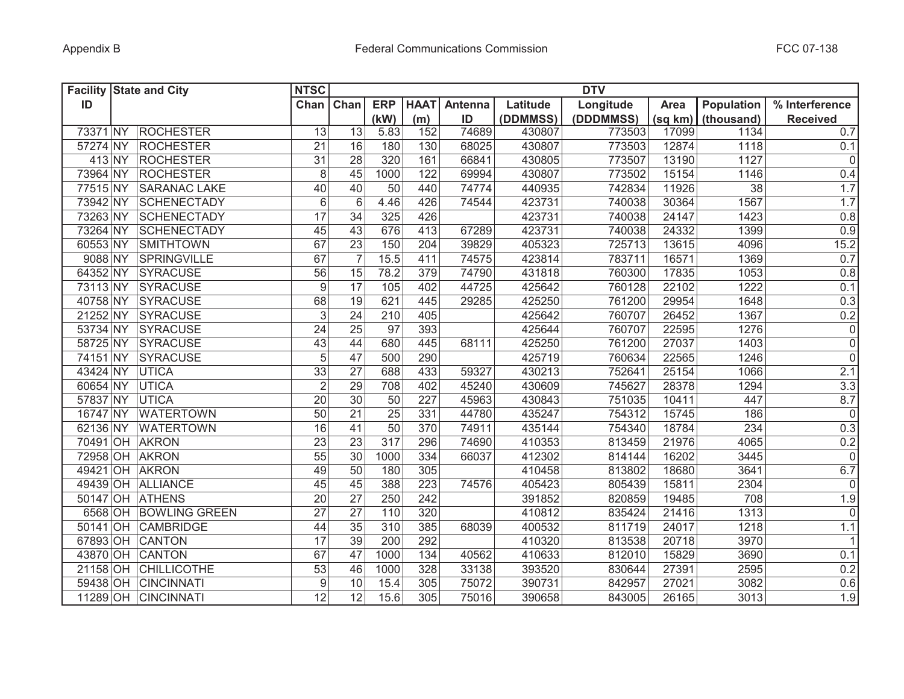| Facility ID | State and City | | NTSC Chan | DTV | | | | | | | | | |
|---|---|---|---|---|---|---|---|---|---|---|---|---|---|
| | | | | Chan | ERP (kW) | HAAT (m) | Antenna ID | Latitude (DDMMSS) | Longitude (DDDMMSS) | Area (sq km) | Population (thousand) | % Interference Received |
| 73371 | NY | ROCHESTER | 13 | 13 | 5.83 | 152 | 74689 | 430807 | 773503 | 17099 | 1134 | 0.7 |
| 57274 | NY | ROCHESTER | 21 | 16 | 180 | 130 | 68025 | 430807 | 773503 | 12874 | 1118 | 0.1 |
| 413 | NY | ROCHESTER | 31 | 28 | 320 | 161 | 66841 | 430805 | 773507 | 13190 | 1127 | 0 |
| 73964 | NY | ROCHESTER | 8 | 45 | 1000 | 122 | 69994 | 430807 | 773502 | 15154 | 1146 | 0.4 |
| 77515 | NY | SARANAC LAKE | 40 | 40 | 50 | 440 | 74774 | 440935 | 742834 | 11926 | 38 | 1.7 |
| 73942 | NY | SCHENECTADY | 6 | 6 | 4.46 | 426 | 74544 | 423731 | 740038 | 30364 | 1567 | 1.7 |
| 73263 | NY | SCHENECTADY | 17 | 34 | 325 | 426 | | 423731 | 740038 | 24147 | 1423 | 0.8 |
| 73264 | NY | SCHENECTADY | 45 | 43 | 676 | 413 | 67289 | 423731 | 740038 | 24332 | 1399 | 0.9 |
| 60553 | NY | SMITHTOWN | 67 | 23 | 150 | 204 | 39829 | 405323 | 725713 | 13615 | 4096 | 15.2 |
| 9088 | NY | SPRINGVILLE | 67 | 7 | 15.5 | 411 | 74575 | 423814 | 783711 | 16571 | 1369 | 0.7 |
| 64352 | NY | SYRACUSE | 56 | 15 | 78.2 | 379 | 74790 | 431818 | 760300 | 17835 | 1053 | 0.8 |
| 73113 | NY | SYRACUSE | 9 | 17 | 105 | 402 | 44725 | 425642 | 760128 | 22102 | 1222 | 0.1 |
| 40758 | NY | SYRACUSE | 68 | 19 | 621 | 445 | 29285 | 425250 | 761200 | 29954 | 1648 | 0.3 |
| 21252 | NY | SYRACUSE | 3 | 24 | 210 | 405 | | 425642 | 760707 | 26452 | 1367 | 0.2 |
| 53734 | NY | SYRACUSE | 24 | 25 | 97 | 393 | | 425644 | 760707 | 22595 | 1276 | 0 |
| 58725 | NY | SYRACUSE | 43 | 44 | 680 | 445 | 68111 | 425250 | 761200 | 27037 | 1403 | 0 |
| 74151 | NY | SYRACUSE | 5 | 47 | 500 | 290 | | 425719 | 760634 | 22565 | 1246 | 0 |
| 43424 | NY | UTICA | 33 | 27 | 688 | 433 | 59327 | 430213 | 752641 | 25154 | 1066 | 2.1 |
| 60654 | NY | UTICA | 2 | 29 | 708 | 402 | 45240 | 430609 | 745627 | 28378 | 1294 | 3.3 |
| 57837 | NY | UTICA | 20 | 30 | 50 | 227 | 45963 | 430843 | 751035 | 10411 | 447 | 8.7 |
| 16747 | NY | WATERTOWN | 50 | 21 | 25 | 331 | 44780 | 435247 | 754312 | 15745 | 186 | 0 |
| 62136 | NY | WATERTOWN | 16 | 41 | 50 | 370 | 74911 | 435144 | 754340 | 18784 | 234 | 0.3 |
| 70491 | OH | AKRON | 23 | 23 | 317 | 296 | 74690 | 410353 | 813459 | 21976 | 4065 | 0.2 |
| 72958 | OH | AKRON | 55 | 30 | 1000 | 334 | 66037 | 412302 | 814144 | 16202 | 3445 | 0 |
| 49421 | OH | AKRON | 49 | 50 | 180 | 305 | | 410458 | 813802 | 18680 | 3641 | 6.7 |
| 49439 | OH | ALLIANCE | 45 | 45 | 388 | 223 | 74576 | 405423 | 805439 | 15811 | 2304 | 0 |
| 50147 | OH | ATHENS | 20 | 27 | 250 | 242 | | 391852 | 820859 | 19485 | 708 | 1.9 |
| 6568 | OH | BOWLING GREEN | 27 | 27 | 110 | 320 | | 410812 | 835424 | 21416 | 1313 | 0 |
| 50141 | OH | CAMBRIDGE | 44 | 35 | 310 | 385 | 68039 | 400532 | 811719 | 24017 | 1218 | 1.1 |
| 67893 | OH | CANTON | 17 | 39 | 200 | 292 | | 410320 | 813538 | 20718 | 3970 | 1 |
| 43870 | OH | CANTON | 67 | 47 | 1000 | 134 | 40562 | 410633 | 812010 | 15829 | 3690 | 0.1 |
| 21158 | OH | CHILLICOTHE | 53 | 46 | 1000 | 328 | 33138 | 393520 | 830644 | 27391 | 2595 | 0.2 |
| 59438 | OH | CINCINNATI | 9 | 10 | 15.4 | 305 | 75072 | 390731 | 842957 | 27021 | 3082 | 0.6 |
| 11289 | OH | CINCINNATI | 12 | 12 | 15.6 | 305 | 75016 | 390658 | 843005 | 26165 | 3013 | 1.9 |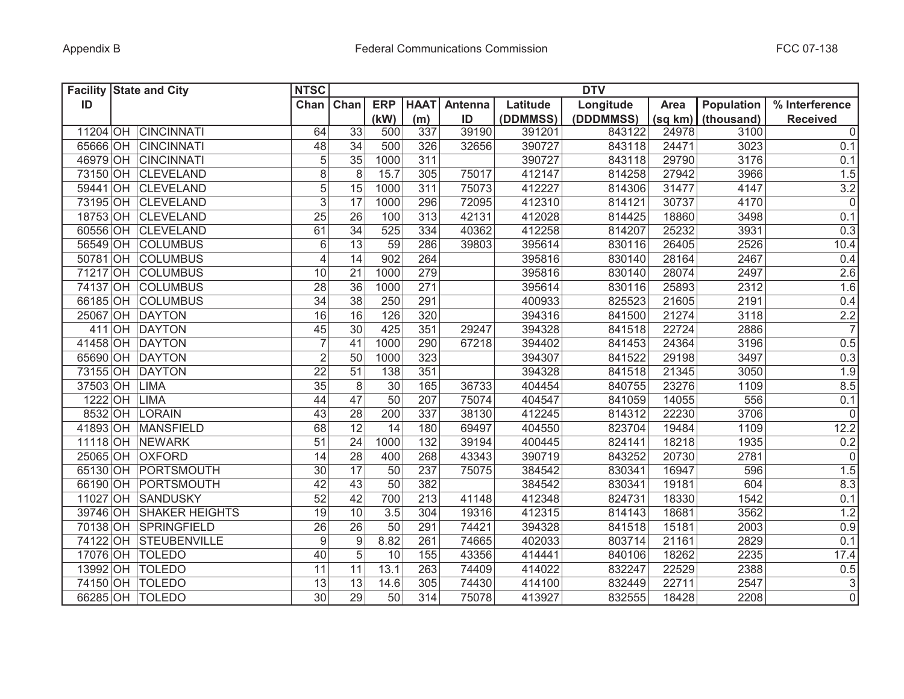| Facility ID | State and City | | NTSC Chan | DTV | | | | | | | | | |
|---|---|---|---|---|---|---|---|---|---|---|---|---|---|
| | | | | Chan | ERP (kW) | HAAT (m) | Antenna ID | Latitude (DDMMSS) | Longitude (DDDMMSS) | Area (sq km) | Population (thousand) | % Interference Received |
| 11204 | OH | CINCINNATI | 64 | 33 | 500 | 337 | 39190 | 391201 | 843122 | 24978 | 3100 | 0 |
| 65666 | OH | CINCINNATI | 48 | 34 | 500 | 326 | 32656 | 390727 | 843118 | 24471 | 3023 | 0.1 |
| 46979 | OH | CINCINNATI | 5 | 35 | 1000 | 311 | | 390727 | 843118 | 29790 | 3176 | 0.1 |
| 73150 | OH | CLEVELAND | 8 | 8 | 15.7 | 305 | 75017 | 412147 | 814258 | 27942 | 3966 | 1.5 |
| 59441 | OH | CLEVELAND | 5 | 15 | 1000 | 311 | 75073 | 412227 | 814306 | 31477 | 4147 | 3.2 |
| 73195 | OH | CLEVELAND | 3 | 17 | 1000 | 296 | 72095 | 412310 | 814121 | 30737 | 4170 | 0 |
| 18753 | OH | CLEVELAND | 25 | 26 | 100 | 313 | 42131 | 412028 | 814425 | 18860 | 3498 | 0.1 |
| 60556 | OH | CLEVELAND | 61 | 34 | 525 | 334 | 40362 | 412258 | 814207 | 25232 | 3931 | 0.3 |
| 56549 | OH | COLUMBUS | 6 | 13 | 59 | 286 | 39803 | 395614 | 830116 | 26405 | 2526 | 10.4 |
| 50781 | OH | COLUMBUS | 4 | 14 | 902 | 264 | | 395816 | 830140 | 28164 | 2467 | 0.4 |
| 71217 | OH | COLUMBUS | 10 | 21 | 1000 | 279 | | 395816 | 830140 | 28074 | 2497 | 2.6 |
| 74137 | OH | COLUMBUS | 28 | 36 | 1000 | 271 | | 395614 | 830116 | 25893 | 2312 | 1.6 |
| 66185 | OH | COLUMBUS | 34 | 38 | 250 | 291 | | 400933 | 825523 | 21605 | 2191 | 0.4 |
| 25067 | OH | DAYTON | 16 | 16 | 126 | 320 | | 394316 | 841500 | 21274 | 3118 | 2.2 |
| 411 | OH | DAYTON | 45 | 30 | 425 | 351 | 29247 | 394328 | 841518 | 22724 | 2886 | 7 |
| 41458 | OH | DAYTON | 7 | 41 | 1000 | 290 | 67218 | 394402 | 841453 | 24364 | 3196 | 0.5 |
| 65690 | OH | DAYTON | 2 | 50 | 1000 | 323 | | 394307 | 841522 | 29198 | 3497 | 0.3 |
| 73155 | OH | DAYTON | 22 | 51 | 138 | 351 | | 394328 | 841518 | 21345 | 3050 | 1.9 |
| 37503 | OH | LIMA | 35 | 8 | 30 | 165 | 36733 | 404454 | 840755 | 23276 | 1109 | 8.5 |
| 1222 | OH | LIMA | 44 | 47 | 50 | 207 | 75074 | 404547 | 841059 | 14055 | 556 | 0.1 |
| 8532 | OH | LORAIN | 43 | 28 | 200 | 337 | 38130 | 412245 | 814312 | 22230 | 3706 | 0 |
| 41893 | OH | MANSFIELD | 68 | 12 | 14 | 180 | 69497 | 404550 | 823704 | 19484 | 1109 | 12.2 |
| 11118 | OH | NEWARK | 51 | 24 | 1000 | 132 | 39194 | 400445 | 824141 | 18218 | 1935 | 0.2 |
| 25065 | OH | OXFORD | 14 | 28 | 400 | 268 | 43343 | 390719 | 843252 | 20730 | 2781 | 0 |
| 65130 | OH | PORTSMOUTH | 30 | 17 | 50 | 237 | 75075 | 384542 | 830341 | 16947 | 596 | 1.5 |
| 66190 | OH | PORTSMOUTH | 42 | 43 | 50 | 382 | | 384542 | 830341 | 19181 | 604 | 8.3 |
| 11027 | OH | SANDUSKY | 52 | 42 | 700 | 213 | 41148 | 412348 | 824731 | 18330 | 1542 | 0.1 |
| 39746 | OH | SHAKER HEIGHTS | 19 | 10 | 3.5 | 304 | 19316 | 412315 | 814143 | 18681 | 3562 | 1.2 |
| 70138 | OH | SPRINGFIELD | 26 | 26 | 50 | 291 | 74421 | 394328 | 841518 | 15181 | 2003 | 0.9 |
| 74122 | OH | STEUBENVILLE | 9 | 9 | 8.82 | 261 | 74665 | 402033 | 803714 | 21161 | 2829 | 0.1 |
| 17076 | OH | TOLEDO | 40 | 5 | 10 | 155 | 43356 | 414441 | 840106 | 18262 | 2235 | 17.4 |
| 13992 | OH | TOLEDO | 11 | 11 | 13.1 | 263 | 74409 | 414022 | 832247 | 22529 | 2388 | 0.5 |
| 74150 | OH | TOLEDO | 13 | 13 | 14.6 | 305 | 74430 | 414100 | 832449 | 22711 | 2547 | 3 |
| 66285 | OH | TOLEDO | 30 | 29 | 50 | 314 | 75078 | 413927 | 832555 | 18428 | 2208 | 0 |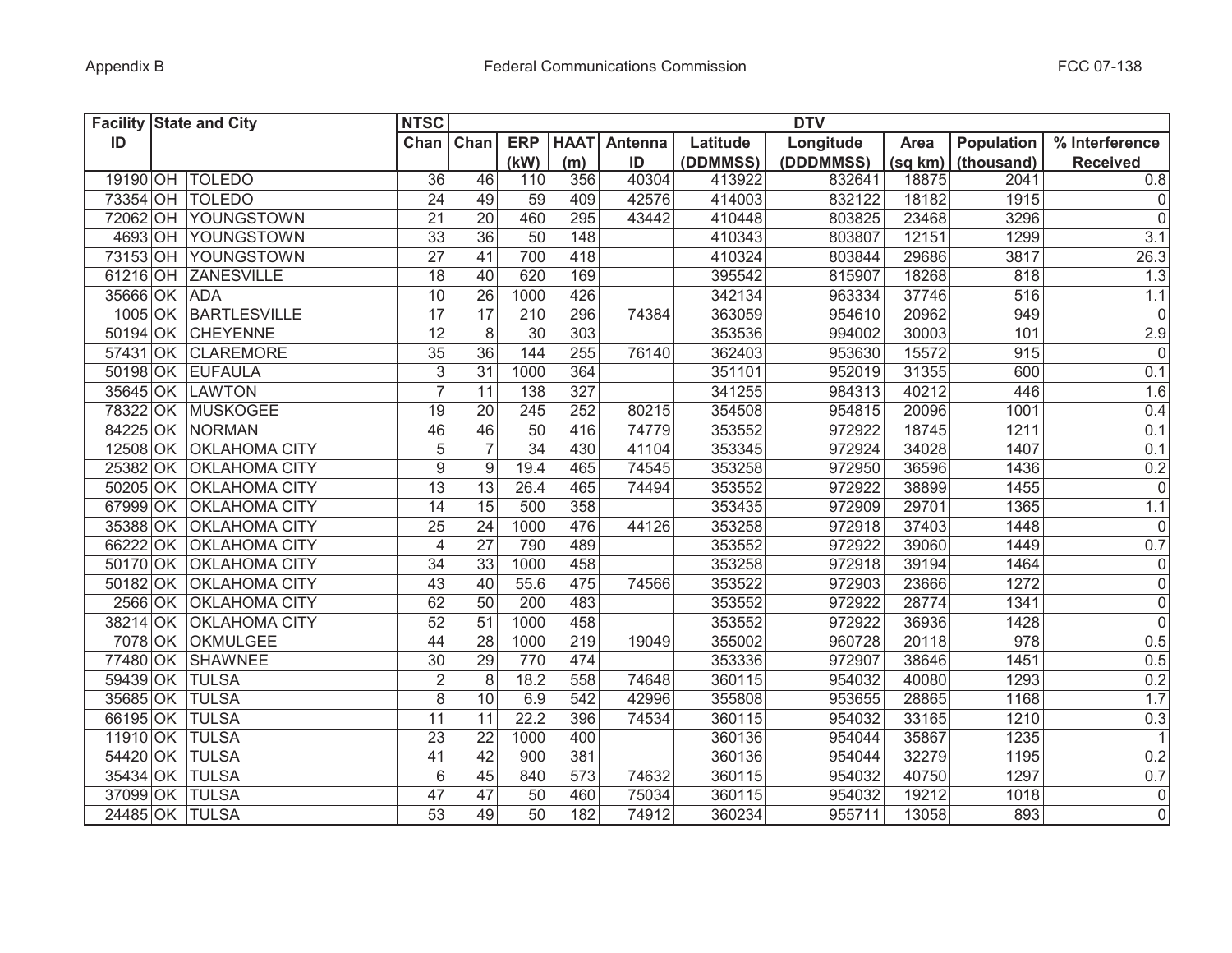| Facility ID | State and City | | NTSC Chan | DTV | | | | | | | | | |
|---|---|---|---|---|---|---|---|---|---|---|---|---|---|
| | | | | Chan | ERP (kW) | HAAT (m) | Antenna ID | Latitude (DDMMSS) | Longitude (DDDMMSS) | Area (sq km) | Population (thousand) | % Interference Received |
| 19190 | OH | TOLEDO | 36 | 46 | 110 | 356 | 40304 | 413922 | 832641 | 18875 | 2041 | 0.8 |
| 73354 | OH | TOLEDO | 24 | 49 | 59 | 409 | 42576 | 414003 | 832122 | 18182 | 1915 | 0 |
| 72062 | OH | YOUNGSTOWN | 21 | 20 | 460 | 295 | 43442 | 410448 | 803825 | 23468 | 3296 | 0 |
| 4693 | OH | YOUNGSTOWN | 33 | 36 | 50 | 148 | | 410343 | 803807 | 12151 | 1299 | 3.1 |
| 73153 | OH | YOUNGSTOWN | 27 | 41 | 700 | 418 | | 410324 | 803844 | 29686 | 3817 | 26.3 |
| 61216 | OH | ZANESVILLE | 18 | 40 | 620 | 169 | | 395542 | 815907 | 18268 | 818 | 1.3 |
| 35666 | OK | ADA | 10 | 26 | 1000 | 426 | | 342134 | 963334 | 37746 | 516 | 1.1 |
| 1005 | OK | BARTLESVILLE | 17 | 17 | 210 | 296 | 74384 | 363059 | 954610 | 20962 | 949 | 0 |
| 50194 | OK | CHEYENNE | 12 | 8 | 30 | 303 | | 353536 | 994002 | 30003 | 101 | 2.9 |
| 57431 | OK | CLAREMORE | 35 | 36 | 144 | 255 | 76140 | 362403 | 953630 | 15572 | 915 | 0 |
| 50198 | OK | EUFAULA | 3 | 31 | 1000 | 364 | | 351101 | 952019 | 31355 | 600 | 0.1 |
| 35645 | OK | LAWTON | 7 | 11 | 138 | 327 | | 341255 | 984313 | 40212 | 446 | 1.6 |
| 78322 | OK | MUSKOGEE | 19 | 20 | 245 | 252 | 80215 | 354508 | 954815 | 20096 | 1001 | 0.4 |
| 84225 | OK | NORMAN | 46 | 46 | 50 | 416 | 74779 | 353552 | 972922 | 18745 | 1211 | 0.1 |
| 12508 | OK | OKLAHOMA CITY | 5 | 7 | 34 | 430 | 41104 | 353345 | 972924 | 34028 | 1407 | 0.1 |
| 25382 | OK | OKLAHOMA CITY | 9 | 9 | 19.4 | 465 | 74545 | 353258 | 972950 | 36596 | 1436 | 0.2 |
| 50205 | OK | OKLAHOMA CITY | 13 | 13 | 26.4 | 465 | 74494 | 353552 | 972922 | 38899 | 1455 | 0 |
| 67999 | OK | OKLAHOMA CITY | 14 | 15 | 500 | 358 | | 353435 | 972909 | 29701 | 1365 | 1.1 |
| 35388 | OK | OKLAHOMA CITY | 25 | 24 | 1000 | 476 | 44126 | 353258 | 972918 | 37403 | 1448 | 0 |
| 66222 | OK | OKLAHOMA CITY | 4 | 27 | 790 | 489 | | 353552 | 972922 | 39060 | 1449 | 0.7 |
| 50170 | OK | OKLAHOMA CITY | 34 | 33 | 1000 | 458 | | 353258 | 972918 | 39194 | 1464 | 0 |
| 50182 | OK | OKLAHOMA CITY | 43 | 40 | 55.6 | 475 | 74566 | 353522 | 972903 | 23666 | 1272 | 0 |
| 2566 | OK | OKLAHOMA CITY | 62 | 50 | 200 | 483 | | 353552 | 972922 | 28774 | 1341 | 0 |
| 38214 | OK | OKLAHOMA CITY | 52 | 51 | 1000 | 458 | | 353552 | 972922 | 36936 | 1428 | 0 |
| 7078 | OK | OKMULGEE | 44 | 28 | 1000 | 219 | 19049 | 355002 | 960728 | 20118 | 978 | 0.5 |
| 77480 | OK | SHAWNEE | 30 | 29 | 770 | 474 | | 353336 | 972907 | 38646 | 1451 | 0.5 |
| 59439 | OK | TULSA | 2 | 8 | 18.2 | 558 | 74648 | 360115 | 954032 | 40080 | 1293 | 0.2 |
| 35685 | OK | TULSA | 8 | 10 | 6.9 | 542 | 42996 | 355808 | 953655 | 28865 | 1168 | 1.7 |
| 66195 | OK | TULSA | 11 | 11 | 22.2 | 396 | 74534 | 360115 | 954032 | 33165 | 1210 | 0.3 |
| 11910 | OK | TULSA | 23 | 22 | 1000 | 400 | | 360136 | 954044 | 35867 | 1235 | 1 |
| 54420 | OK | TULSA | 41 | 42 | 900 | 381 | | 360136 | 954044 | 32279 | 1195 | 0.2 |
| 35434 | OK | TULSA | 6 | 45 | 840 | 573 | 74632 | 360115 | 954032 | 40750 | 1297 | 0.7 |
| 37099 | OK | TULSA | 47 | 47 | 50 | 460 | 75034 | 360115 | 954032 | 19212 | 1018 | 0 |
| 24485 | OK | TULSA | 53 | 49 | 50 | 182 | 74912 | 360234 | 955711 | 13058 | 893 | 0 |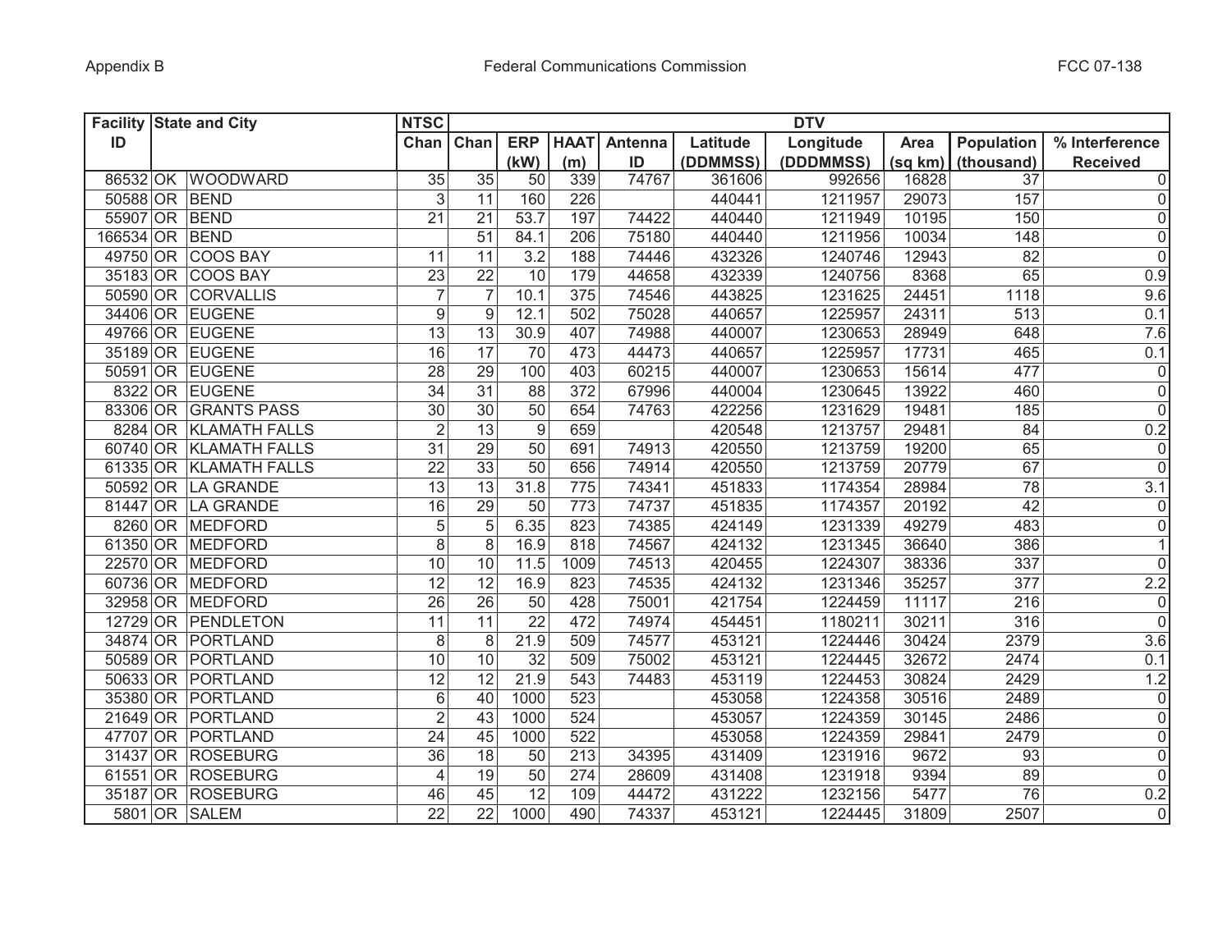| Facility ID | State and City | | NTSC | DTV | | | | | | | | |
|---|---|---|---|---|---|---|---|---|---|---|---|---|
| | | | Chan | Chan | ERP (kW) | HAAT (m) | Antenna ID | Latitude (DDMMSS) | Longitude (DDDMMSS) | Area (sq km) | Population (thousand) | % Interference Received |
| 86532 | OK | WOODWARD | 35 | 35 | 50 | 339 | 74767 | 361606 | 992656 | 16828 | 37 | 0 |
| 50588 | OR | BEND | 3 | 11 | 160 | 226 | | 440441 | 1211957 | 29073 | 157 | 0 |
| 55907 | OR | BEND | 21 | 21 | 53.7 | 197 | 74422 | 440440 | 1211949 | 10195 | 150 | 0 |
| 166534 | OR | BEND | | 51 | 84.1 | 206 | 75180 | 440440 | 1211956 | 10034 | 148 | 0 |
| 49750 | OR | COOS BAY | 11 | 11 | 3.2 | 188 | 74446 | 432326 | 1240746 | 12943 | 82 | 0 |
| 35183 | OR | COOS BAY | 23 | 22 | 10 | 179 | 44658 | 432339 | 1240756 | 8368 | 65 | 0.9 |
| 50590 | OR | CORVALLIS | 7 | 7 | 10.1 | 375 | 74546 | 443825 | 1231625 | 24451 | 1118 | 9.6 |
| 34406 | OR | EUGENE | 9 | 9 | 12.1 | 502 | 75028 | 440657 | 1225957 | 24311 | 513 | 0.1 |
| 49766 | OR | EUGENE | 13 | 13 | 30.9 | 407 | 74988 | 440007 | 1230653 | 28949 | 648 | 7.6 |
| 35189 | OR | EUGENE | 16 | 17 | 70 | 473 | 44473 | 440657 | 1225957 | 17731 | 465 | 0.1 |
| 50591 | OR | EUGENE | 28 | 29 | 100 | 403 | 60215 | 440007 | 1230653 | 15614 | 477 | 0 |
| 8322 | OR | EUGENE | 34 | 31 | 88 | 372 | 67996 | 440004 | 1230645 | 13922 | 460 | 0 |
| 83306 | OR | GRANTS PASS | 30 | 30 | 50 | 654 | 74763 | 422256 | 1231629 | 19481 | 185 | 0 |
| 8284 | OR | KLAMATH FALLS | 2 | 13 | 9 | 659 | | 420548 | 1213757 | 29481 | 84 | 0.2 |
| 60740 | OR | KLAMATH FALLS | 31 | 29 | 50 | 691 | 74913 | 420550 | 1213759 | 19200 | 65 | 0 |
| 61335 | OR | KLAMATH FALLS | 22 | 33 | 50 | 656 | 74914 | 420550 | 1213759 | 20779 | 67 | 0 |
| 50592 | OR | LA GRANDE | 13 | 13 | 31.8 | 775 | 74341 | 451833 | 1174354 | 28984 | 78 | 3.1 |
| 81447 | OR | LA GRANDE | 16 | 29 | 50 | 773 | 74737 | 451835 | 1174357 | 20192 | 42 | 0 |
| 8260 | OR | MEDFORD | 5 | 5 | 6.35 | 823 | 74385 | 424149 | 1231339 | 49279 | 483 | 0 |
| 61350 | OR | MEDFORD | 8 | 8 | 16.9 | 818 | 74567 | 424132 | 1231345 | 36640 | 386 | 1 |
| 22570 | OR | MEDFORD | 10 | 10 | 11.5 | 1009 | 74513 | 420455 | 1224307 | 38336 | 337 | 0 |
| 60736 | OR | MEDFORD | 12 | 12 | 16.9 | 823 | 74535 | 424132 | 1231346 | 35257 | 377 | 2.2 |
| 32958 | OR | MEDFORD | 26 | 26 | 50 | 428 | 75001 | 421754 | 1224459 | 11117 | 216 | 0 |
| 12729 | OR | PENDLETON | 11 | 11 | 22 | 472 | 74974 | 454451 | 1180211 | 30211 | 316 | 0 |
| 34874 | OR | PORTLAND | 8 | 8 | 21.9 | 509 | 74577 | 453121 | 1224446 | 30424 | 2379 | 3.6 |
| 50589 | OR | PORTLAND | 10 | 10 | 32 | 509 | 75002 | 453121 | 1224445 | 32672 | 2474 | 0.1 |
| 50633 | OR | PORTLAND | 12 | 12 | 21.9 | 543 | 74483 | 453119 | 1224453 | 30824 | 2429 | 1.2 |
| 35380 | OR | PORTLAND | 6 | 40 | 1000 | 523 | | 453058 | 1224358 | 30516 | 2489 | 0 |
| 21649 | OR | PORTLAND | 2 | 43 | 1000 | 524 | | 453057 | 1224359 | 30145 | 2486 | 0 |
| 47707 | OR | PORTLAND | 24 | 45 | 1000 | 522 | | 453058 | 1224359 | 29841 | 2479 | 0 |
| 31437 | OR | ROSEBURG | 36 | 18 | 50 | 213 | 34395 | 431409 | 1231916 | 9672 | 93 | 0 |
| 61551 | OR | ROSEBURG | 4 | 19 | 50 | 274 | 28609 | 431408 | 1231918 | 9394 | 89 | 0 |
| 35187 | OR | ROSEBURG | 46 | 45 | 12 | 109 | 44472 | 431222 | 1232156 | 5477 | 76 | 0.2 |
| 5801 | OR | SALEM | 22 | 22 | 1000 | 490 | 74337 | 453121 | 1224445 | 31809 | 2507 | 0 |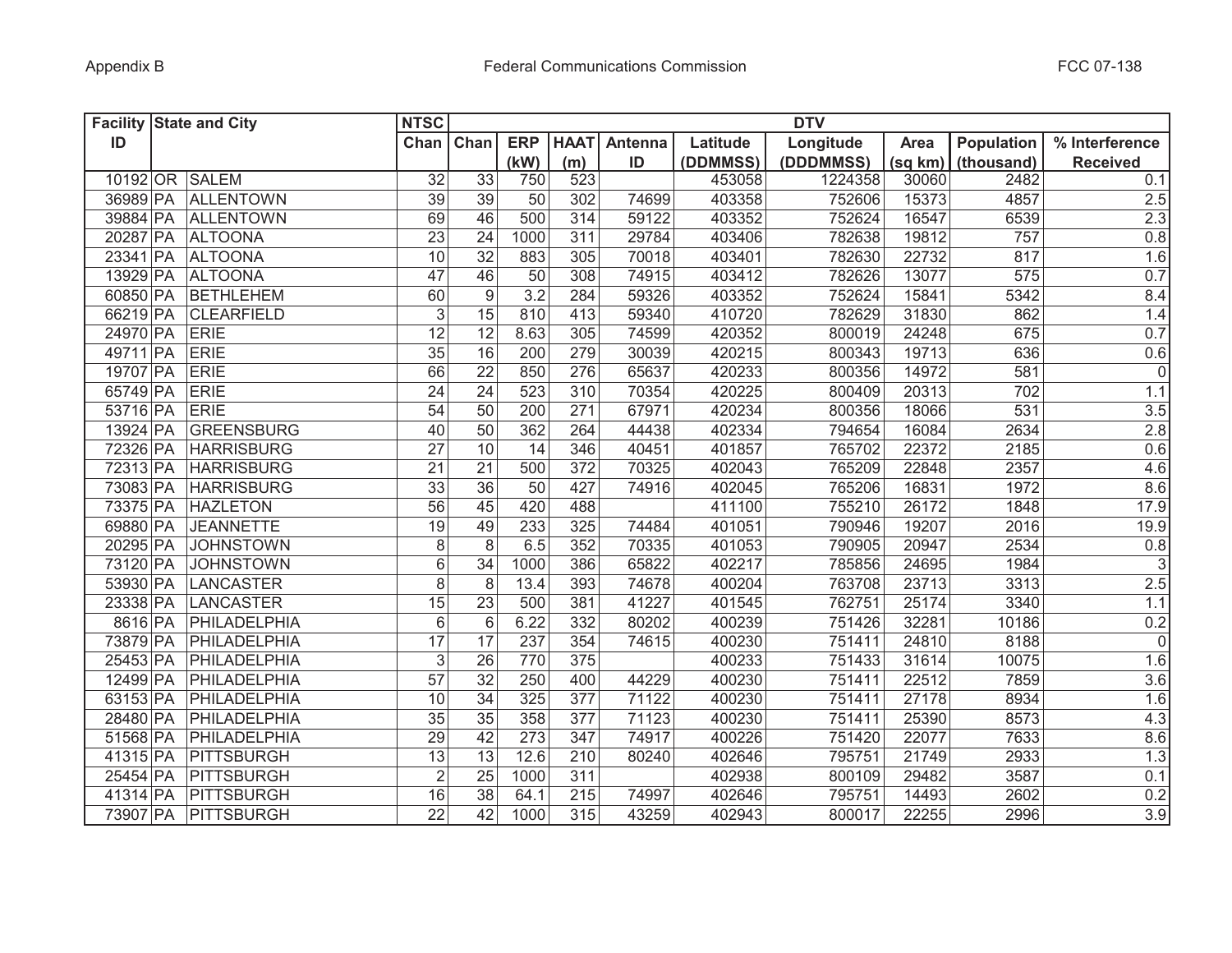| Facility ID | State and City | | NTSC | DTV | | | | | | | | |
|---|---|---|---|---|---|---|---|---|---|---|---|---|
| | | | Chan | Chan | ERP (kW) | HAAT (m) | Antenna ID | Latitude (DDMMSS) | Longitude (DDDMMSS) | Area (sq km) | Population (thousand) | % Interference Received |
| 10192 | OR | SALEM | 32 | 33 | 750 | 523 | | 453058 | 1224358 | 30060 | 2482 | 0.1 |
| 36989 | PA | ALLENTOWN | 39 | 39 | 50 | 302 | 74699 | 403358 | 752606 | 15373 | 4857 | 2.5 |
| 39884 | PA | ALLENTOWN | 69 | 46 | 500 | 314 | 59122 | 403352 | 752624 | 16547 | 6539 | 2.3 |
| 20287 | PA | ALTOONA | 23 | 24 | 1000 | 311 | 29784 | 403406 | 782638 | 19812 | 757 | 0.8 |
| 23341 | PA | ALTOONA | 10 | 32 | 883 | 305 | 70018 | 403401 | 782630 | 22732 | 817 | 1.6 |
| 13929 | PA | ALTOONA | 47 | 46 | 50 | 308 | 74915 | 403412 | 782626 | 13077 | 575 | 0.7 |
| 60850 | PA | BETHLEHEM | 60 | 9 | 3.2 | 284 | 59326 | 403352 | 752624 | 15841 | 5342 | 8.4 |
| 66219 | PA | CLEARFIELD | 3 | 15 | 810 | 413 | 59340 | 410720 | 782629 | 31830 | 862 | 1.4 |
| 24970 | PA | ERIE | 12 | 12 | 8.63 | 305 | 74599 | 420352 | 800019 | 24248 | 675 | 0.7 |
| 49711 | PA | ERIE | 35 | 16 | 200 | 279 | 30039 | 420215 | 800343 | 19713 | 636 | 0.6 |
| 19707 | PA | ERIE | 66 | 22 | 850 | 276 | 65637 | 420233 | 800356 | 14972 | 581 | 0 |
| 65749 | PA | ERIE | 24 | 24 | 523 | 310 | 70354 | 420225 | 800409 | 20313 | 702 | 1.1 |
| 53716 | PA | ERIE | 54 | 50 | 200 | 271 | 67971 | 420234 | 800356 | 18066 | 531 | 3.5 |
| 13924 | PA | GREENSBURG | 40 | 50 | 362 | 264 | 44438 | 402334 | 794654 | 16084 | 2634 | 2.8 |
| 72326 | PA | HARRISBURG | 27 | 10 | 14 | 346 | 40451 | 401857 | 765702 | 22372 | 2185 | 0.6 |
| 72313 | PA | HARRISBURG | 21 | 21 | 500 | 372 | 70325 | 402043 | 765209 | 22848 | 2357 | 4.6 |
| 73083 | PA | HARRISBURG | 33 | 36 | 50 | 427 | 74916 | 402045 | 765206 | 16831 | 1972 | 8.6 |
| 73375 | PA | HAZLETON | 56 | 45 | 420 | 488 | | 411100 | 755210 | 26172 | 1848 | 17.9 |
| 69880 | PA | JEANNETTE | 19 | 49 | 233 | 325 | 74484 | 401051 | 790946 | 19207 | 2016 | 19.9 |
| 20295 | PA | JOHNSTOWN | 8 | 8 | 6.5 | 352 | 70335 | 401053 | 790905 | 20947 | 2534 | 0.8 |
| 73120 | PA | JOHNSTOWN | 6 | 34 | 1000 | 386 | 65822 | 402217 | 785856 | 24695 | 1984 | 3 |
| 53930 | PA | LANCASTER | 8 | 8 | 13.4 | 393 | 74678 | 400204 | 763708 | 23713 | 3313 | 2.5 |
| 23338 | PA | LANCASTER | 15 | 23 | 500 | 381 | 41227 | 401545 | 762751 | 25174 | 3340 | 1.1 |
| 8616 | PA | PHILADELPHIA | 6 | 6 | 6.22 | 332 | 80202 | 400239 | 751426 | 32281 | 10186 | 0.2 |
| 73879 | PA | PHILADELPHIA | 17 | 17 | 237 | 354 | 74615 | 400230 | 751411 | 24810 | 8188 | 0 |
| 25453 | PA | PHILADELPHIA | 3 | 26 | 770 | 375 | | 400233 | 751433 | 31614 | 10075 | 1.6 |
| 12499 | PA | PHILADELPHIA | 57 | 32 | 250 | 400 | 44229 | 400230 | 751411 | 22512 | 7859 | 3.6 |
| 63153 | PA | PHILADELPHIA | 10 | 34 | 325 | 377 | 71122 | 400230 | 751411 | 27178 | 8934 | 1.6 |
| 28480 | PA | PHILADELPHIA | 35 | 35 | 358 | 377 | 71123 | 400230 | 751411 | 25390 | 8573 | 4.3 |
| 51568 | PA | PHILADELPHIA | 29 | 42 | 273 | 347 | 74917 | 400226 | 751420 | 22077 | 7633 | 8.6 |
| 41315 | PA | PITTSBURGH | 13 | 13 | 12.6 | 210 | 80240 | 402646 | 795751 | 21749 | 2933 | 1.3 |
| 25454 | PA | PITTSBURGH | 2 | 25 | 1000 | 311 | | 402938 | 800109 | 29482 | 3587 | 0.1 |
| 41314 | PA | PITTSBURGH | 16 | 38 | 64.1 | 215 | 74997 | 402646 | 795751 | 14493 | 2602 | 0.2 |
| 73907 | PA | PITTSBURGH | 22 | 42 | 1000 | 315 | 43259 | 402943 | 800017 | 22255 | 2996 | 3.9 |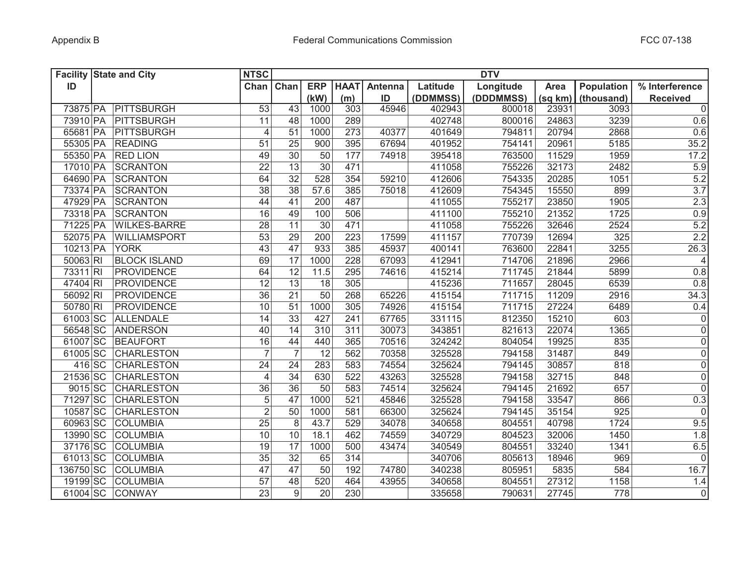| Facility ID | State and City | | NTSC Chan | DTV | | | | | | | | |
|---|---|---|---|---|---|---|---|---|---|---|---|---|
| | | | | Chan | ERP (kW) | HAAT (m) | Antenna ID | Latitude (DDMMSS) | Longitude (DDDMMSS) | Area (sq km) | Population (thousand) | % Interference Received |
| 73875 | PA | PITTSBURGH | 53 | 43 | 1000 | 303 | 45946 | 402943 | 800018 | 23931 | 3093 | 0 |
| 73910 | PA | PITTSBURGH | 11 | 48 | 1000 | 289 | | 402748 | 800016 | 24863 | 3239 | 0.6 |
| 65681 | PA | PITTSBURGH | 4 | 51 | 1000 | 273 | 40377 | 401649 | 794811 | 20794 | 2868 | 0.6 |
| 55305 | PA | READING | 51 | 25 | 900 | 395 | 67694 | 401952 | 754141 | 20961 | 5185 | 35.2 |
| 55350 | PA | RED LION | 49 | 30 | 50 | 177 | 74918 | 395418 | 763500 | 11529 | 1959 | 17.2 |
| 17010 | PA | SCRANTON | 22 | 13 | 30 | 471 | | 411058 | 755226 | 32173 | 2482 | 5.9 |
| 64690 | PA | SCRANTON | 64 | 32 | 528 | 354 | 59210 | 412606 | 754335 | 20285 | 1051 | 5.2 |
| 73374 | PA | SCRANTON | 38 | 38 | 57.6 | 385 | 75018 | 412609 | 754345 | 15550 | 899 | 3.7 |
| 47929 | PA | SCRANTON | 44 | 41 | 200 | 487 | | 411055 | 755217 | 23850 | 1905 | 2.3 |
| 73318 | PA | SCRANTON | 16 | 49 | 100 | 506 | | 411100 | 755210 | 21352 | 1725 | 0.9 |
| 71225 | PA | WILKES-BARRE | 28 | 11 | 30 | 471 | | 411058 | 755226 | 32646 | 2524 | 5.2 |
| 52075 | PA | WILLIAMSPORT | 53 | 29 | 200 | 223 | 17599 | 411157 | 770739 | 12694 | 325 | 2.2 |
| 10213 | PA | YORK | 43 | 47 | 933 | 385 | 45937 | 400141 | 763600 | 22841 | 3255 | 26.3 |
| 50063 | RI | BLOCK ISLAND | 69 | 17 | 1000 | 228 | 67093 | 412941 | 714706 | 21896 | 2966 | 4 |
| 73311 | RI | PROVIDENCE | 64 | 12 | 11.5 | 295 | 74616 | 415214 | 711745 | 21844 | 5899 | 0.8 |
| 47404 | RI | PROVIDENCE | 12 | 13 | 18 | 305 | | 415236 | 711657 | 28045 | 6539 | 0.8 |
| 56092 | RI | PROVIDENCE | 36 | 21 | 50 | 268 | 65226 | 415154 | 711715 | 11209 | 2916 | 34.3 |
| 50780 | RI | PROVIDENCE | 10 | 51 | 1000 | 305 | 74926 | 415154 | 711715 | 27224 | 6489 | 0.4 |
| 61003 | SC | ALLENDALE | 14 | 33 | 427 | 241 | 67765 | 331115 | 812350 | 15210 | 603 | 0 |
| 56548 | SC | ANDERSON | 40 | 14 | 310 | 311 | 30073 | 343851 | 821613 | 22074 | 1365 | 0 |
| 61007 | SC | BEAUFORT | 16 | 44 | 440 | 365 | 70516 | 324242 | 804054 | 19925 | 835 | 0 |
| 61005 | SC | CHARLESTON | 7 | 7 | 12 | 562 | 70358 | 325528 | 794158 | 31487 | 849 | 0 |
| 416 | SC | CHARLESTON | 24 | 24 | 283 | 583 | 74554 | 325624 | 794145 | 30857 | 818 | 0 |
| 21536 | SC | CHARLESTON | 4 | 34 | 630 | 522 | 43263 | 325528 | 794158 | 32715 | 848 | 0 |
| 9015 | SC | CHARLESTON | 36 | 36 | 50 | 583 | 74514 | 325624 | 794145 | 21692 | 657 | 0 |
| 71297 | SC | CHARLESTON | 5 | 47 | 1000 | 521 | 45846 | 325528 | 794158 | 33547 | 866 | 0.3 |
| 10587 | SC | CHARLESTON | 2 | 50 | 1000 | 581 | 66300 | 325624 | 794145 | 35154 | 925 | 0 |
| 60963 | SC | COLUMBIA | 25 | 8 | 43.7 | 529 | 34078 | 340658 | 804551 | 40798 | 1724 | 9.5 |
| 13990 | SC | COLUMBIA | 10 | 10 | 18.1 | 462 | 74559 | 340729 | 804523 | 32006 | 1450 | 1.8 |
| 37176 | SC | COLUMBIA | 19 | 17 | 1000 | 500 | 43474 | 340549 | 804551 | 33240 | 1341 | 6.5 |
| 61013 | SC | COLUMBIA | 35 | 32 | 65 | 314 | | 340706 | 805613 | 18946 | 969 | 0 |
| 136750 | SC | COLUMBIA | 47 | 47 | 50 | 192 | 74780 | 340238 | 805951 | 5835 | 584 | 16.7 |
| 19199 | SC | COLUMBIA | 57 | 48 | 520 | 464 | 43955 | 340658 | 804551 | 27312 | 1158 | 1.4 |
| 61004 | SC | CONWAY | 23 | 9 | 20 | 230 | | 335658 | 790631 | 27745 | 778 | 0 |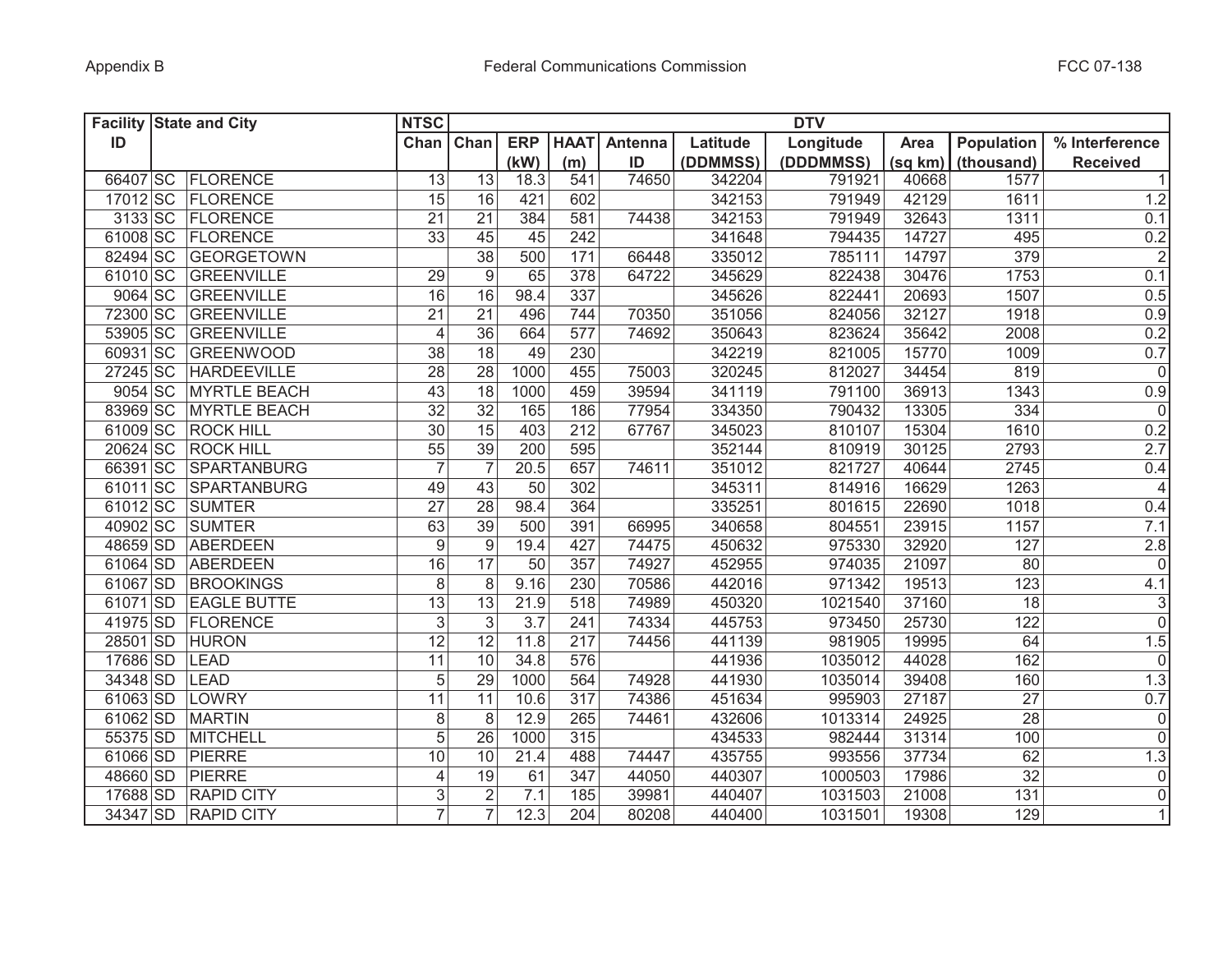| Facility ID | State and City | | NTSC Chan | DTV | | | | | | | | |
|---|---|---|---|---|---|---|---|---|---|---|---|---|
| | | | | Chan | ERP (kW) | HAAT (m) | Antenna ID | Latitude (DDMMSS) | Longitude (DDDMMSS) | Area (sq km) | Population (thousand) | % Interference Received |
| 66407 | SC | FLORENCE | 13 | 13 | 18.3 | 541 | 74650 | 342204 | 791921 | 40668 | 1577 | 1 |
| 17012 | SC | FLORENCE | 15 | 16 | 421 | 602 | | 342153 | 791949 | 42129 | 1611 | 1.2 |
| 3133 | SC | FLORENCE | 21 | 21 | 384 | 581 | 74438 | 342153 | 791949 | 32643 | 1311 | 0.1 |
| 61008 | SC | FLORENCE | 33 | 45 | 45 | 242 | | 341648 | 794435 | 14727 | 495 | 0.2 |
| 82494 | SC | GEORGETOWN | | 38 | 500 | 171 | 66448 | 335012 | 785111 | 14797 | 379 | 2 |
| 61010 | SC | GREENVILLE | 29 | 9 | 65 | 378 | 64722 | 345629 | 822438 | 30476 | 1753 | 0.1 |
| 9064 | SC | GREENVILLE | 16 | 16 | 98.4 | 337 | | 345626 | 822441 | 20693 | 1507 | 0.5 |
| 72300 | SC | GREENVILLE | 21 | 21 | 496 | 744 | 70350 | 351056 | 824056 | 32127 | 1918 | 0.9 |
| 53905 | SC | GREENVILLE | 4 | 36 | 664 | 577 | 74692 | 350643 | 823624 | 35642 | 2008 | 0.2 |
| 60931 | SC | GREENWOOD | 38 | 18 | 49 | 230 | | 342219 | 821005 | 15770 | 1009 | 0.7 |
| 27245 | SC | HARDEEVILLE | 28 | 28 | 1000 | 455 | 75003 | 320245 | 812027 | 34454 | 819 | 0 |
| 9054 | SC | MYRTLE BEACH | 43 | 18 | 1000 | 459 | 39594 | 341119 | 791100 | 36913 | 1343 | 0.9 |
| 83969 | SC | MYRTLE BEACH | 32 | 32 | 165 | 186 | 77954 | 334350 | 790432 | 13305 | 334 | 0 |
| 61009 | SC | ROCK HILL | 30 | 15 | 403 | 212 | 67767 | 345023 | 810107 | 15304 | 1610 | 0.2 |
| 20624 | SC | ROCK HILL | 55 | 39 | 200 | 595 | | 352144 | 810919 | 30125 | 2793 | 2.7 |
| 66391 | SC | SPARTANBURG | 7 | 7 | 20.5 | 657 | 74611 | 351012 | 821727 | 40644 | 2745 | 0.4 |
| 61011 | SC | SPARTANBURG | 49 | 43 | 50 | 302 | | 345311 | 814916 | 16629 | 1263 | 4 |
| 61012 | SC | SUMTER | 27 | 28 | 98.4 | 364 | | 335251 | 801615 | 22690 | 1018 | 0.4 |
| 40902 | SC | SUMTER | 63 | 39 | 500 | 391 | 66995 | 340658 | 804551 | 23915 | 1157 | 7.1 |
| 48659 | SD | ABERDEEN | 9 | 9 | 19.4 | 427 | 74475 | 450632 | 975330 | 32920 | 127 | 2.8 |
| 61064 | SD | ABERDEEN | 16 | 17 | 50 | 357 | 74927 | 452955 | 974035 | 21097 | 80 | 0 |
| 61067 | SD | BROOKINGS | 8 | 8 | 9.16 | 230 | 70586 | 442016 | 971342 | 19513 | 123 | 4.1 |
| 61071 | SD | EAGLE BUTTE | 13 | 13 | 21.9 | 518 | 74989 | 450320 | 1021540 | 37160 | 18 | 3 |
| 41975 | SD | FLORENCE | 3 | 3 | 3.7 | 241 | 74334 | 445753 | 973450 | 25730 | 122 | 0 |
| 28501 | SD | HURON | 12 | 12 | 11.8 | 217 | 74456 | 441139 | 981905 | 19995 | 64 | 1.5 |
| 17686 | SD | LEAD | 11 | 10 | 34.8 | 576 | | 441936 | 1035012 | 44028 | 162 | 0 |
| 34348 | SD | LEAD | 5 | 29 | 1000 | 564 | 74928 | 441930 | 1035014 | 39408 | 160 | 1.3 |
| 61063 | SD | LOWRY | 11 | 11 | 10.6 | 317 | 74386 | 451634 | 995903 | 27187 | 27 | 0.7 |
| 61062 | SD | MARTIN | 8 | 8 | 12.9 | 265 | 74461 | 432606 | 1013314 | 24925 | 28 | 0 |
| 55375 | SD | MITCHELL | 5 | 26 | 1000 | 315 | | 434533 | 982444 | 31314 | 100 | 0 |
| 61066 | SD | PIERRE | 10 | 10 | 21.4 | 488 | 74447 | 435755 | 993556 | 37734 | 62 | 1.3 |
| 48660 | SD | PIERRE | 4 | 19 | 61 | 347 | 44050 | 440307 | 1000503 | 17986 | 32 | 0 |
| 17688 | SD | RAPID CITY | 3 | 2 | 7.1 | 185 | 39981 | 440407 | 1031503 | 21008 | 131 | 0 |
| 34347 | SD | RAPID CITY | 7 | 7 | 12.3 | 204 | 80208 | 440400 | 1031501 | 19308 | 129 | 1 |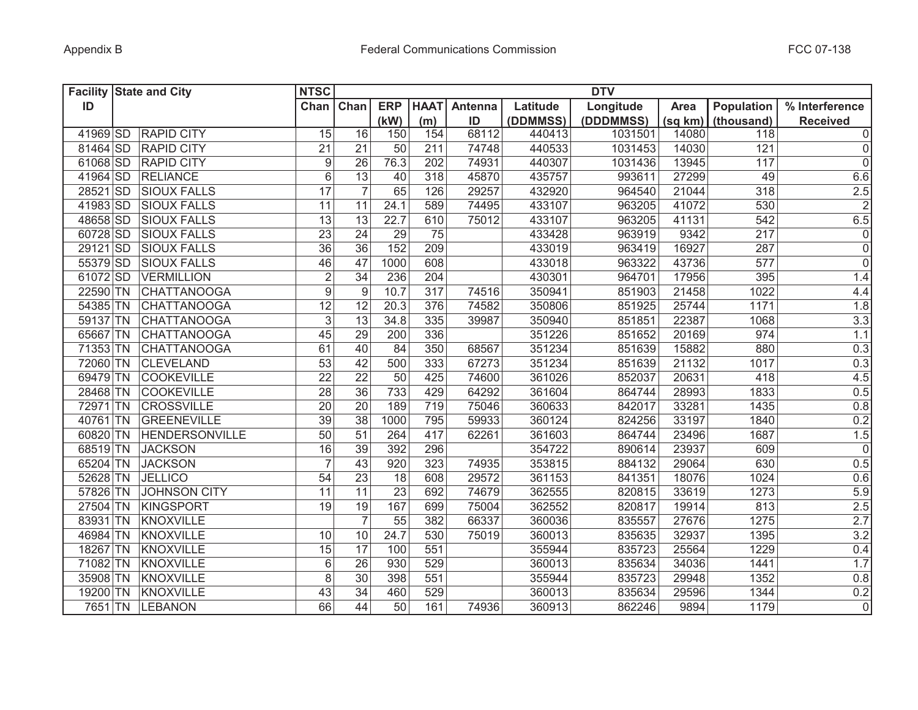| Facility ID | State and City | | NTSC Chan | DTV | | | | | | | | | |
|---|---|---|---|---|---|---|---|---|---|---|---|---|---|
| | | | | Chan | ERP (kW) | HAAT (m) | Antenna ID | Latitude (DDMMSS) | Longitude (DDDMMSS) | Area (sq km) | Population (thousand) | % Interference Received |
| 41969 | SD | RAPID CITY | 15 | 16 | 150 | 154 | 68112 | 440413 | 1031501 | 14080 | 118 | 0 |
| 81464 | SD | RAPID CITY | 21 | 21 | 50 | 211 | 74748 | 440533 | 1031453 | 14030 | 121 | 0 |
| 61068 | SD | RAPID CITY | 9 | 26 | 76.3 | 202 | 74931 | 440307 | 1031436 | 13945 | 117 | 0 |
| 41964 | SD | RELIANCE | 6 | 13 | 40 | 318 | 45870 | 435757 | 993611 | 27299 | 49 | 6.6 |
| 28521 | SD | SIOUX FALLS | 17 | 7 | 65 | 126 | 29257 | 432920 | 964540 | 21044 | 318 | 2.5 |
| 41983 | SD | SIOUX FALLS | 11 | 11 | 24.1 | 589 | 74495 | 433107 | 963205 | 41072 | 530 | 2 |
| 48658 | SD | SIOUX FALLS | 13 | 13 | 22.7 | 610 | 75012 | 433107 | 963205 | 41131 | 542 | 6.5 |
| 60728 | SD | SIOUX FALLS | 23 | 24 | 29 | 75 | | 433428 | 963919 | 9342 | 217 | 0 |
| 29121 | SD | SIOUX FALLS | 36 | 36 | 152 | 209 | | 433019 | 963419 | 16927 | 287 | 0 |
| 55379 | SD | SIOUX FALLS | 46 | 47 | 1000 | 608 | | 433018 | 963322 | 43736 | 577 | 0 |
| 61072 | SD | VERMILLION | 2 | 34 | 236 | 204 | | 430301 | 964701 | 17956 | 395 | 1.4 |
| 22590 | TN | CHATTANOOGA | 9 | 9 | 10.7 | 317 | 74516 | 350941 | 851903 | 21458 | 1022 | 4.4 |
| 54385 | TN | CHATTANOOGA | 12 | 12 | 20.3 | 376 | 74582 | 350806 | 851925 | 25744 | 1171 | 1.8 |
| 59137 | TN | CHATTANOOGA | 3 | 13 | 34.8 | 335 | 39987 | 350940 | 851851 | 22387 | 1068 | 3.3 |
| 65667 | TN | CHATTANOOGA | 45 | 29 | 200 | 336 | | 351226 | 851652 | 20169 | 974 | 1.1 |
| 71353 | TN | CHATTANOOGA | 61 | 40 | 84 | 350 | 68567 | 351234 | 851639 | 15882 | 880 | 0.3 |
| 72060 | TN | CLEVELAND | 53 | 42 | 500 | 333 | 67273 | 351234 | 851639 | 21132 | 1017 | 0.3 |
| 69479 | TN | COOKEVILLE | 22 | 22 | 50 | 425 | 74600 | 361026 | 852037 | 20631 | 418 | 4.5 |
| 28468 | TN | COOKEVILLE | 28 | 36 | 733 | 429 | 64292 | 361604 | 864744 | 28993 | 1833 | 0.5 |
| 72971 | TN | CROSSVILLE | 20 | 20 | 189 | 719 | 75046 | 360633 | 842017 | 33281 | 1435 | 0.8 |
| 40761 | TN | GREENEVILLE | 39 | 38 | 1000 | 795 | 59933 | 360124 | 824256 | 33197 | 1840 | 0.2 |
| 60820 | TN | HENDERSONVILLE | 50 | 51 | 264 | 417 | 62261 | 361603 | 864744 | 23496 | 1687 | 1.5 |
| 68519 | TN | JACKSON | 16 | 39 | 392 | 296 | | 354722 | 890614 | 23937 | 609 | 0 |
| 65204 | TN | JACKSON | 7 | 43 | 920 | 323 | 74935 | 353815 | 884132 | 29064 | 630 | 0.5 |
| 52628 | TN | JELLICO | 54 | 23 | 18 | 608 | 29572 | 361153 | 841351 | 18076 | 1024 | 0.6 |
| 57826 | TN | JOHNSON CITY | 11 | 11 | 23 | 692 | 74679 | 362555 | 820815 | 33619 | 1273 | 5.9 |
| 27504 | TN | KINGSPORT | 19 | 19 | 167 | 699 | 75004 | 362552 | 820817 | 19914 | 813 | 2.5 |
| 83931 | TN | KNOXVILLE | | 7 | 55 | 382 | 66337 | 360036 | 835557 | 27676 | 1275 | 2.7 |
| 46984 | TN | KNOXVILLE | 10 | 10 | 24.7 | 530 | 75019 | 360013 | 835635 | 32937 | 1395 | 3.2 |
| 18267 | TN | KNOXVILLE | 15 | 17 | 100 | 551 | | 355944 | 835723 | 25564 | 1229 | 0.4 |
| 71082 | TN | KNOXVILLE | 6 | 26 | 930 | 529 | | 360013 | 835634 | 34036 | 1441 | 1.7 |
| 35908 | TN | KNOXVILLE | 8 | 30 | 398 | 551 | | 355944 | 835723 | 29948 | 1352 | 0.8 |
| 19200 | TN | KNOXVILLE | 43 | 34 | 460 | 529 | | 360013 | 835634 | 29596 | 1344 | 0.2 |
| 7651 | TN | LEBANON | 66 | 44 | 50 | 161 | 74936 | 360913 | 862246 | 9894 | 1179 | 0 |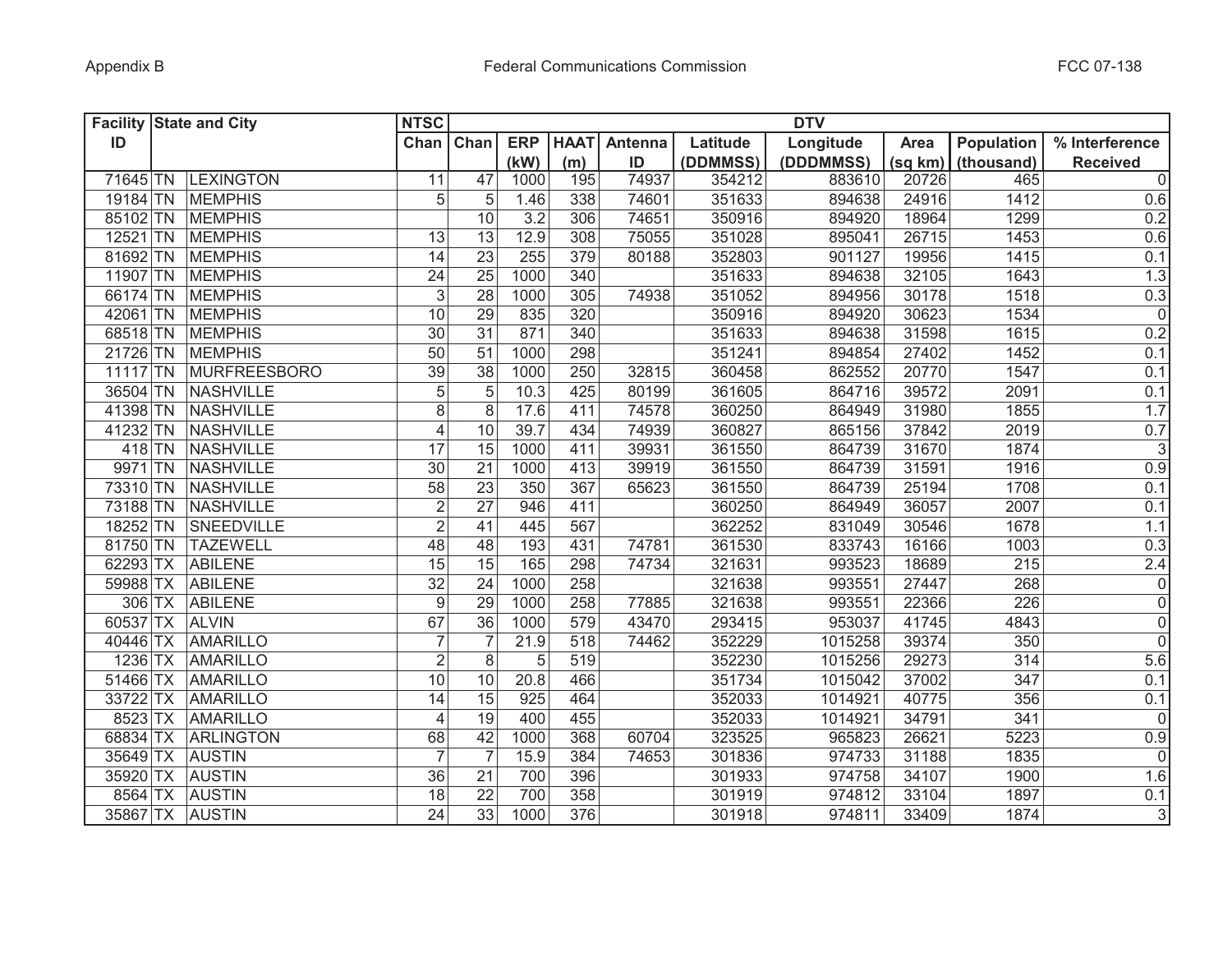| Facility ID | State and City | | NTSC Chan | DTV | | | | | | | | | |
|---|---|---|---|---|---|---|---|---|---|---|---|---|---|
| | | | | Chan | ERP (kW) | HAAT (m) | Antenna ID | Latitude (DDMMSS) | Longitude (DDDMMSS) | Area (sq km) | Population (thousand) | % Interference Received |
| 71645 | TN | LEXINGTON | 11 | 47 | 1000 | 195 | 74937 | 354212 | 883610 | 20726 | 465 | 0 |
| 19184 | TN | MEMPHIS | 5 | 5 | 1.46 | 338 | 74601 | 351633 | 894638 | 24916 | 1412 | 0.6 |
| 85102 | TN | MEMPHIS | | 10 | 3.2 | 306 | 74651 | 350916 | 894920 | 18964 | 1299 | 0.2 |
| 12521 | TN | MEMPHIS | 13 | 13 | 12.9 | 308 | 75055 | 351028 | 895041 | 26715 | 1453 | 0.6 |
| 81692 | TN | MEMPHIS | 14 | 23 | 255 | 379 | 80188 | 352803 | 901127 | 19956 | 1415 | 0.1 |
| 11907 | TN | MEMPHIS | 24 | 25 | 1000 | 340 | | 351633 | 894638 | 32105 | 1643 | 1.3 |
| 66174 | TN | MEMPHIS | 3 | 28 | 1000 | 305 | 74938 | 351052 | 894956 | 30178 | 1518 | 0.3 |
| 42061 | TN | MEMPHIS | 10 | 29 | 835 | 320 | | 350916 | 894920 | 30623 | 1534 | 0 |
| 68518 | TN | MEMPHIS | 30 | 31 | 871 | 340 | | 351633 | 894638 | 31598 | 1615 | 0.2 |
| 21726 | TN | MEMPHIS | 50 | 51 | 1000 | 298 | | 351241 | 894854 | 27402 | 1452 | 0.1 |
| 11117 | TN | MURFREESBORO | 39 | 38 | 1000 | 250 | 32815 | 360458 | 862552 | 20770 | 1547 | 0.1 |
| 36504 | TN | NASHVILLE | 5 | 5 | 10.3 | 425 | 80199 | 361605 | 864716 | 39572 | 2091 | 0.1 |
| 41398 | TN | NASHVILLE | 8 | 8 | 17.6 | 411 | 74578 | 360250 | 864949 | 31980 | 1855 | 1.7 |
| 41232 | TN | NASHVILLE | 4 | 10 | 39.7 | 434 | 74939 | 360827 | 865156 | 37842 | 2019 | 0.7 |
| 418 | TN | NASHVILLE | 17 | 15 | 1000 | 411 | 39931 | 361550 | 864739 | 31670 | 1874 | 3 |
| 9971 | TN | NASHVILLE | 30 | 21 | 1000 | 413 | 39919 | 361550 | 864739 | 31591 | 1916 | 0.9 |
| 73310 | TN | NASHVILLE | 58 | 23 | 350 | 367 | 65623 | 361550 | 864739 | 25194 | 1708 | 0.1 |
| 73188 | TN | NASHVILLE | 2 | 27 | 946 | 411 | | 360250 | 864949 | 36057 | 2007 | 0.1 |
| 18252 | TN | SNEEDVILLE | 2 | 41 | 445 | 567 | | 362252 | 831049 | 30546 | 1678 | 1.1 |
| 81750 | TN | TAZEWELL | 48 | 48 | 193 | 431 | 74781 | 361530 | 833743 | 16166 | 1003 | 0.3 |
| 62293 | TX | ABILENE | 15 | 15 | 165 | 298 | 74734 | 321631 | 993523 | 18689 | 215 | 2.4 |
| 59988 | TX | ABILENE | 32 | 24 | 1000 | 258 | | 321638 | 993551 | 27447 | 268 | 0 |
| 306 | TX | ABILENE | 9 | 29 | 1000 | 258 | 77885 | 321638 | 993551 | 22366 | 226 | 0 |
| 60537 | TX | ALVIN | 67 | 36 | 1000 | 579 | 43470 | 293415 | 953037 | 41745 | 4843 | 0 |
| 40446 | TX | AMARILLO | 7 | 7 | 21.9 | 518 | 74462 | 352229 | 1015258 | 39374 | 350 | 0 |
| 1236 | TX | AMARILLO | 2 | 8 | 5 | 519 | | 352230 | 1015256 | 29273 | 314 | 5.6 |
| 51466 | TX | AMARILLO | 10 | 10 | 20.8 | 466 | | 351734 | 1015042 | 37002 | 347 | 0.1 |
| 33722 | TX | AMARILLO | 14 | 15 | 925 | 464 | | 352033 | 1014921 | 40775 | 356 | 0.1 |
| 8523 | TX | AMARILLO | 4 | 19 | 400 | 455 | | 352033 | 1014921 | 34791 | 341 | 0 |
| 68834 | TX | ARLINGTON | 68 | 42 | 1000 | 368 | 60704 | 323525 | 965823 | 26621 | 5223 | 0.9 |
| 35649 | TX | AUSTIN | 7 | 7 | 15.9 | 384 | 74653 | 301836 | 974733 | 31188 | 1835 | 0 |
| 35920 | TX | AUSTIN | 36 | 21 | 700 | 396 | | 301933 | 974758 | 34107 | 1900 | 1.6 |
| 8564 | TX | AUSTIN | 18 | 22 | 700 | 358 | | 301919 | 974812 | 33104 | 1897 | 0.1 |
| 35867 | TX | AUSTIN | 24 | 33 | 1000 | 376 | | 301918 | 974811 | 33409 | 1874 | 3 |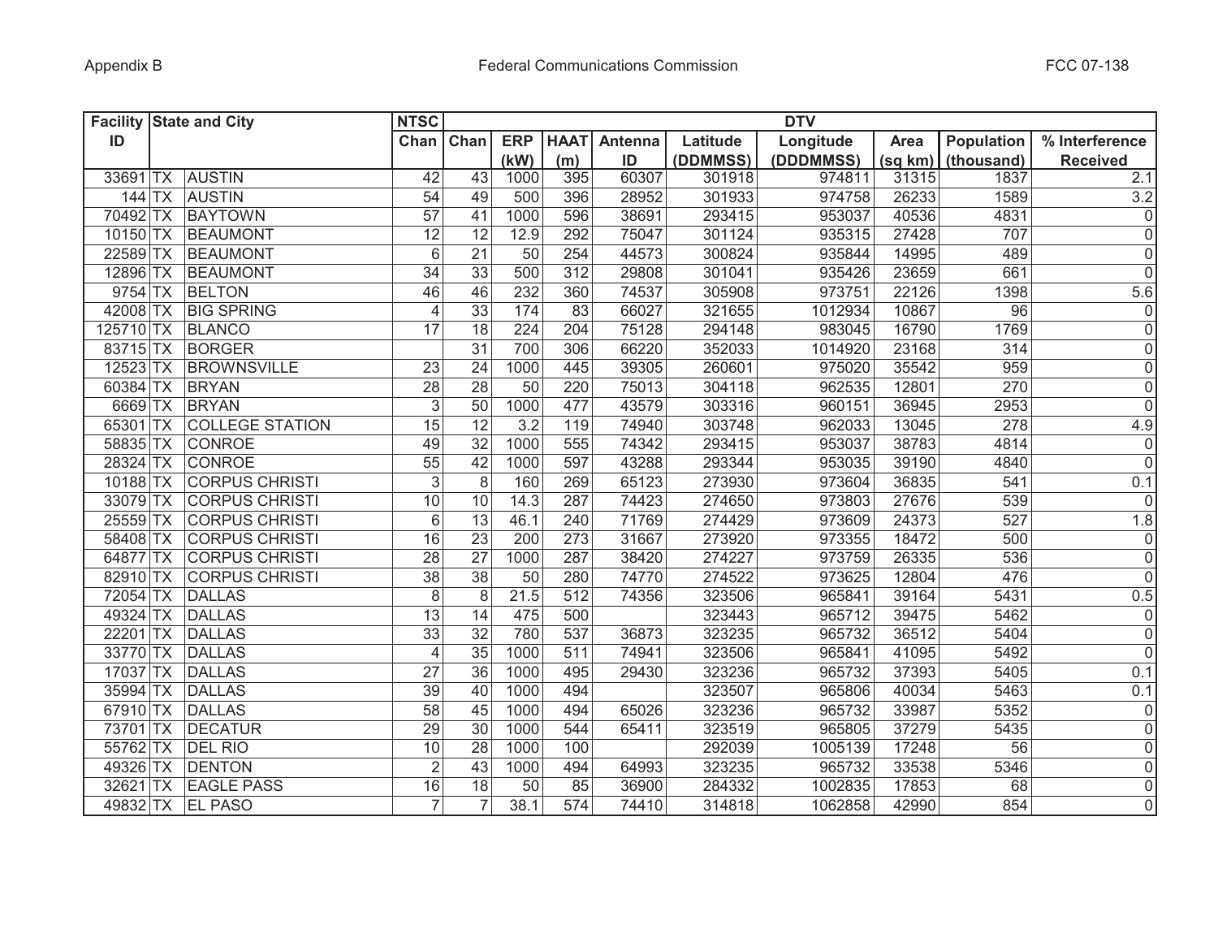| Facility ID | State and City | | NTSC Chan | DTV | | | | | | | | | |
|---|---|---|---|---|---|---|---|---|---|---|---|---|---|
| | | | | Chan | ERP (kW) | HAAT (m) | Antenna ID | Latitude (DDMMSS) | Longitude (DDDMMSS) | Area (sq km) | Population (thousand) | % Interference Received |
| 33691 | TX | AUSTIN | 42 | 43 | 1000 | 395 | 60307 | 301918 | 974811 | 31315 | 1837 | 2.1 |
| 144 | TX | AUSTIN | 54 | 49 | 500 | 396 | 28952 | 301933 | 974758 | 26233 | 1589 | 3.2 |
| 70492 | TX | BAYTOWN | 57 | 41 | 1000 | 596 | 38691 | 293415 | 953037 | 40536 | 4831 | 0 |
| 10150 | TX | BEAUMONT | 12 | 12 | 12.9 | 292 | 75047 | 301124 | 935315 | 27428 | 707 | 0 |
| 22589 | TX | BEAUMONT | 6 | 21 | 50 | 254 | 44573 | 300824 | 935844 | 14995 | 489 | 0 |
| 12896 | TX | BEAUMONT | 34 | 33 | 500 | 312 | 29808 | 301041 | 935426 | 23659 | 661 | 0 |
| 9754 | TX | BELTON | 46 | 46 | 232 | 360 | 74537 | 305908 | 973751 | 22126 | 1398 | 5.6 |
| 42008 | TX | BIG SPRING | 4 | 33 | 174 | 83 | 66027 | 321655 | 1012934 | 10867 | 96 | 0 |
| 125710 | TX | BLANCO | 17 | 18 | 224 | 204 | 75128 | 294148 | 983045 | 16790 | 1769 | 0 |
| 83715 | TX | BORGER | | 31 | 700 | 306 | 66220 | 352033 | 1014920 | 23168 | 314 | 0 |
| 12523 | TX | BROWNSVILLE | 23 | 24 | 1000 | 445 | 39305 | 260601 | 975020 | 35542 | 959 | 0 |
| 60384 | TX | BRYAN | 28 | 28 | 50 | 220 | 75013 | 304118 | 962535 | 12801 | 270 | 0 |
| 6669 | TX | BRYAN | 3 | 50 | 1000 | 477 | 43579 | 303316 | 960151 | 36945 | 2953 | 0 |
| 65301 | TX | COLLEGE STATION | 15 | 12 | 3.2 | 119 | 74940 | 303748 | 962033 | 13045 | 278 | 4.9 |
| 58835 | TX | CONROE | 49 | 32 | 1000 | 555 | 74342 | 293415 | 953037 | 38783 | 4814 | 0 |
| 28324 | TX | CONROE | 55 | 42 | 1000 | 597 | 43288 | 293344 | 953035 | 39190 | 4840 | 0 |
| 10188 | TX | CORPUS CHRISTI | 3 | 8 | 160 | 269 | 65123 | 273930 | 973604 | 36835 | 541 | 0.1 |
| 33079 | TX | CORPUS CHRISTI | 10 | 10 | 14.3 | 287 | 74423 | 274650 | 973803 | 27676 | 539 | 0 |
| 25559 | TX | CORPUS CHRISTI | 6 | 13 | 46.1 | 240 | 71769 | 274429 | 973609 | 24373 | 527 | 1.8 |
| 58408 | TX | CORPUS CHRISTI | 16 | 23 | 200 | 273 | 31667 | 273920 | 973355 | 18472 | 500 | 0 |
| 64877 | TX | CORPUS CHRISTI | 28 | 27 | 1000 | 287 | 38420 | 274227 | 973759 | 26335 | 536 | 0 |
| 82910 | TX | CORPUS CHRISTI | 38 | 38 | 50 | 280 | 74770 | 274522 | 973625 | 12804 | 476 | 0 |
| 72054 | TX | DALLAS | 8 | 8 | 21.5 | 512 | 74356 | 323506 | 965841 | 39164 | 5431 | 0.5 |
| 49324 | TX | DALLAS | 13 | 14 | 475 | 500 | | 323443 | 965712 | 39475 | 5462 | 0 |
| 22201 | TX | DALLAS | 33 | 32 | 780 | 537 | 36873 | 323235 | 965732 | 36512 | 5404 | 0 |
| 33770 | TX | DALLAS | 4 | 35 | 1000 | 511 | 74941 | 323506 | 965841 | 41095 | 5492 | 0 |
| 17037 | TX | DALLAS | 27 | 36 | 1000 | 495 | 29430 | 323236 | 965732 | 37393 | 5405 | 0.1 |
| 35994 | TX | DALLAS | 39 | 40 | 1000 | 494 | | 323507 | 965806 | 40034 | 5463 | 0.1 |
| 67910 | TX | DALLAS | 58 | 45 | 1000 | 494 | 65026 | 323236 | 965732 | 33987 | 5352 | 0 |
| 73701 | TX | DECATUR | 29 | 30 | 1000 | 544 | 65411 | 323519 | 965805 | 37279 | 5435 | 0 |
| 55762 | TX | DEL RIO | 10 | 28 | 1000 | 100 | | 292039 | 1005139 | 17248 | 56 | 0 |
| 49326 | TX | DENTON | 2 | 43 | 1000 | 494 | 64993 | 323235 | 965732 | 33538 | 5346 | 0 |
| 32621 | TX | EAGLE PASS | 16 | 18 | 50 | 85 | 36900 | 284332 | 1002835 | 17853 | 68 | 0 |
| 49832 | TX | EL PASO | 7 | 7 | 38.1 | 574 | 74410 | 314818 | 1062858 | 42990 | 854 | 0 |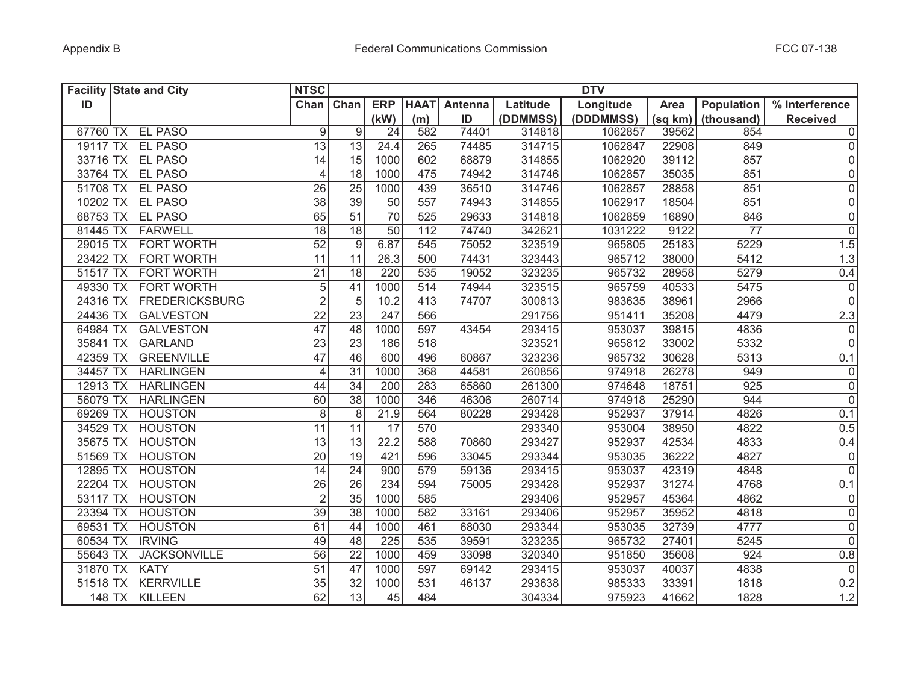| Facility ID | State and City | | NTSC | DTV | | | | | | | | | |
|---|---|---|---|---|---|---|---|---|---|---|---|---|---|
| | | | Chan | Chan | ERP (kW) | HAAT (m) | Antenna ID | Latitude (DDMMSS) | Longitude (DDDMMSS) | Area (sq km) | Population (thousand) | % Interference Received |
| 67760 | TX | EL PASO | 9 | 9 | 24 | 582 | 74401 | 314818 | 1062857 | 39562 | 854 | 0 |
| 19117 | TX | EL PASO | 13 | 13 | 24.4 | 265 | 74485 | 314715 | 1062847 | 22908 | 849 | 0 |
| 33716 | TX | EL PASO | 14 | 15 | 1000 | 602 | 68879 | 314855 | 1062920 | 39112 | 857 | 0 |
| 33764 | TX | EL PASO | 4 | 18 | 1000 | 475 | 74942 | 314746 | 1062857 | 35035 | 851 | 0 |
| 51708 | TX | EL PASO | 26 | 25 | 1000 | 439 | 36510 | 314746 | 1062857 | 28858 | 851 | 0 |
| 10202 | TX | EL PASO | 38 | 39 | 50 | 557 | 74943 | 314855 | 1062917 | 18504 | 851 | 0 |
| 68753 | TX | EL PASO | 65 | 51 | 70 | 525 | 29633 | 314818 | 1062859 | 16890 | 846 | 0 |
| 81445 | TX | FARWELL | 18 | 18 | 50 | 112 | 74740 | 342621 | 1031222 | 9122 | 77 | 0 |
| 29015 | TX | FORT WORTH | 52 | 9 | 6.87 | 545 | 75052 | 323519 | 965805 | 25183 | 5229 | 1.5 |
| 23422 | TX | FORT WORTH | 11 | 11 | 26.3 | 500 | 74431 | 323443 | 965712 | 38000 | 5412 | 1.3 |
| 51517 | TX | FORT WORTH | 21 | 18 | 220 | 535 | 19052 | 323235 | 965732 | 28958 | 5279 | 0.4 |
| 49330 | TX | FORT WORTH | 5 | 41 | 1000 | 514 | 74944 | 323515 | 965759 | 40533 | 5475 | 0 |
| 24316 | TX | FREDERICKSBURG | 2 | 5 | 10.2 | 413 | 74707 | 300813 | 983635 | 38961 | 2966 | 0 |
| 24436 | TX | GALVESTON | 22 | 23 | 247 | 566 | | 291756 | 951411 | 35208 | 4479 | 2.3 |
| 64984 | TX | GALVESTON | 47 | 48 | 1000 | 597 | 43454 | 293415 | 953037 | 39815 | 4836 | 0 |
| 35841 | TX | GARLAND | 23 | 23 | 186 | 518 | | 323521 | 965812 | 33002 | 5332 | 0 |
| 42359 | TX | GREENVILLE | 47 | 46 | 600 | 496 | 60867 | 323236 | 965732 | 30628 | 5313 | 0.1 |
| 34457 | TX | HARLINGEN | 4 | 31 | 1000 | 368 | 44581 | 260856 | 974918 | 26278 | 949 | 0 |
| 12913 | TX | HARLINGEN | 44 | 34 | 200 | 283 | 65860 | 261300 | 974648 | 18751 | 925 | 0 |
| 56079 | TX | HARLINGEN | 60 | 38 | 1000 | 346 | 46306 | 260714 | 974918 | 25290 | 944 | 0 |
| 69269 | TX | HOUSTON | 8 | 8 | 21.9 | 564 | 80228 | 293428 | 952937 | 37914 | 4826 | 0.1 |
| 34529 | TX | HOUSTON | 11 | 11 | 17 | 570 | | 293340 | 953004 | 38950 | 4822 | 0.5 |
| 35675 | TX | HOUSTON | 13 | 13 | 22.2 | 588 | 70860 | 293427 | 952937 | 42534 | 4833 | 0.4 |
| 51569 | TX | HOUSTON | 20 | 19 | 421 | 596 | 33045 | 293344 | 953035 | 36222 | 4827 | 0 |
| 12895 | TX | HOUSTON | 14 | 24 | 900 | 579 | 59136 | 293415 | 953037 | 42319 | 4848 | 0 |
| 22204 | TX | HOUSTON | 26 | 26 | 234 | 594 | 75005 | 293428 | 952937 | 31274 | 4768 | 0.1 |
| 53117 | TX | HOUSTON | 2 | 35 | 1000 | 585 | | 293406 | 952957 | 45364 | 4862 | 0 |
| 23394 | TX | HOUSTON | 39 | 38 | 1000 | 582 | 33161 | 293406 | 952957 | 35952 | 4818 | 0 |
| 69531 | TX | HOUSTON | 61 | 44 | 1000 | 461 | 68030 | 293344 | 953035 | 32739 | 4777 | 0 |
| 60534 | TX | IRVING | 49 | 48 | 225 | 535 | 39591 | 323235 | 965732 | 27401 | 5245 | 0 |
| 55643 | TX | JACKSONVILLE | 56 | 22 | 1000 | 459 | 33098 | 320340 | 951850 | 35608 | 924 | 0.8 |
| 31870 | TX | KATY | 51 | 47 | 1000 | 597 | 69142 | 293415 | 953037 | 40037 | 4838 | 0 |
| 51518 | TX | KERRVILLE | 35 | 32 | 1000 | 531 | 46137 | 293638 | 985333 | 33391 | 1818 | 0.2 |
| 148 | TX | KILLEEN | 62 | 13 | 45 | 484 | | 304334 | 975923 | 41662 | 1828 | 1.2 |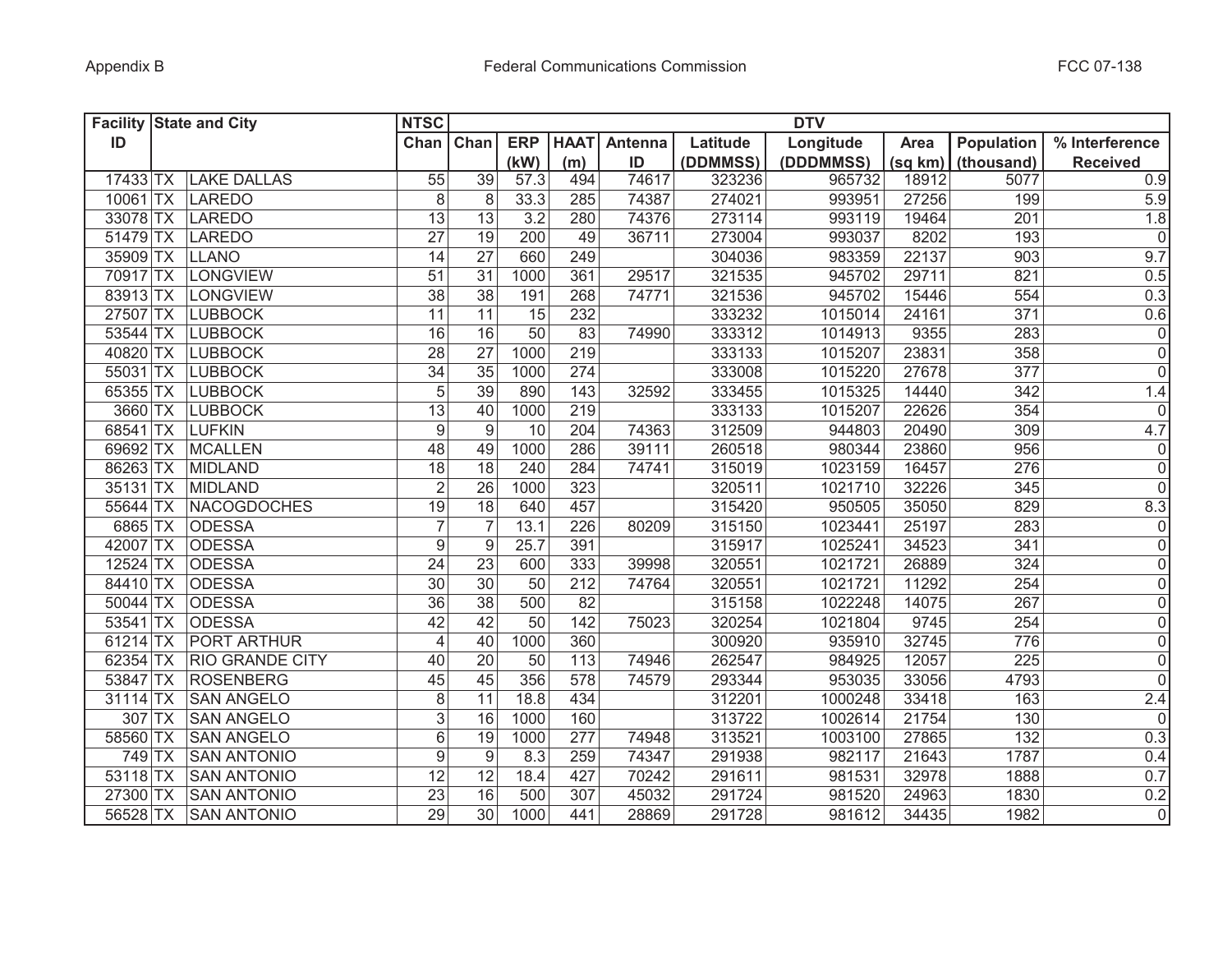| Facility ID | State and City | | NTSC Chan | DTV | | | | | | | | | |
|---|---|---|---|---|---|---|---|---|---|---|---|---|---|
| | | | | Chan | ERP (kW) | HAAT (m) | Antenna ID | Latitude (DDMMSS) | Longitude (DDDMMSS) | Area (sq km) | Population (thousand) | % Interference Received |
| 17433 | TX | LAKE DALLAS | 55 | 39 | 57.3 | 494 | 74617 | 323236 | 965732 | 18912 | 5077 | 0.9 |
| 10061 | TX | LAREDO | 8 | 8 | 33.3 | 285 | 74387 | 274021 | 993951 | 27256 | 199 | 5.9 |
| 33078 | TX | LAREDO | 13 | 13 | 3.2 | 280 | 74376 | 273114 | 993119 | 19464 | 201 | 1.8 |
| 51479 | TX | LAREDO | 27 | 19 | 200 | 49 | 36711 | 273004 | 993037 | 8202 | 193 | 0 |
| 35909 | TX | LLANO | 14 | 27 | 660 | 249 | | 304036 | 983359 | 22137 | 903 | 9.7 |
| 70917 | TX | LONGVIEW | 51 | 31 | 1000 | 361 | 29517 | 321535 | 945702 | 29711 | 821 | 0.5 |
| 83913 | TX | LONGVIEW | 38 | 38 | 191 | 268 | 74771 | 321536 | 945702 | 15446 | 554 | 0.3 |
| 27507 | TX | LUBBOCK | 11 | 11 | 15 | 232 | | 333232 | 1015014 | 24161 | 371 | 0.6 |
| 53544 | TX | LUBBOCK | 16 | 16 | 50 | 83 | 74990 | 333312 | 1014913 | 9355 | 283 | 0 |
| 40820 | TX | LUBBOCK | 28 | 27 | 1000 | 219 | | 333133 | 1015207 | 23831 | 358 | 0 |
| 55031 | TX | LUBBOCK | 34 | 35 | 1000 | 274 | | 333008 | 1015220 | 27678 | 377 | 0 |
| 65355 | TX | LUBBOCK | 5 | 39 | 890 | 143 | 32592 | 333455 | 1015325 | 14440 | 342 | 1.4 |
| 3660 | TX | LUBBOCK | 13 | 40 | 1000 | 219 | | 333133 | 1015207 | 22626 | 354 | 0 |
| 68541 | TX | LUFKIN | 9 | 9 | 10 | 204 | 74363 | 312509 | 944803 | 20490 | 309 | 4.7 |
| 69692 | TX | MCALLEN | 48 | 49 | 1000 | 286 | 39111 | 260518 | 980344 | 23860 | 956 | 0 |
| 86263 | TX | MIDLAND | 18 | 18 | 240 | 284 | 74741 | 315019 | 1023159 | 16457 | 276 | 0 |
| 35131 | TX | MIDLAND | 2 | 26 | 1000 | 323 | | 320511 | 1021710 | 32226 | 345 | 0 |
| 55644 | TX | NACOGDOCHES | 19 | 18 | 640 | 457 | | 315420 | 950505 | 35050 | 829 | 8.3 |
| 6865 | TX | ODESSA | 7 | 7 | 13.1 | 226 | 80209 | 315150 | 1023441 | 25197 | 283 | 0 |
| 42007 | TX | ODESSA | 9 | 9 | 25.7 | 391 | | 315917 | 1025241 | 34523 | 341 | 0 |
| 12524 | TX | ODESSA | 24 | 23 | 600 | 333 | 39998 | 320551 | 1021721 | 26889 | 324 | 0 |
| 84410 | TX | ODESSA | 30 | 30 | 50 | 212 | 74764 | 320551 | 1021721 | 11292 | 254 | 0 |
| 50044 | TX | ODESSA | 36 | 38 | 500 | 82 | | 315158 | 1022248 | 14075 | 267 | 0 |
| 53541 | TX | ODESSA | 42 | 42 | 50 | 142 | 75023 | 320254 | 1021804 | 9745 | 254 | 0 |
| 61214 | TX | PORT ARTHUR | 4 | 40 | 1000 | 360 | | 300920 | 935910 | 32745 | 776 | 0 |
| 62354 | TX | RIO GRANDE CITY | 40 | 20 | 50 | 113 | 74946 | 262547 | 984925 | 12057 | 225 | 0 |
| 53847 | TX | ROSENBERG | 45 | 45 | 356 | 578 | 74579 | 293344 | 953035 | 33056 | 4793 | 0 |
| 31114 | TX | SAN ANGELO | 8 | 11 | 18.8 | 434 | | 312201 | 1000248 | 33418 | 163 | 2.4 |
| 307 | TX | SAN ANGELO | 3 | 16 | 1000 | 160 | | 313722 | 1002614 | 21754 | 130 | 0 |
| 58560 | TX | SAN ANGELO | 6 | 19 | 1000 | 277 | 74948 | 313521 | 1003100 | 27865 | 132 | 0.3 |
| 749 | TX | SAN ANTONIO | 9 | 9 | 8.3 | 259 | 74347 | 291938 | 982117 | 21643 | 1787 | 0.4 |
| 53118 | TX | SAN ANTONIO | 12 | 12 | 18.4 | 427 | 70242 | 291611 | 981531 | 32978 | 1888 | 0.7 |
| 27300 | TX | SAN ANTONIO | 23 | 16 | 500 | 307 | 45032 | 291724 | 981520 | 24963 | 1830 | 0.2 |
| 56528 | TX | SAN ANTONIO | 29 | 30 | 1000 | 441 | 28869 | 291728 | 981612 | 34435 | 1982 | 0 |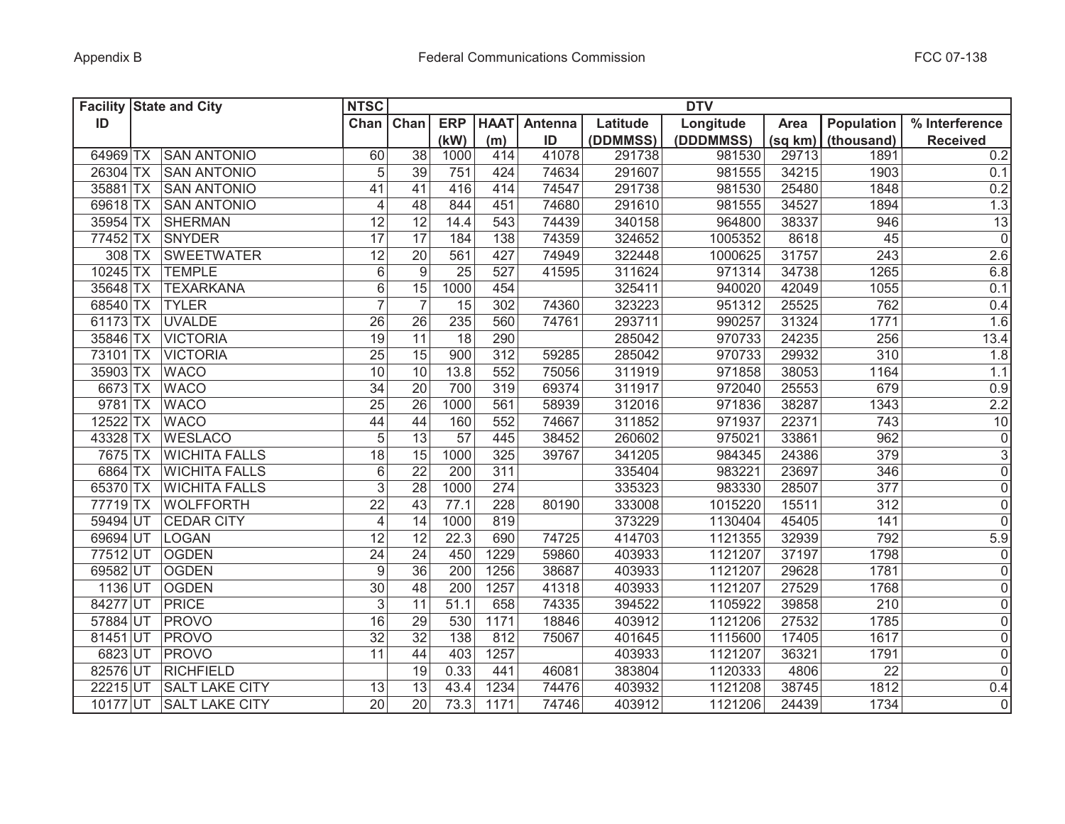| Facility ID | State and City | | NTSC Chan | DTV | | | | | | | | | |
|---|---|---|---|---|---|---|---|---|---|---|---|---|---|
| | | | | Chan | ERP (kW) | HAAT (m) | Antenna ID | Latitude (DDMMSS) | Longitude (DDDMMSS) | Area (sq km) | Population (thousand) | % Interference Received |
| 64969 | TX | SAN ANTONIO | 60 | 38 | 1000 | 414 | 41078 | 291738 | 981530 | 29713 | 1891 | 0.2 |
| 26304 | TX | SAN ANTONIO | 5 | 39 | 751 | 424 | 74634 | 291607 | 981555 | 34215 | 1903 | 0.1 |
| 35881 | TX | SAN ANTONIO | 41 | 41 | 416 | 414 | 74547 | 291738 | 981530 | 25480 | 1848 | 0.2 |
| 69618 | TX | SAN ANTONIO | 4 | 48 | 844 | 451 | 74680 | 291610 | 981555 | 34527 | 1894 | 1.3 |
| 35954 | TX | SHERMAN | 12 | 12 | 14.4 | 543 | 74439 | 340158 | 964800 | 38337 | 946 | 13 |
| 77452 | TX | SNYDER | 17 | 17 | 184 | 138 | 74359 | 324652 | 1005352 | 8618 | 45 | 0 |
| 308 | TX | SWEETWATER | 12 | 20 | 561 | 427 | 74949 | 322448 | 1000625 | 31757 | 243 | 2.6 |
| 10245 | TX | TEMPLE | 6 | 9 | 25 | 527 | 41595 | 311624 | 971314 | 34738 | 1265 | 6.8 |
| 35648 | TX | TEXARKANA | 6 | 15 | 1000 | 454 | | 325411 | 940020 | 42049 | 1055 | 0.1 |
| 68540 | TX | TYLER | 7 | 7 | 15 | 302 | 74360 | 323223 | 951312 | 25525 | 762 | 0.4 |
| 61173 | TX | UVALDE | 26 | 26 | 235 | 560 | 74761 | 293711 | 990257 | 31324 | 1771 | 1.6 |
| 35846 | TX | VICTORIA | 19 | 11 | 18 | 290 | | 285042 | 970733 | 24235 | 256 | 13.4 |
| 73101 | TX | VICTORIA | 25 | 15 | 900 | 312 | 59285 | 285042 | 970733 | 29932 | 310 | 1.8 |
| 35903 | TX | WACO | 10 | 10 | 13.8 | 552 | 75056 | 311919 | 971858 | 38053 | 1164 | 1.1 |
| 6673 | TX | WACO | 34 | 20 | 700 | 319 | 69374 | 311917 | 972040 | 25553 | 679 | 0.9 |
| 9781 | TX | WACO | 25 | 26 | 1000 | 561 | 58939 | 312016 | 971836 | 38287 | 1343 | 2.2 |
| 12522 | TX | WACO | 44 | 44 | 160 | 552 | 74667 | 311852 | 971937 | 22371 | 743 | 10 |
| 43328 | TX | WESLACO | 5 | 13 | 57 | 445 | 38452 | 260602 | 975021 | 33861 | 962 | 0 |
| 7675 | TX | WICHITA FALLS | 18 | 15 | 1000 | 325 | 39767 | 341205 | 984345 | 24386 | 379 | 3 |
| 6864 | TX | WICHITA FALLS | 6 | 22 | 200 | 311 | | 335404 | 983221 | 23697 | 346 | 0 |
| 65370 | TX | WICHITA FALLS | 3 | 28 | 1000 | 274 | | 335323 | 983330 | 28507 | 377 | 0 |
| 77719 | TX | WOLFFORTH | 22 | 43 | 77.1 | 228 | 80190 | 333008 | 1015220 | 15511 | 312 | 0 |
| 59494 | UT | CEDAR CITY | 4 | 14 | 1000 | 819 | | 373229 | 1130404 | 45405 | 141 | 0 |
| 69694 | UT | LOGAN | 12 | 12 | 22.3 | 690 | 74725 | 414703 | 1121355 | 32939 | 792 | 5.9 |
| 77512 | UT | OGDEN | 24 | 24 | 450 | 1229 | 59860 | 403933 | 1121207 | 37197 | 1798 | 0 |
| 69582 | UT | OGDEN | 9 | 36 | 200 | 1256 | 38687 | 403933 | 1121207 | 29628 | 1781 | 0 |
| 1136 | UT | OGDEN | 30 | 48 | 200 | 1257 | 41318 | 403933 | 1121207 | 27529 | 1768 | 0 |
| 84277 | UT | PRICE | 3 | 11 | 51.1 | 658 | 74335 | 394522 | 1105922 | 39858 | 210 | 0 |
| 57884 | UT | PROVO | 16 | 29 | 530 | 1171 | 18846 | 403912 | 1121206 | 27532 | 1785 | 0 |
| 81451 | UT | PROVO | 32 | 32 | 138 | 812 | 75067 | 401645 | 1115600 | 17405 | 1617 | 0 |
| 6823 | UT | PROVO | 11 | 44 | 403 | 1257 | | 403933 | 1121207 | 36321 | 1791 | 0 |
| 82576 | UT | RICHFIELD | | 19 | 0.33 | 441 | 46081 | 383804 | 1120333 | 4806 | 22 | 0 |
| 22215 | UT | SALT LAKE CITY | 13 | 13 | 43.4 | 1234 | 74476 | 403932 | 1121208 | 38745 | 1812 | 0.4 |
| 10177 | UT | SALT LAKE CITY | 20 | 20 | 73.3 | 1171 | 74746 | 403912 | 1121206 | 24439 | 1734 | 0 |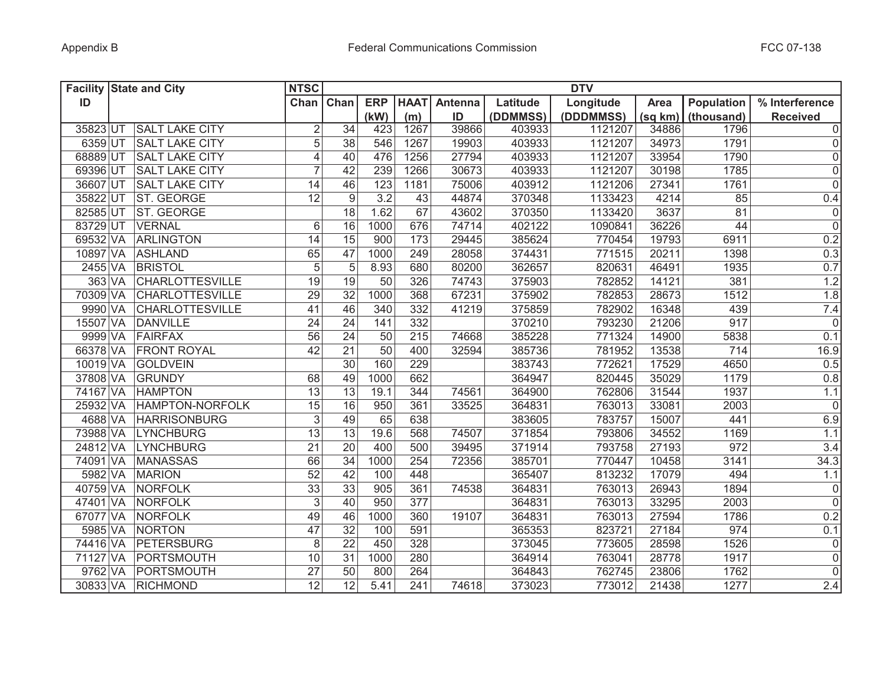| Facility ID | State and City | | NTSC Chan | DTV | | | | | | | | | |
|---|---|---|---|---|---|---|---|---|---|---|---|---|---|
| | | | | Chan | ERP (kW) | HAAT (m) | Antenna ID | Latitude (DDMMSS) | Longitude (DDDMMSS) | Area (sq km) | Population (thousand) | % Interference Received |
| 35823 | UT | SALT LAKE CITY | 2 | 34 | 423 | 1267 | 39866 | 403933 | 1121207 | 34886 | 1796 | 0 |
| 6359 | UT | SALT LAKE CITY | 5 | 38 | 546 | 1267 | 19903 | 403933 | 1121207 | 34973 | 1791 | 0 |
| 68889 | UT | SALT LAKE CITY | 4 | 40 | 476 | 1256 | 27794 | 403933 | 1121207 | 33954 | 1790 | 0 |
| 69396 | UT | SALT LAKE CITY | 7 | 42 | 239 | 1266 | 30673 | 403933 | 1121207 | 30198 | 1785 | 0 |
| 36607 | UT | SALT LAKE CITY | 14 | 46 | 123 | 1181 | 75006 | 403912 | 1121206 | 27341 | 1761 | 0 |
| 35822 | UT | ST. GEORGE | 12 | 9 | 3.2 | 43 | 44874 | 370348 | 1133423 | 4214 | 85 | 0.4 |
| 82585 | UT | ST. GEORGE | | 18 | 1.62 | 67 | 43602 | 370350 | 1133420 | 3637 | 81 | 0 |
| 83729 | UT | VERNAL | 6 | 16 | 1000 | 676 | 74714 | 402122 | 1090841 | 36226 | 44 | 0 |
| 69532 | VA | ARLINGTON | 14 | 15 | 900 | 173 | 29445 | 385624 | 770454 | 19793 | 6911 | 0.2 |
| 10897 | VA | ASHLAND | 65 | 47 | 1000 | 249 | 28058 | 374431 | 771515 | 20211 | 1398 | 0.3 |
| 2455 | VA | BRISTOL | 5 | 5 | 8.93 | 680 | 80200 | 362657 | 820631 | 46491 | 1935 | 0.7 |
| 363 | VA | CHARLOTTESVILLE | 19 | 19 | 50 | 326 | 74743 | 375903 | 782852 | 14121 | 381 | 1.2 |
| 70309 | VA | CHARLOTTESVILLE | 29 | 32 | 1000 | 368 | 67231 | 375902 | 782853 | 28673 | 1512 | 1.8 |
| 9990 | VA | CHARLOTTESVILLE | 41 | 46 | 340 | 332 | 41219 | 375859 | 782902 | 16348 | 439 | 7.4 |
| 15507 | VA | DANVILLE | 24 | 24 | 141 | 332 | | 370210 | 793230 | 21206 | 917 | 0 |
| 9999 | VA | FAIRFAX | 56 | 24 | 50 | 215 | 74668 | 385228 | 771324 | 14900 | 5838 | 0.1 |
| 66378 | VA | FRONT ROYAL | 42 | 21 | 50 | 400 | 32594 | 385736 | 781952 | 13538 | 714 | 16.9 |
| 10019 | VA | GOLDVEIN | | 30 | 160 | 229 | | 383743 | 772621 | 17529 | 4650 | 0.5 |
| 37808 | VA | GRUNDY | 68 | 49 | 1000 | 662 | | 364947 | 820445 | 35029 | 1179 | 0.8 |
| 74167 | VA | HAMPTON | 13 | 13 | 19.1 | 344 | 74561 | 364900 | 762806 | 31544 | 1937 | 1.1 |
| 25932 | VA | HAMPTON-NORFOLK | 15 | 16 | 950 | 361 | 33525 | 364831 | 763013 | 33081 | 2003 | 0 |
| 4688 | VA | HARRISONBURG | 3 | 49 | 65 | 638 | | 383605 | 783757 | 15007 | 441 | 6.9 |
| 73988 | VA | LYNCHBURG | 13 | 13 | 19.6 | 568 | 74507 | 371854 | 793806 | 34552 | 1169 | 1.1 |
| 24812 | VA | LYNCHBURG | 21 | 20 | 400 | 500 | 39495 | 371914 | 793758 | 27193 | 972 | 3.4 |
| 74091 | VA | MANASSAS | 66 | 34 | 1000 | 254 | 72356 | 385701 | 770447 | 10458 | 3141 | 34.3 |
| 5982 | VA | MARION | 52 | 42 | 100 | 448 | | 365407 | 813232 | 17079 | 494 | 1.1 |
| 40759 | VA | NORFOLK | 33 | 33 | 905 | 361 | 74538 | 364831 | 763013 | 26943 | 1894 | 0 |
| 47401 | VA | NORFOLK | 3 | 40 | 950 | 377 | | 364831 | 763013 | 33295 | 2003 | 0 |
| 67077 | VA | NORFOLK | 49 | 46 | 1000 | 360 | 19107 | 364831 | 763013 | 27594 | 1786 | 0.2 |
| 5985 | VA | NORTON | 47 | 32 | 100 | 591 | | 365353 | 823721 | 27184 | 974 | 0.1 |
| 74416 | VA | PETERSBURG | 8 | 22 | 450 | 328 | | 373045 | 773605 | 28598 | 1526 | 0 |
| 71127 | VA | PORTSMOUTH | 10 | 31 | 1000 | 280 | | 364914 | 763041 | 28778 | 1917 | 0 |
| 9762 | VA | PORTSMOUTH | 27 | 50 | 800 | 264 | | 364843 | 762745 | 23806 | 1762 | 0 |
| 30833 | VA | RICHMOND | 12 | 12 | 5.41 | 241 | 74618 | 373023 | 773012 | 21438 | 1277 | 2.4 |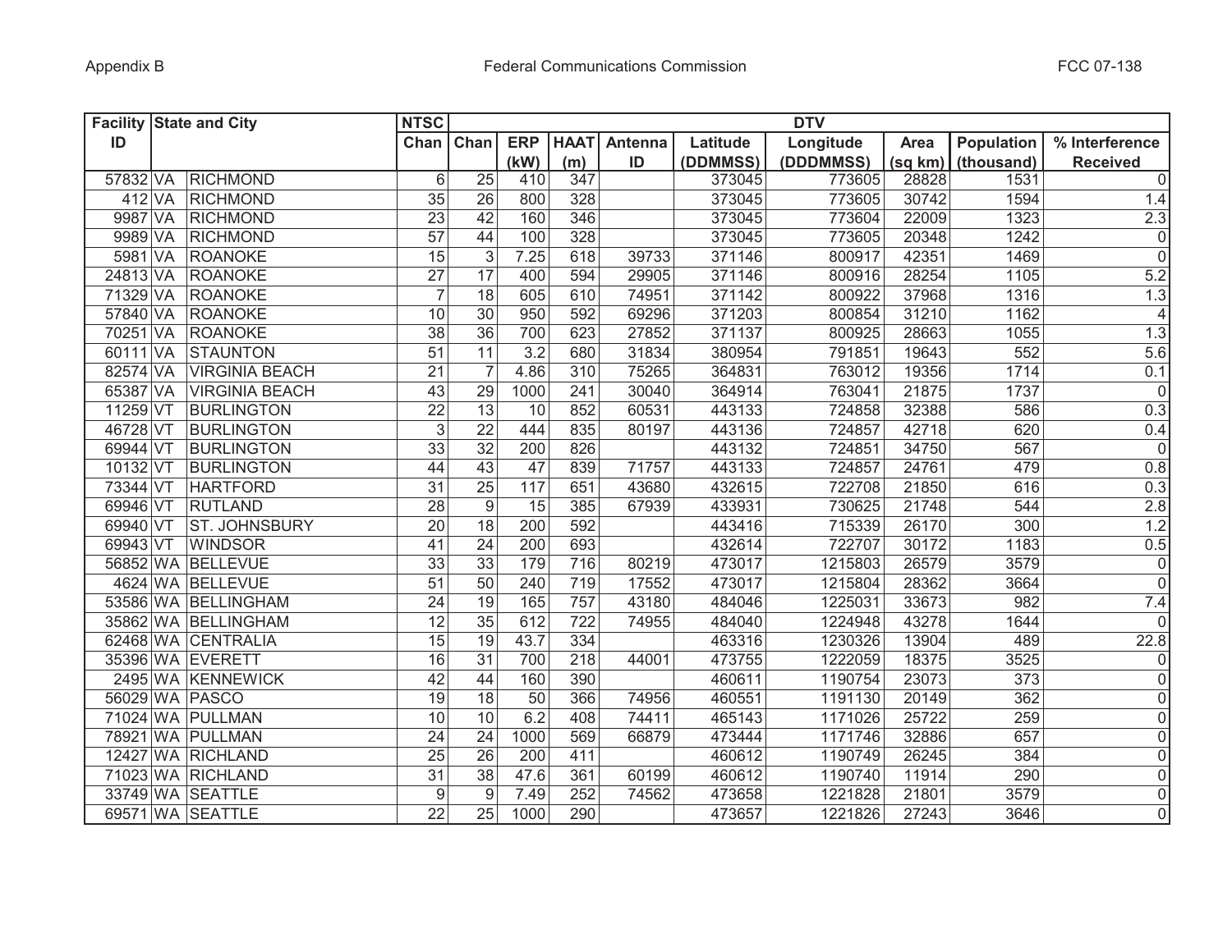| Facility ID | State and City | | NTSC Chan | DTV | | | | | | | | | |
|---|---|---|---|---|---|---|---|---|---|---|---|---|---|
| | | | | Chan | ERP (kW) | HAAT (m) | Antenna ID | Latitude (DDMMSS) | Longitude (DDDMMSS) | Area (sq km) | Population (thousand) | % Interference Received |
| 57832 | VA | RICHMOND | 6 | 25 | 410 | 347 | | 373045 | 773605 | 28828 | 1531 | 0 |
| 412 | VA | RICHMOND | 35 | 26 | 800 | 328 | | 373045 | 773605 | 30742 | 1594 | 1.4 |
| 9987 | VA | RICHMOND | 23 | 42 | 160 | 346 | | 373045 | 773604 | 22009 | 1323 | 2.3 |
| 9989 | VA | RICHMOND | 57 | 44 | 100 | 328 | | 373045 | 773605 | 20348 | 1242 | 0 |
| 5981 | VA | ROANOKE | 15 | 3 | 7.25 | 618 | 39733 | 371146 | 800917 | 42351 | 1469 | 0 |
| 24813 | VA | ROANOKE | 27 | 17 | 400 | 594 | 29905 | 371146 | 800916 | 28254 | 1105 | 5.2 |
| 71329 | VA | ROANOKE | 7 | 18 | 605 | 610 | 74951 | 371142 | 800922 | 37968 | 1316 | 1.3 |
| 57840 | VA | ROANOKE | 10 | 30 | 950 | 592 | 69296 | 371203 | 800854 | 31210 | 1162 | 4 |
| 70251 | VA | ROANOKE | 38 | 36 | 700 | 623 | 27852 | 371137 | 800925 | 28663 | 1055 | 1.3 |
| 60111 | VA | STAUNTON | 51 | 11 | 3.2 | 680 | 31834 | 380954 | 791851 | 19643 | 552 | 5.6 |
| 82574 | VA | VIRGINIA BEACH | 21 | 7 | 4.86 | 310 | 75265 | 364831 | 763012 | 19356 | 1714 | 0.1 |
| 65387 | VA | VIRGINIA BEACH | 43 | 29 | 1000 | 241 | 30040 | 364914 | 763041 | 21875 | 1737 | 0 |
| 11259 | VT | BURLINGTON | 22 | 13 | 10 | 852 | 60531 | 443133 | 724858 | 32388 | 586 | 0.3 |
| 46728 | VT | BURLINGTON | 3 | 22 | 444 | 835 | 80197 | 443136 | 724857 | 42718 | 620 | 0.4 |
| 69944 | VT | BURLINGTON | 33 | 32 | 200 | 826 | | 443132 | 724851 | 34750 | 567 | 0 |
| 10132 | VT | BURLINGTON | 44 | 43 | 47 | 839 | 71757 | 443133 | 724857 | 24761 | 479 | 0.8 |
| 73344 | VT | HARTFORD | 31 | 25 | 117 | 651 | 43680 | 432615 | 722708 | 21850 | 616 | 0.3 |
| 69946 | VT | RUTLAND | 28 | 9 | 15 | 385 | 67939 | 433931 | 730625 | 21748 | 544 | 2.8 |
| 69940 | VT | ST. JOHNSBURY | 20 | 18 | 200 | 592 | | 443416 | 715339 | 26170 | 300 | 1.2 |
| 69943 | VT | WINDSOR | 41 | 24 | 200 | 693 | | 432614 | 722707 | 30172 | 1183 | 0.5 |
| 56852 | WA | BELLEVUE | 33 | 33 | 179 | 716 | 80219 | 473017 | 1215803 | 26579 | 3579 | 0 |
| 4624 | WA | BELLEVUE | 51 | 50 | 240 | 719 | 17552 | 473017 | 1215804 | 28362 | 3664 | 0 |
| 53586 | WA | BELLINGHAM | 24 | 19 | 165 | 757 | 43180 | 484046 | 1225031 | 33673 | 982 | 7.4 |
| 35862 | WA | BELLINGHAM | 12 | 35 | 612 | 722 | 74955 | 484040 | 1224948 | 43278 | 1644 | 0 |
| 62468 | WA | CENTRALIA | 15 | 19 | 43.7 | 334 | | 463316 | 1230326 | 13904 | 489 | 22.8 |
| 35396 | WA | EVERETT | 16 | 31 | 700 | 218 | 44001 | 473755 | 1222059 | 18375 | 3525 | 0 |
| 2495 | WA | KENNEWICK | 42 | 44 | 160 | 390 | | 460611 | 1190754 | 23073 | 373 | 0 |
| 56029 | WA | PASCO | 19 | 18 | 50 | 366 | 74956 | 460551 | 1191130 | 20149 | 362 | 0 |
| 71024 | WA | PULLMAN | 10 | 10 | 6.2 | 408 | 74411 | 465143 | 1171026 | 25722 | 259 | 0 |
| 78921 | WA | PULLMAN | 24 | 24 | 1000 | 569 | 66879 | 473444 | 1171746 | 32886 | 657 | 0 |
| 12427 | WA | RICHLAND | 25 | 26 | 200 | 411 | | 460612 | 1190749 | 26245 | 384 | 0 |
| 71023 | WA | RICHLAND | 31 | 38 | 47.6 | 361 | 60199 | 460612 | 1190740 | 11914 | 290 | 0 |
| 33749 | WA | SEATTLE | 9 | 9 | 7.49 | 252 | 74562 | 473658 | 1221828 | 21801 | 3579 | 0 |
| 69571 | WA | SEATTLE | 22 | 25 | 1000 | 290 | | 473657 | 1221826 | 27243 | 3646 | 0 |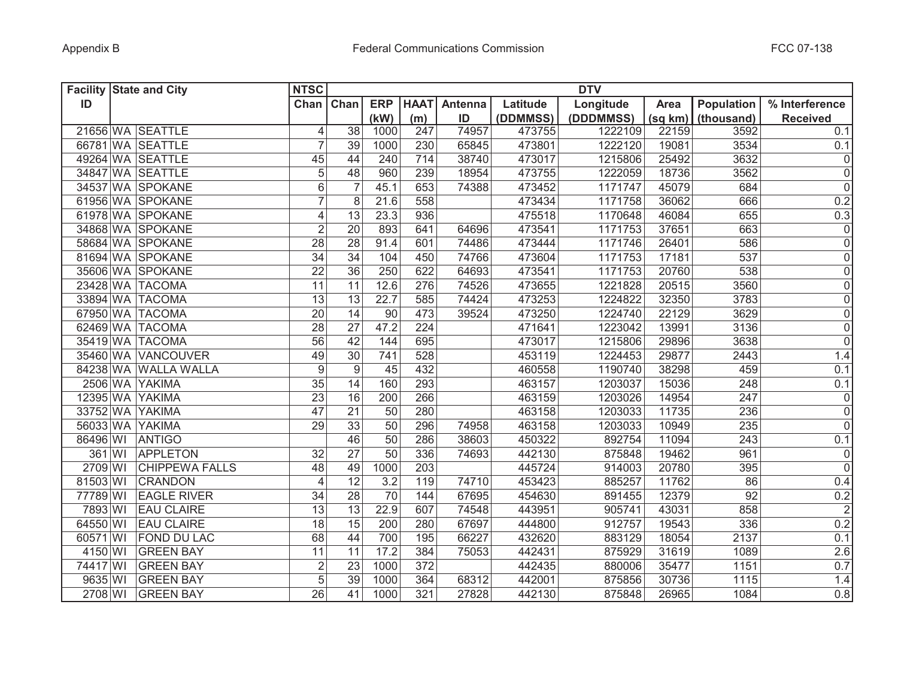| Facility ID | State and City | | NTSC Chan | DTV | | | | | | | | | |
|---|---|---|---|---|---|---|---|---|---|---|---|---|---|
| | | | | Chan | ERP (kW) | HAAT (m) | Antenna ID | Latitude (DDMMSS) | Longitude (DDDMMSS) | Area (sq km) | Population (thousand) | % Interference Received |
| 21656 | WA | SEATTLE | 4 | 38 | 1000 | 247 | 74957 | 473755 | 1222109 | 22159 | 3592 | 0.1 |
| 66781 | WA | SEATTLE | 7 | 39 | 1000 | 230 | 65845 | 473801 | 1222120 | 19081 | 3534 | 0.1 |
| 49264 | WA | SEATTLE | 45 | 44 | 240 | 714 | 38740 | 473017 | 1215806 | 25492 | 3632 | 0 |
| 34847 | WA | SEATTLE | 5 | 48 | 960 | 239 | 18954 | 473755 | 1222059 | 18736 | 3562 | 0 |
| 34537 | WA | SPOKANE | 6 | 7 | 45.1 | 653 | 74388 | 473452 | 1171747 | 45079 | 684 | 0 |
| 61956 | WA | SPOKANE | 7 | 8 | 21.6 | 558 | | 473434 | 1171758 | 36062 | 666 | 0.2 |
| 61978 | WA | SPOKANE | 4 | 13 | 23.3 | 936 | | 475518 | 1170648 | 46084 | 655 | 0.3 |
| 34868 | WA | SPOKANE | 2 | 20 | 893 | 641 | 64696 | 473541 | 1171753 | 37651 | 663 | 0 |
| 58684 | WA | SPOKANE | 28 | 28 | 91.4 | 601 | 74486 | 473444 | 1171746 | 26401 | 586 | 0 |
| 81694 | WA | SPOKANE | 34 | 34 | 104 | 450 | 74766 | 473604 | 1171753 | 17181 | 537 | 0 |
| 35606 | WA | SPOKANE | 22 | 36 | 250 | 622 | 64693 | 473541 | 1171753 | 20760 | 538 | 0 |
| 23428 | WA | TACOMA | 11 | 11 | 12.6 | 276 | 74526 | 473655 | 1221828 | 20515 | 3560 | 0 |
| 33894 | WA | TACOMA | 13 | 13 | 22.7 | 585 | 74424 | 473253 | 1224822 | 32350 | 3783 | 0 |
| 67950 | WA | TACOMA | 20 | 14 | 90 | 473 | 39524 | 473250 | 1224740 | 22129 | 3629 | 0 |
| 62469 | WA | TACOMA | 28 | 27 | 47.2 | 224 | | 471641 | 1223042 | 13991 | 3136 | 0 |
| 35419 | WA | TACOMA | 56 | 42 | 144 | 695 | | 473017 | 1215806 | 29896 | 3638 | 0 |
| 35460 | WA | VANCOUVER | 49 | 30 | 741 | 528 | | 453119 | 1224453 | 29877 | 2443 | 1.4 |
| 84238 | WA | WALLA WALLA | 9 | 9 | 45 | 432 | | 460558 | 1190740 | 38298 | 459 | 0.1 |
| 2506 | WA | YAKIMA | 35 | 14 | 160 | 293 | | 463157 | 1203037 | 15036 | 248 | 0.1 |
| 12395 | WA | YAKIMA | 23 | 16 | 200 | 266 | | 463159 | 1203026 | 14954 | 247 | 0 |
| 33752 | WA | YAKIMA | 47 | 21 | 50 | 280 | | 463158 | 1203033 | 11735 | 236 | 0 |
| 56033 | WA | YAKIMA | 29 | 33 | 50 | 296 | 74958 | 463158 | 1203033 | 10949 | 235 | 0 |
| 86496 | WI | ANTIGO | | 46 | 50 | 286 | 38603 | 450322 | 892754 | 11094 | 243 | 0.1 |
| 361 | WI | APPLETON | 32 | 27 | 50 | 336 | 74693 | 442130 | 875848 | 19462 | 961 | 0 |
| 2709 | WI | CHIPPEWA FALLS | 48 | 49 | 1000 | 203 | | 445724 | 914003 | 20780 | 395 | 0 |
| 81503 | WI | CRANDON | 4 | 12 | 3.2 | 119 | 74710 | 453423 | 885257 | 11762 | 86 | 0.4 |
| 77789 | WI | EAGLE RIVER | 34 | 28 | 70 | 144 | 67695 | 454630 | 891455 | 12379 | 92 | 0.2 |
| 7893 | WI | EAU CLAIRE | 13 | 13 | 22.9 | 607 | 74548 | 443951 | 905741 | 43031 | 858 | 2 |
| 64550 | WI | EAU CLAIRE | 18 | 15 | 200 | 280 | 67697 | 444800 | 912757 | 19543 | 336 | 0.2 |
| 60571 | WI | FOND DU LAC | 68 | 44 | 700 | 195 | 66227 | 432620 | 883129 | 18054 | 2137 | 0.1 |
| 4150 | WI | GREEN BAY | 11 | 11 | 17.2 | 384 | 75053 | 442431 | 875929 | 31619 | 1089 | 2.6 |
| 74417 | WI | GREEN BAY | 2 | 23 | 1000 | 372 | | 442435 | 880006 | 35477 | 1151 | 0.7 |
| 9635 | WI | GREEN BAY | 5 | 39 | 1000 | 364 | 68312 | 442001 | 875856 | 30736 | 1115 | 1.4 |
| 2708 | WI | GREEN BAY | 26 | 41 | 1000 | 321 | 27828 | 442130 | 875848 | 26965 | 1084 | 0.8 |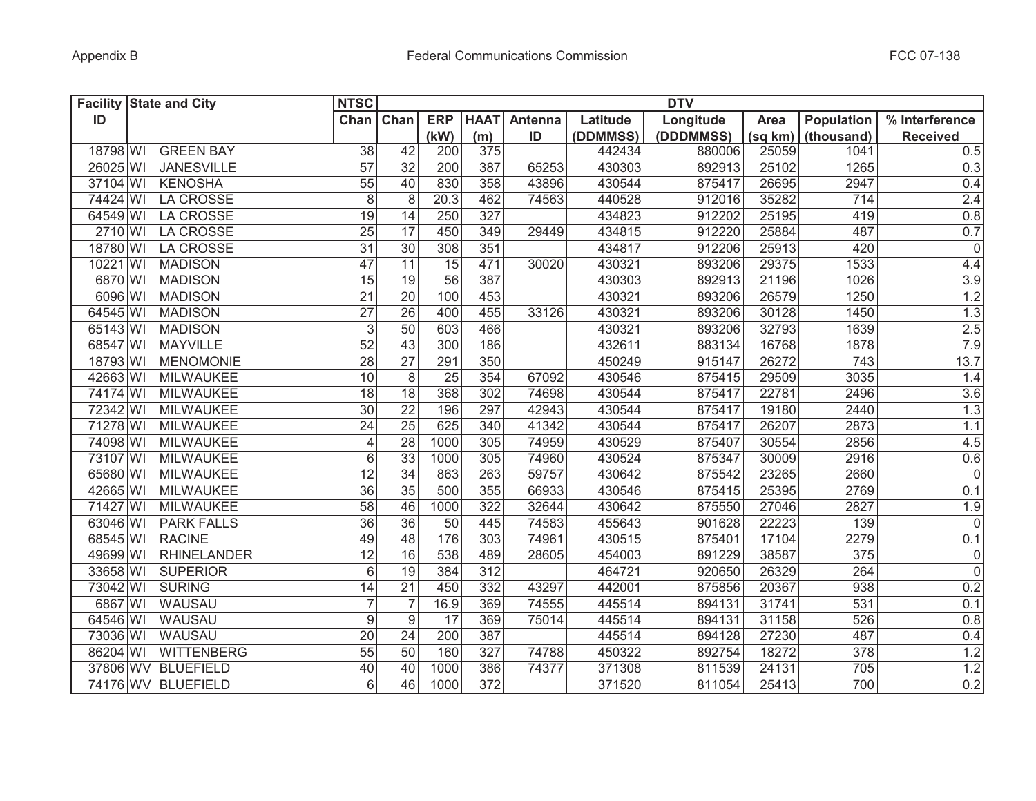| Facility ID | State and City | | NTSC Chan | DTV | | | | | | | | | |
|---|---|---|---|---|---|---|---|---|---|---|---|---|---|
| | | | | Chan | ERP (kW) | HAAT (m) | Antenna ID | Latitude (DDMMSS) | Longitude (DDDMMSS) | Area (sq km) | Population (thousand) | % Interference Received |
| 18798 | WI | GREEN BAY | 38 | 42 | 200 | 375 | | 442434 | 880006 | 25059 | 1041 | 0.5 |
| 26025 | WI | JANESVILLE | 57 | 32 | 200 | 387 | 65253 | 430303 | 892913 | 25102 | 1265 | 0.3 |
| 37104 | WI | KENOSHA | 55 | 40 | 830 | 358 | 43896 | 430544 | 875417 | 26695 | 2947 | 0.4 |
| 74424 | WI | LA CROSSE | 8 | 8 | 20.3 | 462 | 74563 | 440528 | 912016 | 35282 | 714 | 2.4 |
| 64549 | WI | LA CROSSE | 19 | 14 | 250 | 327 | | 434823 | 912202 | 25195 | 419 | 0.8 |
| 2710 | WI | LA CROSSE | 25 | 17 | 450 | 349 | 29449 | 434815 | 912220 | 25884 | 487 | 0.7 |
| 18780 | WI | LA CROSSE | 31 | 30 | 308 | 351 | | 434817 | 912206 | 25913 | 420 | 0 |
| 10221 | WI | MADISON | 47 | 11 | 15 | 471 | 30020 | 430321 | 893206 | 29375 | 1533 | 4.4 |
| 6870 | WI | MADISON | 15 | 19 | 56 | 387 | | 430303 | 892913 | 21196 | 1026 | 3.9 |
| 6096 | WI | MADISON | 21 | 20 | 100 | 453 | | 430321 | 893206 | 26579 | 1250 | 1.2 |
| 64545 | WI | MADISON | 27 | 26 | 400 | 455 | 33126 | 430321 | 893206 | 30128 | 1450 | 1.3 |
| 65143 | WI | MADISON | 3 | 50 | 603 | 466 | | 430321 | 893206 | 32793 | 1639 | 2.5 |
| 68547 | WI | MAYVILLE | 52 | 43 | 300 | 186 | | 432611 | 883134 | 16768 | 1878 | 7.9 |
| 18793 | WI | MENOMONIE | 28 | 27 | 291 | 350 | | 450249 | 915147 | 26272 | 743 | 13.7 |
| 42663 | WI | MILWAUKEE | 10 | 8 | 25 | 354 | 67092 | 430546 | 875415 | 29509 | 3035 | 1.4 |
| 74174 | WI | MILWAUKEE | 18 | 18 | 368 | 302 | 74698 | 430544 | 875417 | 22781 | 2496 | 3.6 |
| 72342 | WI | MILWAUKEE | 30 | 22 | 196 | 297 | 42943 | 430544 | 875417 | 19180 | 2440 | 1.3 |
| 71278 | WI | MILWAUKEE | 24 | 25 | 625 | 340 | 41342 | 430544 | 875417 | 26207 | 2873 | 1.1 |
| 74098 | WI | MILWAUKEE | 4 | 28 | 1000 | 305 | 74959 | 430529 | 875407 | 30554 | 2856 | 4.5 |
| 73107 | WI | MILWAUKEE | 6 | 33 | 1000 | 305 | 74960 | 430524 | 875347 | 30009 | 2916 | 0.6 |
| 65680 | WI | MILWAUKEE | 12 | 34 | 863 | 263 | 59757 | 430642 | 875542 | 23265 | 2660 | 0 |
| 42665 | WI | MILWAUKEE | 36 | 35 | 500 | 355 | 66933 | 430546 | 875415 | 25395 | 2769 | 0.1 |
| 71427 | WI | MILWAUKEE | 58 | 46 | 1000 | 322 | 32644 | 430642 | 875550 | 27046 | 2827 | 1.9 |
| 63046 | WI | PARK FALLS | 36 | 36 | 50 | 445 | 74583 | 455643 | 901628 | 22223 | 139 | 0 |
| 68545 | WI | RACINE | 49 | 48 | 176 | 303 | 74961 | 430515 | 875401 | 17104 | 2279 | 0.1 |
| 49699 | WI | RHINELANDER | 12 | 16 | 538 | 489 | 28605 | 454003 | 891229 | 38587 | 375 | 0 |
| 33658 | WI | SUPERIOR | 6 | 19 | 384 | 312 | | 464721 | 920650 | 26329 | 264 | 0 |
| 73042 | WI | SURING | 14 | 21 | 450 | 332 | 43297 | 442001 | 875856 | 20367 | 938 | 0.2 |
| 6867 | WI | WAUSAU | 7 | 7 | 16.9 | 369 | 74555 | 445514 | 894131 | 31741 | 531 | 0.1 |
| 64546 | WI | WAUSAU | 9 | 9 | 17 | 369 | 75014 | 445514 | 894131 | 31158 | 526 | 0.8 |
| 73036 | WI | WAUSAU | 20 | 24 | 200 | 387 | | 445514 | 894128 | 27230 | 487 | 0.4 |
| 86204 | WI | WITTENBERG | 55 | 50 | 160 | 327 | 74788 | 450322 | 892754 | 18272 | 378 | 1.2 |
| 37806 | WV | BLUEFIELD | 40 | 40 | 1000 | 386 | 74377 | 371308 | 811539 | 24131 | 705 | 1.2 |
| 74176 | WV | BLUEFIELD | 6 | 46 | 1000 | 372 | | 371520 | 811054 | 25413 | 700 | 0.2 |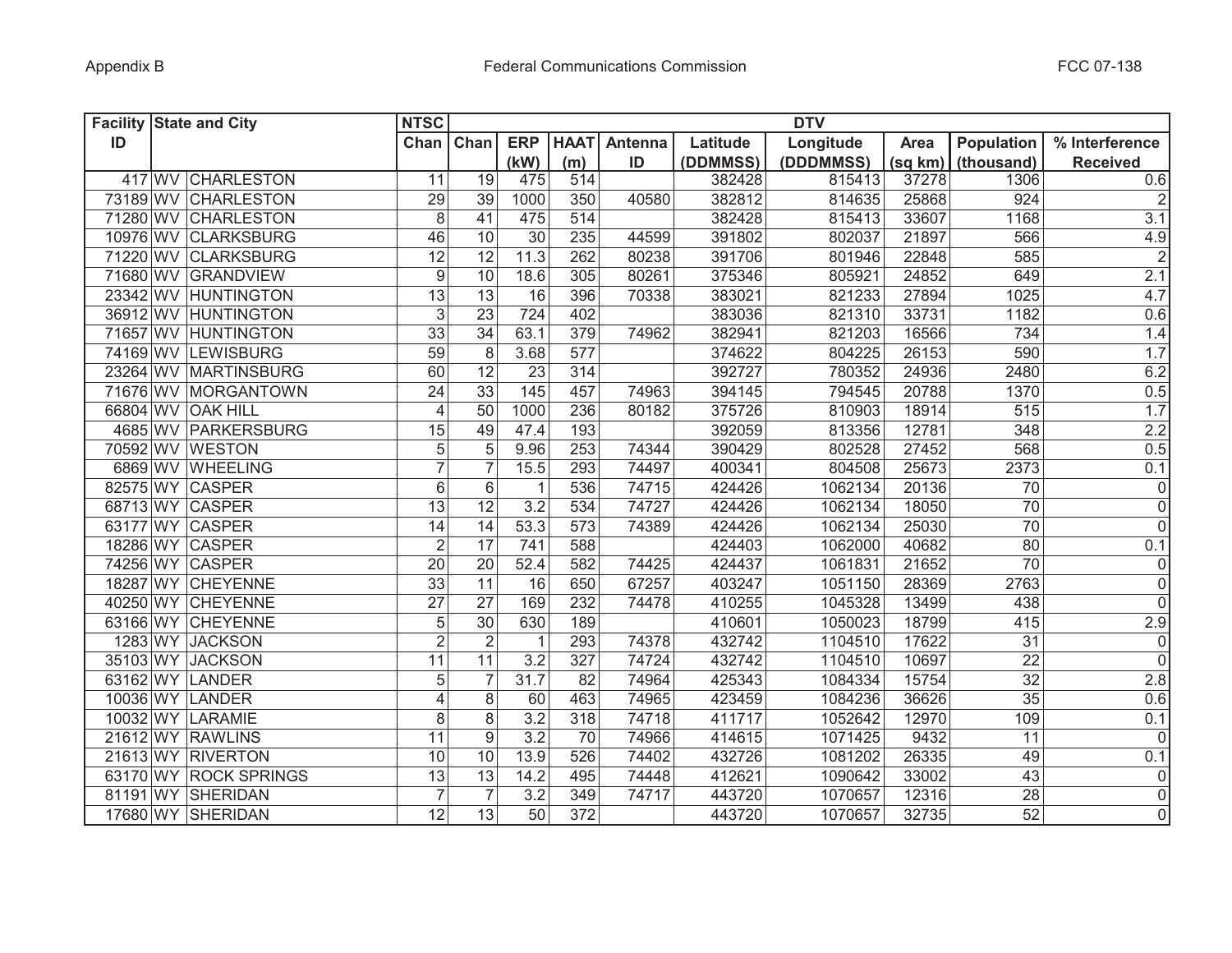| Facility ID | State and City | | NTSC | DTV | | | | | | | | | |
|---|---|---|---|---|---|---|---|---|---|---|---|---|---|
| | | | Chan | Chan | ERP (kW) | HAAT (m) | Antenna ID | Latitude (DDMMSS) | Longitude (DDDMMSS) | Area (sq km) | Population (thousand) | % Interference Received |
| 417 | WV | CHARLESTON | 11 | 19 | 475 | 514 | | 382428 | 815413 | 37278 | 1306 | 0.6 |
| 73189 | WV | CHARLESTON | 29 | 39 | 1000 | 350 | 40580 | 382812 | 814635 | 25868 | 924 | 2 |
| 71280 | WV | CHARLESTON | 8 | 41 | 475 | 514 | | 382428 | 815413 | 33607 | 1168 | 3.1 |
| 10976 | WV | CLARKSBURG | 46 | 10 | 30 | 235 | 44599 | 391802 | 802037 | 21897 | 566 | 4.9 |
| 71220 | WV | CLARKSBURG | 12 | 12 | 11.3 | 262 | 80238 | 391706 | 801946 | 22848 | 585 | 2 |
| 71680 | WV | GRANDVIEW | 9 | 10 | 18.6 | 305 | 80261 | 375346 | 805921 | 24852 | 649 | 2.1 |
| 23342 | WV | HUNTINGTON | 13 | 13 | 16 | 396 | 70338 | 383021 | 821233 | 27894 | 1025 | 4.7 |
| 36912 | WV | HUNTINGTON | 3 | 23 | 724 | 402 | | 383036 | 821310 | 33731 | 1182 | 0.6 |
| 71657 | WV | HUNTINGTON | 33 | 34 | 63.1 | 379 | 74962 | 382941 | 821203 | 16566 | 734 | 1.4 |
| 74169 | WV | LEWISBURG | 59 | 8 | 3.68 | 577 | | 374622 | 804225 | 26153 | 590 | 1.7 |
| 23264 | WV | MARTINSBURG | 60 | 12 | 23 | 314 | | 392727 | 780352 | 24936 | 2480 | 6.2 |
| 71676 | WV | MORGANTOWN | 24 | 33 | 145 | 457 | 74963 | 394145 | 794545 | 20788 | 1370 | 0.5 |
| 66804 | WV | OAK HILL | 4 | 50 | 1000 | 236 | 80182 | 375726 | 810903 | 18914 | 515 | 1.7 |
| 4685 | WV | PARKERSBURG | 15 | 49 | 47.4 | 193 | | 392059 | 813356 | 12781 | 348 | 2.2 |
| 70592 | WV | WESTON | 5 | 5 | 9.96 | 253 | 74344 | 390429 | 802528 | 27452 | 568 | 0.5 |
| 6869 | WV | WHEELING | 7 | 7 | 15.5 | 293 | 74497 | 400341 | 804508 | 25673 | 2373 | 0.1 |
| 82575 | WY | CASPER | 6 | 6 | 1 | 536 | 74715 | 424426 | 1062134 | 20136 | 70 | 0 |
| 68713 | WY | CASPER | 13 | 12 | 3.2 | 534 | 74727 | 424426 | 1062134 | 18050 | 70 | 0 |
| 63177 | WY | CASPER | 14 | 14 | 53.3 | 573 | 74389 | 424426 | 1062134 | 25030 | 70 | 0 |
| 18286 | WY | CASPER | 2 | 17 | 741 | 588 | | 424403 | 1062000 | 40682 | 80 | 0.1 |
| 74256 | WY | CASPER | 20 | 20 | 52.4 | 582 | 74425 | 424437 | 1061831 | 21652 | 70 | 0 |
| 18287 | WY | CHEYENNE | 33 | 11 | 16 | 650 | 67257 | 403247 | 1051150 | 28369 | 2763 | 0 |
| 40250 | WY | CHEYENNE | 27 | 27 | 169 | 232 | 74478 | 410255 | 1045328 | 13499 | 438 | 0 |
| 63166 | WY | CHEYENNE | 5 | 30 | 630 | 189 | | 410601 | 1050023 | 18799 | 415 | 2.9 |
| 1283 | WY | JACKSON | 2 | 2 | 1 | 293 | 74378 | 432742 | 1104510 | 17622 | 31 | 0 |
| 35103 | WY | JACKSON | 11 | 11 | 3.2 | 327 | 74724 | 432742 | 1104510 | 10697 | 22 | 0 |
| 63162 | WY | LANDER | 5 | 7 | 31.7 | 82 | 74964 | 425343 | 1084334 | 15754 | 32 | 2.8 |
| 10036 | WY | LANDER | 4 | 8 | 60 | 463 | 74965 | 423459 | 1084236 | 36626 | 35 | 0.6 |
| 10032 | WY | LARAMIE | 8 | 8 | 3.2 | 318 | 74718 | 411717 | 1052642 | 12970 | 109 | 0.1 |
| 21612 | WY | RAWLINS | 11 | 9 | 3.2 | 70 | 74966 | 414615 | 1071425 | 9432 | 11 | 0 |
| 21613 | WY | RIVERTON | 10 | 10 | 13.9 | 526 | 74402 | 432726 | 1081202 | 26335 | 49 | 0.1 |
| 63170 | WY | ROCK SPRINGS | 13 | 13 | 14.2 | 495 | 74448 | 412621 | 1090642 | 33002 | 43 | 0 |
| 81191 | WY | SHERIDAN | 7 | 7 | 3.2 | 349 | 74717 | 443720 | 1070657 | 12316 | 28 | 0 |
| 17680 | WY | SHERIDAN | 12 | 13 | 50 | 372 | | 443720 | 1070657 | 32735 | 52 | 0 |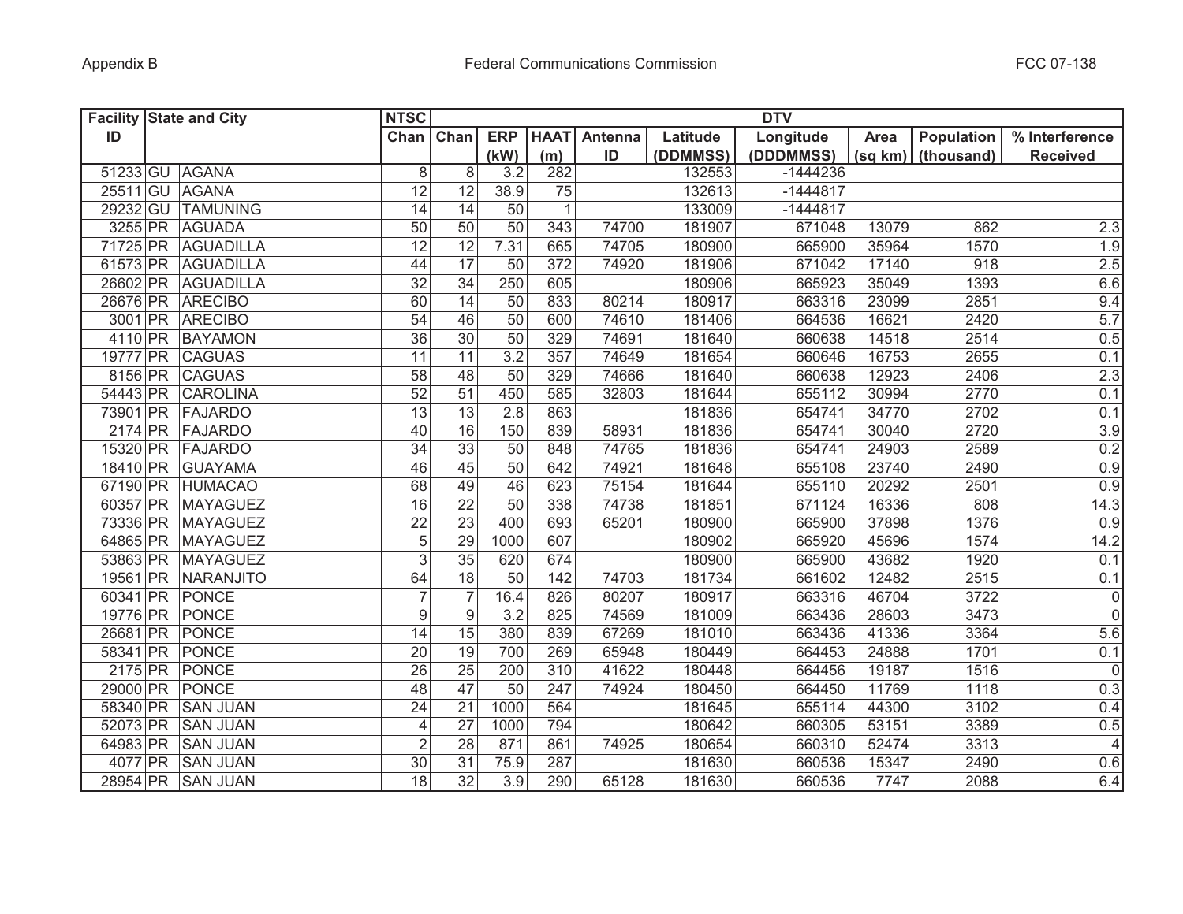| Facility ID | State and City | | NTSC | DTV | | | | | | | | | |
|---|---|---|---|---|---|---|---|---|---|---|---|---|---|
| | | | Chan | Chan | ERP (kW) | HAAT (m) | Antenna ID | Latitude (DDMMSS) | Longitude (DDDMMSS) | Area (sq km) | Population (thousand) | % Interference Received |
| 51233 | GU | AGANA | 8 | 8 | 3.2 | 282 | | 132553 | -1444236 | | | |
| 25511 | GU | AGANA | 12 | 12 | 38.9 | 75 | | 132613 | -1444817 | | | |
| 29232 | GU | TAMUNING | 14 | 14 | 50 | 1 | | 133009 | -1444817 | | | |
| 3255 | PR | AGUADA | 50 | 50 | 50 | 343 | 74700 | 181907 | 671048 | 13079 | 862 | 2.3 |
| 71725 | PR | AGUADILLA | 12 | 12 | 7.31 | 665 | 74705 | 180900 | 665900 | 35964 | 1570 | 1.9 |
| 61573 | PR | AGUADILLA | 44 | 17 | 50 | 372 | 74920 | 181906 | 671042 | 17140 | 918 | 2.5 |
| 26602 | PR | AGUADILLA | 32 | 34 | 250 | 605 | | 180906 | 665923 | 35049 | 1393 | 6.6 |
| 26676 | PR | ARECIBO | 60 | 14 | 50 | 833 | 80214 | 180917 | 663316 | 23099 | 2851 | 9.4 |
| 3001 | PR | ARECIBO | 54 | 46 | 50 | 600 | 74610 | 181406 | 664536 | 16621 | 2420 | 5.7 |
| 4110 | PR | BAYAMON | 36 | 30 | 50 | 329 | 74691 | 181640 | 660638 | 14518 | 2514 | 0.5 |
| 19777 | PR | CAGUAS | 11 | 11 | 3.2 | 357 | 74649 | 181654 | 660646 | 16753 | 2655 | 0.1 |
| 8156 | PR | CAGUAS | 58 | 48 | 50 | 329 | 74666 | 181640 | 660638 | 12923 | 2406 | 2.3 |
| 54443 | PR | CAROLINA | 52 | 51 | 450 | 585 | 32803 | 181644 | 655112 | 30994 | 2770 | 0.1 |
| 73901 | PR | FAJARDO | 13 | 13 | 2.8 | 863 | | 181836 | 654741 | 34770 | 2702 | 0.1 |
| 2174 | PR | FAJARDO | 40 | 16 | 150 | 839 | 58931 | 181836 | 654741 | 30040 | 2720 | 3.9 |
| 15320 | PR | FAJARDO | 34 | 33 | 50 | 848 | 74765 | 181836 | 654741 | 24903 | 2589 | 0.2 |
| 18410 | PR | GUAYAMA | 46 | 45 | 50 | 642 | 74921 | 181648 | 655108 | 23740 | 2490 | 0.9 |
| 67190 | PR | HUMACAO | 68 | 49 | 46 | 623 | 75154 | 181644 | 655110 | 20292 | 2501 | 0.9 |
| 60357 | PR | MAYAGUEZ | 16 | 22 | 50 | 338 | 74738 | 181851 | 671124 | 16336 | 808 | 14.3 |
| 73336 | PR | MAYAGUEZ | 22 | 23 | 400 | 693 | 65201 | 180900 | 665900 | 37898 | 1376 | 0.9 |
| 64865 | PR | MAYAGUEZ | 5 | 29 | 1000 | 607 | | 180902 | 665920 | 45696 | 1574 | 14.2 |
| 53863 | PR | MAYAGUEZ | 3 | 35 | 620 | 674 | | 180900 | 665900 | 43682 | 1920 | 0.1 |
| 19561 | PR | NARANJITO | 64 | 18 | 50 | 142 | 74703 | 181734 | 661602 | 12482 | 2515 | 0.1 |
| 60341 | PR | PONCE | 7 | 7 | 16.4 | 826 | 80207 | 180917 | 663316 | 46704 | 3722 | 0 |
| 19776 | PR | PONCE | 9 | 9 | 3.2 | 825 | 74569 | 181009 | 663436 | 28603 | 3473 | 0 |
| 26681 | PR | PONCE | 14 | 15 | 380 | 839 | 67269 | 181010 | 663436 | 41336 | 3364 | 5.6 |
| 58341 | PR | PONCE | 20 | 19 | 700 | 269 | 65948 | 180449 | 664453 | 24888 | 1701 | 0.1 |
| 2175 | PR | PONCE | 26 | 25 | 200 | 310 | 41622 | 180448 | 664456 | 19187 | 1516 | 0 |
| 29000 | PR | PONCE | 48 | 47 | 50 | 247 | 74924 | 180450 | 664450 | 11769 | 1118 | 0.3 |
| 58340 | PR | SAN JUAN | 24 | 21 | 1000 | 564 | | 181645 | 655114 | 44300 | 3102 | 0.4 |
| 52073 | PR | SAN JUAN | 4 | 27 | 1000 | 794 | | 180642 | 660305 | 53151 | 3389 | 0.5 |
| 64983 | PR | SAN JUAN | 2 | 28 | 871 | 861 | 74925 | 180654 | 660310 | 52474 | 3313 | 4 |
| 4077 | PR | SAN JUAN | 30 | 31 | 75.9 | 287 | | 181630 | 660536 | 15347 | 2490 | 0.6 |
| 28954 | PR | SAN JUAN | 18 | 32 | 3.9 | 290 | 65128 | 181630 | 660536 | 7747 | 2088 | 6.4 |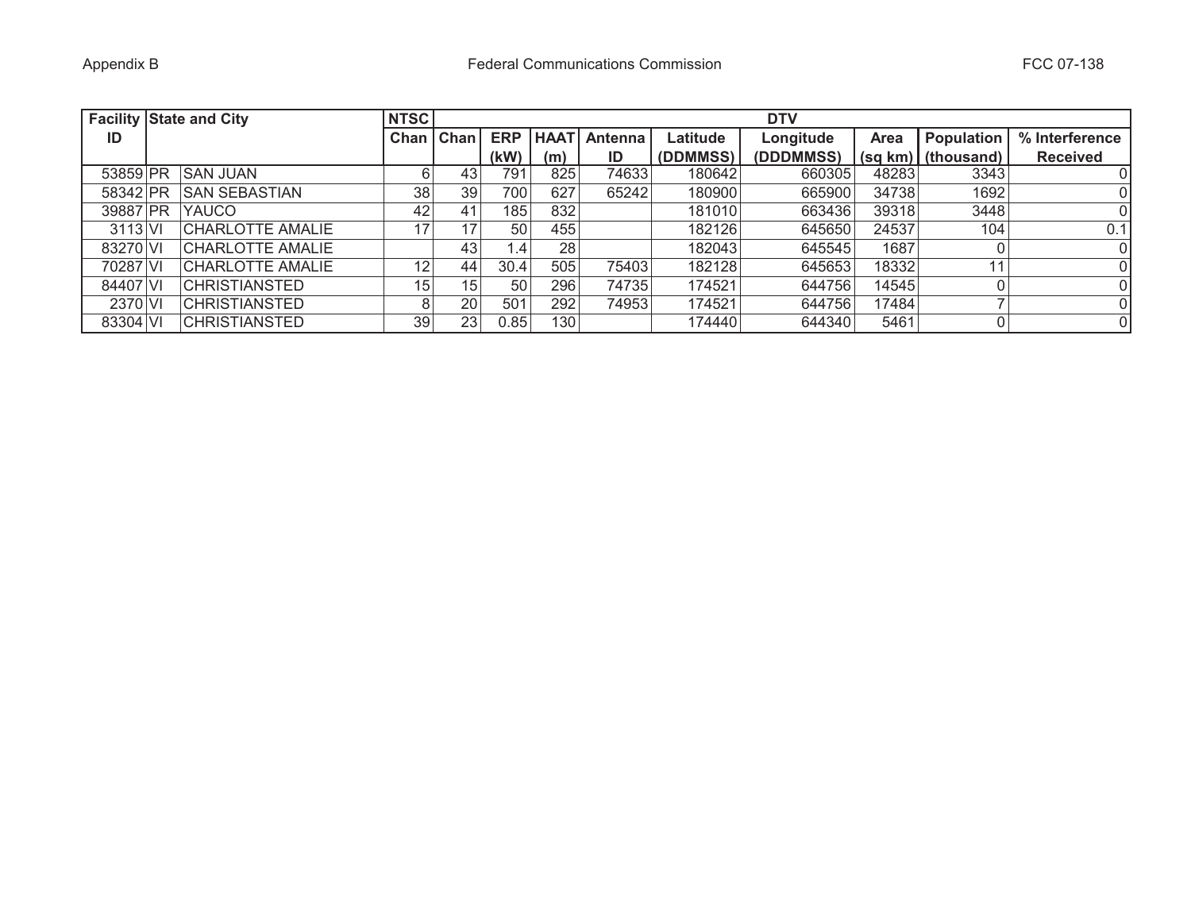| Facility ID | State and City | | NTSC | DTV | | | | | | | | |
|---|---|---|---|---|---|---|---|---|---|---|---|---|
| | | | Chan | Chan | ERP (kW) | HAAT (m) | Antenna ID | Latitude (DDMMSS) | Longitude (DDDMMSS) | Area (sq km) | Population (thousand) | % Interference Received |
| 53859 | PR | SAN JUAN | 6 | 43 | 791 | 825 | 74633 | 180642 | 660305 | 48283 | 3343 | 0 |
| 58342 | PR | SAN SEBASTIAN | 38 | 39 | 700 | 627 | 65242 | 180900 | 665900 | 34738 | 1692 | 0 |
| 39887 | PR | YAUCO | 42 | 41 | 185 | 832 | | 181010 | 663436 | 39318 | 3448 | 0 |
| 3113 | VI | CHARLOTTE AMALIE | 17 | 17 | 50 | 455 | | 182126 | 645650 | 24537 | 104 | 0.1 |
| 83270 | VI | CHARLOTTE AMALIE | | 43 | 1.4 | 28 | | 182043 | 645545 | 1687 | 0 | 0 |
| 70287 | VI | CHARLOTTE AMALIE | 12 | 44 | 30.4 | 505 | 75403 | 182128 | 645653 | 18332 | 11 | 0 |
| 84407 | VI | CHRISTIANSTED | 15 | 15 | 50 | 296 | 74735 | 174521 | 644756 | 14545 | 0 | 0 |
| 2370 | VI | CHRISTIANSTED | 8 | 20 | 501 | 292 | 74953 | 174521 | 644756 | 17484 | 7 | 0 |
| 83304 | VI | CHRISTIANSTED | 39 | 23 | 0.85 | 130 | | 174440 | 644340 | 5461 | 0 | 0 |